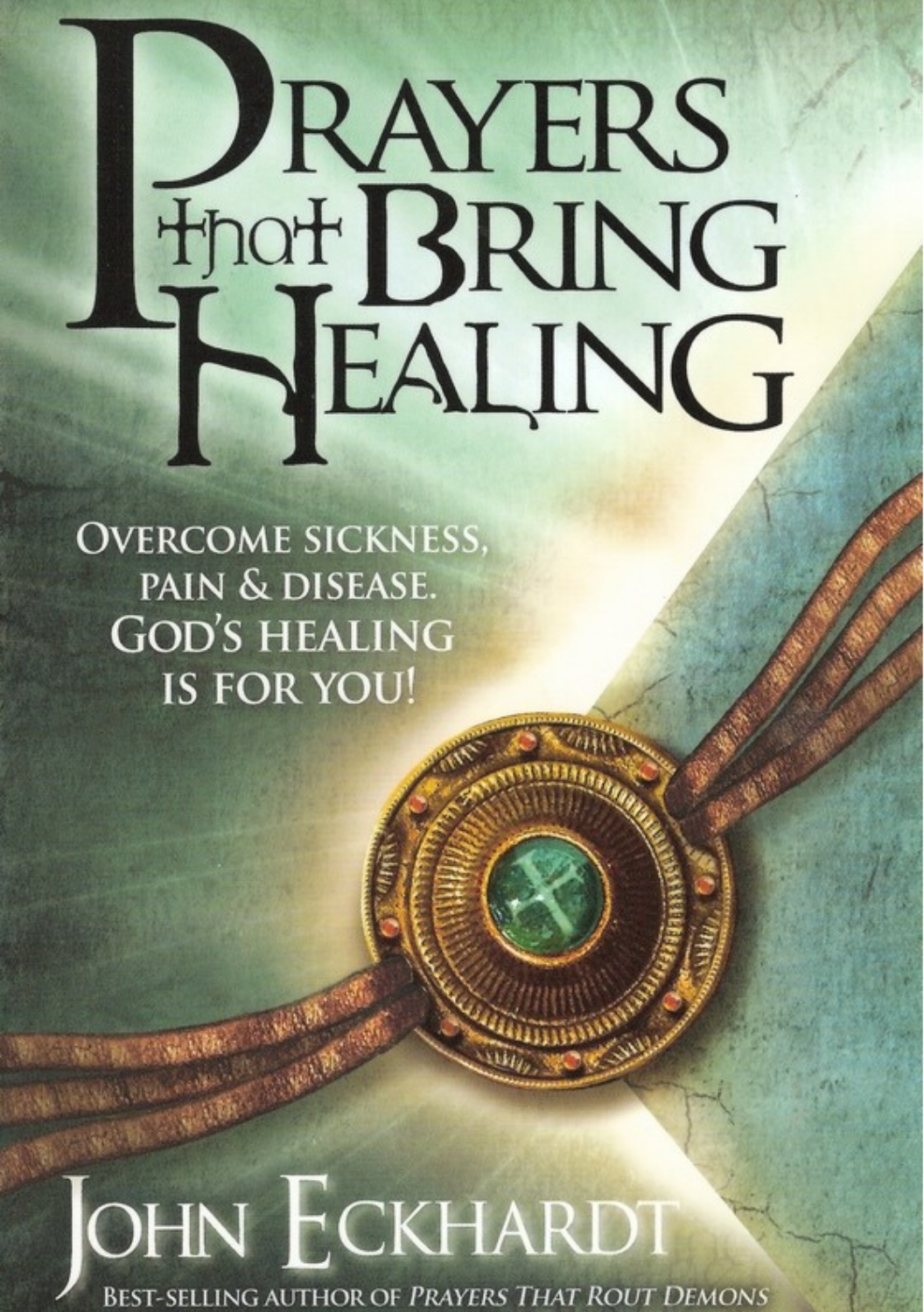# Prayers that Bring Healing

Overcome sickness, pain & disease. God's healing is for you!

John Eckhardt

Best-selling author of *Prayers That Rout Demons*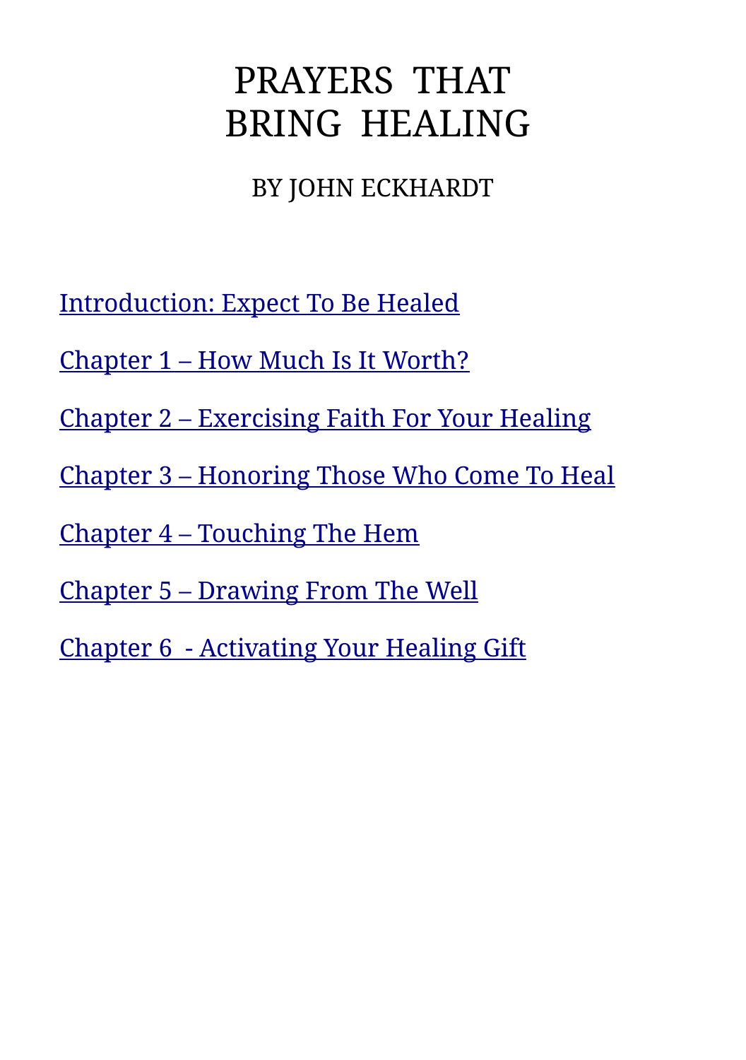# PRAYERS THAT BRING HEALING

BY JOHN ECKHARDT

Introduction: Expect To Be Healed

Chapter 1 – How Much Is It Worth?

Chapter 2 – Exercising Faith For Your Healing

Chapter 3 – Honoring Those Who Come To Heal

Chapter 4 – Touching The Hem

Chapter 5 – Drawing From The Well

Chapter 6 - Activating Your Healing Gift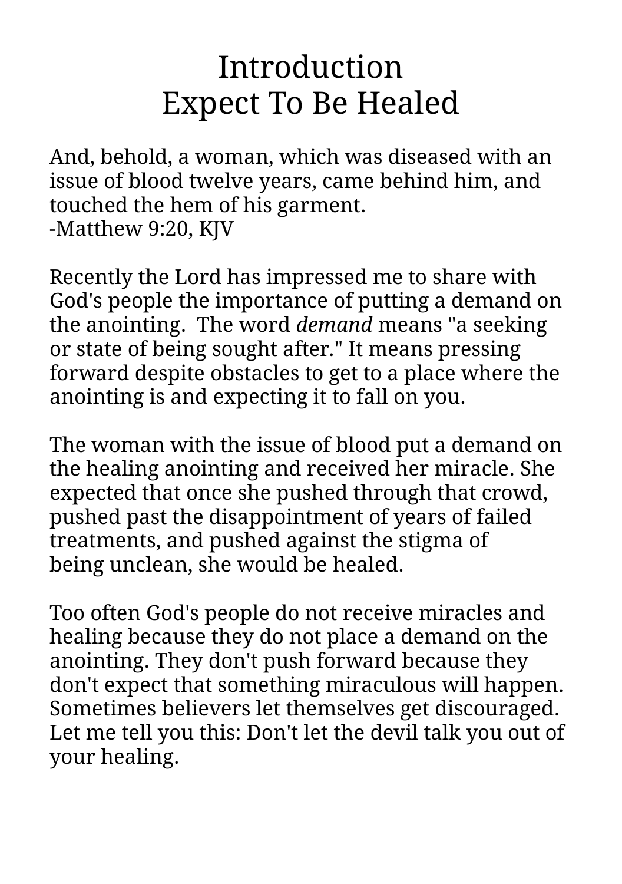# Introduction
# Expect To Be Healed

And, behold, a woman, which was diseased with an issue of blood twelve years, came behind him, and touched the hem of his garment.
-Matthew 9:20, KJV

Recently the Lord has impressed me to share with God's people the importance of putting a demand on the anointing. The word *demand* means "a seeking or state of being sought after." It means pressing forward despite obstacles to get to a place where the anointing is and expecting it to fall on you.

The woman with the issue of blood put a demand on the healing anointing and received her miracle. She expected that once she pushed through that crowd, pushed past the disappointment of years of failed treatments, and pushed against the stigma of being unclean, she would be healed.

Too often God's people do not receive miracles and healing because they do not place a demand on the anointing. They don't push forward because they don't expect that something miraculous will happen. Sometimes believers let themselves get discouraged. Let me tell you this: Don't let the devil talk you out of your healing.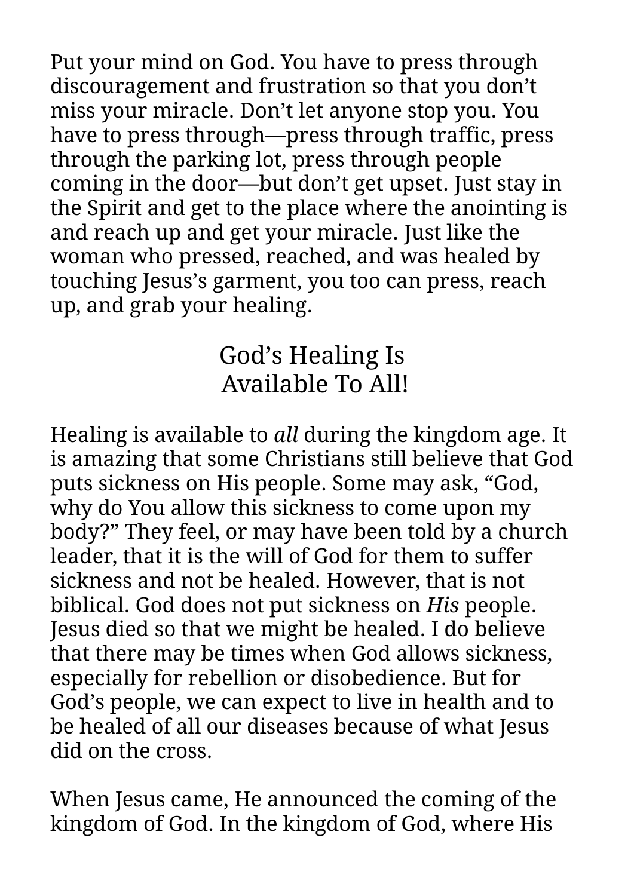Put your mind on God. You have to press through discouragement and frustration so that you don't miss your miracle. Don't let anyone stop you. You have to press through—press through traffic, press through the parking lot, press through people coming in the door—but don't get upset. Just stay in the Spirit and get to the place where the anointing is and reach up and get your miracle. Just like the woman who pressed, reached, and was healed by touching Jesus's garment, you too can press, reach up, and grab your healing.

## God's Healing Is Available To All!

Healing is available to *all* during the kingdom age. It is amazing that some Christians still believe that God puts sickness on His people. Some may ask, "God, why do You allow this sickness to come upon my body?" They feel, or may have been told by a church leader, that it is the will of God for them to suffer sickness and not be healed. However, that is not biblical. God does not put sickness on *His* people. Jesus died so that we might be healed. I do believe that there may be times when God allows sickness, especially for rebellion or disobedience. But for God's people, we can expect to live in health and to be healed of all our diseases because of what Jesus did on the cross.

When Jesus came, He announced the coming of the kingdom of God. In the kingdom of God, where His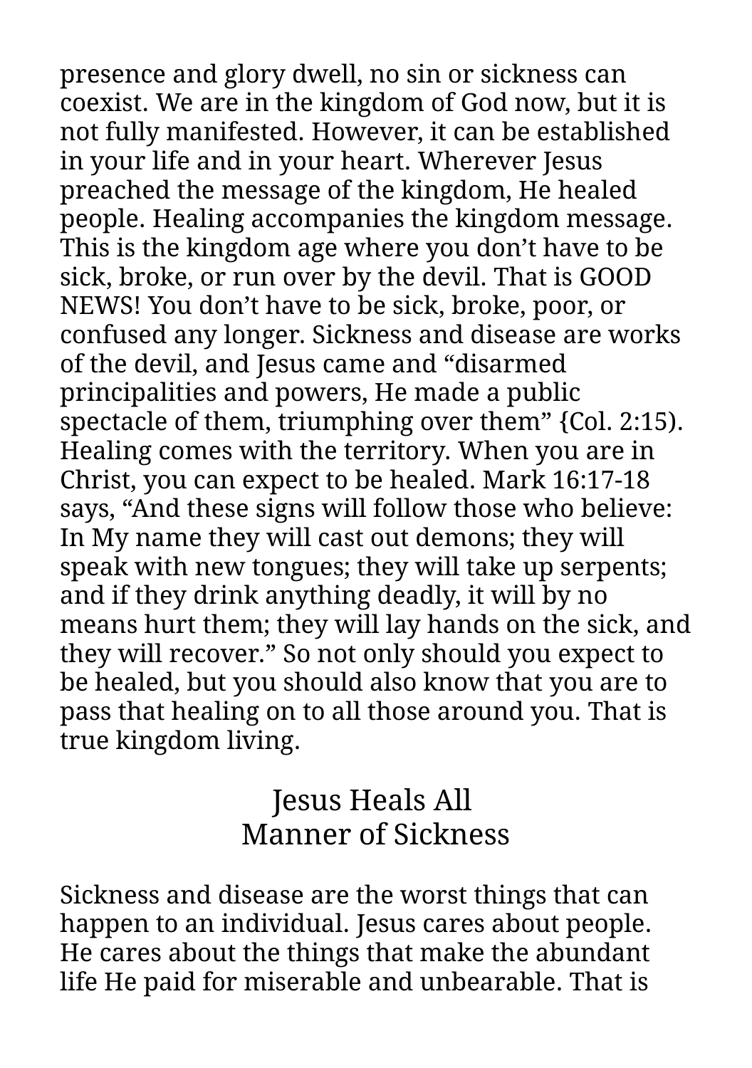presence and glory dwell, no sin or sickness can coexist. We are in the kingdom of God now, but it is not fully manifested. However, it can be established in your life and in your heart. Wherever Jesus preached the message of the kingdom, He healed people. Healing accompanies the kingdom message. This is the kingdom age where you don't have to be sick, broke, or run over by the devil. That is GOOD NEWS! You don't have to be sick, broke, poor, or confused any longer. Sickness and disease are works of the devil, and Jesus came and "disarmed principalities and powers, He made a public spectacle of them, triumphing over them" {Col. 2:15). Healing comes with the territory. When you are in Christ, you can expect to be healed. Mark 16:17-18 says, "And these signs will follow those who believe: In My name they will cast out demons; they will speak with new tongues; they will take up serpents; and if they drink anything deadly, it will by no means hurt them; they will lay hands on the sick, and they will recover." So not only should you expect to be healed, but you should also know that you are to pass that healing on to all those around you. That is true kingdom living.

## Jesus Heals All Manner of Sickness

Sickness and disease are the worst things that can happen to an individual. Jesus cares about people. He cares about the things that make the abundant life He paid for miserable and unbearable. That is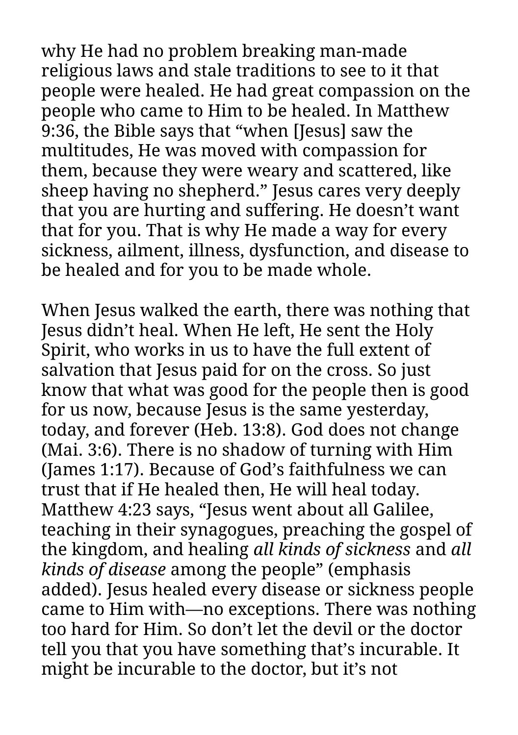why He had no problem breaking man-made religious laws and stale traditions to see to it that people were healed. He had great compassion on the people who came to Him to be healed. In Matthew 9:36, the Bible says that "when [Jesus] saw the multitudes, He was moved with compassion for them, because they were weary and scattered, like sheep having no shepherd." Jesus cares very deeply that you are hurting and suffering. He doesn't want that for you. That is why He made a way for every sickness, ailment, illness, dysfunction, and disease to be healed and for you to be made whole.

When Jesus walked the earth, there was nothing that Jesus didn't heal. When He left, He sent the Holy Spirit, who works in us to have the full extent of salvation that Jesus paid for on the cross. So just know that what was good for the people then is good for us now, because Jesus is the same yesterday, today, and forever (Heb. 13:8). God does not change (Mai. 3:6). There is no shadow of turning with Him (James 1:17). Because of God's faithfulness we can trust that if He healed then, He will heal today. Matthew 4:23 says, "Jesus went about all Galilee, teaching in their synagogues, preaching the gospel of the kingdom, and healing *all kinds of sickness* and *all kinds of disease* among the people" (emphasis added). Jesus healed every disease or sickness people came to Him with—no exceptions. There was nothing too hard for Him. So don't let the devil or the doctor tell you that you have something that's incurable. It might be incurable to the doctor, but it's not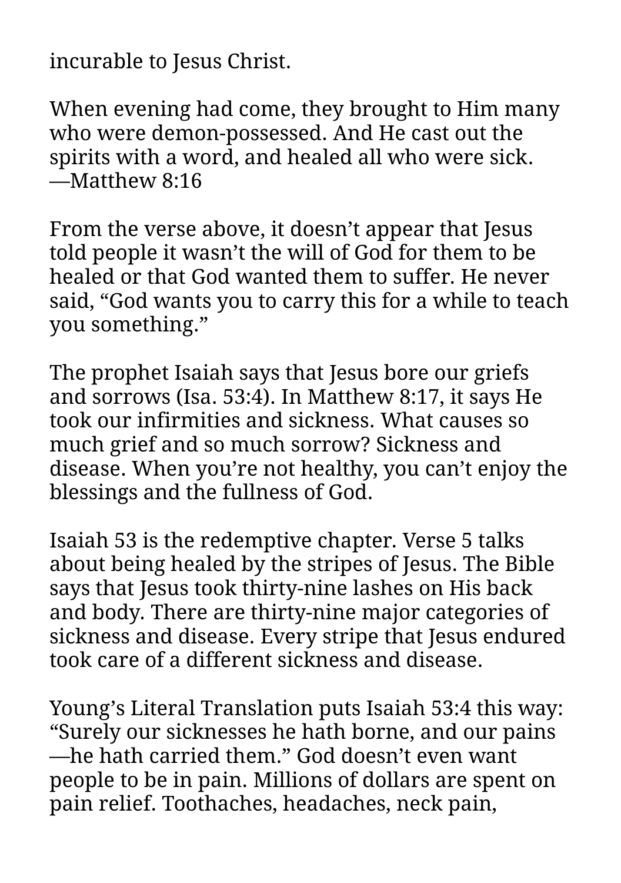incurable to Jesus Christ.

When evening had come, they brought to Him many who were demon-possessed. And He cast out the spirits with a word, and healed all who were sick. —Matthew 8:16

From the verse above, it doesn't appear that Jesus told people it wasn't the will of God for them to be healed or that God wanted them to suffer. He never said, "God wants you to carry this for a while to teach you something."

The prophet Isaiah says that Jesus bore our griefs and sorrows (Isa. 53:4). In Matthew 8:17, it says He took our infirmities and sickness. What causes so much grief and so much sorrow? Sickness and disease. When you're not healthy, you can't enjoy the blessings and the fullness of God.

Isaiah 53 is the redemptive chapter. Verse 5 talks about being healed by the stripes of Jesus. The Bible says that Jesus took thirty-nine lashes on His back and body. There are thirty-nine major categories of sickness and disease. Every stripe that Jesus endured took care of a different sickness and disease.

Young's Literal Translation puts Isaiah 53:4 this way: "Surely our sicknesses he hath borne, and our pains—he hath carried them." God doesn't even want people to be in pain. Millions of dollars are spent on pain relief. Toothaches, headaches, neck pain,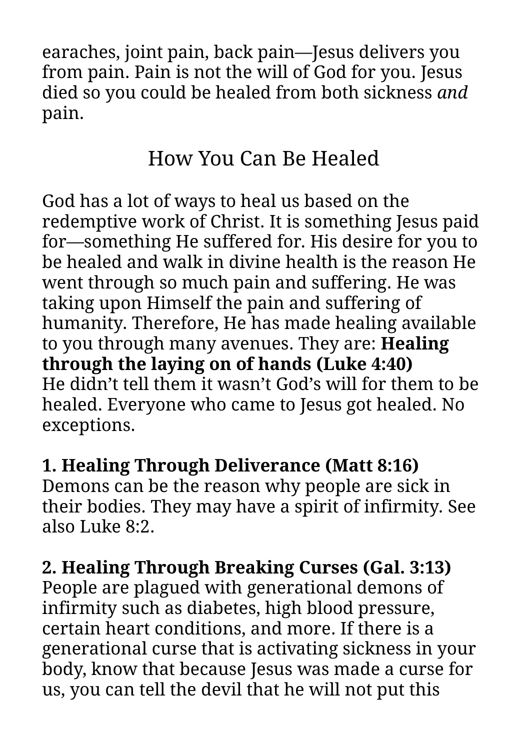earaches, joint pain, back pain—Jesus delivers you from pain. Pain is not the will of God for you. Jesus died so you could be healed from both sickness *and* pain.

## How You Can Be Healed

God has a lot of ways to heal us based on the redemptive work of Christ. It is something Jesus paid for—something He suffered for. His desire for you to be healed and walk in divine health is the reason He went through so much pain and suffering. He was taking upon Himself the pain and suffering of humanity. Therefore, He has made healing available to you through many avenues. They are: **Healing through the laying on of hands (Luke 4:40)**
He didn't tell them it wasn't God's will for them to be healed. Everyone who came to Jesus got healed. No exceptions.

**1. Healing Through Deliverance (Matt 8:16)**
Demons can be the reason why people are sick in their bodies. They may have a spirit of infirmity. See also Luke 8:2.

**2. Healing Through Breaking Curses (Gal. 3:13)**
People are plagued with generational demons of infirmity such as diabetes, high blood pressure, certain heart conditions, and more. If there is a generational curse that is activating sickness in your body, know that because Jesus was made a curse for us, you can tell the devil that he will not put this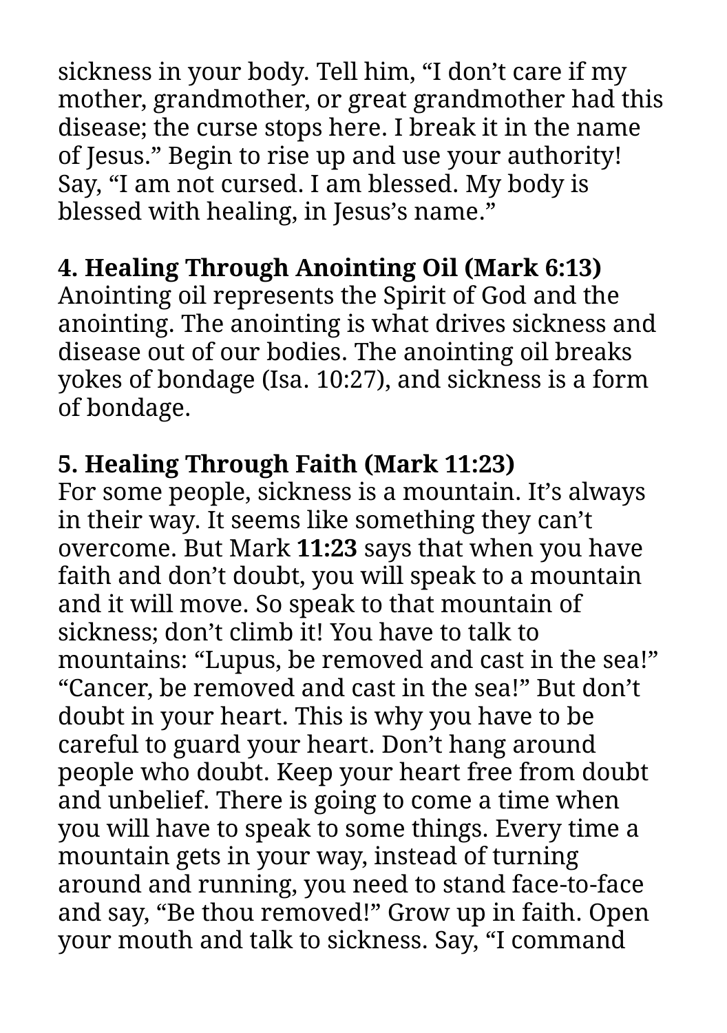sickness in your body. Tell him, "I don't care if my mother, grandmother, or great grandmother had this disease; the curse stops here. I break it in the name of Jesus." Begin to rise up and use your authority! Say, "I am not cursed. I am blessed. My body is blessed with healing, in Jesus's name."

**4. Healing Through Anointing Oil (Mark 6:13)**
Anointing oil represents the Spirit of God and the anointing. The anointing is what drives sickness and disease out of our bodies. The anointing oil breaks yokes of bondage (Isa. 10:27), and sickness is a form of bondage.

**5. Healing Through Faith (Mark 11:23)**
For some people, sickness is a mountain. It's always in their way. It seems like something they can't overcome. But Mark **11:23** says that when you have faith and don't doubt, you will speak to a mountain and it will move. So speak to that mountain of sickness; don't climb it! You have to talk to mountains: "Lupus, be removed and cast in the sea!" "Cancer, be removed and cast in the sea!" But don't doubt in your heart. This is why you have to be careful to guard your heart. Don't hang around people who doubt. Keep your heart free from doubt and unbelief. There is going to come a time when you will have to speak to some things. Every time a mountain gets in your way, instead of turning around and running, you need to stand face-to-face and say, "Be thou removed!" Grow up in faith. Open your mouth and talk to sickness. Say, "I command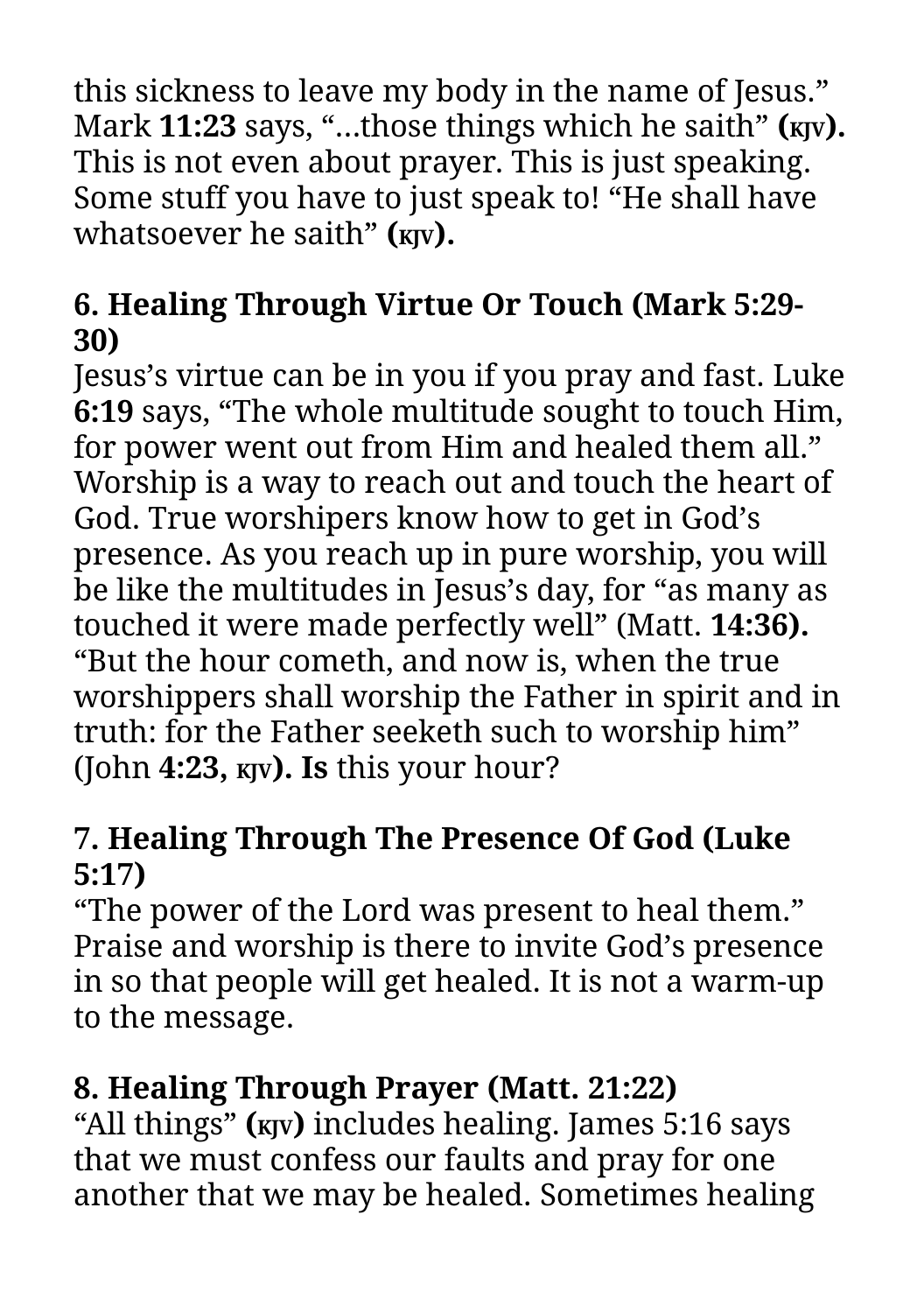this sickness to leave my body in the name of Jesus." Mark **11:23** says, "…those things which he saith" **(KJV).** This is not even about prayer. This is just speaking. Some stuff you have to just speak to! "He shall have whatsoever he saith" **(KJV).**

**6. Healing Through Virtue Or Touch (Mark 5:29-30)**

Jesus's virtue can be in you if you pray and fast. Luke **6:19** says, "The whole multitude sought to touch Him, for power went out from Him and healed them all." Worship is a way to reach out and touch the heart of God. True worshipers know how to get in God's presence. As you reach up in pure worship, you will be like the multitudes in Jesus's day, for "as many as touched it were made perfectly well" (Matt. **14:36).** "But the hour cometh, and now is, when the true worshippers shall worship the Father in spirit and in truth: for the Father seeketh such to worship him" (John **4:23, KJV). Is** this your hour?

7**. Healing Through The Presence Of God (Luke 5:17)**

"The power of the Lord was present to heal them." Praise and worship is there to invite God's presence in so that people will get healed. It is not a warm-up to the message.

**8. Healing Through Prayer (Matt. 21:22)**

"All things" **(KJV)** includes healing. James 5:16 says that we must confess our faults and pray for one another that we may be healed. Sometimes healing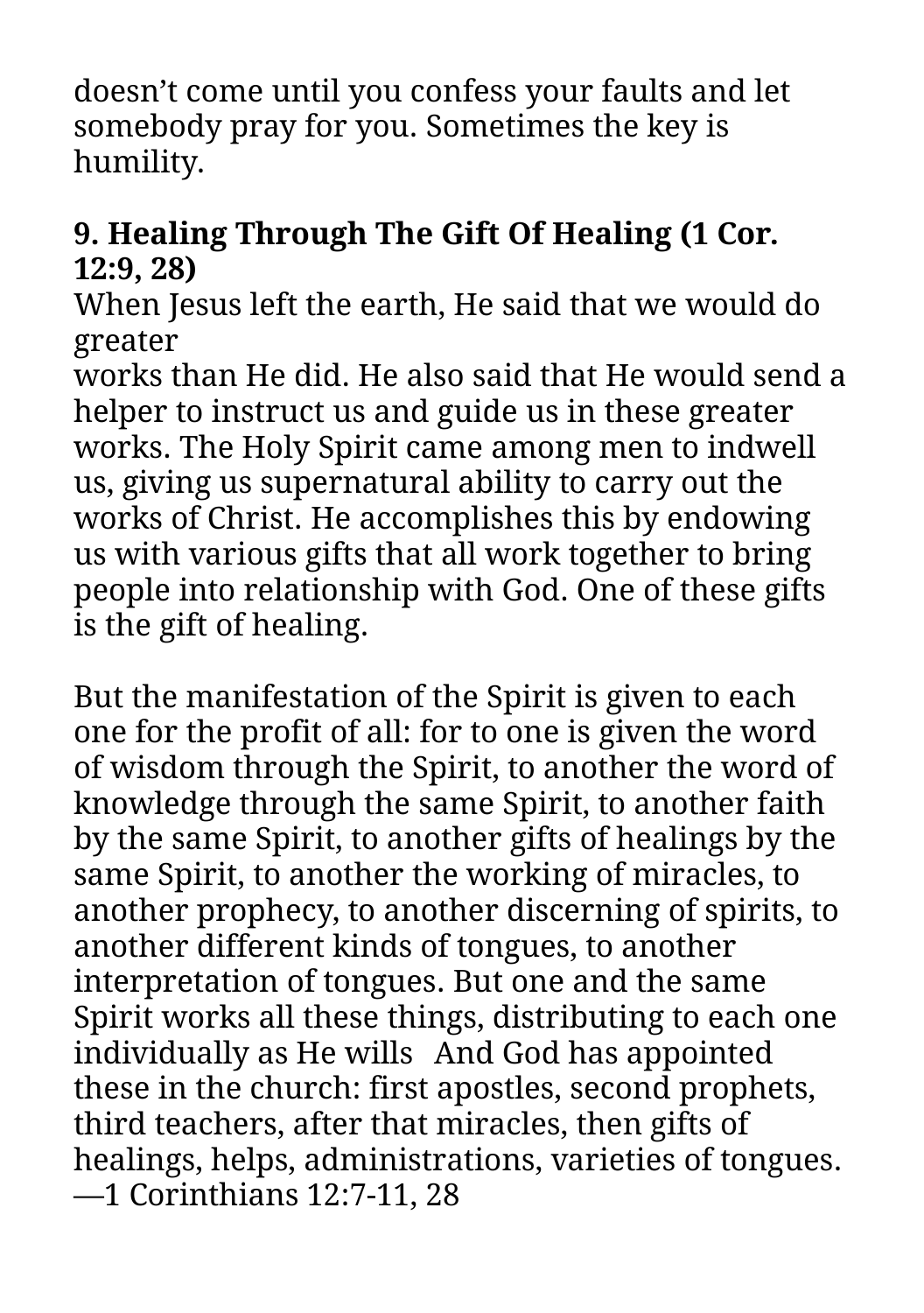doesn’t come until you confess your faults and let somebody pray for you. Sometimes the key is humility.

**9. Healing Through The Gift Of Healing (1 Cor. 12:9, 28)**

When Jesus left the earth, He said that we would do greater works than He did. He also said that He would send a helper to instruct us and guide us in these greater works. The Holy Spirit came among men to indwell us, giving us supernatural ability to carry out the works of Christ. He accomplishes this by endowing us with various gifts that all work together to bring people into relationship with God. One of these gifts is the gift of healing.

But the manifestation of the Spirit is given to each one for the profit of all: for to one is given the word of wisdom through the Spirit, to another the word of knowledge through the same Spirit, to another faith by the same Spirit, to another gifts of healings by the same Spirit, to another the working of miracles, to another prophecy, to another discerning of spirits, to another different kinds of tongues, to another interpretation of tongues. But one and the same Spirit works all these things, distributing to each one individually as He wills And God has appointed these in the church: first apostles, second prophets, third teachers, after that miracles, then gifts of healings, helps, administrations, varieties of tongues. —1 Corinthians 12:7-11, 28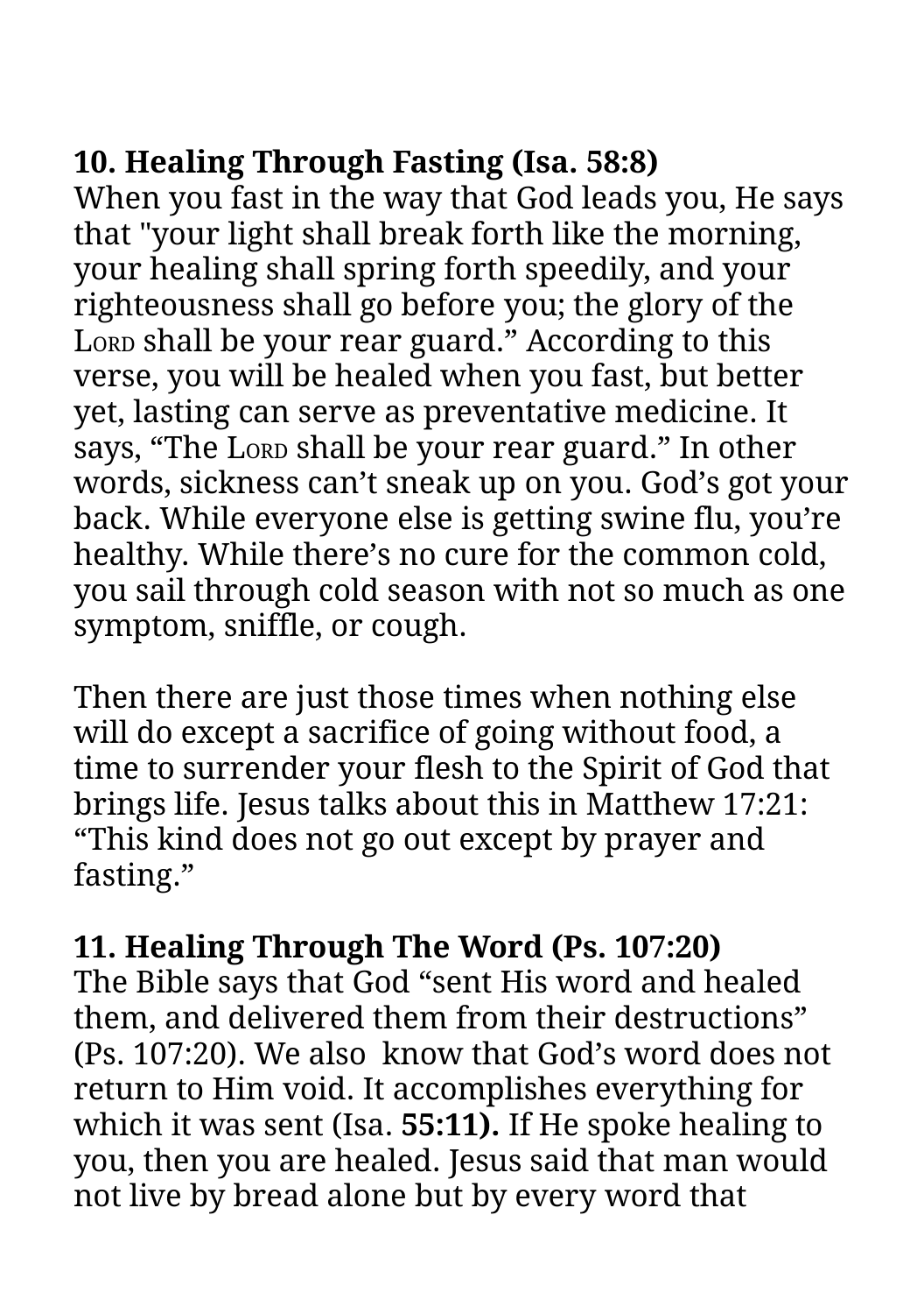**10. Healing Through Fasting (Isa. 58:8)**
When you fast in the way that God leads you, He says that "your light shall break forth like the morning, your healing shall spring forth speedily, and your righteousness shall go before you; the glory of the LORD shall be your rear guard." According to this verse, you will be healed when you fast, but better yet, lasting can serve as preventative medicine. It says, "The LORD shall be your rear guard." In other words, sickness can't sneak up on you. God's got your back. While everyone else is getting swine flu, you're healthy. While there's no cure for the common cold, you sail through cold season with not so much as one symptom, sniffle, or cough.

Then there are just those times when nothing else will do except a sacrifice of going without food, a time to surrender your flesh to the Spirit of God that brings life. Jesus talks about this in Matthew 17:21: "This kind does not go out except by prayer and fasting."

**11. Healing Through The Word (Ps. 107:20)**
The Bible says that God "sent His word and healed them, and delivered them from their destructions" (Ps. 107:20). We also know that God's word does not return to Him void. It accomplishes everything for which it was sent (Isa. **55:11).** If He spoke healing to you, then you are healed. Jesus said that man would not live by bread alone but by every word that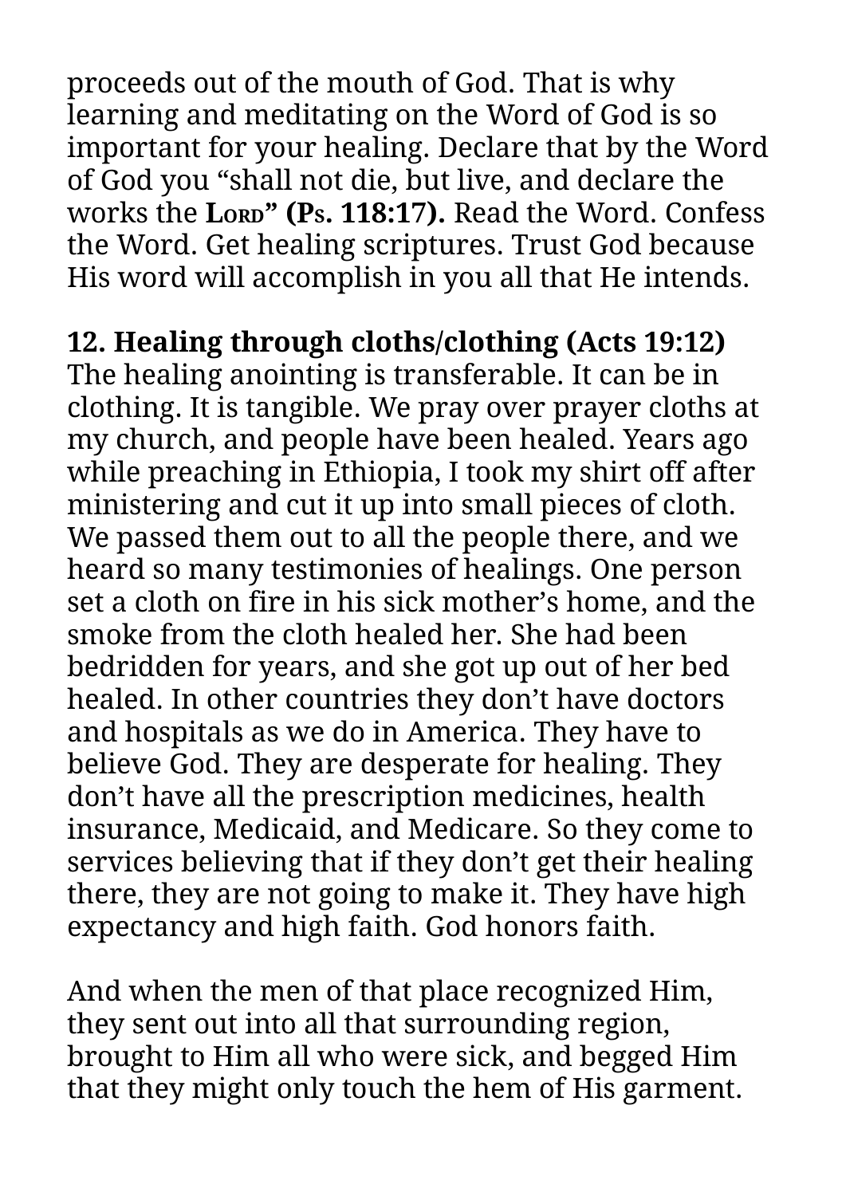proceeds out of the mouth of God. That is why learning and meditating on the Word of God is so important for your healing. Declare that by the Word of God you "shall not die, but live, and declare the works the **Lord" (Ps. 118:17).** Read the Word. Confess the Word. Get healing scriptures. Trust God because His word will accomplish in you all that He intends.

**12. Healing through cloths/clothing (Acts 19:12)**
The healing anointing is transferable. It can be in clothing. It is tangible. We pray over prayer cloths at my church, and people have been healed. Years ago while preaching in Ethiopia, I took my shirt off after ministering and cut it up into small pieces of cloth. We passed them out to all the people there, and we heard so many testimonies of healings. One person set a cloth on fire in his sick mother's home, and the smoke from the cloth healed her. She had been bedridden for years, and she got up out of her bed healed. In other countries they don't have doctors and hospitals as we do in America. They have to believe God. They are desperate for healing. They don't have all the prescription medicines, health insurance, Medicaid, and Medicare. So they come to services believing that if they don't get their healing there, they are not going to make it. They have high expectancy and high faith. God honors faith.

And when the men of that place recognized Him, they sent out into all that surrounding region, brought to Him all who were sick, and begged Him that they might only touch the hem of His garment.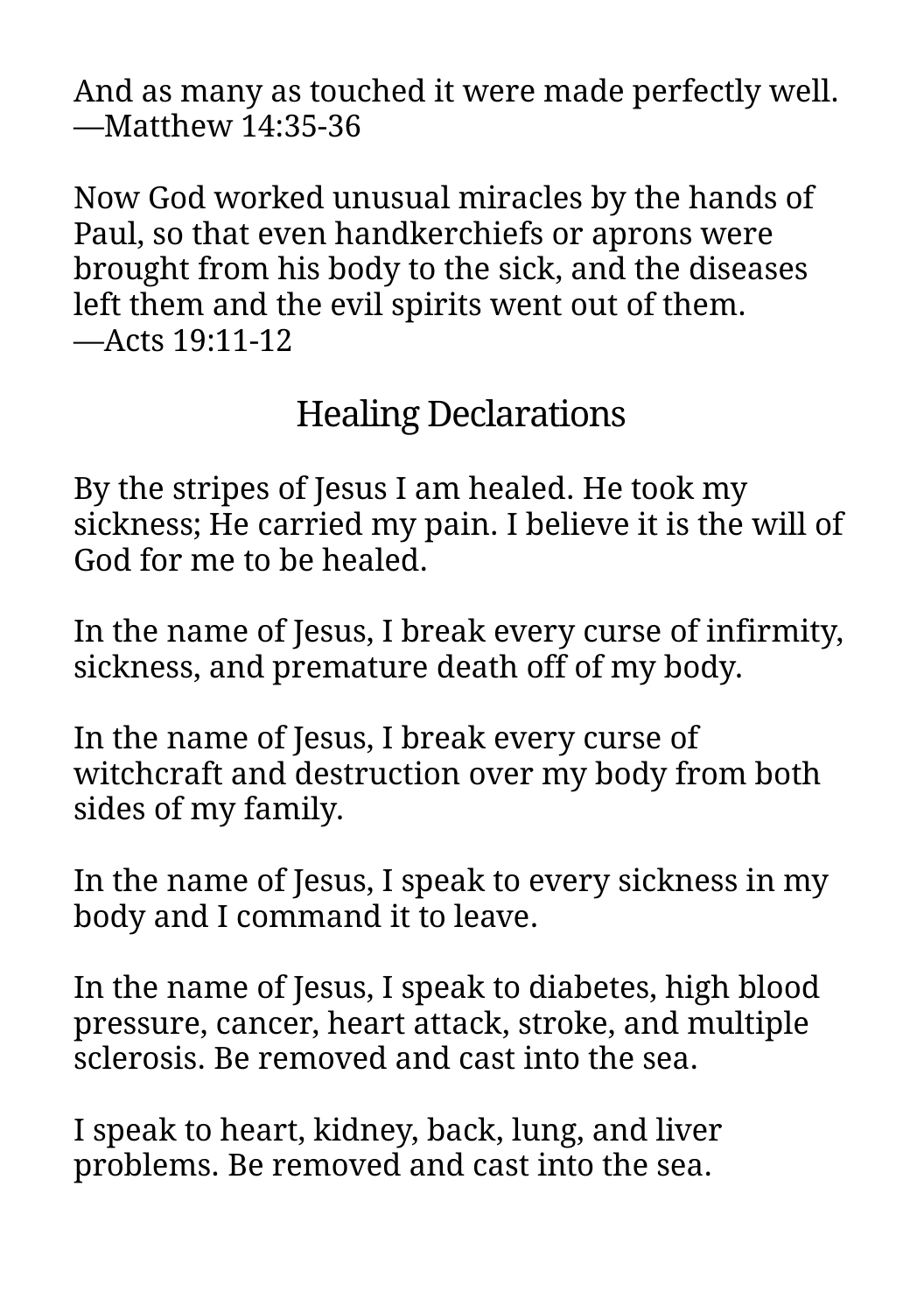And as many as touched it were made perfectly well.
—Matthew 14:35-36

Now God worked unusual miracles by the hands of Paul, so that even handkerchiefs or aprons were brought from his body to the sick, and the diseases left them and the evil spirits went out of them.
—Acts 19:11-12

## Healing Declarations

By the stripes of Jesus I am healed. He took my sickness; He carried my pain. I believe it is the will of God for me to be healed.

In the name of Jesus, I break every curse of infirmity, sickness, and premature death off of my body.

In the name of Jesus, I break every curse of witchcraft and destruction over my body from both sides of my family.

In the name of Jesus, I speak to every sickness in my body and I command it to leave.

In the name of Jesus, I speak to diabetes, high blood pressure, cancer, heart attack, stroke, and multiple sclerosis. Be removed and cast into the sea.

I speak to heart, kidney, back, lung, and liver problems. Be removed and cast into the sea.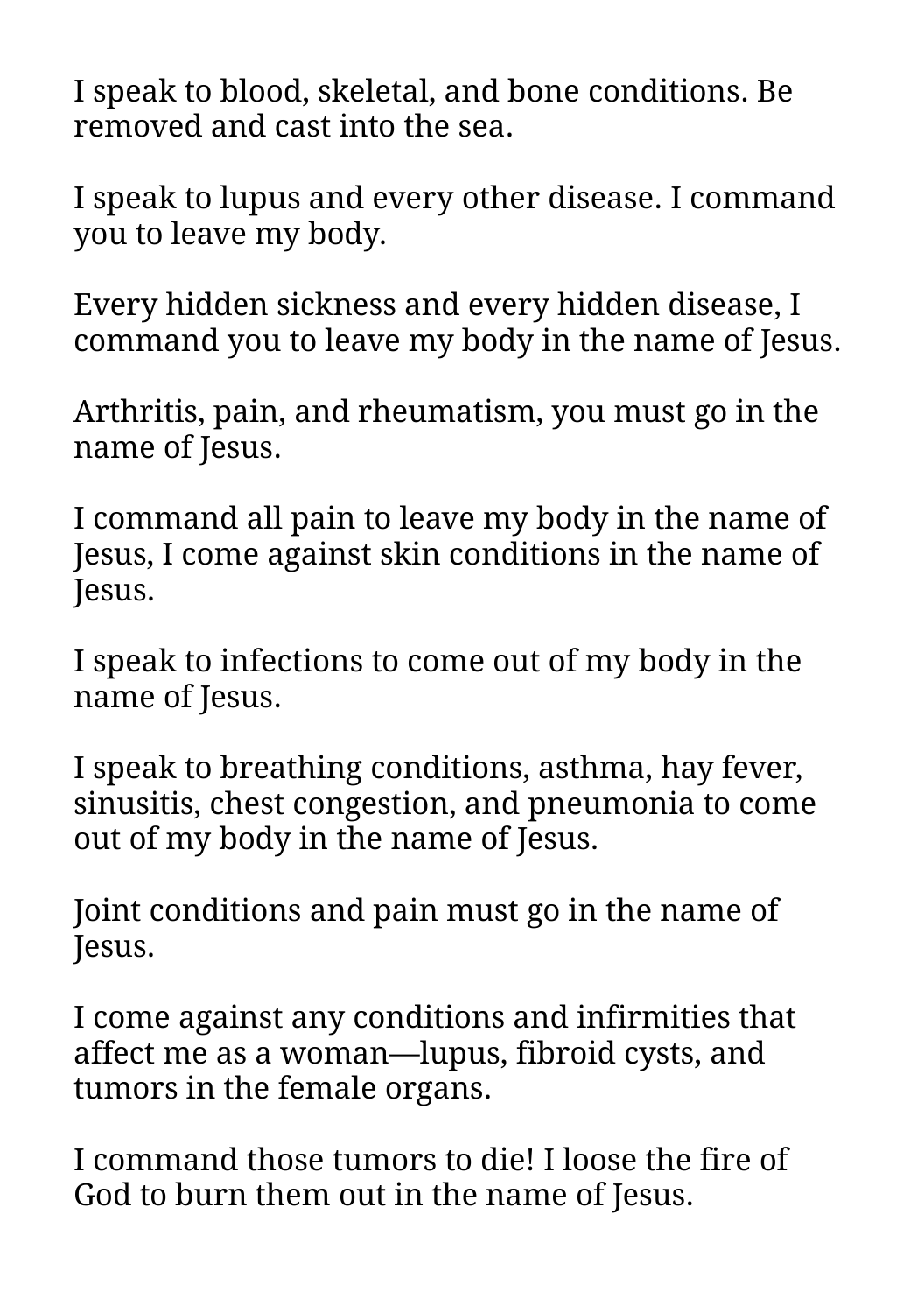I speak to blood, skeletal, and bone conditions. Be removed and cast into the sea.

I speak to lupus and every other disease. I command you to leave my body.

Every hidden sickness and every hidden disease, I command you to leave my body in the name of Jesus.

Arthritis, pain, and rheumatism, you must go in the name of Jesus.

I command all pain to leave my body in the name of Jesus, I come against skin conditions in the name of Jesus.

I speak to infections to come out of my body in the name of Jesus.

I speak to breathing conditions, asthma, hay fever, sinusitis, chest congestion, and pneumonia to come out of my body in the name of Jesus.

Joint conditions and pain must go in the name of Jesus.

I come against any conditions and infirmities that affect me as a woman—lupus, fibroid cysts, and tumors in the female organs.

I command those tumors to die! I loose the fire of God to burn them out in the name of Jesus.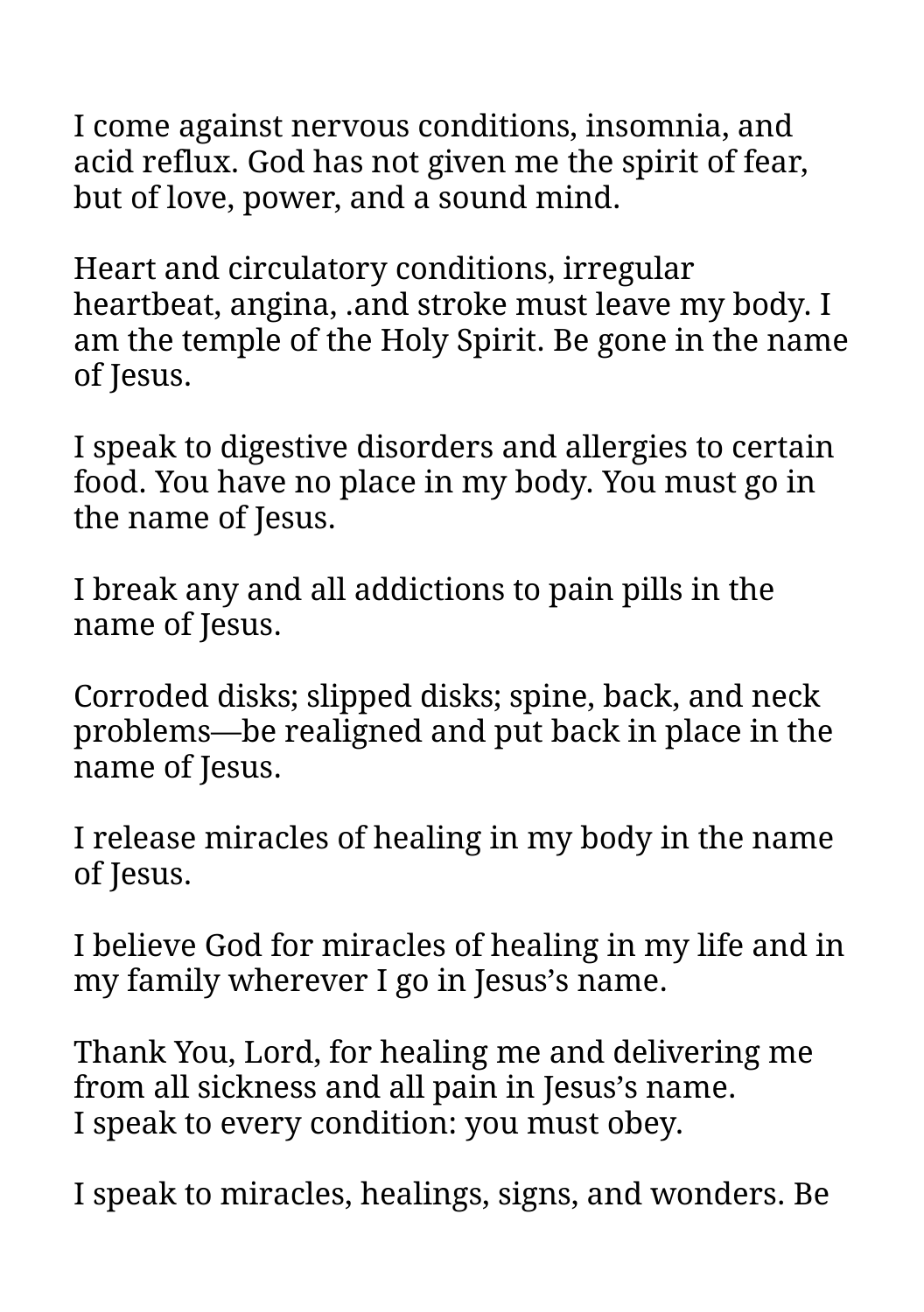I come against nervous conditions, insomnia, and acid reflux. God has not given me the spirit of fear, but of love, power, and a sound mind.

Heart and circulatory conditions, irregular heartbeat, angina, .and stroke must leave my body. I am the temple of the Holy Spirit. Be gone in the name of Jesus.

I speak to digestive disorders and allergies to certain food. You have no place in my body. You must go in the name of Jesus.

I break any and all addictions to pain pills in the name of Jesus.

Corroded disks; slipped disks; spine, back, and neck problems—be realigned and put back in place in the name of Jesus.

I release miracles of healing in my body in the name of Jesus.

I believe God for miracles of healing in my life and in my family wherever I go in Jesus's name.

Thank You, Lord, for healing me and delivering me from all sickness and all pain in Jesus's name.
I speak to every condition: you must obey.

I speak to miracles, healings, signs, and wonders. Be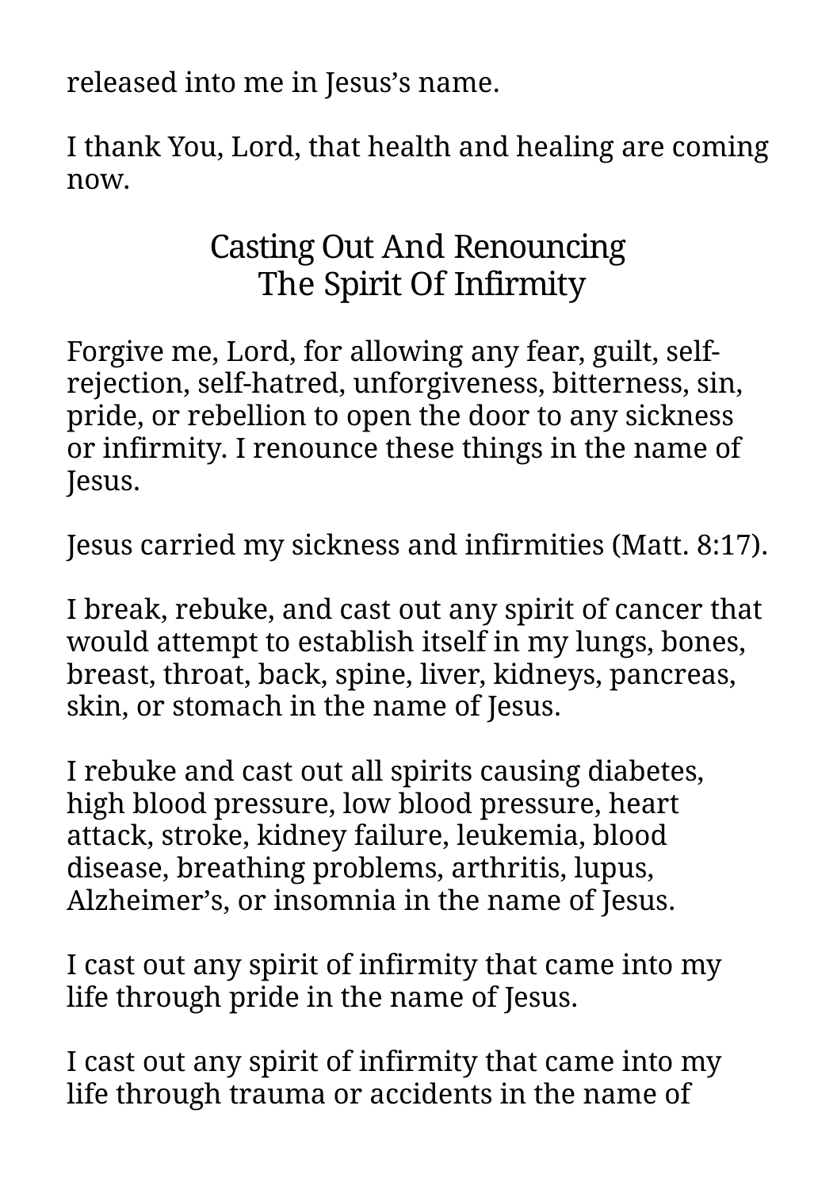released into me in Jesus's name.

I thank You, Lord, that health and healing are coming now.

## Casting Out And Renouncing The Spirit Of Infirmity

Forgive me, Lord, for allowing any fear, guilt, self-rejection, self-hatred, unforgiveness, bitterness, sin, pride, or rebellion to open the door to any sickness or infirmity. I renounce these things in the name of Jesus.

Jesus carried my sickness and infirmities (Matt. 8:17).

I break, rebuke, and cast out any spirit of cancer that would attempt to establish itself in my lungs, bones, breast, throat, back, spine, liver, kidneys, pancreas, skin, or stomach in the name of Jesus.

I rebuke and cast out all spirits causing diabetes, high blood pressure, low blood pressure, heart attack, stroke, kidney failure, leukemia, blood disease, breathing problems, arthritis, lupus, Alzheimer's, or insomnia in the name of Jesus.

I cast out any spirit of infirmity that came into my life through pride in the name of Jesus.

I cast out any spirit of infirmity that came into my life through trauma or accidents in the name of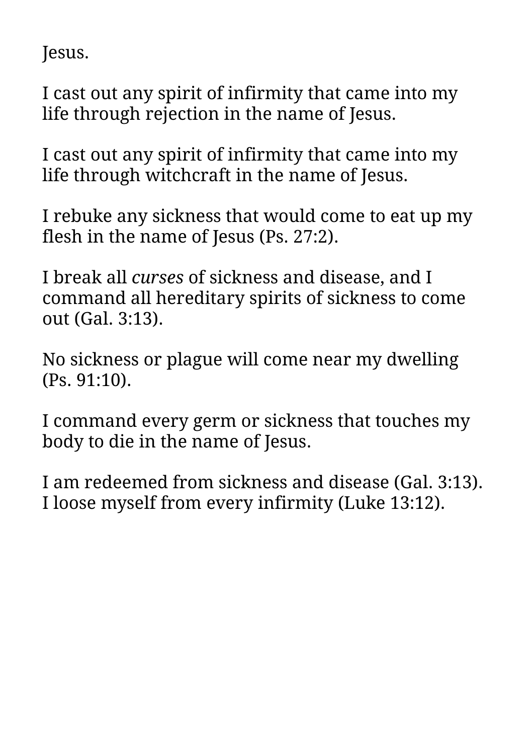Jesus.

I cast out any spirit of infirmity that came into my life through rejection in the name of Jesus.

I cast out any spirit of infirmity that came into my life through witchcraft in the name of Jesus.

I rebuke any sickness that would come to eat up my flesh in the name of Jesus (Ps. 27:2).

I break all *curses* of sickness and disease, and I command all hereditary spirits of sickness to come out (Gal. 3:13).

No sickness or plague will come near my dwelling (Ps. 91:10).

I command every germ or sickness that touches my body to die in the name of Jesus.

I am redeemed from sickness and disease (Gal. 3:13). I loose myself from every infirmity (Luke 13:12).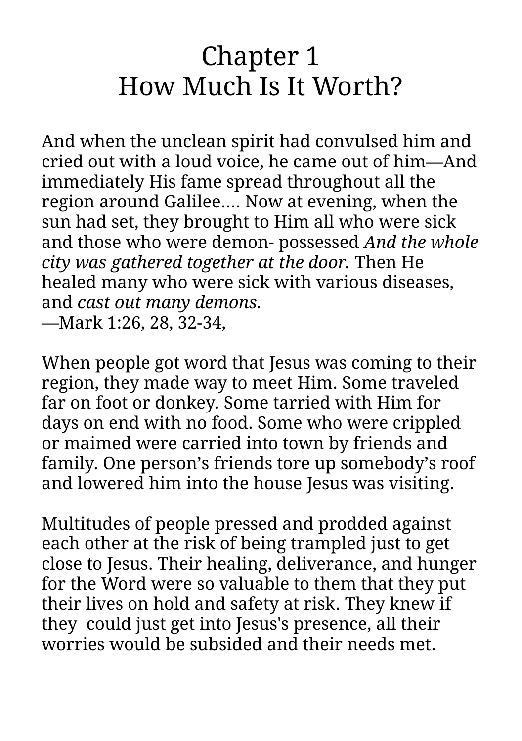# Chapter 1
# How Much Is It Worth?

And when the unclean spirit had convulsed him and cried out with a loud voice, he came out of him—And immediately His fame spread throughout all the region around Galilee…. Now at evening, when the sun had set, they brought to Him all who were sick and those who were demon- possessed *And the whole city was gathered together at the door.* Then He healed many who were sick with various diseases, and *cast out many demons.*
—Mark 1:26, 28, 32-34,

When people got word that Jesus was coming to their region, they made way to meet Him. Some traveled far on foot or donkey. Some tarried with Him for days on end with no food. Some who were crippled or maimed were carried into town by friends and family. One person's friends tore up somebody's roof and lowered him into the house Jesus was visiting.

Multitudes of people pressed and prodded against each other at the risk of being trampled just to get close to Jesus. Their healing, deliverance, and hunger for the Word were so valuable to them that they put their lives on hold and safety at risk. They knew if they could just get into Jesus's presence, all their worries would be subsided and their needs met.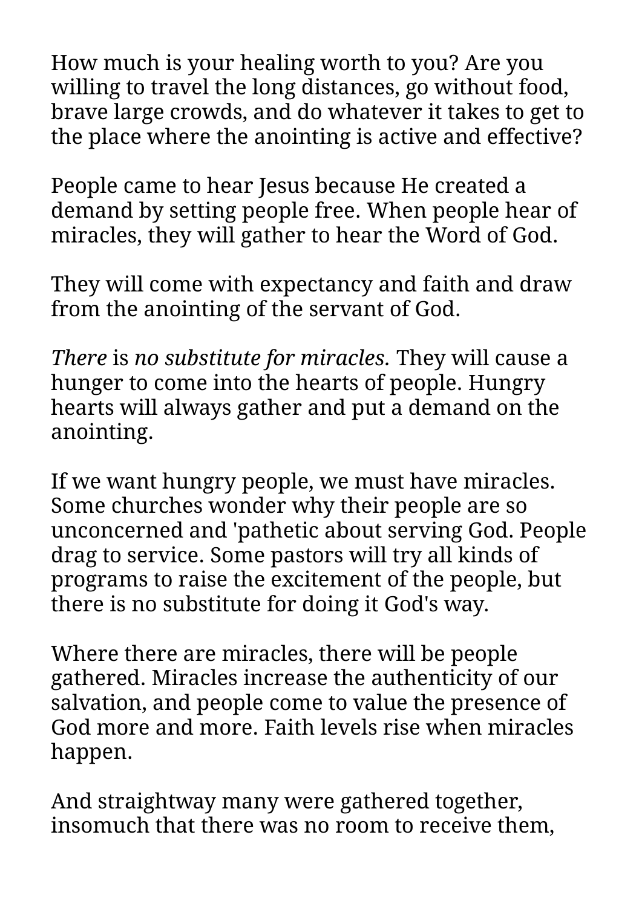How much is your healing worth to you? Are you willing to travel the long distances, go without food, brave large crowds, and do whatever it takes to get to the place where the anointing is active and effective?

People came to hear Jesus because He created a demand by setting people free. When people hear of miracles, they will gather to hear the Word of God.

They will come with expectancy and faith and draw from the anointing of the servant of God.

*There* is *no substitute for miracles.* They will cause a hunger to come into the hearts of people. Hungry hearts will always gather and put a demand on the anointing.

If we want hungry people, we must have miracles. Some churches wonder why their people are so unconcerned and 'pathetic about serving God. People drag to service. Some pastors will try all kinds of programs to raise the excitement of the people, but there is no substitute for doing it God's way.

Where there are miracles, there will be people gathered. Miracles increase the authenticity of our salvation, and people come to value the presence of God more and more. Faith levels rise when miracles happen.

And straightway many were gathered together, insomuch that there was no room to receive them,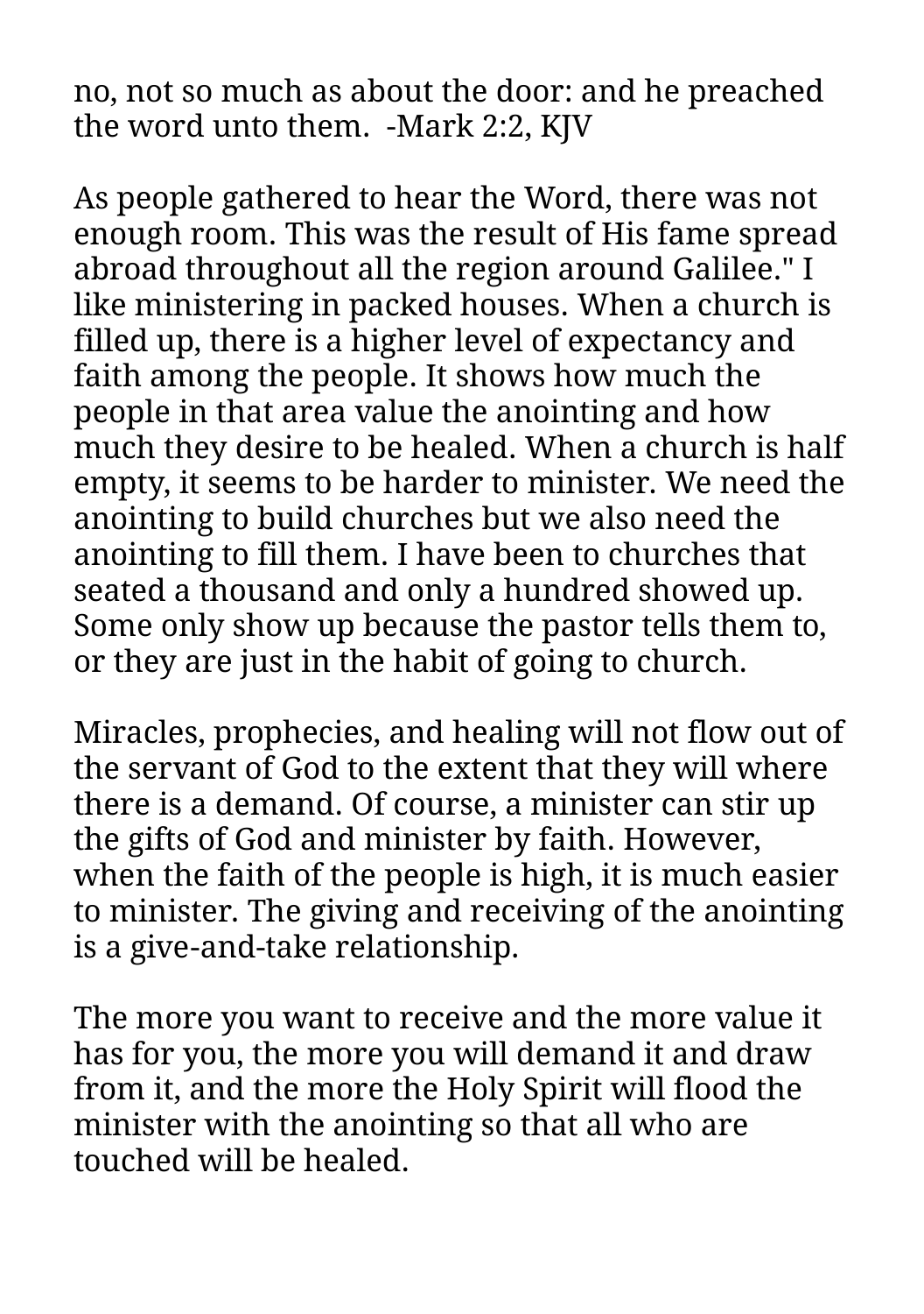no, not so much as about the door: and he preached the word unto them.  -Mark 2:2, KJV

As people gathered to hear the Word, there was not enough room. This was the result of His fame spread abroad throughout all the region around Galilee." I like ministering in packed houses. When a church is filled up, there is a higher level of expectancy and faith among the people. It shows how much the people in that area value the anointing and how much they desire to be healed. When a church is half empty, it seems to be harder to minister. We need the anointing to build churches but we also need the anointing to fill them. I have been to churches that seated a thousand and only a hundred showed up. Some only show up because the pastor tells them to, or they are just in the habit of going to church.

Miracles, prophecies, and healing will not flow out of the servant of God to the extent that they will where there is a demand. Of course, a minister can stir up the gifts of God and minister by faith. However, when the faith of the people is high, it is much easier to minister. The giving and receiving of the anointing is a give-and-take relationship.

The more you want to receive and the more value it has for you, the more you will demand it and draw from it, and the more the Holy Spirit will flood the minister with the anointing so that all who are touched will be healed.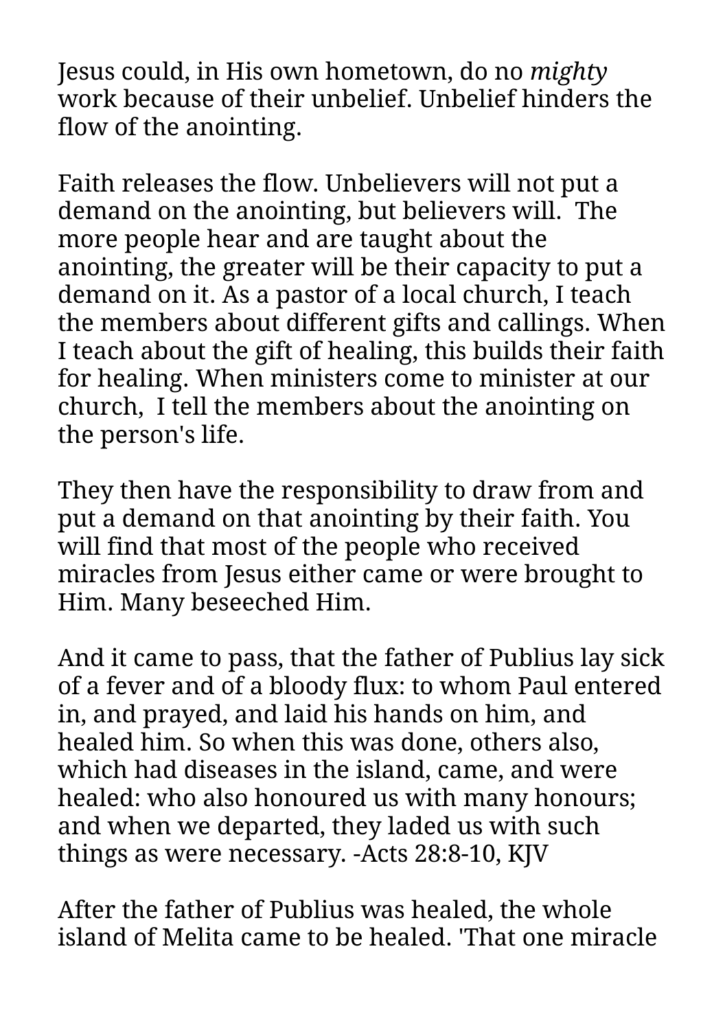Jesus could, in His own hometown, do no *mighty* work because of their unbelief. Unbelief hinders the flow of the anointing.

Faith releases the flow. Unbelievers will not put a demand on the anointing, but believers will. The more people hear and are taught about the anointing, the greater will be their capacity to put a demand on it. As a pastor of a local church, I teach the members about different gifts and callings. When I teach about the gift of healing, this builds their faith for healing. When ministers come to minister at our church, I tell the members about the anointing on the person's life.

They then have the responsibility to draw from and put a demand on that anointing by their faith. You will find that most of the people who received miracles from Jesus either came or were brought to Him. Many beseeched Him.

And it came to pass, that the father of Publius lay sick of a fever and of a bloody flux: to whom Paul entered in, and prayed, and laid his hands on him, and healed him. So when this was done, others also, which had diseases in the island, came, and were healed: who also honoured us with many honours; and when we departed, they laded us with such things as were necessary. -Acts 28:8-10, KJV

After the father of Publius was healed, the whole island of Melita came to be healed. 'That one miracle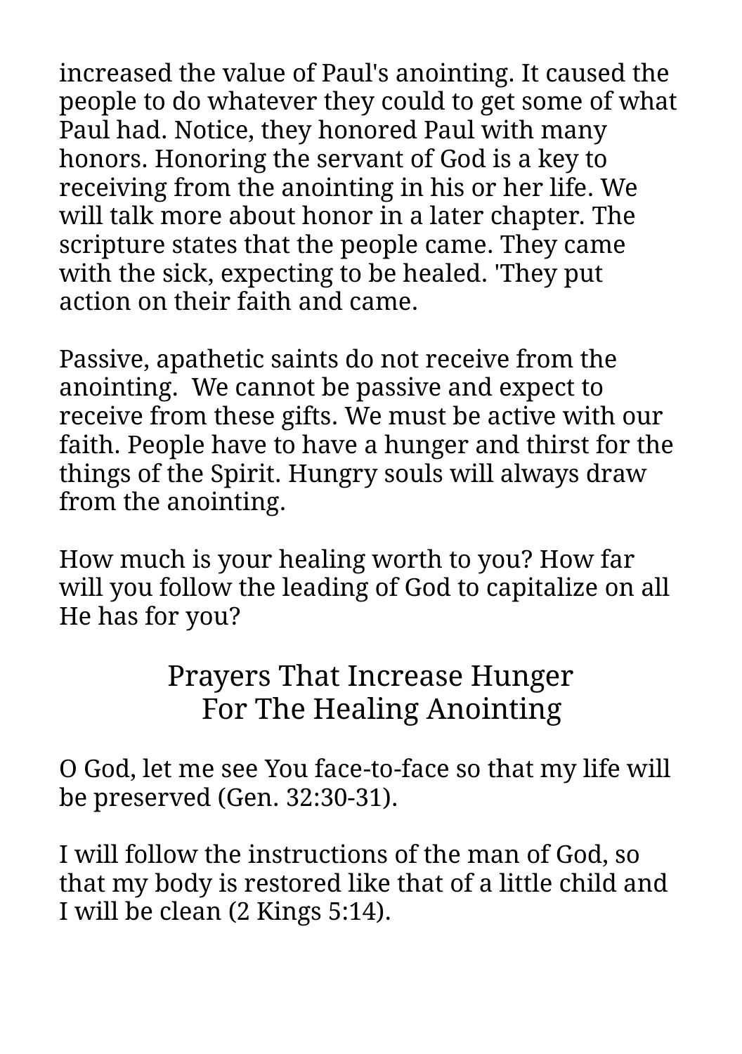increased the value of Paul's anointing. It caused the people to do whatever they could to get some of what Paul had. Notice, they honored Paul with many honors. Honoring the servant of God is a key to receiving from the anointing in his or her life. We will talk more about honor in a later chapter. The scripture states that the people came. They came with the sick, expecting to be healed. 'They put action on their faith and came.

Passive, apathetic saints do not receive from the anointing.  We cannot be passive and expect to receive from these gifts. We must be active with our faith. People have to have a hunger and thirst for the things of the Spirit. Hungry souls will always draw from the anointing.

How much is your healing worth to you? How far will you follow the leading of God to capitalize on all He has for you?

## Prayers That Increase Hunger For The Healing Anointing

O God, let me see You face-to-face so that my life will be preserved (Gen. 32:30-31).

I will follow the instructions of the man of God, so that my body is restored like that of a little child and I will be clean (2 Kings 5:14).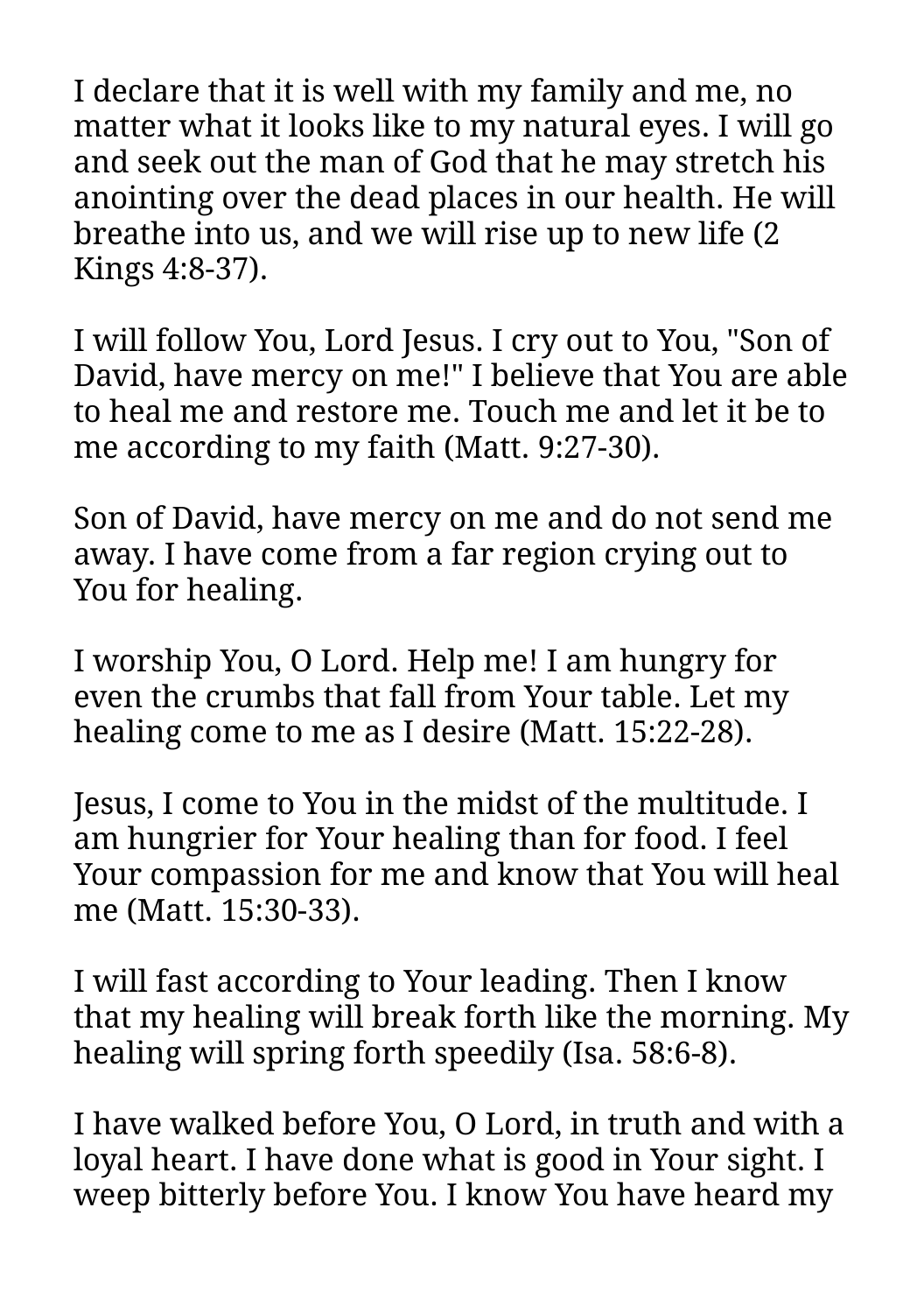I declare that it is well with my family and me, no matter what it looks like to my natural eyes. I will go and seek out the man of God that he may stretch his anointing over the dead places in our health. He will breathe into us, and we will rise up to new life (2 Kings 4:8-37).

I will follow You, Lord Jesus. I cry out to You, "Son of David, have mercy on me!" I believe that You are able to heal me and restore me. Touch me and let it be to me according to my faith (Matt. 9:27-30).

Son of David, have mercy on me and do not send me away. I have come from a far region crying out to You for healing.

I worship You, O Lord. Help me! I am hungry for even the crumbs that fall from Your table. Let my healing come to me as I desire (Matt. 15:22-28).

Jesus, I come to You in the midst of the multitude. I am hungrier for Your healing than for food. I feel Your compassion for me and know that You will heal me (Matt. 15:30-33).

I will fast according to Your leading. Then I know that my healing will break forth like the morning. My healing will spring forth speedily (Isa. 58:6-8).

I have walked before You, O Lord, in truth and with a loyal heart. I have done what is good in Your sight. I weep bitterly before You. I know You have heard my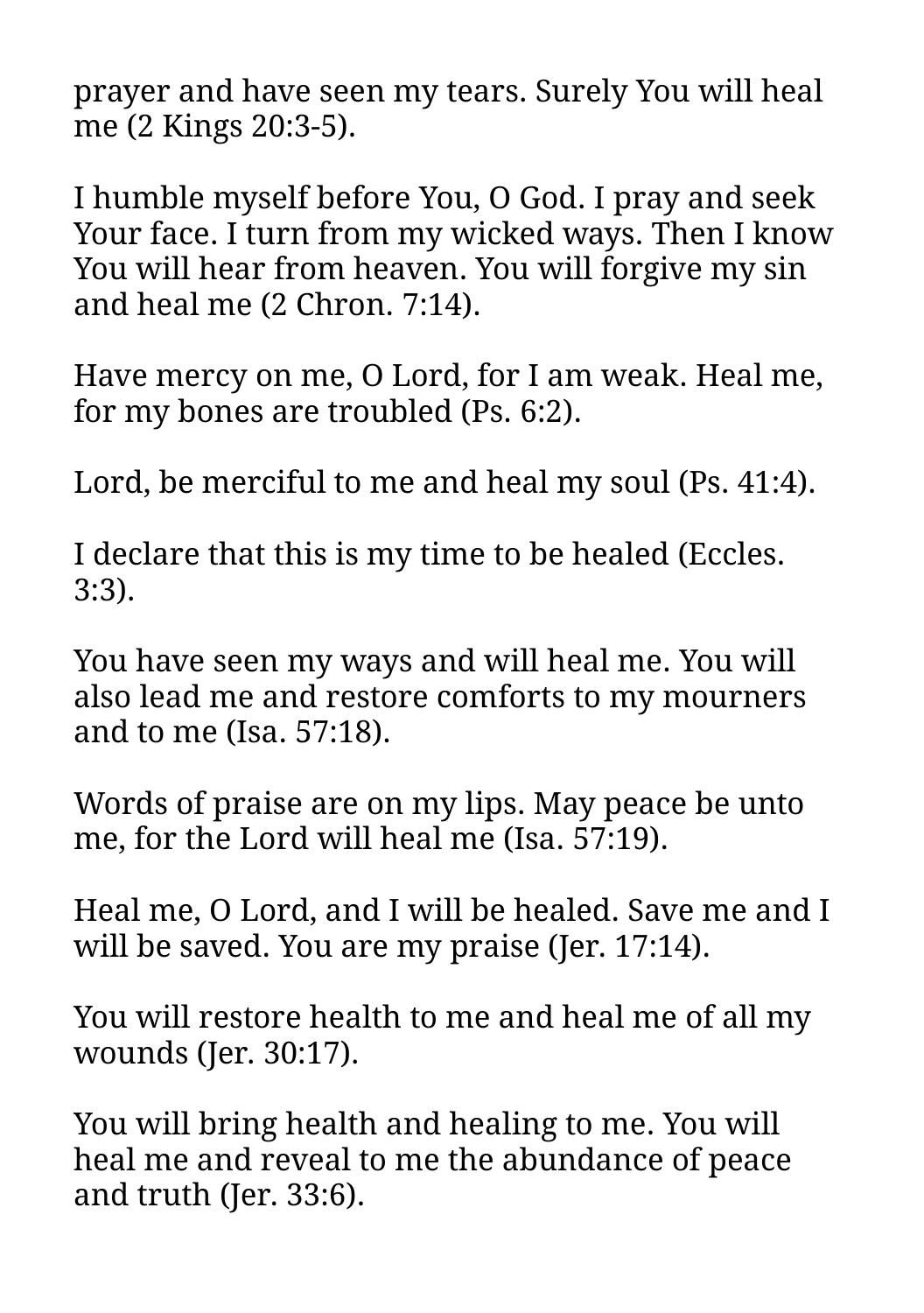prayer and have seen my tears. Surely You will heal me (2 Kings 20:3-5).

I humble myself before You, O God. I pray and seek Your face. I turn from my wicked ways. Then I know You will hear from heaven. You will forgive my sin and heal me (2 Chron. 7:14).

Have mercy on me, O Lord, for I am weak. Heal me, for my bones are troubled (Ps. 6:2).

Lord, be merciful to me and heal my soul (Ps. 41:4).

I declare that this is my time to be healed (Eccles. 3:3).

You have seen my ways and will heal me. You will also lead me and restore comforts to my mourners and to me (Isa. 57:18).

Words of praise are on my lips. May peace be unto me, for the Lord will heal me (Isa. 57:19).

Heal me, O Lord, and I will be healed. Save me and I will be saved. You are my praise (Jer. 17:14).

You will restore health to me and heal me of all my wounds (Jer. 30:17).

You will bring health and healing to me. You will heal me and reveal to me the abundance of peace and truth (Jer. 33:6).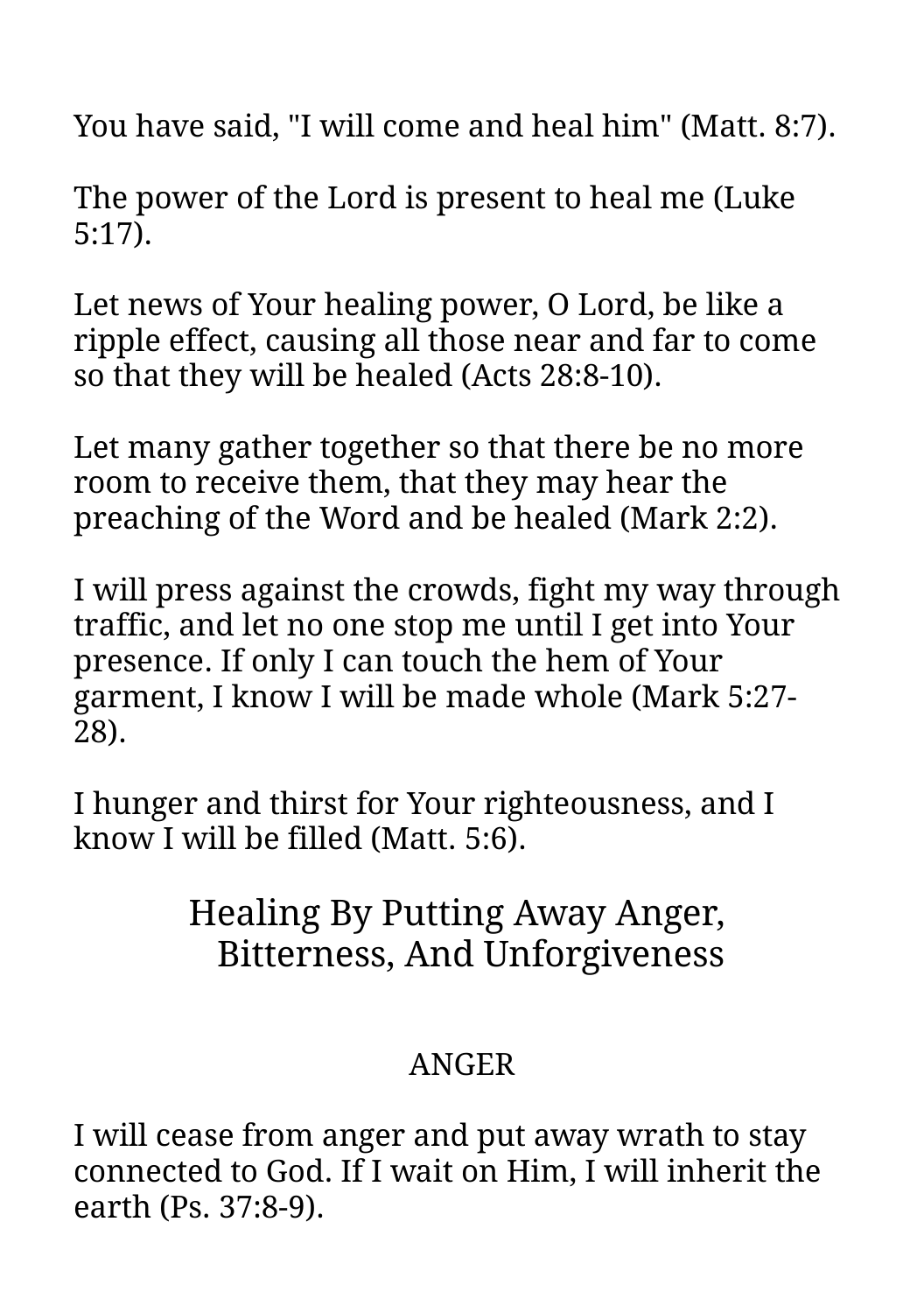You have said, "I will come and heal him" (Matt. 8:7).

The power of the Lord is present to heal me (Luke 5:17).

Let news of Your healing power, O Lord, be like a ripple effect, causing all those near and far to come so that they will be healed (Acts 28:8-10).

Let many gather together so that there be no more room to receive them, that they may hear the preaching of the Word and be healed (Mark 2:2).

I will press against the crowds, fight my way through traffic, and let no one stop me until I get into Your presence. If only I can touch the hem of Your garment, I know I will be made whole (Mark 5:27-28).

I hunger and thirst for Your righteousness, and I know I will be filled (Matt. 5:6).

## Healing By Putting Away Anger, Bitterness, And Unforgiveness

### ANGER

I will cease from anger and put away wrath to stay connected to God. If I wait on Him, I will inherit the earth (Ps. 37:8-9).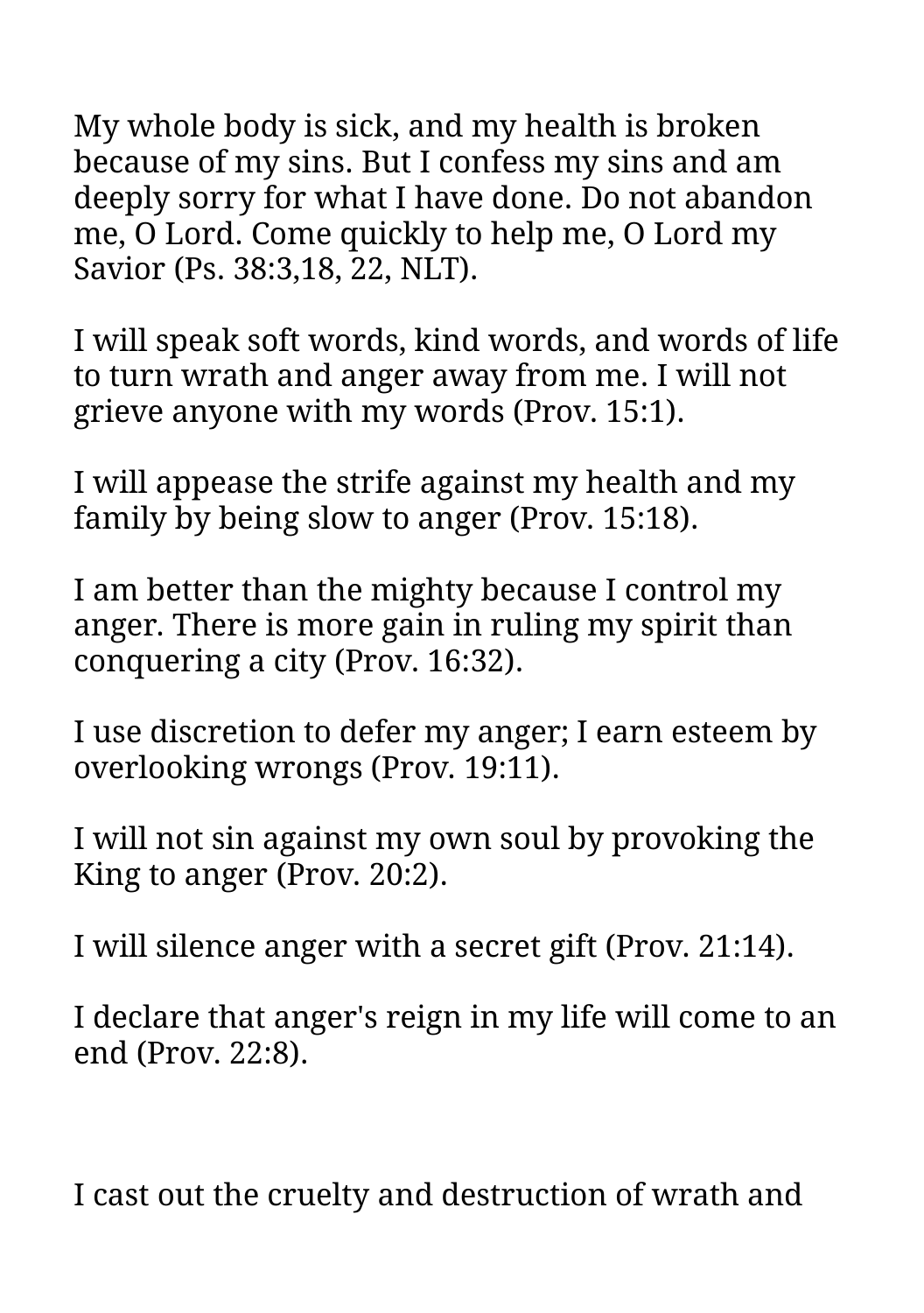My whole body is sick, and my health is broken because of my sins. But I confess my sins and am deeply sorry for what I have done. Do not abandon me, O Lord. Come quickly to help me, O Lord my Savior (Ps. 38:3,18, 22, NLT).

I will speak soft words, kind words, and words of life to turn wrath and anger away from me. I will not grieve anyone with my words (Prov. 15:1).

I will appease the strife against my health and my family by being slow to anger (Prov. 15:18).

I am better than the mighty because I control my anger. There is more gain in ruling my spirit than conquering a city (Prov. 16:32).

I use discretion to defer my anger; I earn esteem by overlooking wrongs (Prov. 19:11).

I will not sin against my own soul by provoking the King to anger (Prov. 20:2).

I will silence anger with a secret gift (Prov. 21:14).

I declare that anger's reign in my life will come to an end (Prov. 22:8).

I cast out the cruelty and destruction of wrath and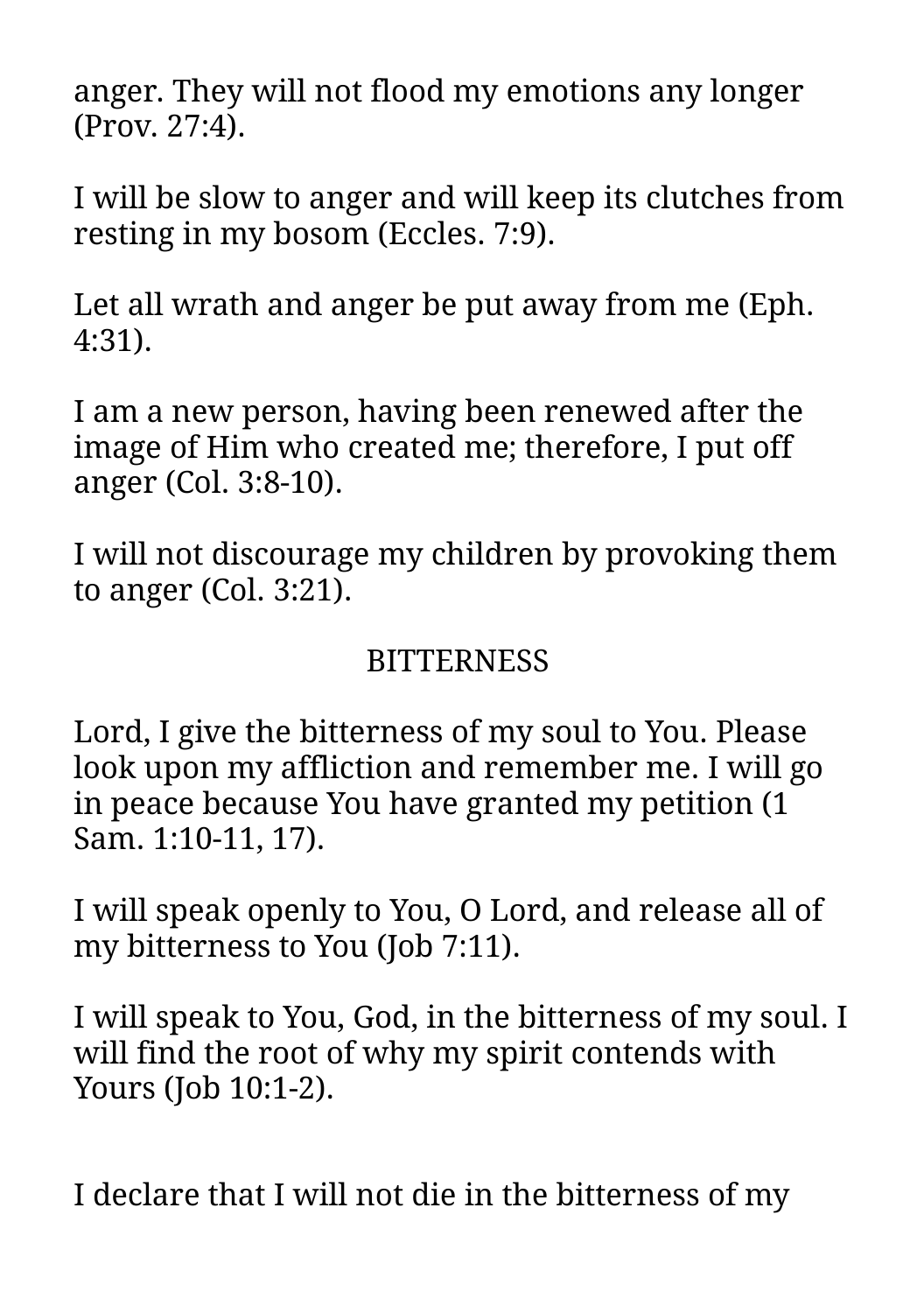anger. They will not flood my emotions any longer (Prov. 27:4).

I will be slow to anger and will keep its clutches from resting in my bosom (Eccles. 7:9).

Let all wrath and anger be put away from me (Eph. 4:31).

I am a new person, having been renewed after the image of Him who created me; therefore, I put off anger (Col. 3:8-10).

I will not discourage my children by provoking them to anger (Col. 3:21).

## BITTERNESS

Lord, I give the bitterness of my soul to You. Please look upon my affliction and remember me. I will go in peace because You have granted my petition (1 Sam. 1:10-11, 17).

I will speak openly to You, O Lord, and release all of my bitterness to You (Job 7:11).

I will speak to You, God, in the bitterness of my soul. I will find the root of why my spirit contends with Yours (Job 10:1-2).

I declare that I will not die in the bitterness of my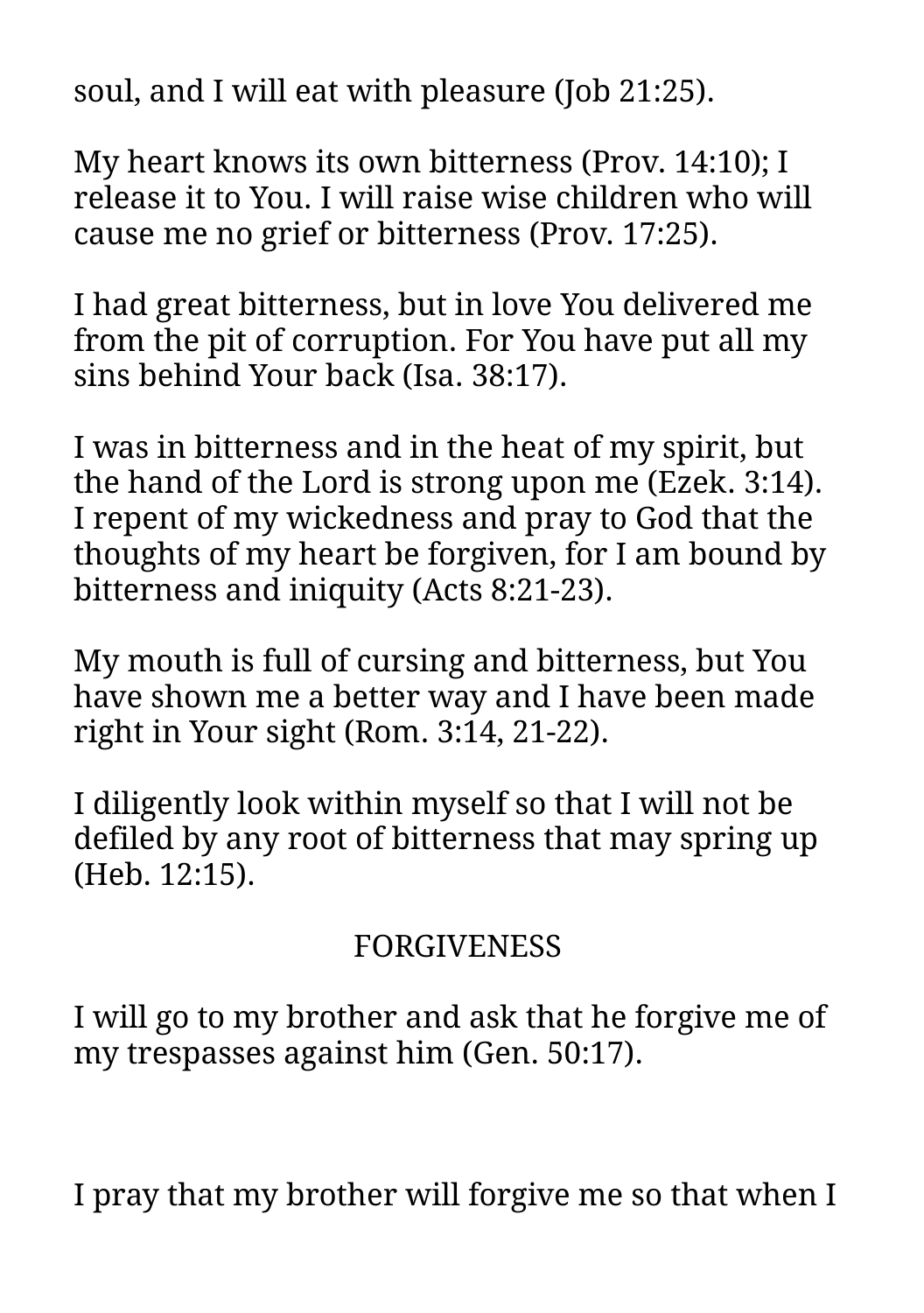soul, and I will eat with pleasure (Job 21:25).

My heart knows its own bitterness (Prov. 14:10); I release it to You. I will raise wise children who will cause me no grief or bitterness (Prov. 17:25).

I had great bitterness, but in love You delivered me from the pit of corruption. For You have put all my sins behind Your back (Isa. 38:17).

I was in bitterness and in the heat of my spirit, but the hand of the Lord is strong upon me (Ezek. 3:14). I repent of my wickedness and pray to God that the thoughts of my heart be forgiven, for I am bound by bitterness and iniquity (Acts 8:21-23).

My mouth is full of cursing and bitterness, but You have shown me a better way and I have been made right in Your sight (Rom. 3:14, 21-22).

I diligently look within myself so that I will not be defiled by any root of bitterness that may spring up (Heb. 12:15).

## FORGIVENESS

I will go to my brother and ask that he forgive me of my trespasses against him (Gen. 50:17).

I pray that my brother will forgive me so that when I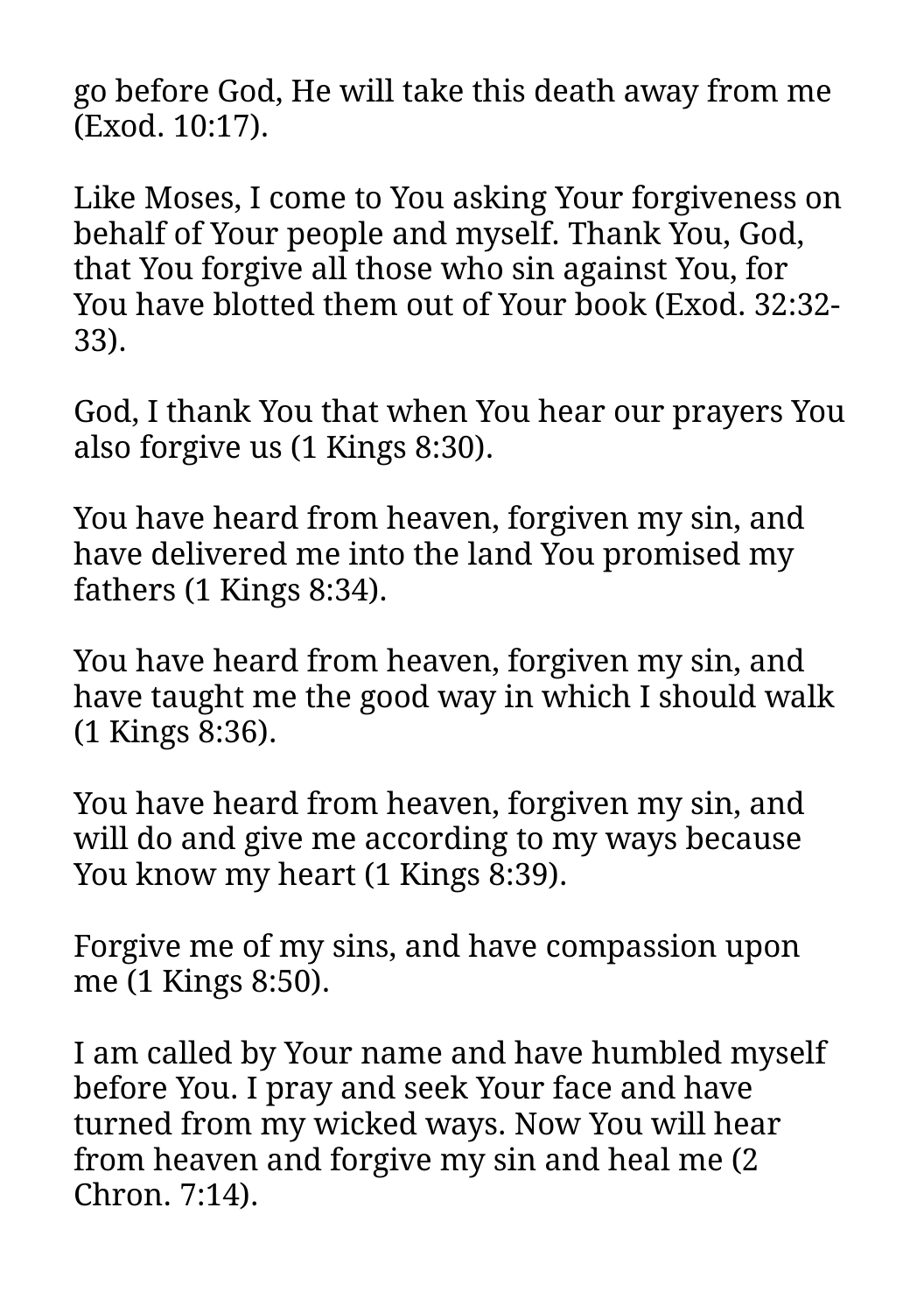go before God, He will take this death away from me (Exod. 10:17).

Like Moses, I come to You asking Your forgiveness on behalf of Your people and myself. Thank You, God, that You forgive all those who sin against You, for You have blotted them out of Your book (Exod. 32:32-33).

God, I thank You that when You hear our prayers You also forgive us (1 Kings 8:30).

You have heard from heaven, forgiven my sin, and have delivered me into the land You promised my fathers (1 Kings 8:34).

You have heard from heaven, forgiven my sin, and have taught me the good way in which I should walk (1 Kings 8:36).

You have heard from heaven, forgiven my sin, and will do and give me according to my ways because You know my heart (1 Kings 8:39).

Forgive me of my sins, and have compassion upon me (1 Kings 8:50).

I am called by Your name and have humbled myself before You. I pray and seek Your face and have turned from my wicked ways. Now You will hear from heaven and forgive my sin and heal me (2 Chron. 7:14).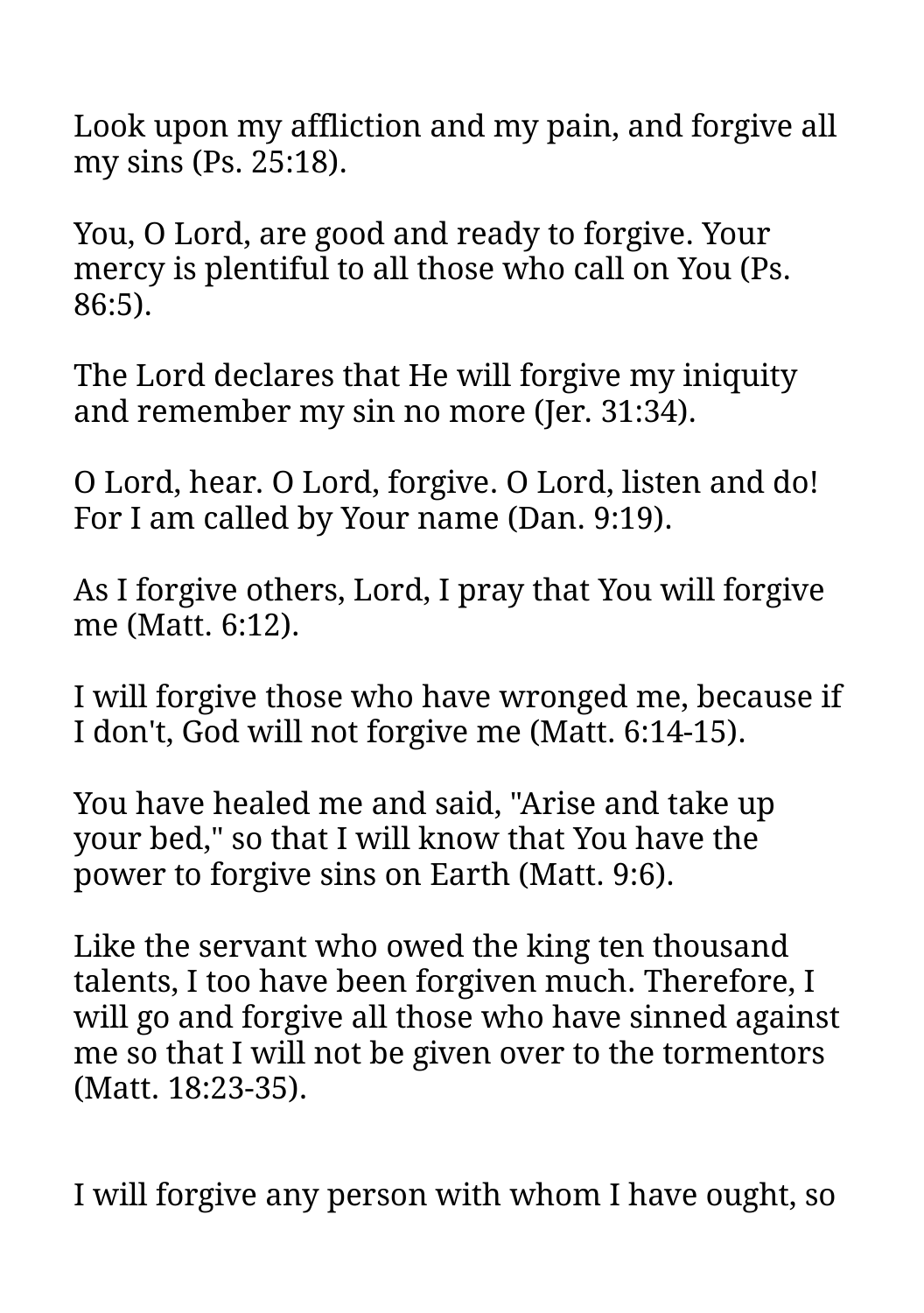Look upon my affliction and my pain, and forgive all my sins (Ps. 25:18).

You, O Lord, are good and ready to forgive. Your mercy is plentiful to all those who call on You (Ps. 86:5).

The Lord declares that He will forgive my iniquity and remember my sin no more (Jer. 31:34).

O Lord, hear. O Lord, forgive. O Lord, listen and do! For I am called by Your name (Dan. 9:19).

As I forgive others, Lord, I pray that You will forgive me (Matt. 6:12).

I will forgive those who have wronged me, because if I don't, God will not forgive me (Matt. 6:14-15).

You have healed me and said, "Arise and take up your bed," so that I will know that You have the power to forgive sins on Earth (Matt. 9:6).

Like the servant who owed the king ten thousand talents, I too have been forgiven much. Therefore, I will go and forgive all those who have sinned against me so that I will not be given over to the tormentors (Matt. 18:23-35).

I will forgive any person with whom I have ought, so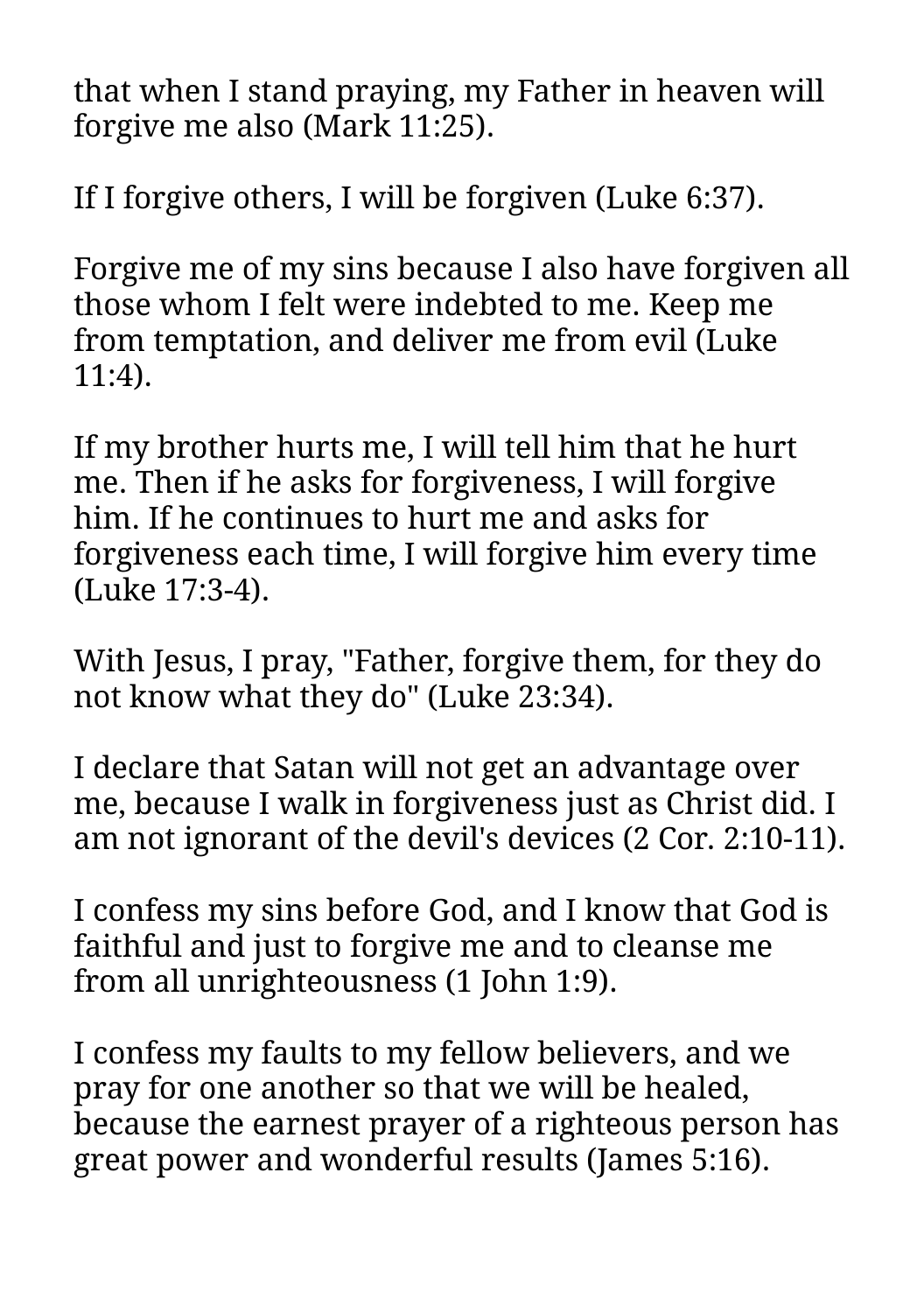that when I stand praying, my Father in heaven will forgive me also (Mark 11:25).

If I forgive others, I will be forgiven (Luke 6:37).

Forgive me of my sins because I also have forgiven all those whom I felt were indebted to me. Keep me from temptation, and deliver me from evil (Luke 11:4).

If my brother hurts me, I will tell him that he hurt me. Then if he asks for forgiveness, I will forgive him. If he continues to hurt me and asks for forgiveness each time, I will forgive him every time (Luke 17:3-4).

With Jesus, I pray, "Father, forgive them, for they do not know what they do" (Luke 23:34).

I declare that Satan will not get an advantage over me, because I walk in forgiveness just as Christ did. I am not ignorant of the devil's devices (2 Cor. 2:10-11).

I confess my sins before God, and I know that God is faithful and just to forgive me and to cleanse me from all unrighteousness (1 John 1:9).

I confess my faults to my fellow believers, and we pray for one another so that we will be healed, because the earnest prayer of a righteous person has great power and wonderful results (James 5:16).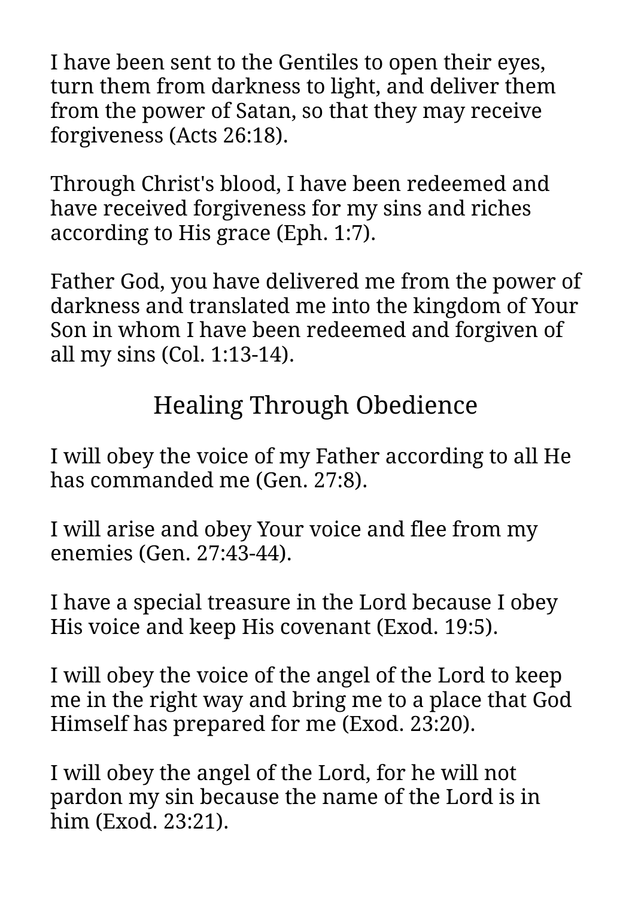I have been sent to the Gentiles to open their eyes, turn them from darkness to light, and deliver them from the power of Satan, so that they may receive forgiveness (Acts 26:18).

Through Christ's blood, I have been redeemed and have received forgiveness for my sins and riches according to His grace (Eph. 1:7).

Father God, you have delivered me from the power of darkness and translated me into the kingdom of Your Son in whom I have been redeemed and forgiven of all my sins (Col. 1:13-14).

## Healing Through Obedience

I will obey the voice of my Father according to all He has commanded me (Gen. 27:8).

I will arise and obey Your voice and flee from my enemies (Gen. 27:43-44).

I have a special treasure in the Lord because I obey His voice and keep His covenant (Exod. 19:5).

I will obey the voice of the angel of the Lord to keep me in the right way and bring me to a place that God Himself has prepared for me (Exod. 23:20).

I will obey the angel of the Lord, for he will not pardon my sin because the name of the Lord is in him (Exod. 23:21).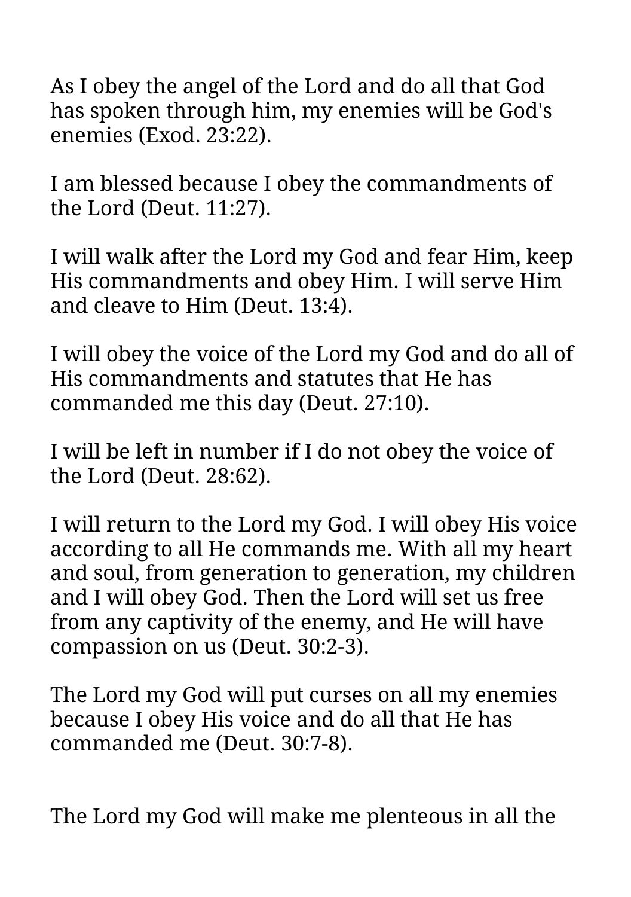As I obey the angel of the Lord and do all that God has spoken through him, my enemies will be God's enemies (Exod. 23:22).

I am blessed because I obey the commandments of the Lord (Deut. 11:27).

I will walk after the Lord my God and fear Him, keep His commandments and obey Him. I will serve Him and cleave to Him (Deut. 13:4).

I will obey the voice of the Lord my God and do all of His commandments and statutes that He has commanded me this day (Deut. 27:10).

I will be left in number if I do not obey the voice of the Lord (Deut. 28:62).

I will return to the Lord my God. I will obey His voice according to all He commands me. With all my heart and soul, from generation to generation, my children and I will obey God. Then the Lord will set us free from any captivity of the enemy, and He will have compassion on us (Deut. 30:2-3).

The Lord my God will put curses on all my enemies because I obey His voice and do all that He has commanded me (Deut. 30:7-8).

The Lord my God will make me plenteous in all the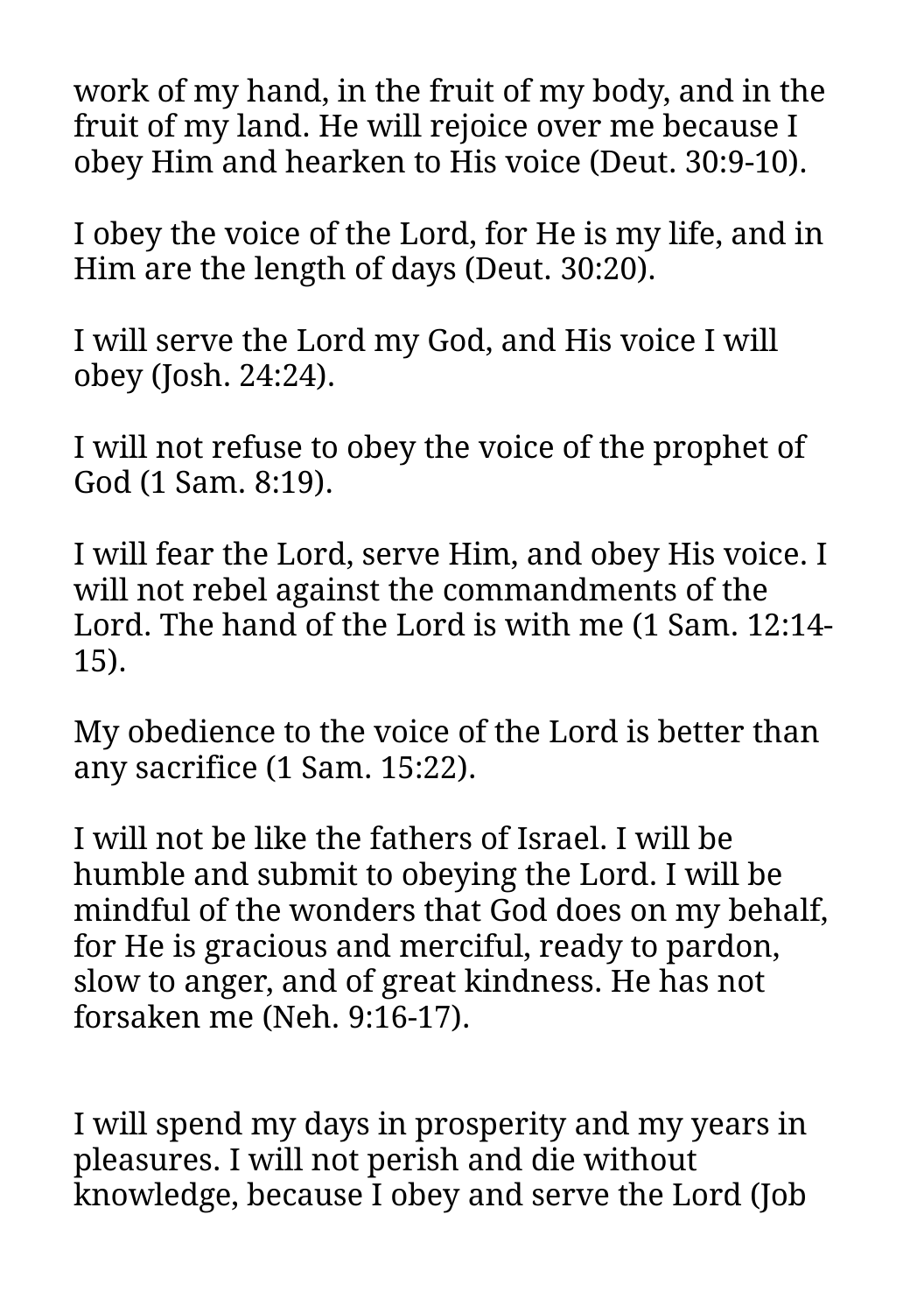work of my hand, in the fruit of my body, and in the fruit of my land. He will rejoice over me because I obey Him and hearken to His voice (Deut. 30:9-10).

I obey the voice of the Lord, for He is my life, and in Him are the length of days (Deut. 30:20).

I will serve the Lord my God, and His voice I will obey (Josh. 24:24).

I will not refuse to obey the voice of the prophet of God (1 Sam. 8:19).

I will fear the Lord, serve Him, and obey His voice. I will not rebel against the commandments of the Lord. The hand of the Lord is with me (1 Sam. 12:14-15).

My obedience to the voice of the Lord is better than any sacrifice (1 Sam. 15:22).

I will not be like the fathers of Israel. I will be humble and submit to obeying the Lord. I will be mindful of the wonders that God does on my behalf, for He is gracious and merciful, ready to pardon, slow to anger, and of great kindness. He has not forsaken me (Neh. 9:16-17).

I will spend my days in prosperity and my years in pleasures. I will not perish and die without knowledge, because I obey and serve the Lord (Job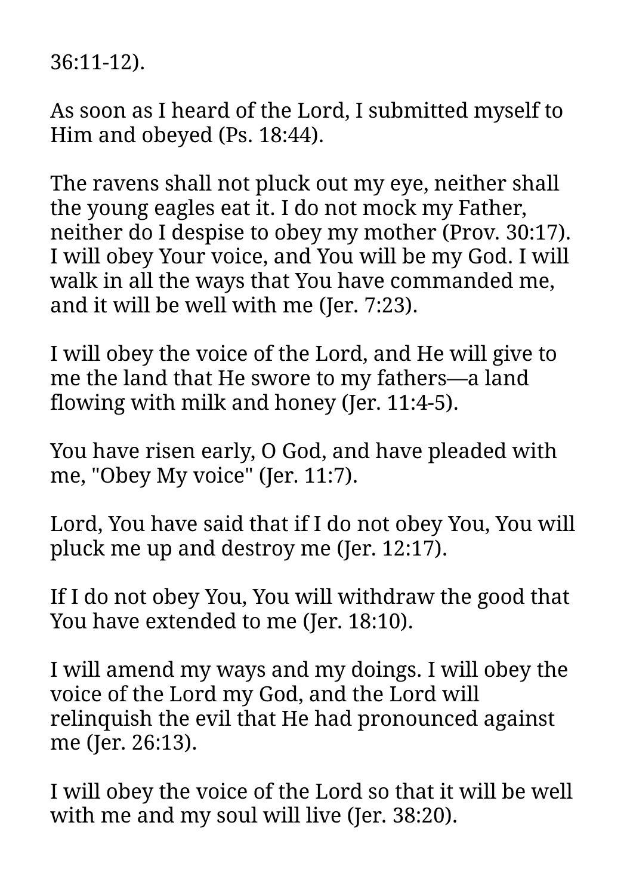36:11-12).

As soon as I heard of the Lord, I submitted myself to Him and obeyed (Ps. 18:44).

The ravens shall not pluck out my eye, neither shall the young eagles eat it. I do not mock my Father, neither do I despise to obey my mother (Prov. 30:17). I will obey Your voice, and You will be my God. I will walk in all the ways that You have commanded me, and it will be well with me (Jer. 7:23).

I will obey the voice of the Lord, and He will give to me the land that He swore to my fathers—a land flowing with milk and honey (Jer. 11:4-5).

You have risen early, O God, and have pleaded with me, "Obey My voice" (Jer. 11:7).

Lord, You have said that if I do not obey You, You will pluck me up and destroy me (Jer. 12:17).

If I do not obey You, You will withdraw the good that You have extended to me (Jer. 18:10).

I will amend my ways and my doings. I will obey the voice of the Lord my God, and the Lord will relinquish the evil that He had pronounced against me (Jer. 26:13).

I will obey the voice of the Lord so that it will be well with me and my soul will live (Jer. 38:20).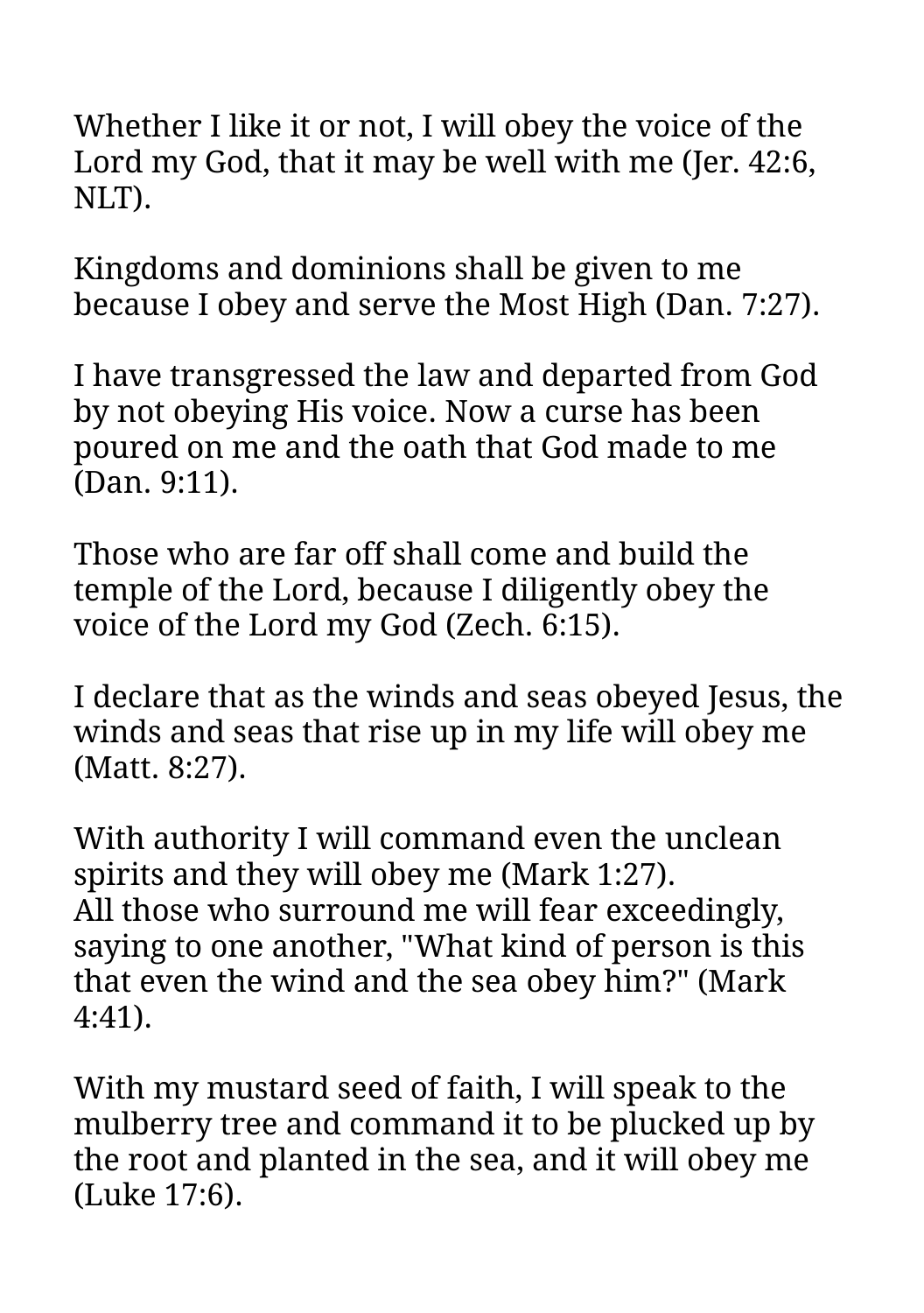Whether I like it or not, I will obey the voice of the Lord my God, that it may be well with me (Jer. 42:6, NLT).

Kingdoms and dominions shall be given to me because I obey and serve the Most High (Dan. 7:27).

I have transgressed the law and departed from God by not obeying His voice. Now a curse has been poured on me and the oath that God made to me (Dan. 9:11).

Those who are far off shall come and build the temple of the Lord, because I diligently obey the voice of the Lord my God (Zech. 6:15).

I declare that as the winds and seas obeyed Jesus, the winds and seas that rise up in my life will obey me (Matt. 8:27).

With authority I will command even the unclean spirits and they will obey me (Mark 1:27).
All those who surround me will fear exceedingly, saying to one another, "What kind of person is this that even the wind and the sea obey him?" (Mark 4:41).

With my mustard seed of faith, I will speak to the mulberry tree and command it to be plucked up by the root and planted in the sea, and it will obey me (Luke 17:6).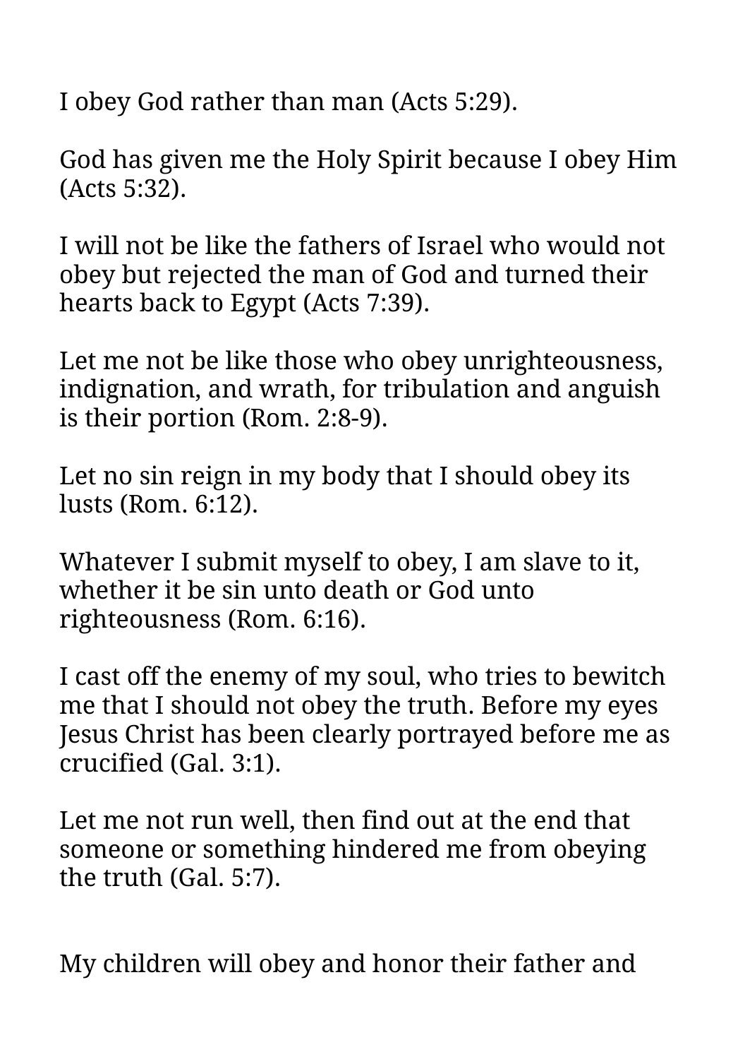I obey God rather than man (Acts 5:29).

God has given me the Holy Spirit because I obey Him (Acts 5:32).

I will not be like the fathers of Israel who would not obey but rejected the man of God and turned their hearts back to Egypt (Acts 7:39).

Let me not be like those who obey unrighteousness, indignation, and wrath, for tribulation and anguish is their portion (Rom. 2:8-9).

Let no sin reign in my body that I should obey its lusts (Rom. 6:12).

Whatever I submit myself to obey, I am slave to it, whether it be sin unto death or God unto righteousness (Rom. 6:16).

I cast off the enemy of my soul, who tries to bewitch me that I should not obey the truth. Before my eyes Jesus Christ has been clearly portrayed before me as crucified (Gal. 3:1).

Let me not run well, then find out at the end that someone or something hindered me from obeying the truth (Gal. 5:7).

My children will obey and honor their father and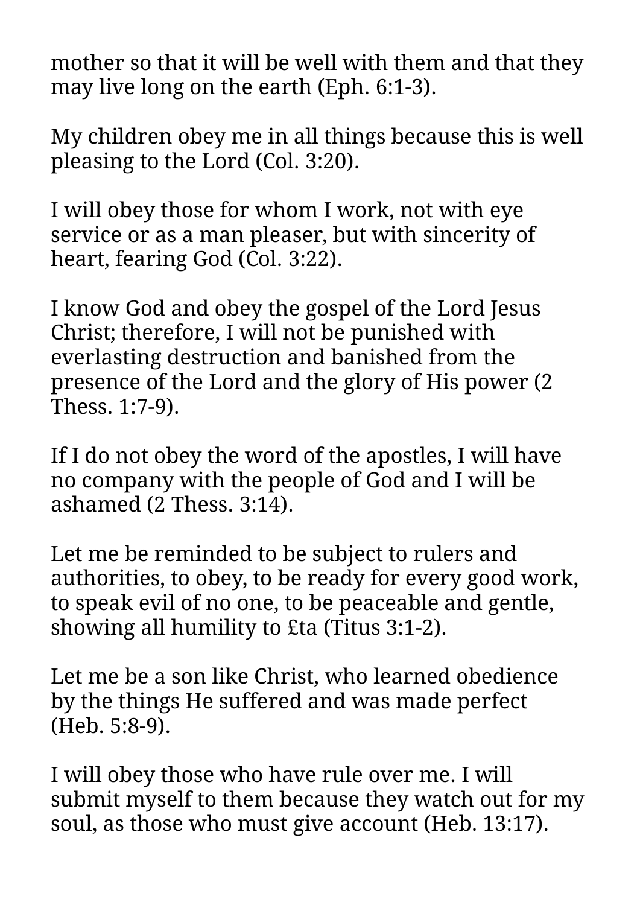mother so that it will be well with them and that they may live long on the earth (Eph. 6:1-3).

My children obey me in all things because this is well pleasing to the Lord (Col. 3:20).

I will obey those for whom I work, not with eye service or as a man pleaser, but with sincerity of heart, fearing God (Col. 3:22).

I know God and obey the gospel of the Lord Jesus Christ; therefore, I will not be punished with everlasting destruction and banished from the presence of the Lord and the glory of His power (2 Thess. 1:7-9).

If I do not obey the word of the apostles, I will have no company with the people of God and I will be ashamed (2 Thess. 3:14).

Let me be reminded to be subject to rulers and authorities, to obey, to be ready for every good work, to speak evil of no one, to be peaceable and gentle, showing all humility to £ta (Titus 3:1-2).

Let me be a son like Christ, who learned obedience by the things He suffered and was made perfect (Heb. 5:8-9).

I will obey those who have rule over me. I will submit myself to them because they watch out for my soul, as those who must give account (Heb. 13:17).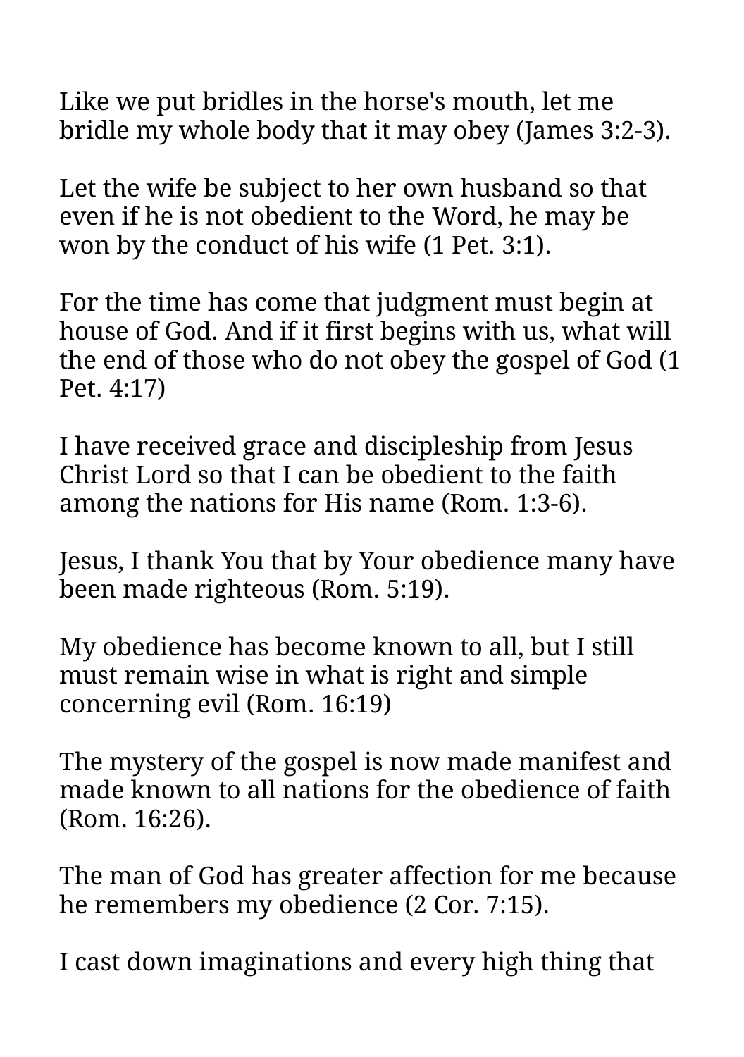Like we put bridles in the horse's mouth, let me bridle my whole body that it may obey (James 3:2-3).

Let the wife be subject to her own husband so that even if he is not obedient to the Word, he may be won by the conduct of his wife (1 Pet. 3:1).

For the time has come that judgment must begin at house of God. And if it first begins with us, what will the end of those who do not obey the gospel of God (1 Pet. 4:17)

I have received grace and discipleship from Jesus Christ Lord so that I can be obedient to the faith among the nations for His name (Rom. 1:3-6).

Jesus, I thank You that by Your obedience many have been made righteous (Rom. 5:19).

My obedience has become known to all, but I still must remain wise in what is right and simple concerning evil (Rom. 16:19)

The mystery of the gospel is now made manifest and made known to all nations for the obedience of faith (Rom. 16:26).

The man of God has greater affection for me because he remembers my obedience (2 Cor. 7:15).

I cast down imaginations and every high thing that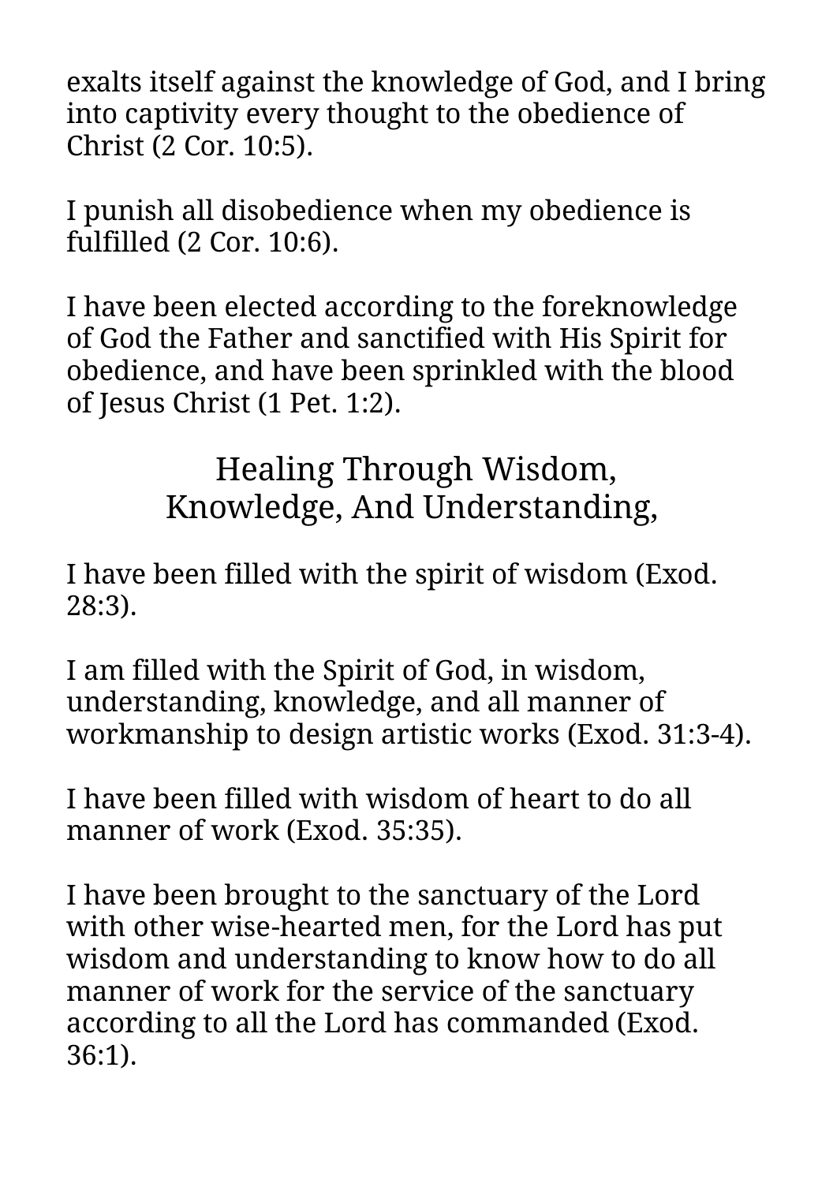exalts itself against the knowledge of God, and I bring into captivity every thought to the obedience of Christ (2 Cor. 10:5).

I punish all disobedience when my obedience is fulfilled (2 Cor. 10:6).

I have been elected according to the foreknowledge of God the Father and sanctified with His Spirit for obedience, and have been sprinkled with the blood of Jesus Christ (1 Pet. 1:2).

## Healing Through Wisdom, Knowledge, And Understanding,

I have been filled with the spirit of wisdom (Exod. 28:3).

I am filled with the Spirit of God, in wisdom, understanding, knowledge, and all manner of workmanship to design artistic works (Exod. 31:3-4).

I have been filled with wisdom of heart to do all manner of work (Exod. 35:35).

I have been brought to the sanctuary of the Lord with other wise-hearted men, for the Lord has put wisdom and understanding to know how to do all manner of work for the service of the sanctuary according to all the Lord has commanded (Exod. 36:1).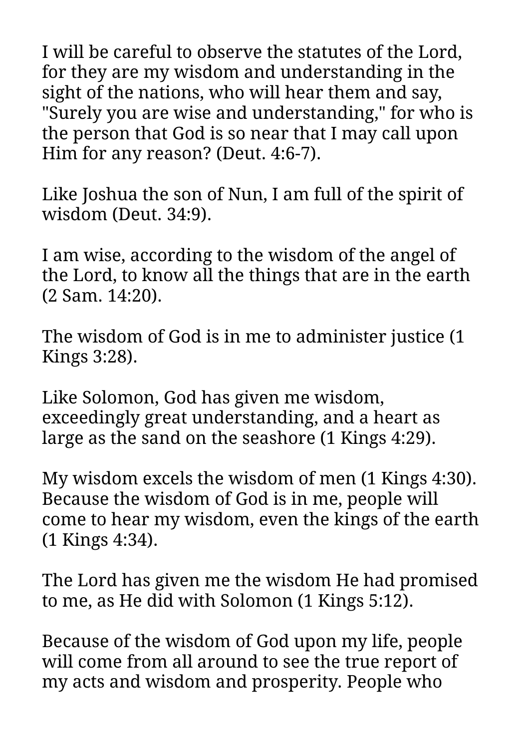I will be careful to observe the statutes of the Lord, for they are my wisdom and understanding in the sight of the nations, who will hear them and say, "Surely you are wise and understanding," for who is the person that God is so near that I may call upon Him for any reason? (Deut. 4:6-7).

Like Joshua the son of Nun, I am full of the spirit of wisdom (Deut. 34:9).

I am wise, according to the wisdom of the angel of the Lord, to know all the things that are in the earth (2 Sam. 14:20).

The wisdom of God is in me to administer justice (1 Kings 3:28).

Like Solomon, God has given me wisdom, exceedingly great understanding, and a heart as large as the sand on the seashore (1 Kings 4:29).

My wisdom excels the wisdom of men (1 Kings 4:30). Because the wisdom of God is in me, people will come to hear my wisdom, even the kings of the earth (1 Kings 4:34).

The Lord has given me the wisdom He had promised to me, as He did with Solomon (1 Kings 5:12).

Because of the wisdom of God upon my life, people will come from all around to see the true report of my acts and wisdom and prosperity. People who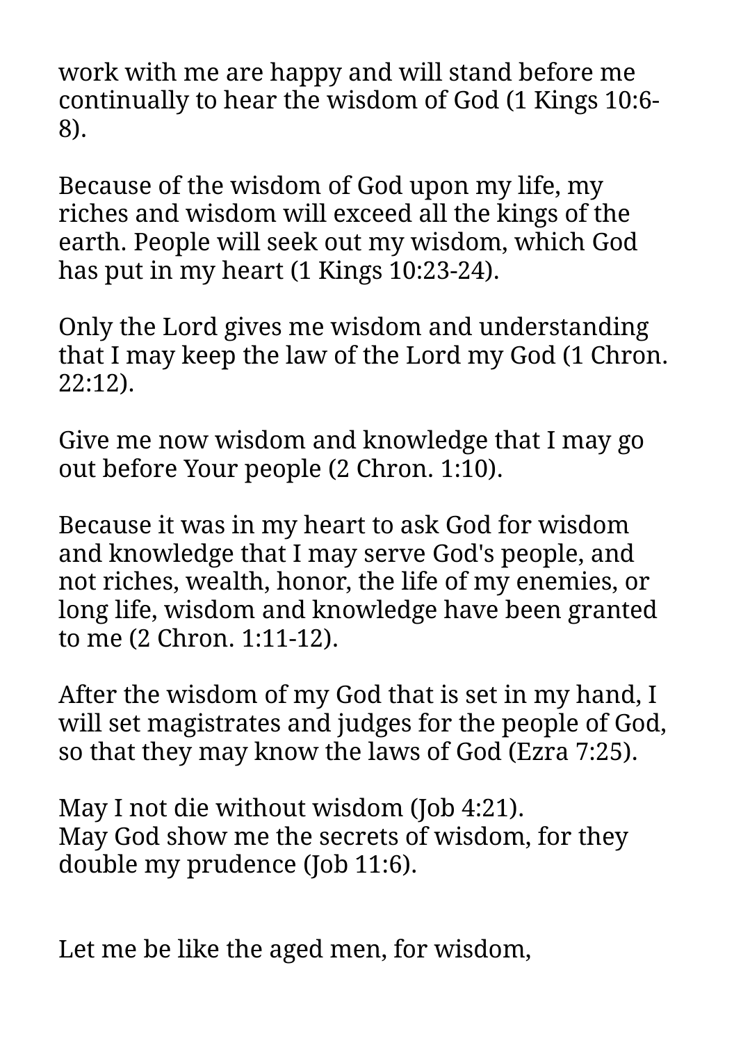work with me are happy and will stand before me continually to hear the wisdom of God (1 Kings 10:6-8).

Because of the wisdom of God upon my life, my riches and wisdom will exceed all the kings of the earth. People will seek out my wisdom, which God has put in my heart (1 Kings 10:23-24).

Only the Lord gives me wisdom and understanding that I may keep the law of the Lord my God (1 Chron. 22:12).

Give me now wisdom and knowledge that I may go out before Your people (2 Chron. 1:10).

Because it was in my heart to ask God for wisdom and knowledge that I may serve God's people, and not riches, wealth, honor, the life of my enemies, or long life, wisdom and knowledge have been granted to me (2 Chron. 1:11-12).

After the wisdom of my God that is set in my hand, I will set magistrates and judges for the people of God, so that they may know the laws of God (Ezra 7:25).

May I not die without wisdom (Job 4:21).
May God show me the secrets of wisdom, for they double my prudence (Job 11:6).

Let me be like the aged men, for wisdom,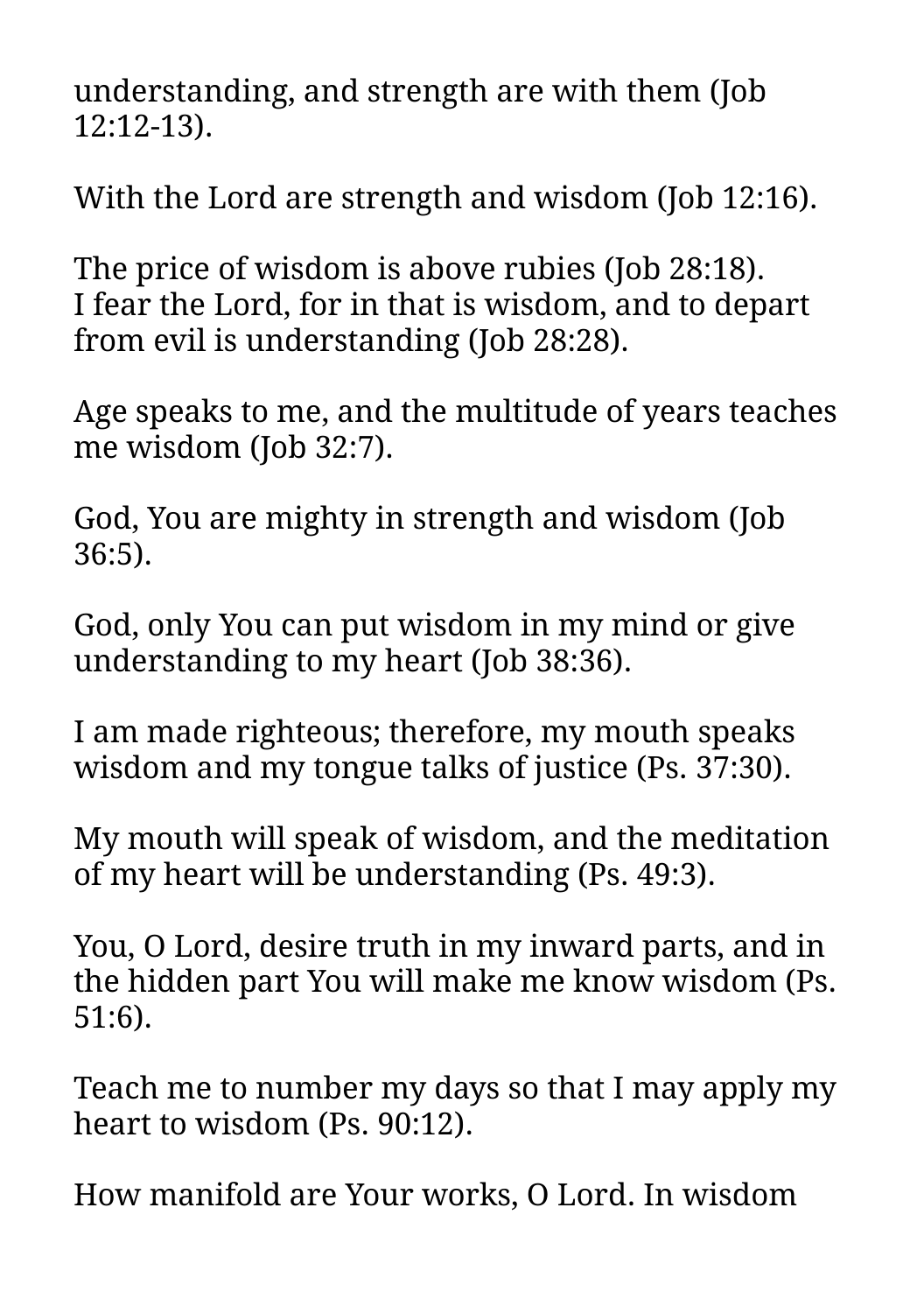understanding, and strength are with them (Job 12:12-13).

With the Lord are strength and wisdom (Job 12:16).

The price of wisdom is above rubies (Job 28:18).
I fear the Lord, for in that is wisdom, and to depart from evil is understanding (Job 28:28).

Age speaks to me, and the multitude of years teaches me wisdom (Job 32:7).

God, You are mighty in strength and wisdom (Job 36:5).

God, only You can put wisdom in my mind or give understanding to my heart (Job 38:36).

I am made righteous; therefore, my mouth speaks wisdom and my tongue talks of justice (Ps. 37:30).

My mouth will speak of wisdom, and the meditation of my heart will be understanding (Ps. 49:3).

You, O Lord, desire truth in my inward parts, and in the hidden part You will make me know wisdom (Ps. 51:6).

Teach me to number my days so that I may apply my heart to wisdom (Ps. 90:12).

How manifold are Your works, O Lord. In wisdom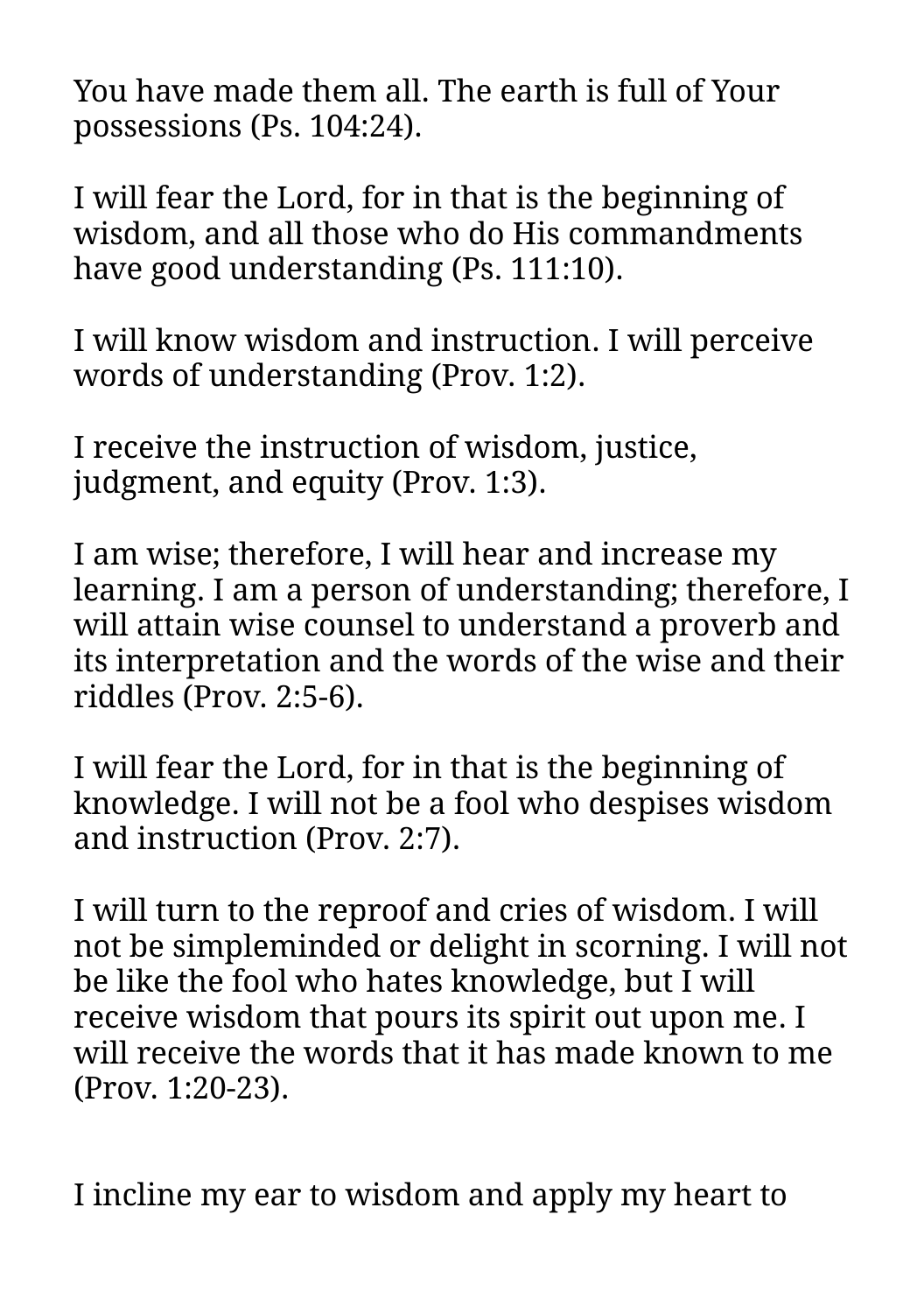You have made them all. The earth is full of Your possessions (Ps. 104:24).

I will fear the Lord, for in that is the beginning of wisdom, and all those who do His commandments have good understanding (Ps. 111:10).

I will know wisdom and instruction. I will perceive words of understanding (Prov. 1:2).

I receive the instruction of wisdom, justice, judgment, and equity (Prov. 1:3).

I am wise; therefore, I will hear and increase my learning. I am a person of understanding; therefore, I will attain wise counsel to understand a proverb and its interpretation and the words of the wise and their riddles (Prov. 2:5-6).

I will fear the Lord, for in that is the beginning of knowledge. I will not be a fool who despises wisdom and instruction (Prov. 2:7).

I will turn to the reproof and cries of wisdom. I will not be simpleminded or delight in scorning. I will not be like the fool who hates knowledge, but I will receive wisdom that pours its spirit out upon me. I will receive the words that it has made known to me (Prov. 1:20-23).

I incline my ear to wisdom and apply my heart to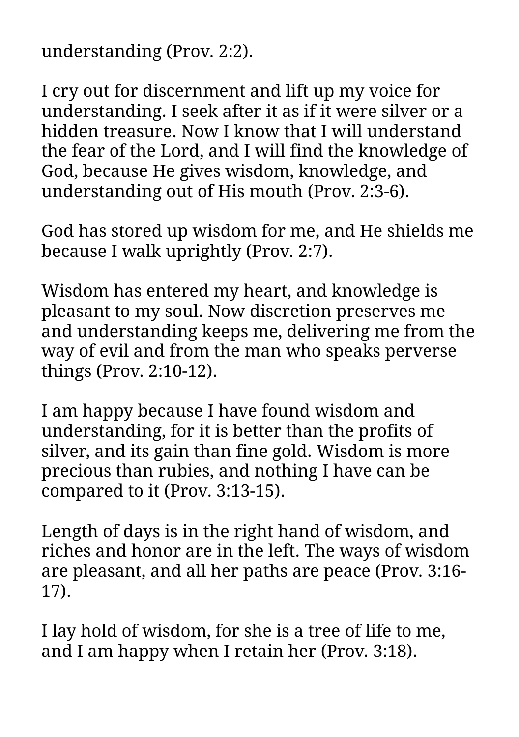understanding (Prov. 2:2).

I cry out for discernment and lift up my voice for understanding. I seek after it as if it were silver or a hidden treasure. Now I know that I will understand the fear of the Lord, and I will find the knowledge of God, because He gives wisdom, knowledge, and understanding out of His mouth (Prov. 2:3-6).

God has stored up wisdom for me, and He shields me because I walk uprightly (Prov. 2:7).

Wisdom has entered my heart, and knowledge is pleasant to my soul. Now discretion preserves me and understanding keeps me, delivering me from the way of evil and from the man who speaks perverse things (Prov. 2:10-12).

I am happy because I have found wisdom and understanding, for it is better than the profits of silver, and its gain than fine gold. Wisdom is more precious than rubies, and nothing I have can be compared to it (Prov. 3:13-15).

Length of days is in the right hand of wisdom, and riches and honor are in the left. The ways of wisdom are pleasant, and all her paths are peace (Prov. 3:16-17).

I lay hold of wisdom, for she is a tree of life to me, and I am happy when I retain her (Prov. 3:18).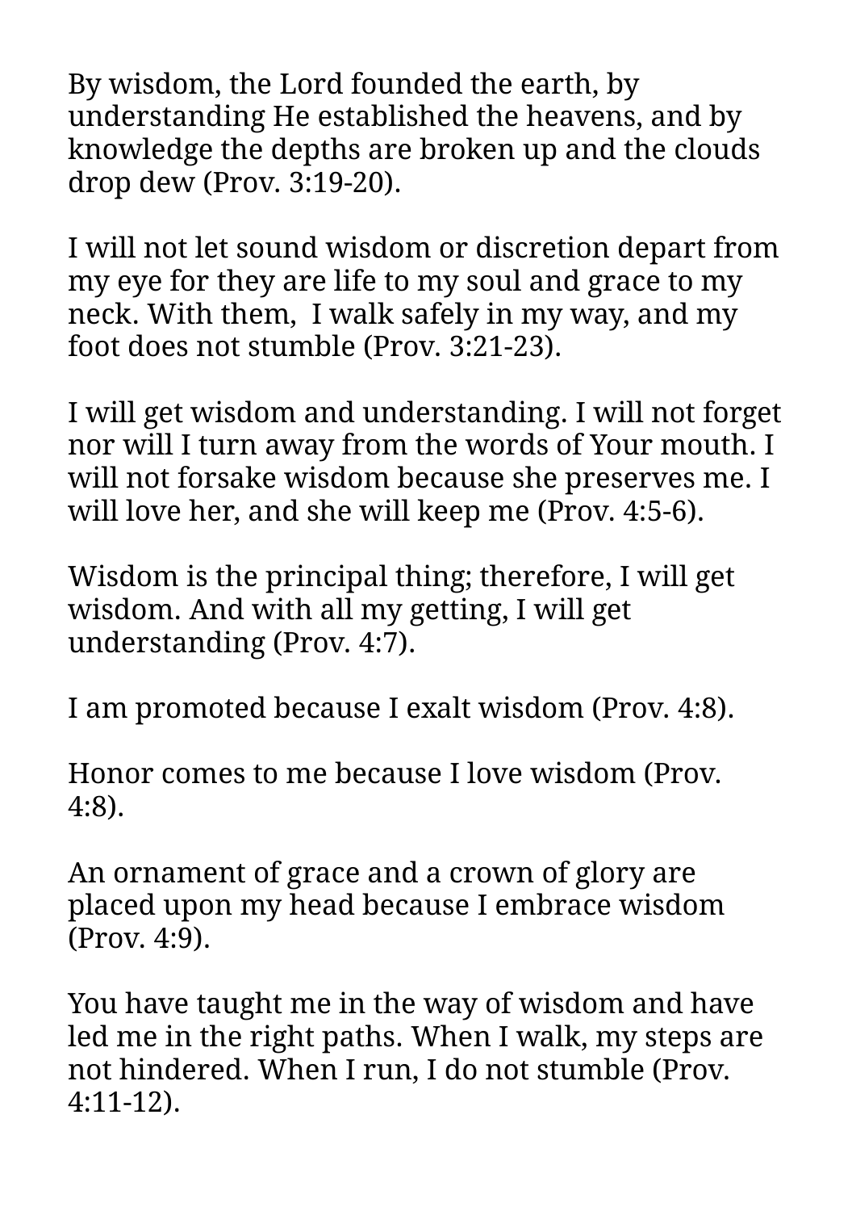By wisdom, the Lord founded the earth, by understanding He established the heavens, and by knowledge the depths are broken up and the clouds drop dew (Prov. 3:19-20).

I will not let sound wisdom or discretion depart from my eye for they are life to my soul and grace to my neck. With them,  I walk safely in my way, and my foot does not stumble (Prov. 3:21-23).

I will get wisdom and understanding. I will not forget nor will I turn away from the words of Your mouth. I will not forsake wisdom because she preserves me. I will love her, and she will keep me (Prov. 4:5-6).

Wisdom is the principal thing; therefore, I will get wisdom. And with all my getting, I will get understanding (Prov. 4:7).

I am promoted because I exalt wisdom (Prov. 4:8).

Honor comes to me because I love wisdom (Prov. 4:8).

An ornament of grace and a crown of glory are placed upon my head because I embrace wisdom (Prov. 4:9).

You have taught me in the way of wisdom and have led me in the right paths. When I walk, my steps are not hindered. When I run, I do not stumble (Prov. 4:11-12).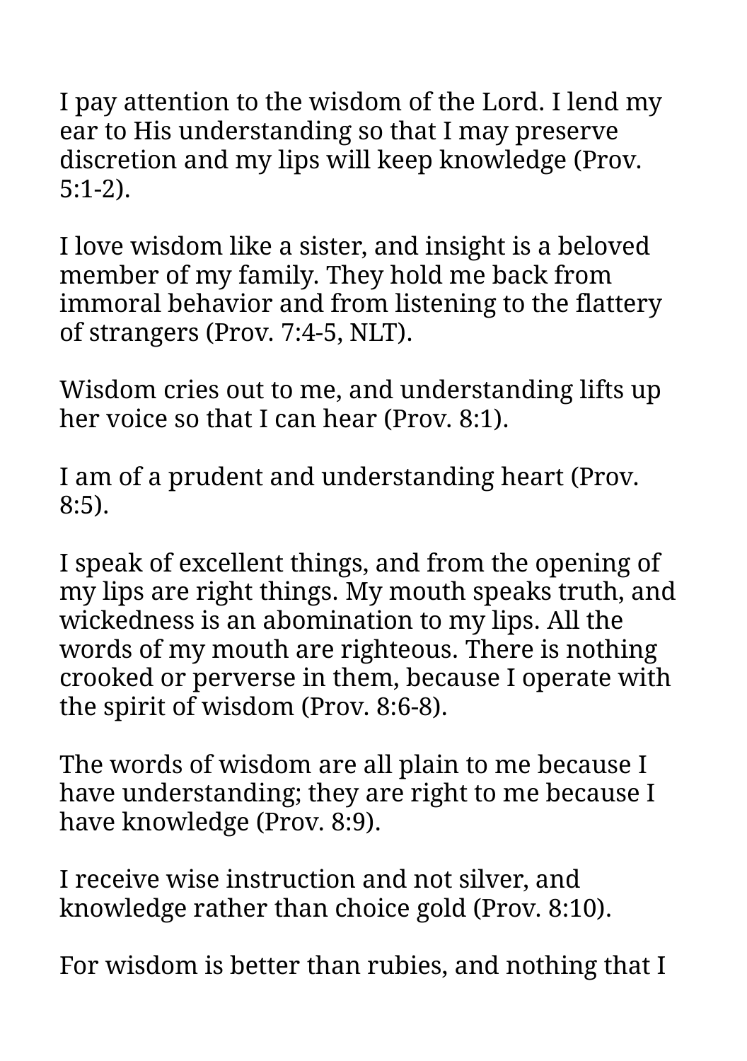I pay attention to the wisdom of the Lord. I lend my ear to His understanding so that I may preserve discretion and my lips will keep knowledge (Prov. 5:1-2).

I love wisdom like a sister, and insight is a beloved member of my family. They hold me back from immoral behavior and from listening to the flattery of strangers (Prov. 7:4-5, NLT).

Wisdom cries out to me, and understanding lifts up her voice so that I can hear (Prov. 8:1).

I am of a prudent and understanding heart (Prov. 8:5).

I speak of excellent things, and from the opening of my lips are right things. My mouth speaks truth, and wickedness is an abomination to my lips. All the words of my mouth are righteous. There is nothing crooked or perverse in them, because I operate with the spirit of wisdom (Prov. 8:6-8).

The words of wisdom are all plain to me because I have understanding; they are right to me because I have knowledge (Prov. 8:9).

I receive wise instruction and not silver, and knowledge rather than choice gold (Prov. 8:10).

For wisdom is better than rubies, and nothing that I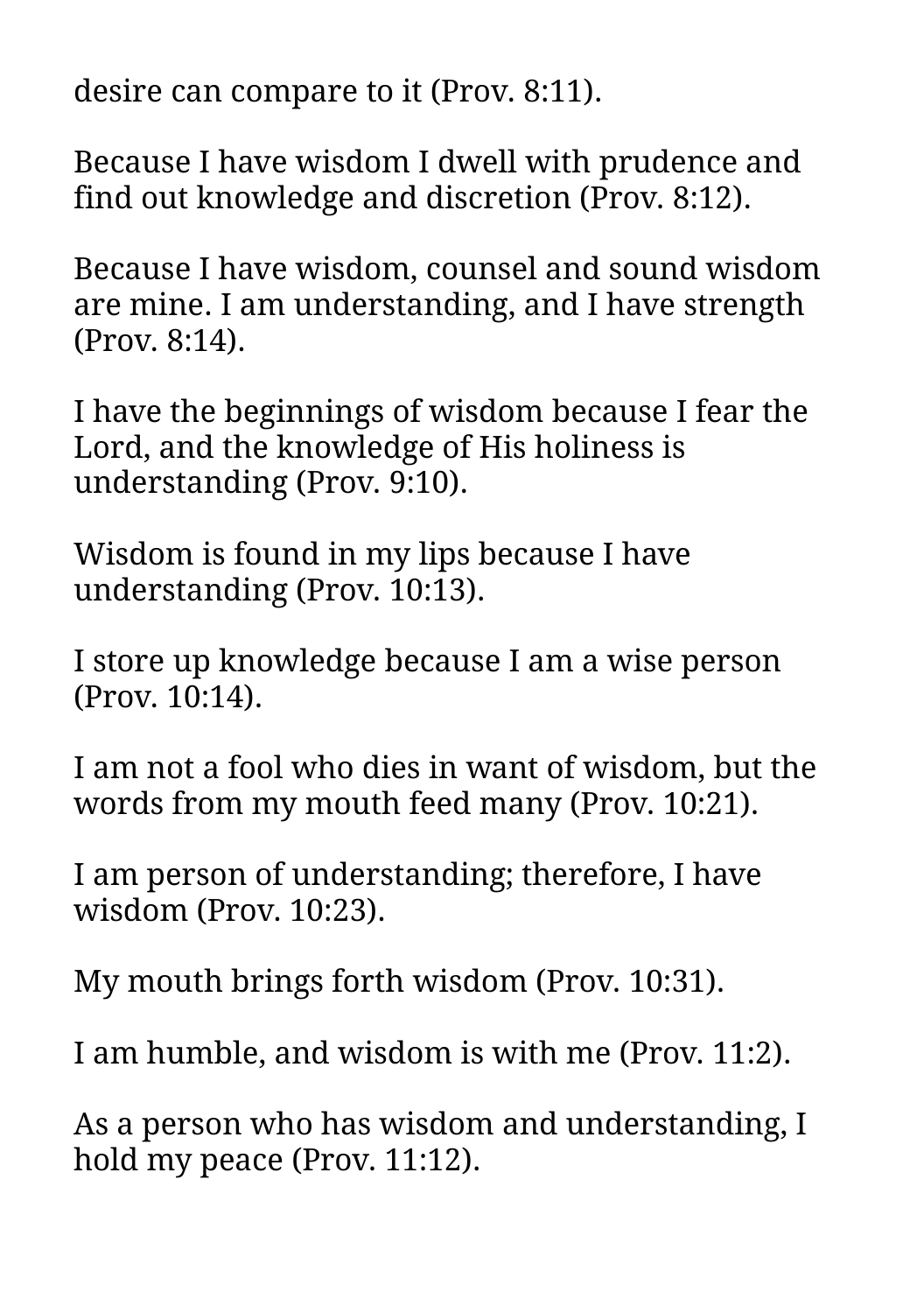desire can compare to it (Prov. 8:11).

Because I have wisdom I dwell with prudence and find out knowledge and discretion (Prov. 8:12).

Because I have wisdom, counsel and sound wisdom are mine. I am understanding, and I have strength (Prov. 8:14).

I have the beginnings of wisdom because I fear the Lord, and the knowledge of His holiness is understanding (Prov. 9:10).

Wisdom is found in my lips because I have understanding (Prov. 10:13).

I store up knowledge because I am a wise person (Prov. 10:14).

I am not a fool who dies in want of wisdom, but the words from my mouth feed many (Prov. 10:21).

I am person of understanding; therefore, I have wisdom (Prov. 10:23).

My mouth brings forth wisdom (Prov. 10:31).

I am humble, and wisdom is with me (Prov. 11:2).

As a person who has wisdom and understanding, I hold my peace (Prov. 11:12).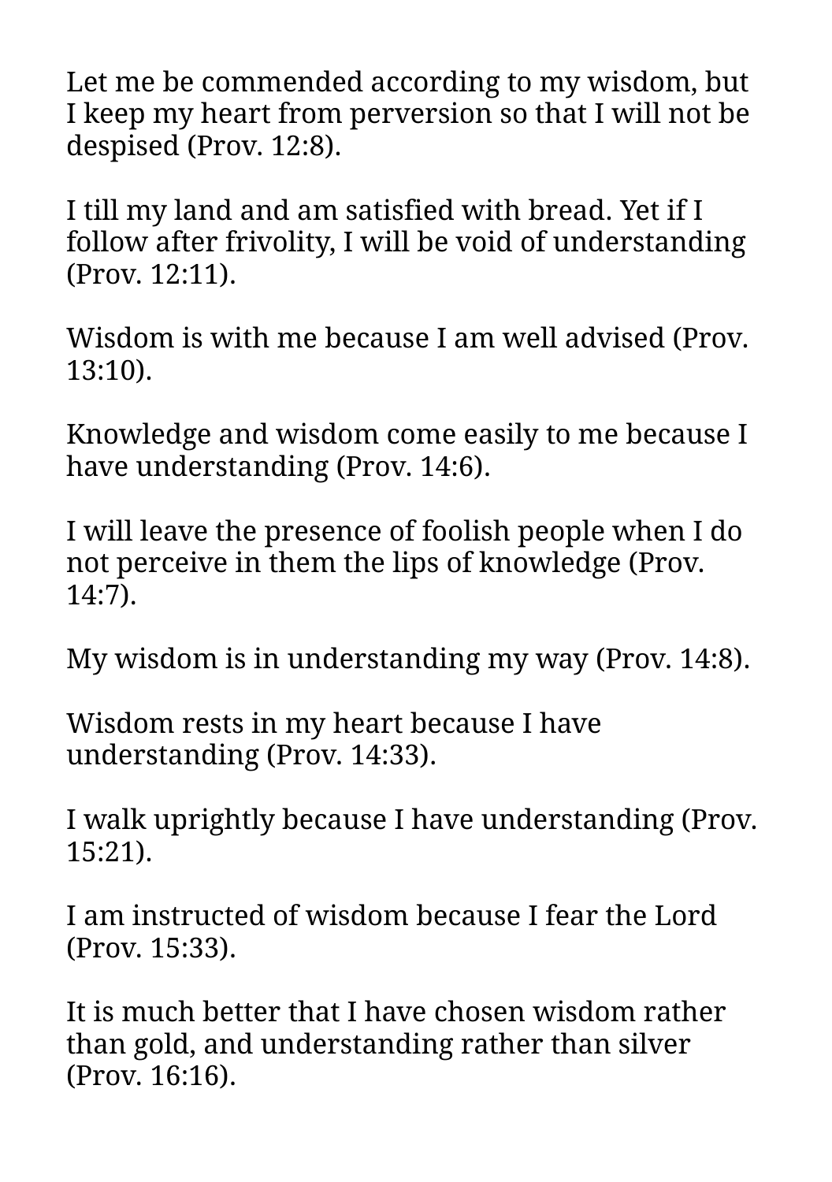Let me be commended according to my wisdom, but I keep my heart from perversion so that I will not be despised (Prov. 12:8).

I till my land and am satisfied with bread. Yet if I follow after frivolity, I will be void of understanding (Prov. 12:11).

Wisdom is with me because I am well advised (Prov. 13:10).

Knowledge and wisdom come easily to me because I have understanding (Prov. 14:6).

I will leave the presence of foolish people when I do not perceive in them the lips of knowledge (Prov. 14:7).

My wisdom is in understanding my way (Prov. 14:8).

Wisdom rests in my heart because I have understanding (Prov. 14:33).

I walk uprightly because I have understanding (Prov. 15:21).

I am instructed of wisdom because I fear the Lord (Prov. 15:33).

It is much better that I have chosen wisdom rather than gold, and understanding rather than silver (Prov. 16:16).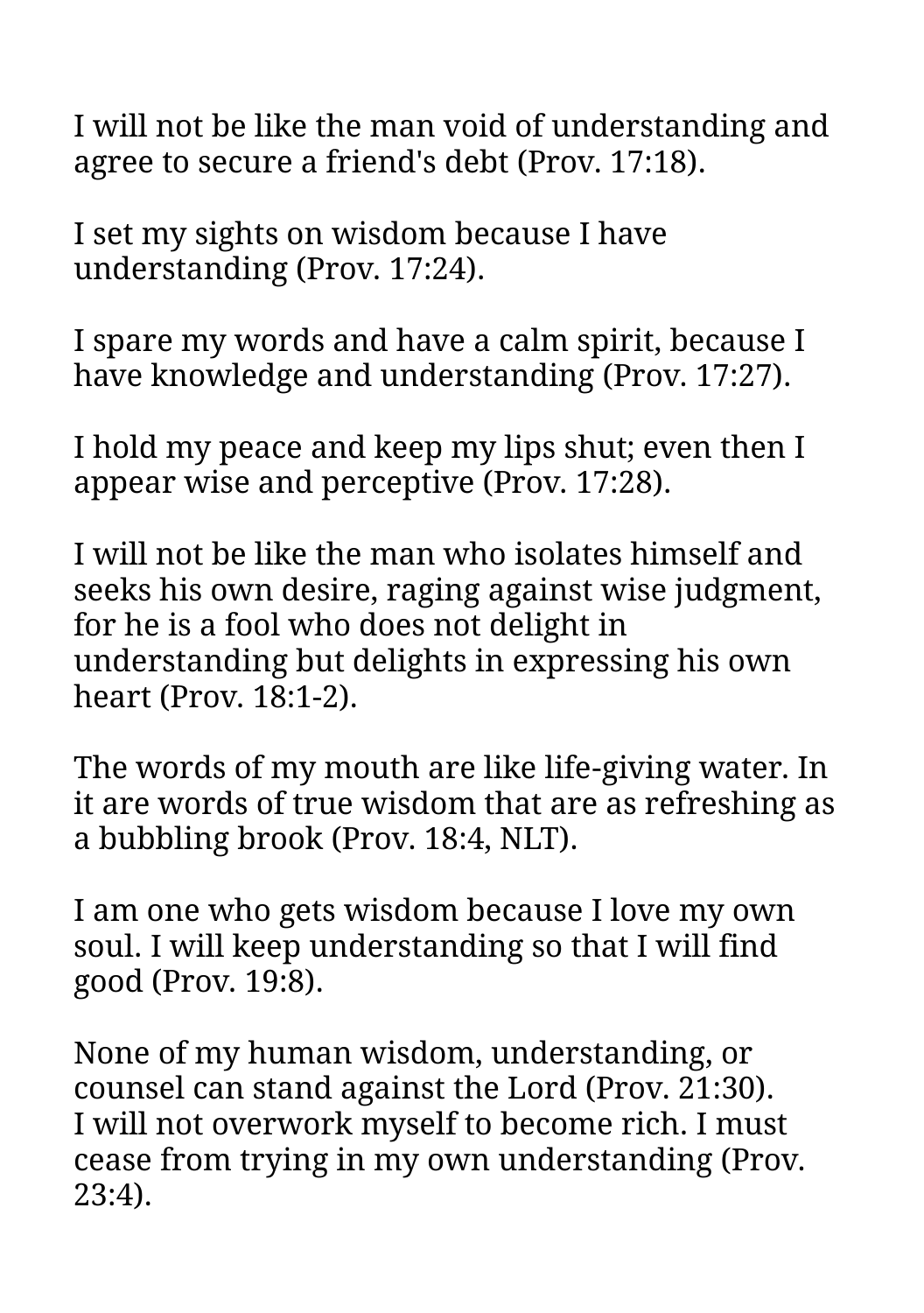I will not be like the man void of understanding and agree to secure a friend's debt (Prov. 17:18).

I set my sights on wisdom because I have understanding (Prov. 17:24).

I spare my words and have a calm spirit, because I have knowledge and understanding (Prov. 17:27).

I hold my peace and keep my lips shut; even then I appear wise and perceptive (Prov. 17:28).

I will not be like the man who isolates himself and seeks his own desire, raging against wise judgment, for he is a fool who does not delight in understanding but delights in expressing his own heart (Prov. 18:1-2).

The words of my mouth are like life-giving water. In it are words of true wisdom that are as refreshing as a bubbling brook (Prov. 18:4, NLT).

I am one who gets wisdom because I love my own soul. I will keep understanding so that I will find good (Prov. 19:8).

None of my human wisdom, understanding, or counsel can stand against the Lord (Prov. 21:30).
I will not overwork myself to become rich. I must cease from trying in my own understanding (Prov. 23:4).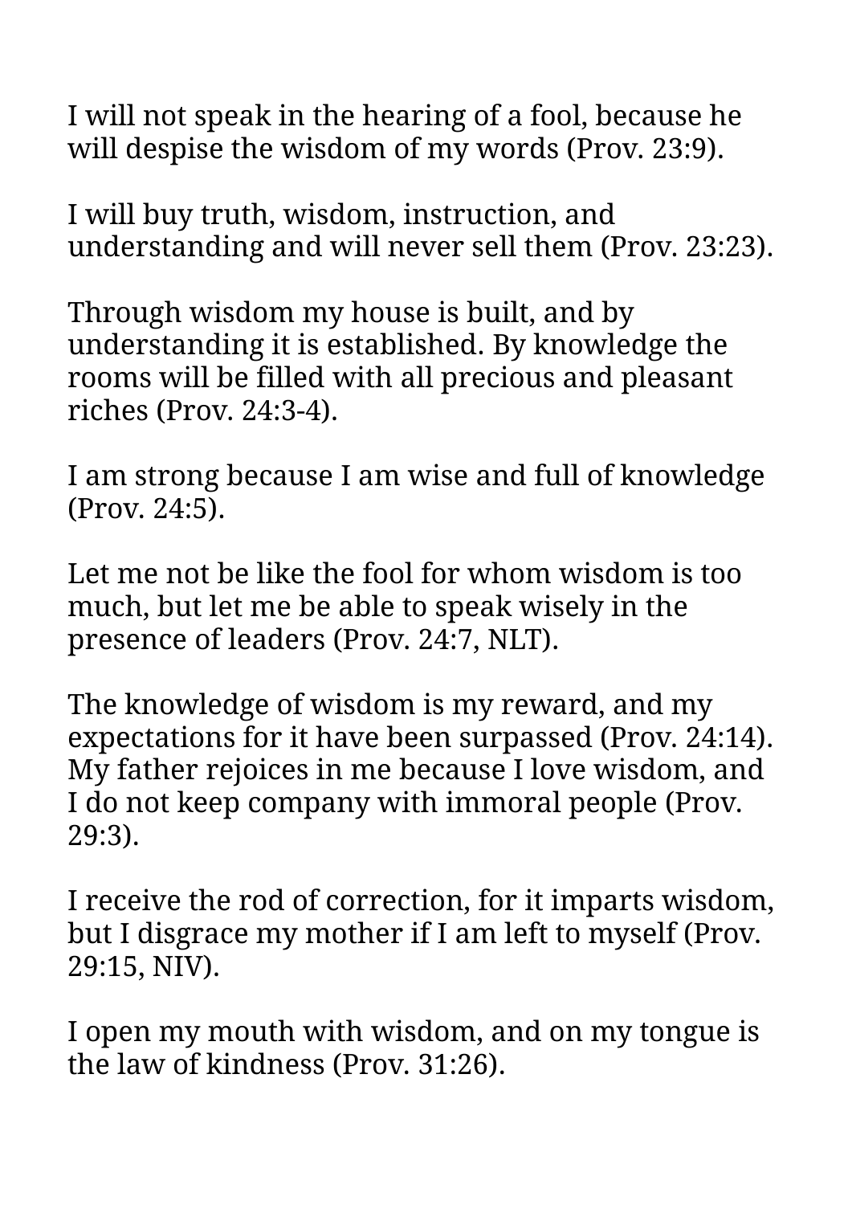I will not speak in the hearing of a fool, because he will despise the wisdom of my words (Prov. 23:9).

I will buy truth, wisdom, instruction, and understanding and will never sell them (Prov. 23:23).

Through wisdom my house is built, and by understanding it is established. By knowledge the rooms will be filled with all precious and pleasant riches (Prov. 24:3-4).

I am strong because I am wise and full of knowledge (Prov. 24:5).

Let me not be like the fool for whom wisdom is too much, but let me be able to speak wisely in the presence of leaders (Prov. 24:7, NLT).

The knowledge of wisdom is my reward, and my expectations for it have been surpassed (Prov. 24:14). My father rejoices in me because I love wisdom, and I do not keep company with immoral people (Prov. 29:3).

I receive the rod of correction, for it imparts wisdom, but I disgrace my mother if I am left to myself (Prov. 29:15, NIV).

I open my mouth with wisdom, and on my tongue is the law of kindness (Prov. 31:26).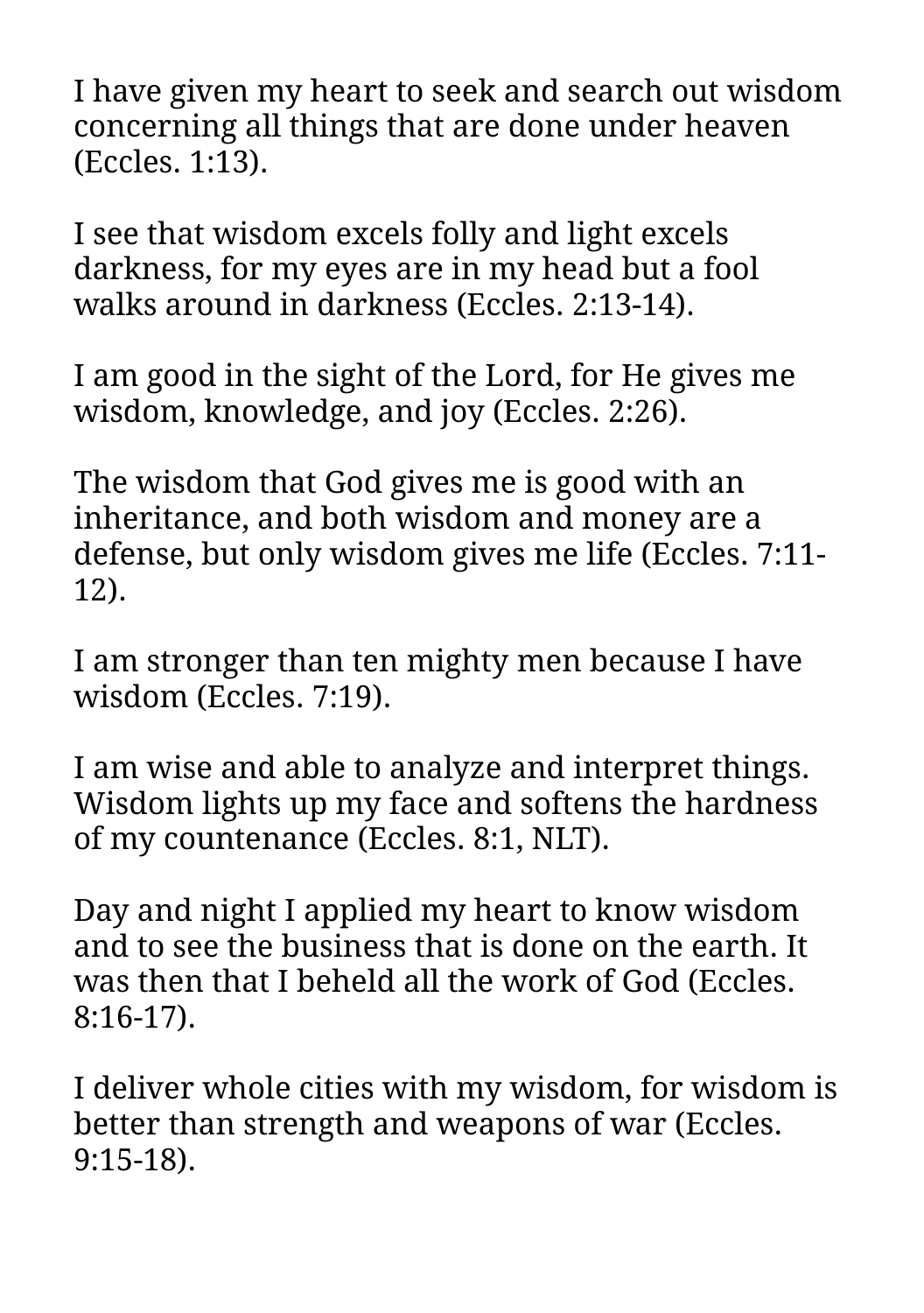I have given my heart to seek and search out wisdom concerning all things that are done under heaven (Eccles. 1:13).

I see that wisdom excels folly and light excels darkness, for my eyes are in my head but a fool walks around in darkness (Eccles. 2:13-14).

I am good in the sight of the Lord, for He gives me wisdom, knowledge, and joy (Eccles. 2:26).

The wisdom that God gives me is good with an inheritance, and both wisdom and money are a defense, but only wisdom gives me life (Eccles. 7:11-12).

I am stronger than ten mighty men because I have wisdom (Eccles. 7:19).

I am wise and able to analyze and interpret things. Wisdom lights up my face and softens the hardness of my countenance (Eccles. 8:1, NLT).

Day and night I applied my heart to know wisdom and to see the business that is done on the earth. It was then that I beheld all the work of God (Eccles. 8:16-17).

I deliver whole cities with my wisdom, for wisdom is better than strength and weapons of war (Eccles. 9:15-18).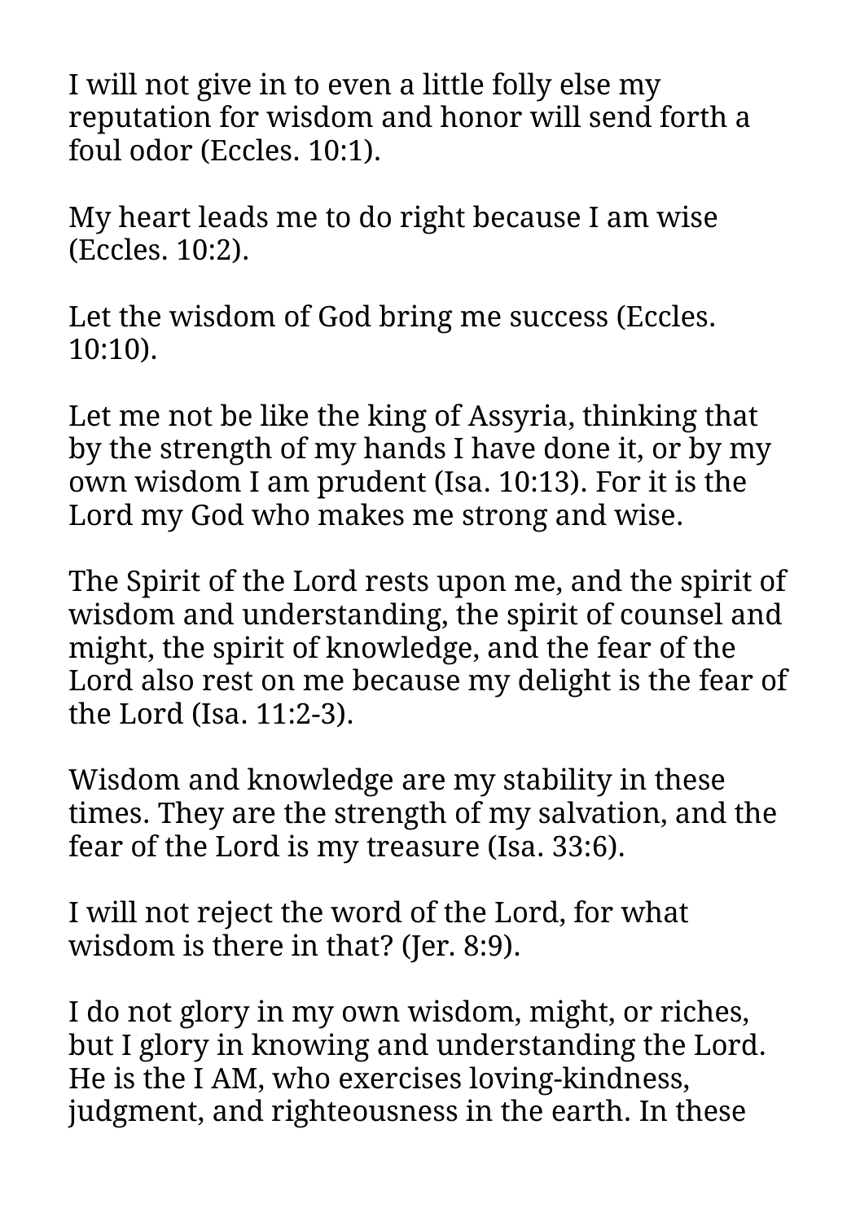I will not give in to even a little folly else my reputation for wisdom and honor will send forth a foul odor (Eccles. 10:1).

My heart leads me to do right because I am wise (Eccles. 10:2).

Let the wisdom of God bring me success (Eccles. 10:10).

Let me not be like the king of Assyria, thinking that by the strength of my hands I have done it, or by my own wisdom I am prudent (Isa. 10:13). For it is the Lord my God who makes me strong and wise.

The Spirit of the Lord rests upon me, and the spirit of wisdom and understanding, the spirit of counsel and might, the spirit of knowledge, and the fear of the Lord also rest on me because my delight is the fear of the Lord (Isa. 11:2-3).

Wisdom and knowledge are my stability in these times. They are the strength of my salvation, and the fear of the Lord is my treasure (Isa. 33:6).

I will not reject the word of the Lord, for what wisdom is there in that? (Jer. 8:9).

I do not glory in my own wisdom, might, or riches, but I glory in knowing and understanding the Lord. He is the I AM, who exercises loving-kindness, judgment, and righteousness in the earth. In these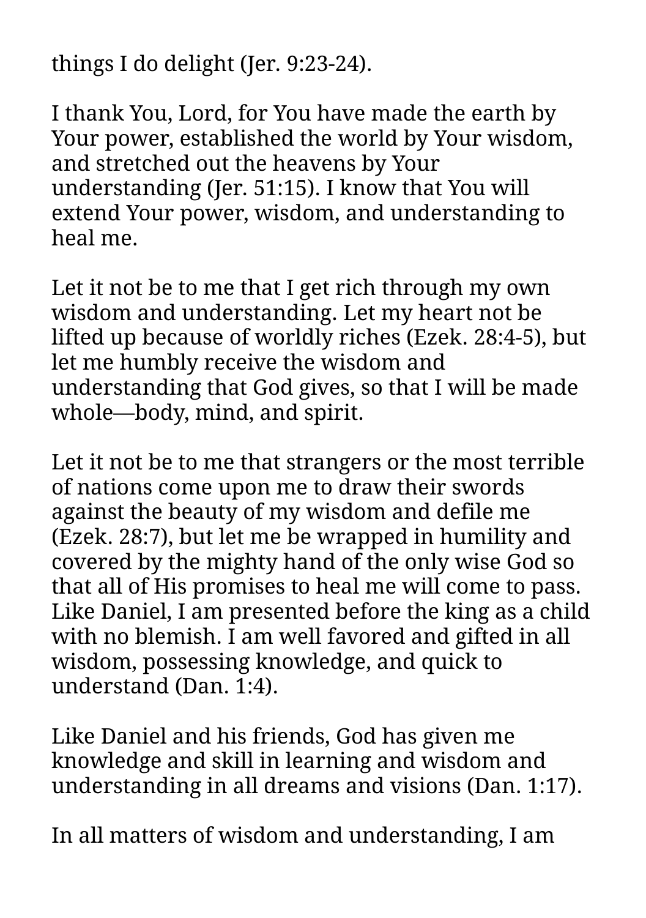things I do delight (Jer. 9:23-24).

I thank You, Lord, for You have made the earth by Your power, established the world by Your wisdom, and stretched out the heavens by Your understanding (Jer. 51:15). I know that You will extend Your power, wisdom, and understanding to heal me.

Let it not be to me that I get rich through my own wisdom and understanding. Let my heart not be lifted up because of worldly riches (Ezek. 28:4-5), but let me humbly receive the wisdom and understanding that God gives, so that I will be made whole—body, mind, and spirit.

Let it not be to me that strangers or the most terrible of nations come upon me to draw their swords against the beauty of my wisdom and defile me (Ezek. 28:7), but let me be wrapped in humility and covered by the mighty hand of the only wise God so that all of His promises to heal me will come to pass. Like Daniel, I am presented before the king as a child with no blemish. I am well favored and gifted in all wisdom, possessing knowledge, and quick to understand (Dan. 1:4).

Like Daniel and his friends, God has given me knowledge and skill in learning and wisdom and understanding in all dreams and visions (Dan. 1:17).

In all matters of wisdom and understanding, I am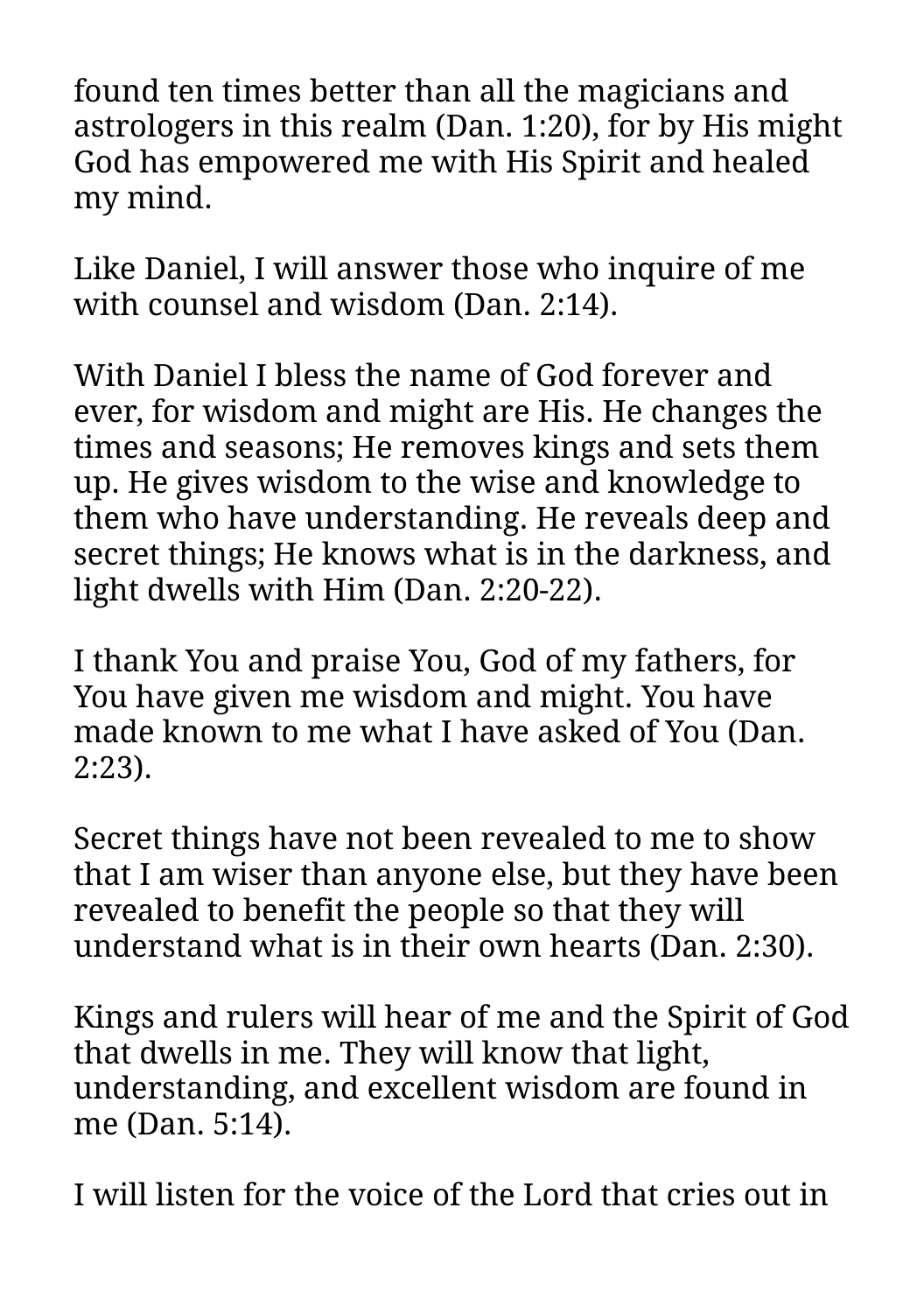found ten times better than all the magicians and astrologers in this realm (Dan. 1:20), for by His might God has empowered me with His Spirit and healed my mind.

Like Daniel, I will answer those who inquire of me with counsel and wisdom (Dan. 2:14).

With Daniel I bless the name of God forever and ever, for wisdom and might are His. He changes the times and seasons; He removes kings and sets them up. He gives wisdom to the wise and knowledge to them who have understanding. He reveals deep and secret things; He knows what is in the darkness, and light dwells with Him (Dan. 2:20-22).

I thank You and praise You, God of my fathers, for You have given me wisdom and might. You have made known to me what I have asked of You (Dan. 2:23).

Secret things have not been revealed to me to show that I am wiser than anyone else, but they have been revealed to benefit the people so that they will understand what is in their own hearts (Dan. 2:30).

Kings and rulers will hear of me and the Spirit of God that dwells in me. They will know that light, understanding, and excellent wisdom are found in me (Dan. 5:14).

I will listen for the voice of the Lord that cries out in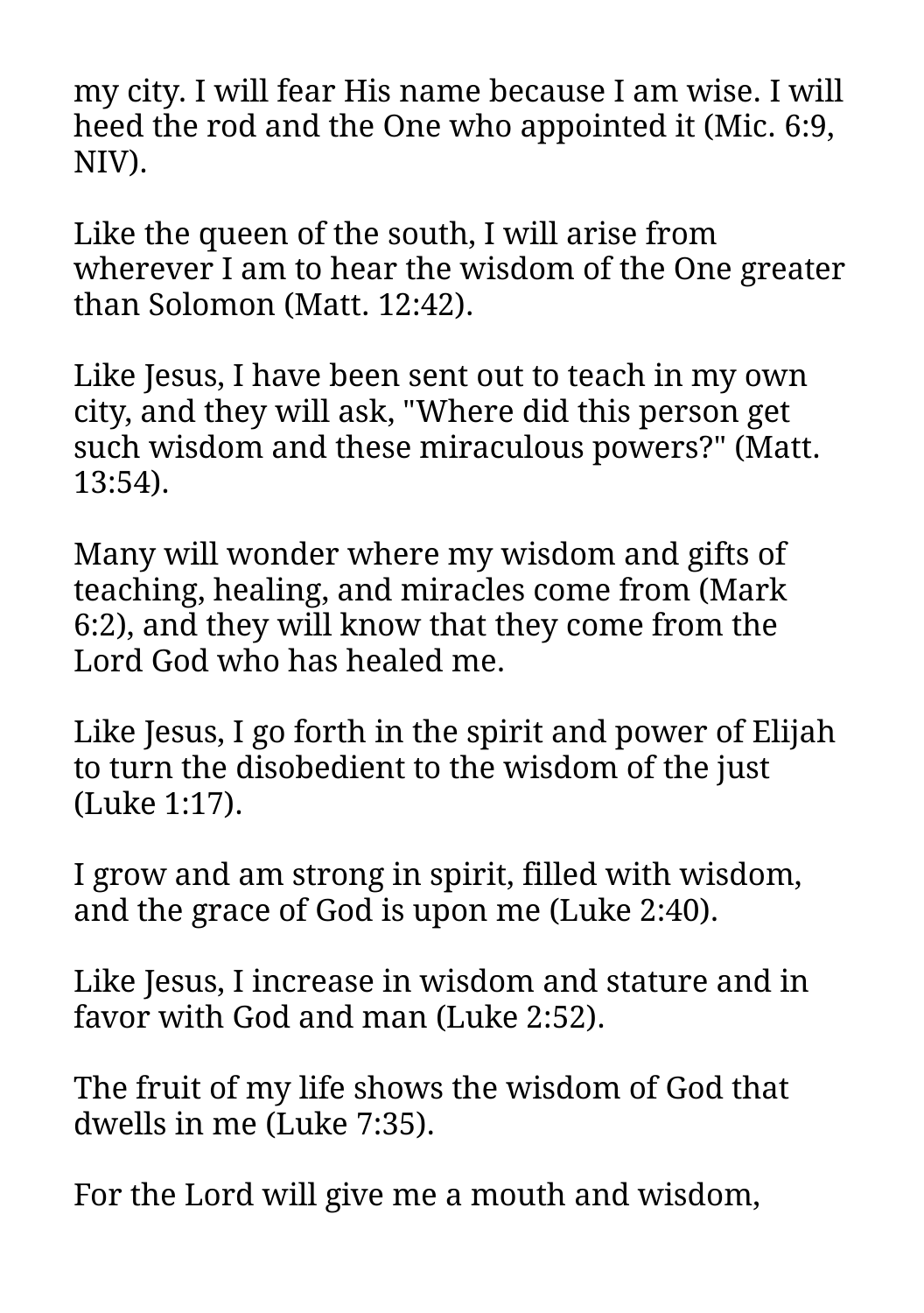my city. I will fear His name because I am wise. I will heed the rod and the One who appointed it (Mic. 6:9, NIV).

Like the queen of the south, I will arise from wherever I am to hear the wisdom of the One greater than Solomon (Matt. 12:42).

Like Jesus, I have been sent out to teach in my own city, and they will ask, "Where did this person get such wisdom and these miraculous powers?" (Matt. 13:54).

Many will wonder where my wisdom and gifts of teaching, healing, and miracles come from (Mark 6:2), and they will know that they come from the Lord God who has healed me.

Like Jesus, I go forth in the spirit and power of Elijah to turn the disobedient to the wisdom of the just (Luke 1:17).

I grow and am strong in spirit, filled with wisdom, and the grace of God is upon me (Luke 2:40).

Like Jesus, I increase in wisdom and stature and in favor with God and man (Luke 2:52).

The fruit of my life shows the wisdom of God that dwells in me (Luke 7:35).

For the Lord will give me a mouth and wisdom,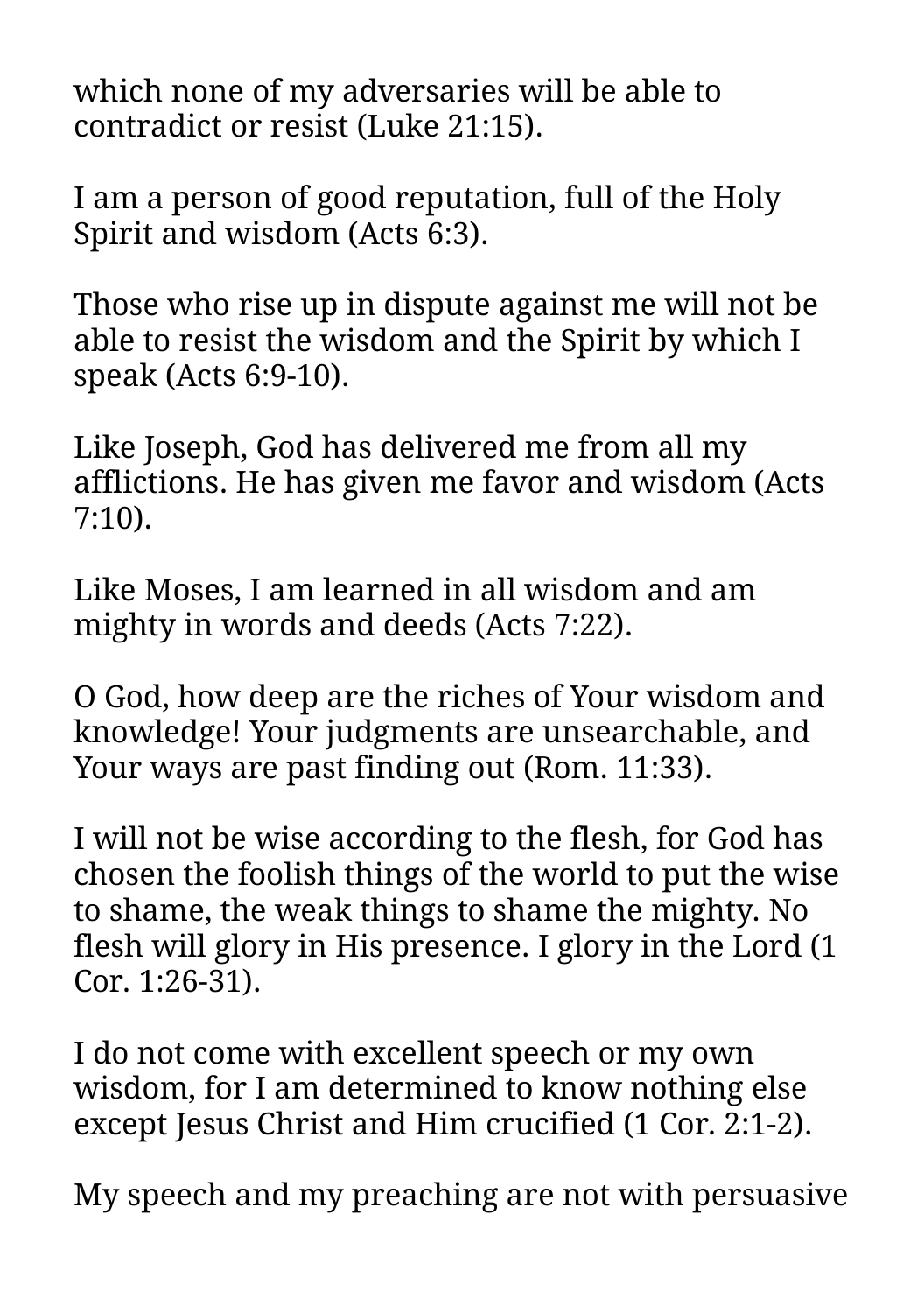which none of my adversaries will be able to contradict or resist (Luke 21:15).

I am a person of good reputation, full of the Holy Spirit and wisdom (Acts 6:3).

Those who rise up in dispute against me will not be able to resist the wisdom and the Spirit by which I speak (Acts 6:9-10).

Like Joseph, God has delivered me from all my afflictions. He has given me favor and wisdom (Acts 7:10).

Like Moses, I am learned in all wisdom and am mighty in words and deeds (Acts 7:22).

O God, how deep are the riches of Your wisdom and knowledge! Your judgments are unsearchable, and Your ways are past finding out (Rom. 11:33).

I will not be wise according to the flesh, for God has chosen the foolish things of the world to put the wise to shame, the weak things to shame the mighty. No flesh will glory in His presence. I glory in the Lord (1 Cor. 1:26-31).

I do not come with excellent speech or my own wisdom, for I am determined to know nothing else except Jesus Christ and Him crucified (1 Cor. 2:1-2).

My speech and my preaching are not with persuasive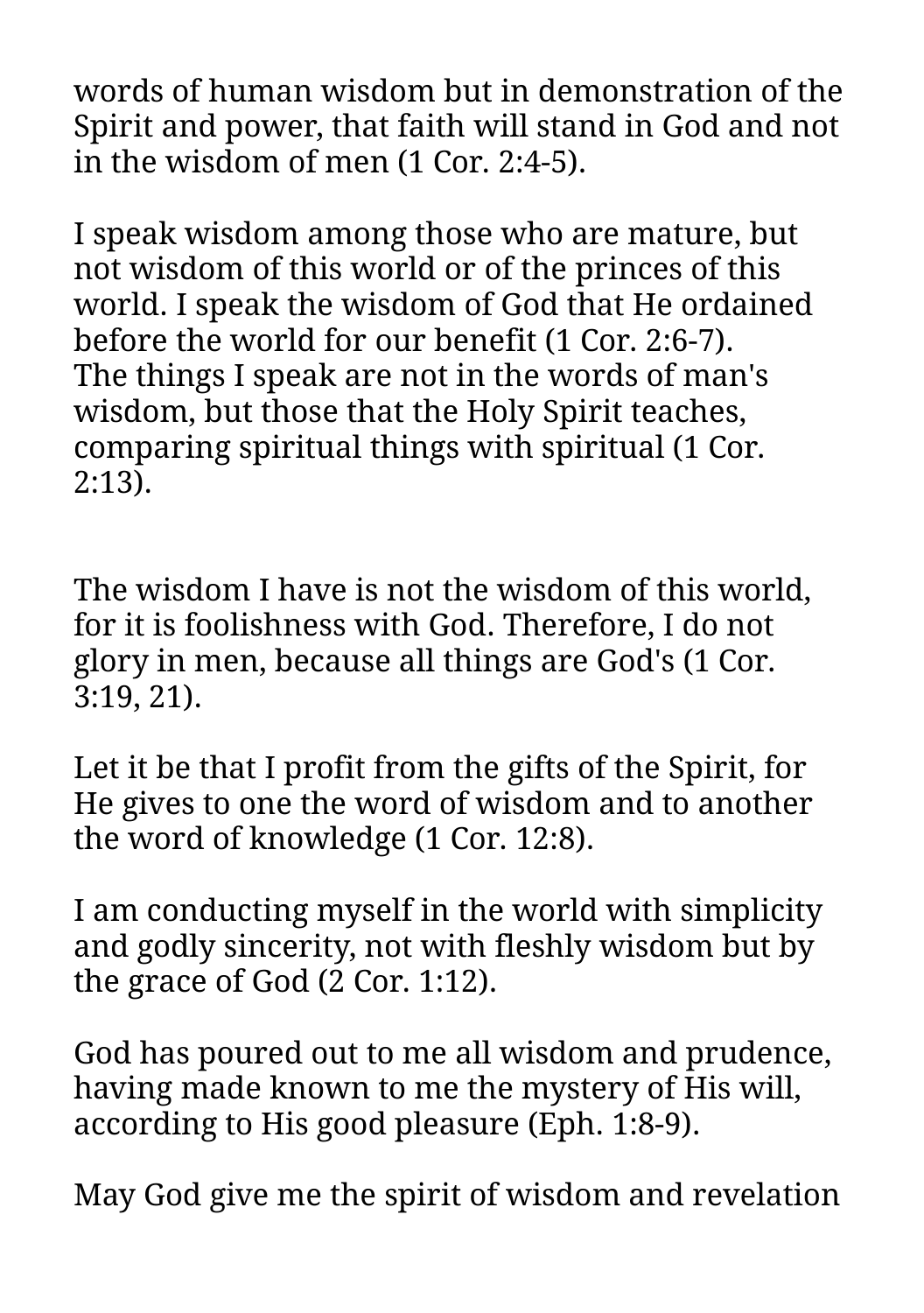words of human wisdom but in demonstration of the Spirit and power, that faith will stand in God and not in the wisdom of men (1 Cor. 2:4-5).

I speak wisdom among those who are mature, but not wisdom of this world or of the princes of this world. I speak the wisdom of God that He ordained before the world for our benefit (1 Cor. 2:6-7). The things I speak are not in the words of man's wisdom, but those that the Holy Spirit teaches, comparing spiritual things with spiritual (1 Cor. 2:13).

The wisdom I have is not the wisdom of this world, for it is foolishness with God. Therefore, I do not glory in men, because all things are God's (1 Cor. 3:19, 21).

Let it be that I profit from the gifts of the Spirit, for He gives to one the word of wisdom and to another the word of knowledge (1 Cor. 12:8).

I am conducting myself in the world with simplicity and godly sincerity, not with fleshly wisdom but by the grace of God (2 Cor. 1:12).

God has poured out to me all wisdom and prudence, having made known to me the mystery of His will, according to His good pleasure (Eph. 1:8-9).

May God give me the spirit of wisdom and revelation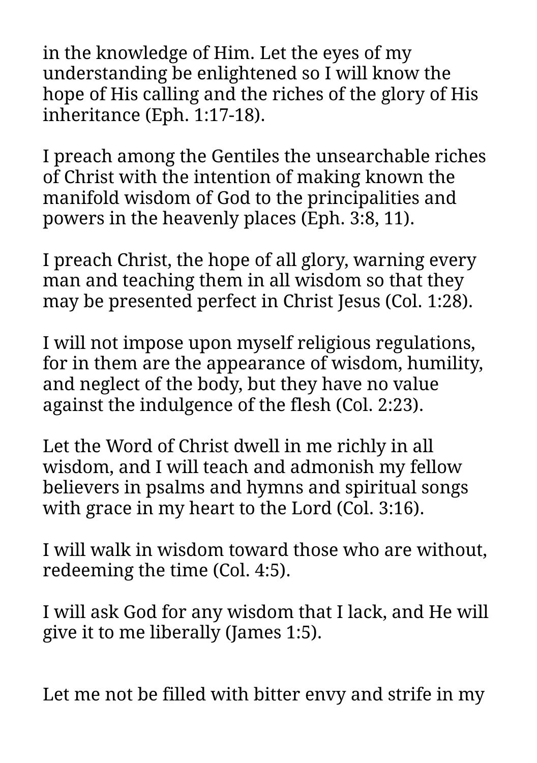in the knowledge of Him. Let the eyes of my understanding be enlightened so I will know the hope of His calling and the riches of the glory of His inheritance (Eph. 1:17-18).

I preach among the Gentiles the unsearchable riches of Christ with the intention of making known the manifold wisdom of God to the principalities and powers in the heavenly places (Eph. 3:8, 11).

I preach Christ, the hope of all glory, warning every man and teaching them in all wisdom so that they may be presented perfect in Christ Jesus (Col. 1:28).

I will not impose upon myself religious regulations, for in them are the appearance of wisdom, humility, and neglect of the body, but they have no value against the indulgence of the flesh (Col. 2:23).

Let the Word of Christ dwell in me richly in all wisdom, and I will teach and admonish my fellow believers in psalms and hymns and spiritual songs with grace in my heart to the Lord (Col. 3:16).

I will walk in wisdom toward those who are without, redeeming the time (Col. 4:5).

I will ask God for any wisdom that I lack, and He will give it to me liberally (James 1:5).

Let me not be filled with bitter envy and strife in my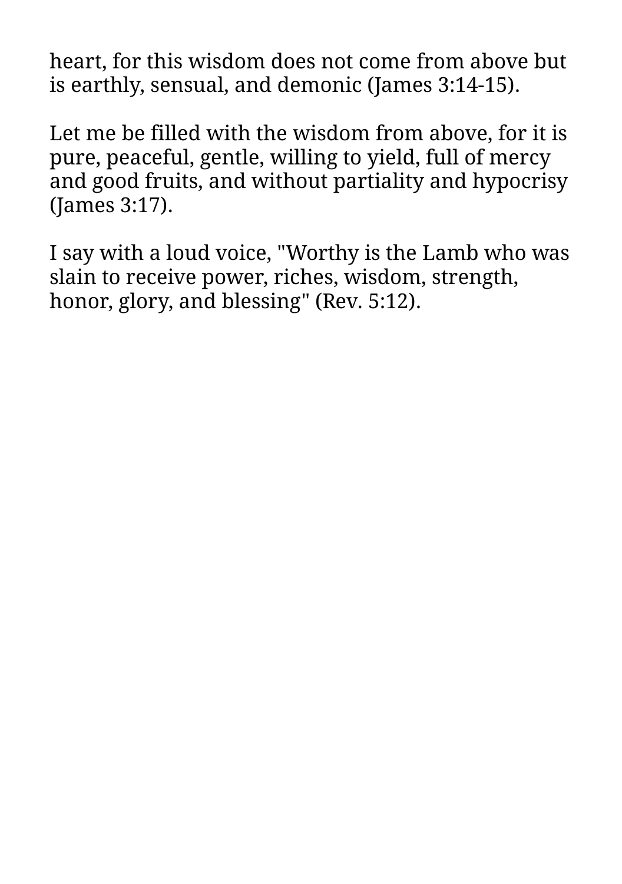heart, for this wisdom does not come from above but is earthly, sensual, and demonic (James 3:14-15).

Let me be filled with the wisdom from above, for it is pure, peaceful, gentle, willing to yield, full of mercy and good fruits, and without partiality and hypocrisy (James 3:17).

I say with a loud voice, "Worthy is the Lamb who was slain to receive power, riches, wisdom, strength, honor, glory, and blessing" (Rev. 5:12).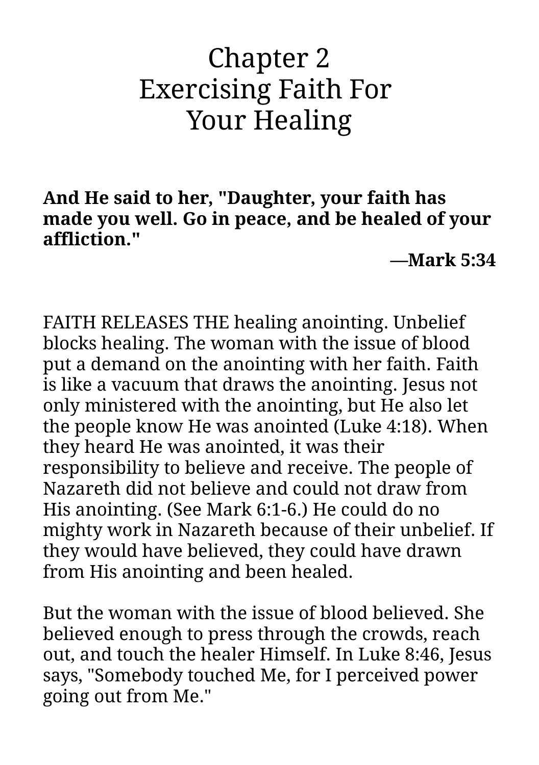# Chapter 2
# Exercising Faith For Your Healing

**And He said to her, "Daughter, your faith has made you well. Go in peace, and be healed of your affliction."**

**—Mark 5:34**

FAITH RELEASES THE healing anointing. Unbelief blocks healing. The woman with the issue of blood put a demand on the anointing with her faith. Faith is like a vacuum that draws the anointing. Jesus not only ministered with the anointing, but He also let the people know He was anointed (Luke 4:18). When they heard He was anointed, it was their responsibility to believe and receive. The people of Nazareth did not believe and could not draw from His anointing. (See Mark 6:1-6.) He could do no mighty work in Nazareth because of their unbelief. If they would have believed, they could have drawn from His anointing and been healed.

But the woman with the issue of blood believed. She believed enough to press through the crowds, reach out, and touch the healer Himself. In Luke 8:46, Jesus says, "Somebody touched Me, for I perceived power going out from Me."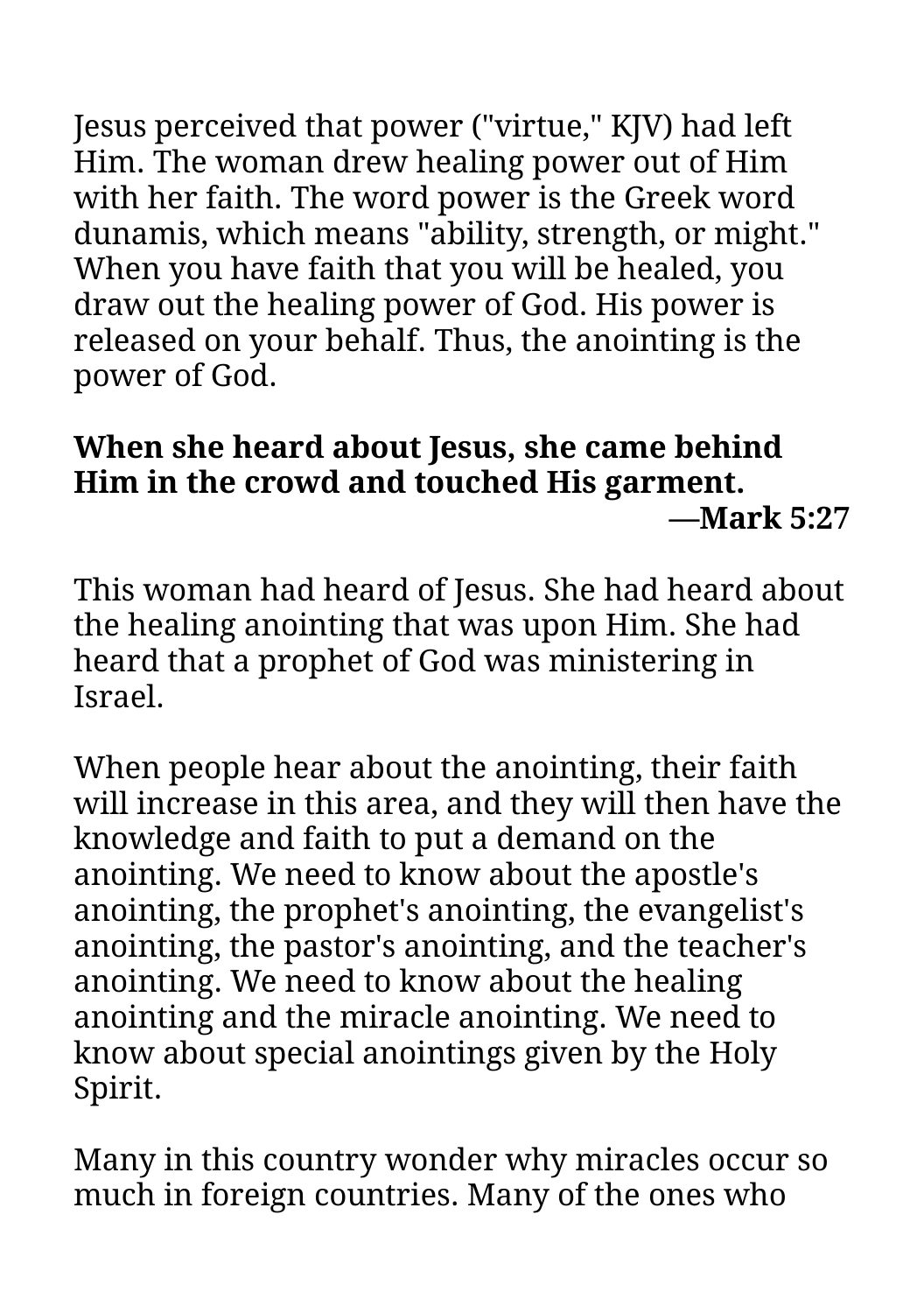Jesus perceived that power ("virtue," KJV) had left Him. The woman drew healing power out of Him with her faith. The word power is the Greek word dunamis, which means "ability, strength, or might." When you have faith that you will be healed, you draw out the healing power of God. His power is released on your behalf. Thus, the anointing is the power of God.

**When she heard about Jesus, she came behind Him in the crowd and touched His garment.**
**—Mark 5:27**

This woman had heard of Jesus. She had heard about the healing anointing that was upon Him. She had heard that a prophet of God was ministering in Israel.

When people hear about the anointing, their faith will increase in this area, and they will then have the knowledge and faith to put a demand on the anointing. We need to know about the apostle's anointing, the prophet's anointing, the evangelist's anointing, the pastor's anointing, and the teacher's anointing. We need to know about the healing anointing and the miracle anointing. We need to know about special anointings given by the Holy Spirit.

Many in this country wonder why miracles occur so much in foreign countries. Many of the ones who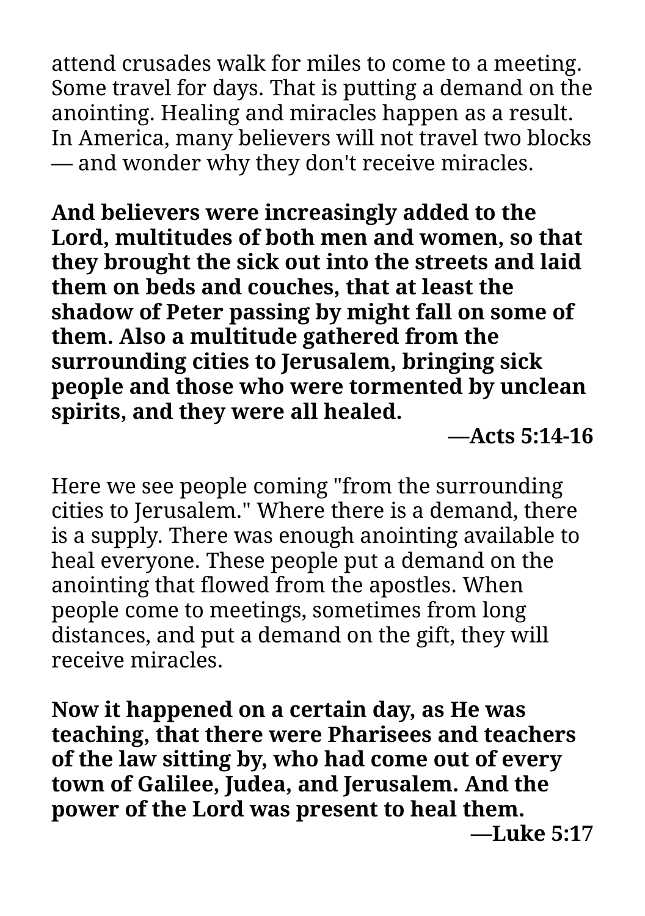attend crusades walk for miles to come to a meeting. Some travel for days. That is putting a demand on the anointing. Healing and miracles happen as a result. In America, many believers will not travel two blocks — and wonder why they don't receive miracles.

**And believers were increasingly added to the Lord, multitudes of both men and women, so that they brought the sick out into the streets and laid them on beds and couches, that at least the shadow of Peter passing by might fall on some of them. Also a multitude gathered from the surrounding cities to Jerusalem, bringing sick people and those who were tormented by unclean spirits, and they were all healed.**

**—Acts 5:14-16**

Here we see people coming "from the surrounding cities to Jerusalem." Where there is a demand, there is a supply. There was enough anointing available to heal everyone. These people put a demand on the anointing that flowed from the apostles. When people come to meetings, sometimes from long distances, and put a demand on the gift, they will receive miracles.

**Now it happened on a certain day, as He was teaching, that there were Pharisees and teachers of the law sitting by, who had come out of every town of Galilee, Judea, and Jerusalem. And the power of the Lord was present to heal them.**

**—Luke 5:17**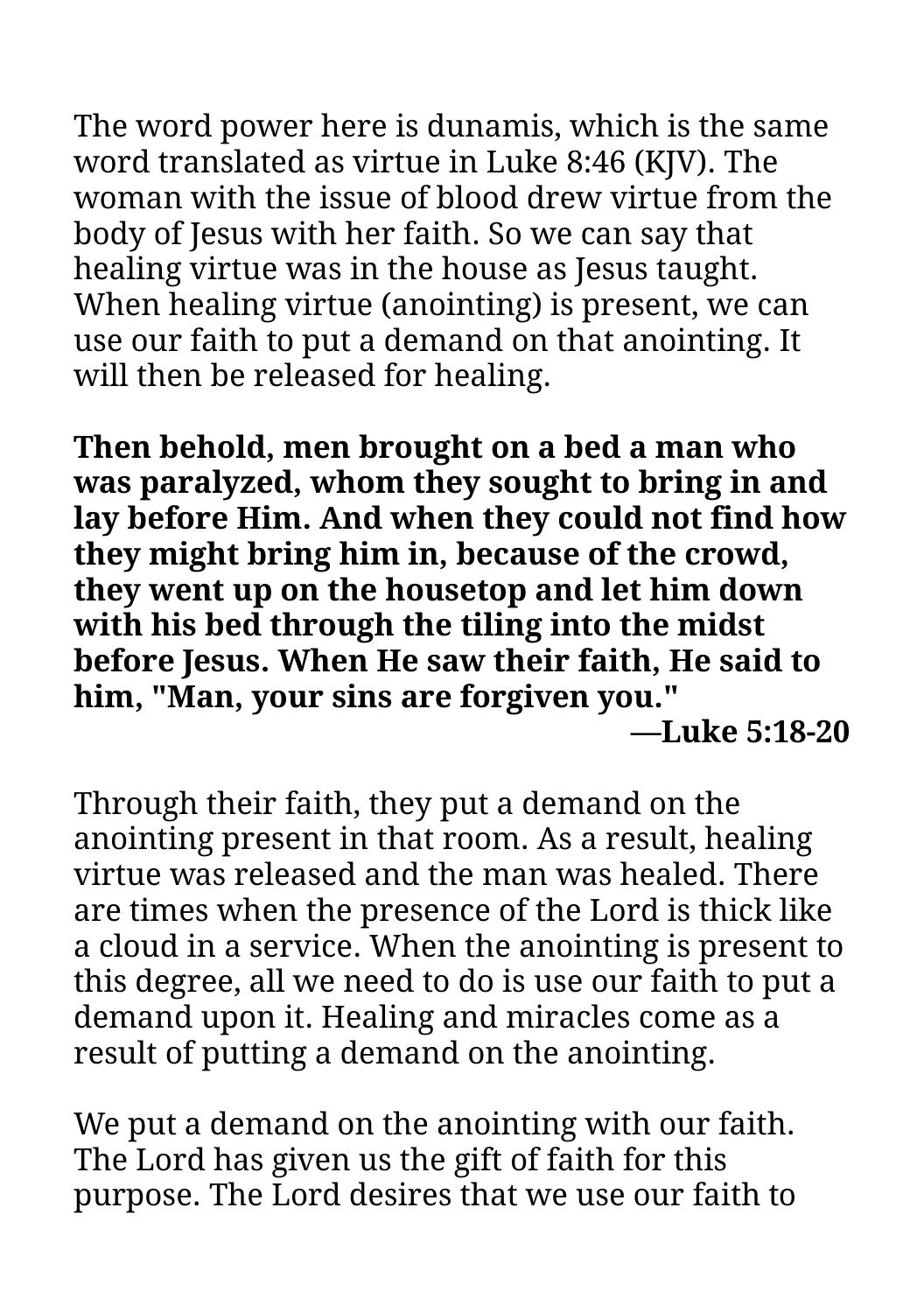The word power here is dunamis, which is the same word translated as virtue in Luke 8:46 (KJV). The woman with the issue of blood drew virtue from the body of Jesus with her faith. So we can say that healing virtue was in the house as Jesus taught. When healing virtue (anointing) is present, we can use our faith to put a demand on that anointing. It will then be released for healing.

**Then behold, men brought on a bed a man who was paralyzed, whom they sought to bring in and lay before Him. And when they could not find how they might bring him in, because of the crowd, they went up on the housetop and let him down with his bed through the tiling into the midst before Jesus. When He saw their faith, He said to him, "Man, your sins are forgiven you."**

**—Luke 5:18-20**

Through their faith, they put a demand on the anointing present in that room. As a result, healing virtue was released and the man was healed. There are times when the presence of the Lord is thick like a cloud in a service. When the anointing is present to this degree, all we need to do is use our faith to put a demand upon it. Healing and miracles come as a result of putting a demand on the anointing.

We put a demand on the anointing with our faith. The Lord has given us the gift of faith for this purpose. The Lord desires that we use our faith to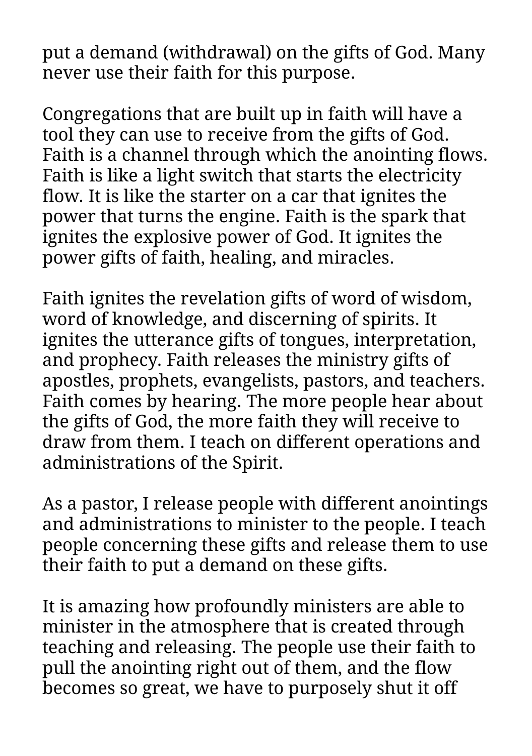put a demand (withdrawal) on the gifts of God. Many never use their faith for this purpose.

Congregations that are built up in faith will have a tool they can use to receive from the gifts of God. Faith is a channel through which the anointing flows. Faith is like a light switch that starts the electricity flow. It is like the starter on a car that ignites the power that turns the engine. Faith is the spark that ignites the explosive power of God. It ignites the power gifts of faith, healing, and miracles.

Faith ignites the revelation gifts of word of wisdom, word of knowledge, and discerning of spirits. It ignites the utterance gifts of tongues, interpretation, and prophecy. Faith releases the ministry gifts of apostles, prophets, evangelists, pastors, and teachers. Faith comes by hearing. The more people hear about the gifts of God, the more faith they will receive to draw from them. I teach on different operations and administrations of the Spirit.

As a pastor, I release people with different anointings and administrations to minister to the people. I teach people concerning these gifts and release them to use their faith to put a demand on these gifts.

It is amazing how profoundly ministers are able to minister in the atmosphere that is created through teaching and releasing. The people use their faith to pull the anointing right out of them, and the flow becomes so great, we have to purposely shut it off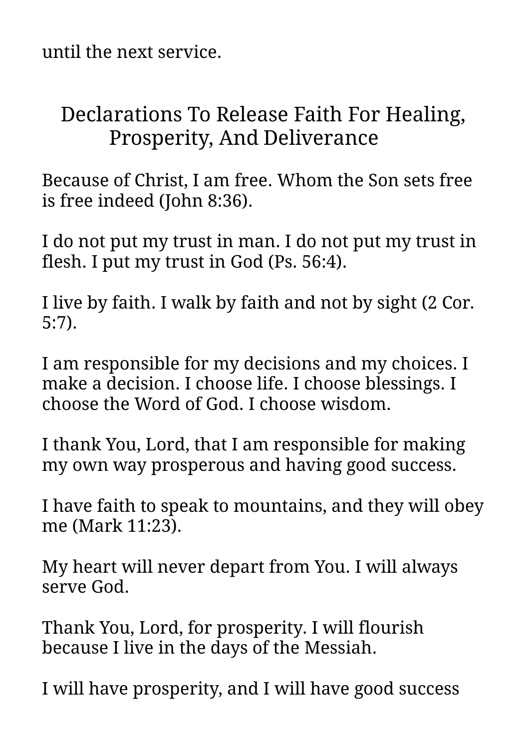until the next service.

## Declarations To Release Faith For Healing, Prosperity, And Deliverance

Because of Christ, I am free. Whom the Son sets free is free indeed (John 8:36).

I do not put my trust in man. I do not put my trust in flesh. I put my trust in God (Ps. 56:4).

I live by faith. I walk by faith and not by sight (2 Cor. 5:7).

I am responsible for my decisions and my choices. I make a decision. I choose life. I choose blessings. I choose the Word of God. I choose wisdom.

I thank You, Lord, that I am responsible for making my own way prosperous and having good success.

I have faith to speak to mountains, and they will obey me (Mark 11:23).

My heart will never depart from You. I will always serve God.

Thank You, Lord, for prosperity. I will flourish because I live in the days of the Messiah.

I will have prosperity, and I will have good success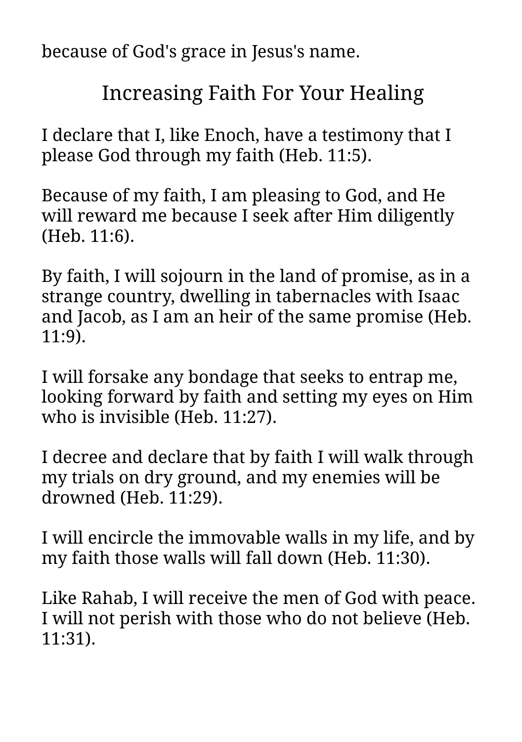because of God's grace in Jesus's name.

## Increasing Faith For Your Healing

I declare that I, like Enoch, have a testimony that I please God through my faith (Heb. 11:5).

Because of my faith, I am pleasing to God, and He will reward me because I seek after Him diligently (Heb. 11:6).

By faith, I will sojourn in the land of promise, as in a strange country, dwelling in tabernacles with Isaac and Jacob, as I am an heir of the same promise (Heb. 11:9).

I will forsake any bondage that seeks to entrap me, looking forward by faith and setting my eyes on Him who is invisible (Heb. 11:27).

I decree and declare that by faith I will walk through my trials on dry ground, and my enemies will be drowned (Heb. 11:29).

I will encircle the immovable walls in my life, and by my faith those walls will fall down (Heb. 11:30).

Like Rahab, I will receive the men of God with peace. I will not perish with those who do not believe (Heb. 11:31).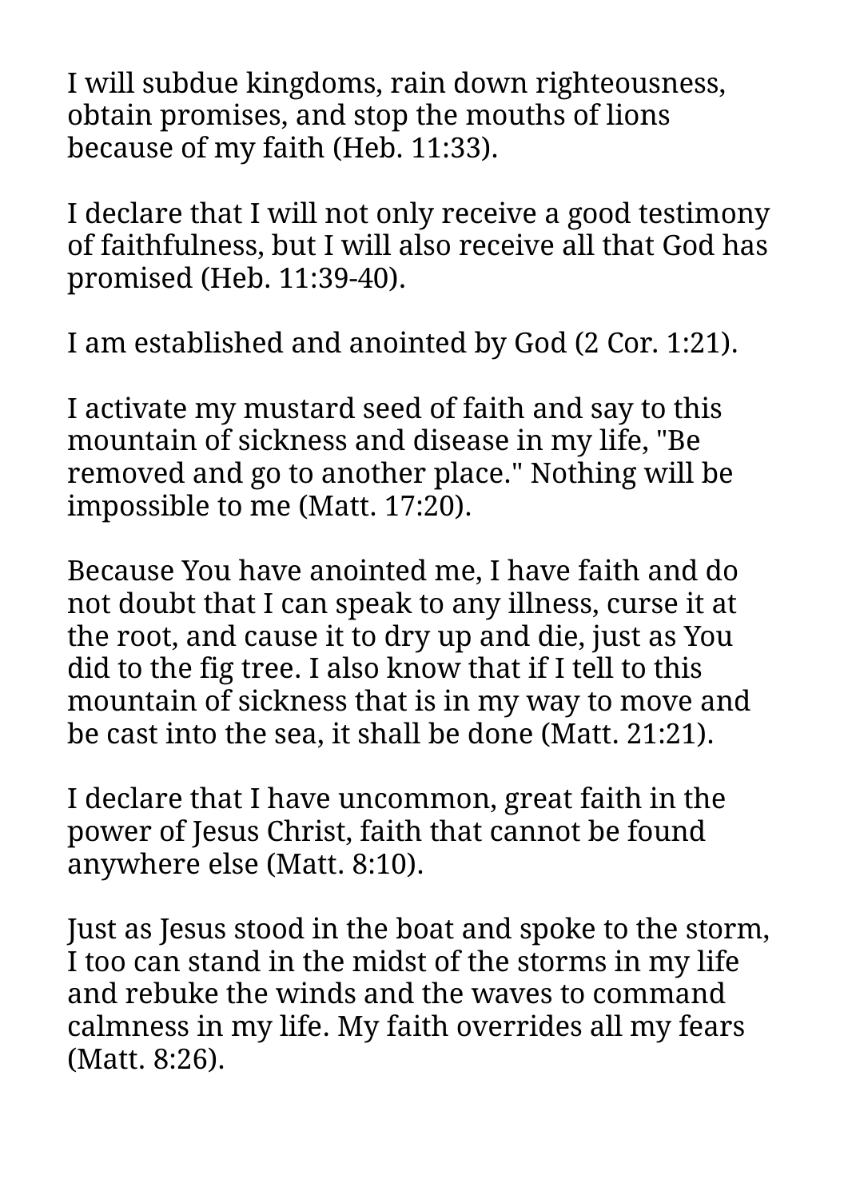I will subdue kingdoms, rain down righteousness, obtain promises, and stop the mouths of lions because of my faith (Heb. 11:33).

I declare that I will not only receive a good testimony of faithfulness, but I will also receive all that God has promised (Heb. 11:39-40).

I am established and anointed by God (2 Cor. 1:21).

I activate my mustard seed of faith and say to this mountain of sickness and disease in my life, "Be removed and go to another place." Nothing will be impossible to me (Matt. 17:20).

Because You have anointed me, I have faith and do not doubt that I can speak to any illness, curse it at the root, and cause it to dry up and die, just as You did to the fig tree. I also know that if I tell to this mountain of sickness that is in my way to move and be cast into the sea, it shall be done (Matt. 21:21).

I declare that I have uncommon, great faith in the power of Jesus Christ, faith that cannot be found anywhere else (Matt. 8:10).

Just as Jesus stood in the boat and spoke to the storm, I too can stand in the midst of the storms in my life and rebuke the winds and the waves to command calmness in my life. My faith overrides all my fears (Matt. 8:26).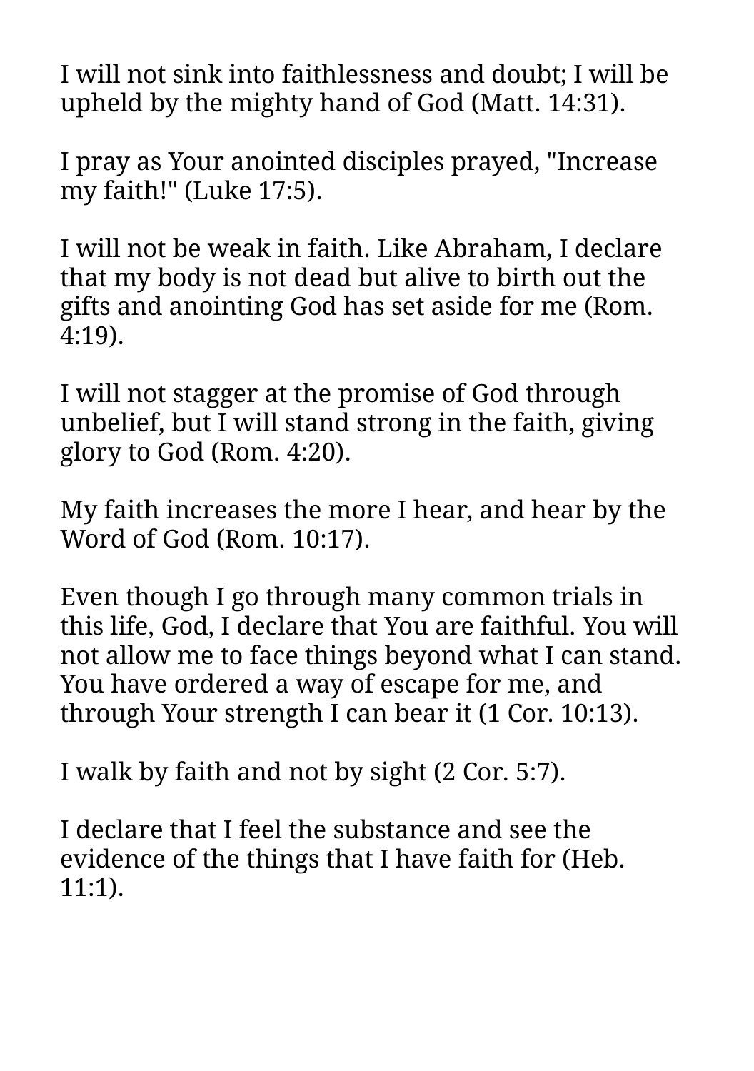I will not sink into faithlessness and doubt; I will be upheld by the mighty hand of God (Matt. 14:31).

I pray as Your anointed disciples prayed, "Increase my faith!" (Luke 17:5).

I will not be weak in faith. Like Abraham, I declare that my body is not dead but alive to birth out the gifts and anointing God has set aside for me (Rom. 4:19).

I will not stagger at the promise of God through unbelief, but I will stand strong in the faith, giving glory to God (Rom. 4:20).

My faith increases the more I hear, and hear by the Word of God (Rom. 10:17).

Even though I go through many common trials in this life, God, I declare that You are faithful. You will not allow me to face things beyond what I can stand. You have ordered a way of escape for me, and through Your strength I can bear it (1 Cor. 10:13).

I walk by faith and not by sight (2 Cor. 5:7).

I declare that I feel the substance and see the evidence of the things that I have faith for (Heb. 11:1).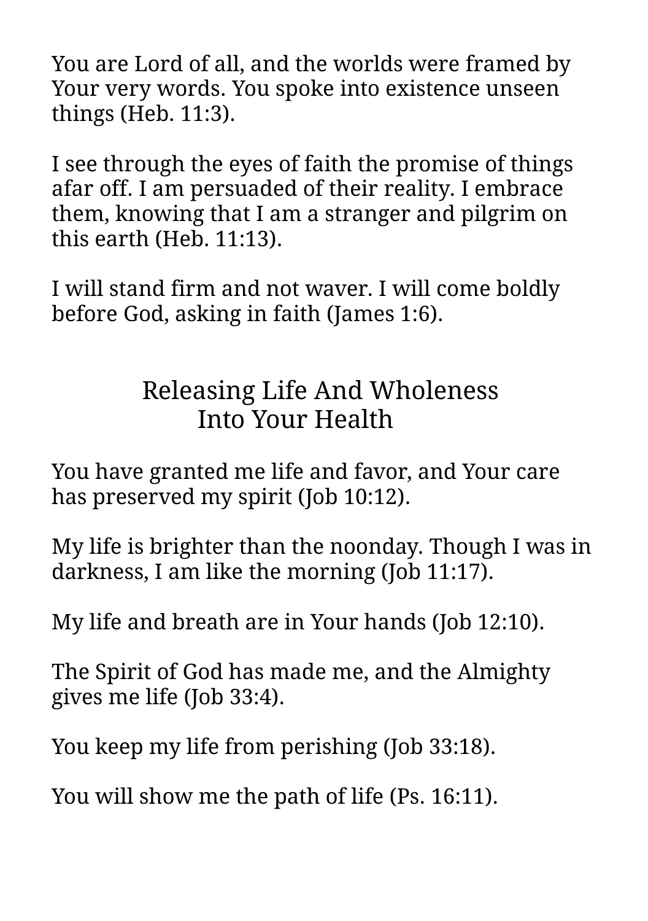You are Lord of all, and the worlds were framed by Your very words. You spoke into existence unseen things (Heb. 11:3).

I see through the eyes of faith the promise of things afar off. I am persuaded of their reality. I embrace them, knowing that I am a stranger and pilgrim on this earth (Heb. 11:13).

I will stand firm and not waver. I will come boldly before God, asking in faith (James 1:6).

## Releasing Life And Wholeness Into Your Health

You have granted me life and favor, and Your care has preserved my spirit (Job 10:12).

My life is brighter than the noonday. Though I was in darkness, I am like the morning (Job 11:17).

My life and breath are in Your hands (Job 12:10).

The Spirit of God has made me, and the Almighty gives me life (Job 33:4).

You keep my life from perishing (Job 33:18).

You will show me the path of life (Ps. 16:11).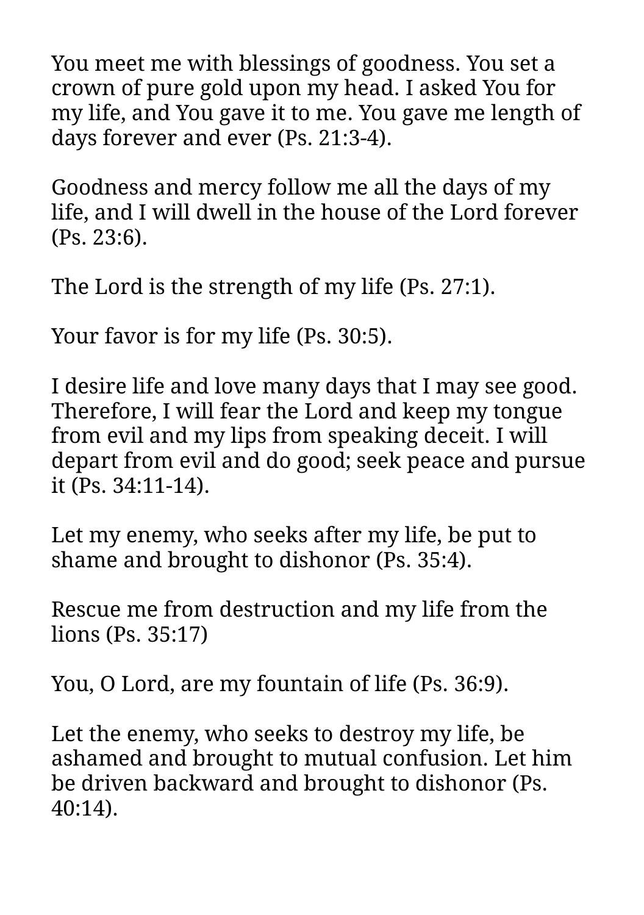You meet me with blessings of goodness. You set a crown of pure gold upon my head. I asked You for my life, and You gave it to me. You gave me length of days forever and ever (Ps. 21:3-4).

Goodness and mercy follow me all the days of my life, and I will dwell in the house of the Lord forever (Ps. 23:6).

The Lord is the strength of my life (Ps. 27:1).

Your favor is for my life (Ps. 30:5).

I desire life and love many days that I may see good. Therefore, I will fear the Lord and keep my tongue from evil and my lips from speaking deceit. I will depart from evil and do good; seek peace and pursue it (Ps. 34:11-14).

Let my enemy, who seeks after my life, be put to shame and brought to dishonor (Ps. 35:4).

Rescue me from destruction and my life from the lions (Ps. 35:17)

You, O Lord, are my fountain of life (Ps. 36:9).

Let the enemy, who seeks to destroy my life, be ashamed and brought to mutual confusion. Let him be driven backward and brought to dishonor (Ps. 40:14).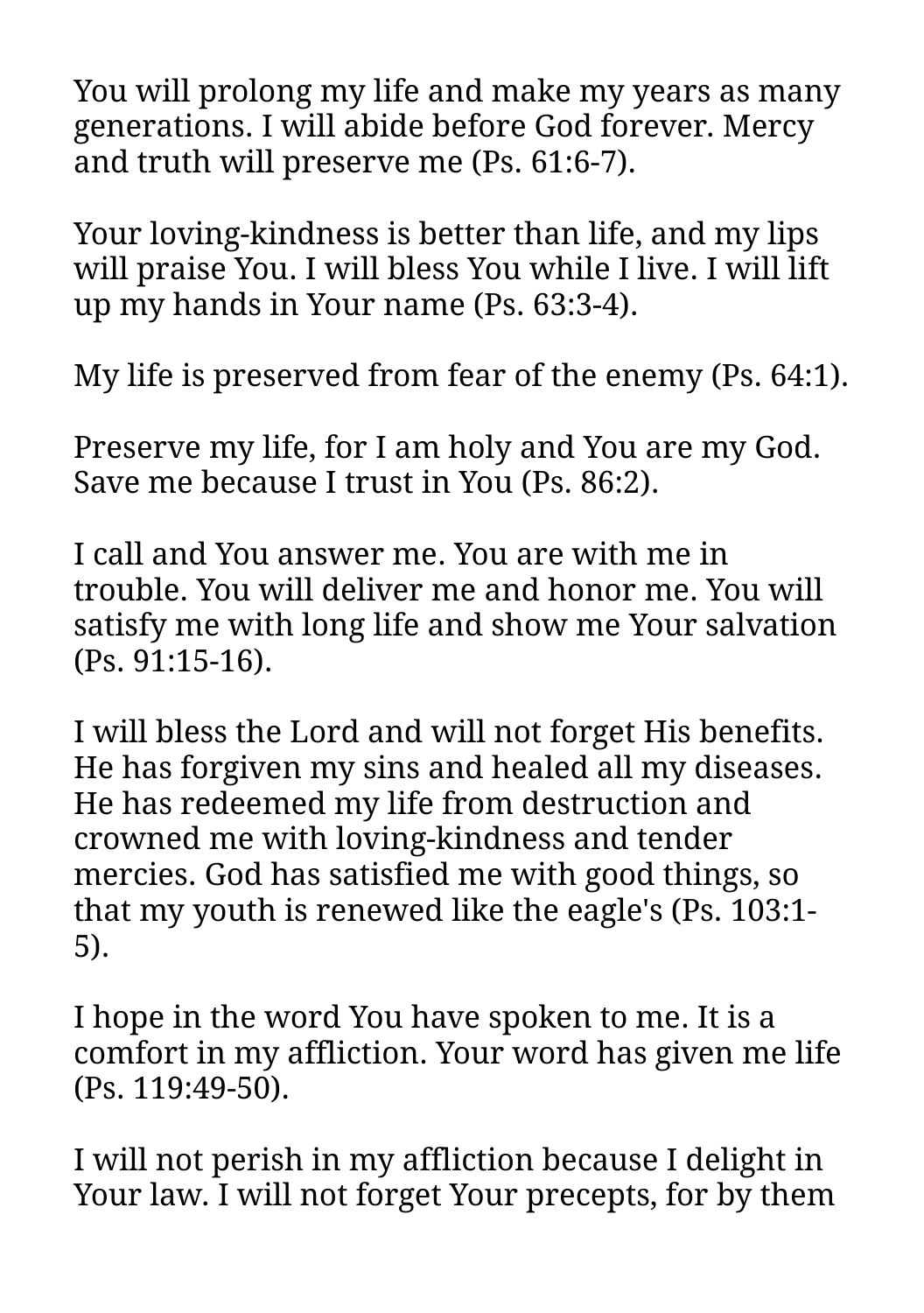You will prolong my life and make my years as many generations. I will abide before God forever. Mercy and truth will preserve me (Ps. 61:6-7).

Your loving-kindness is better than life, and my lips will praise You. I will bless You while I live. I will lift up my hands in Your name (Ps. 63:3-4).

My life is preserved from fear of the enemy (Ps. 64:1).

Preserve my life, for I am holy and You are my God. Save me because I trust in You (Ps. 86:2).

I call and You answer me. You are with me in trouble. You will deliver me and honor me. You will satisfy me with long life and show me Your salvation (Ps. 91:15-16).

I will bless the Lord and will not forget His benefits. He has forgiven my sins and healed all my diseases. He has redeemed my life from destruction and crowned me with loving-kindness and tender mercies. God has satisfied me with good things, so that my youth is renewed like the eagle's (Ps. 103:1-5).

I hope in the word You have spoken to me. It is a comfort in my affliction. Your word has given me life (Ps. 119:49-50).

I will not perish in my affliction because I delight in Your law. I will not forget Your precepts, for by them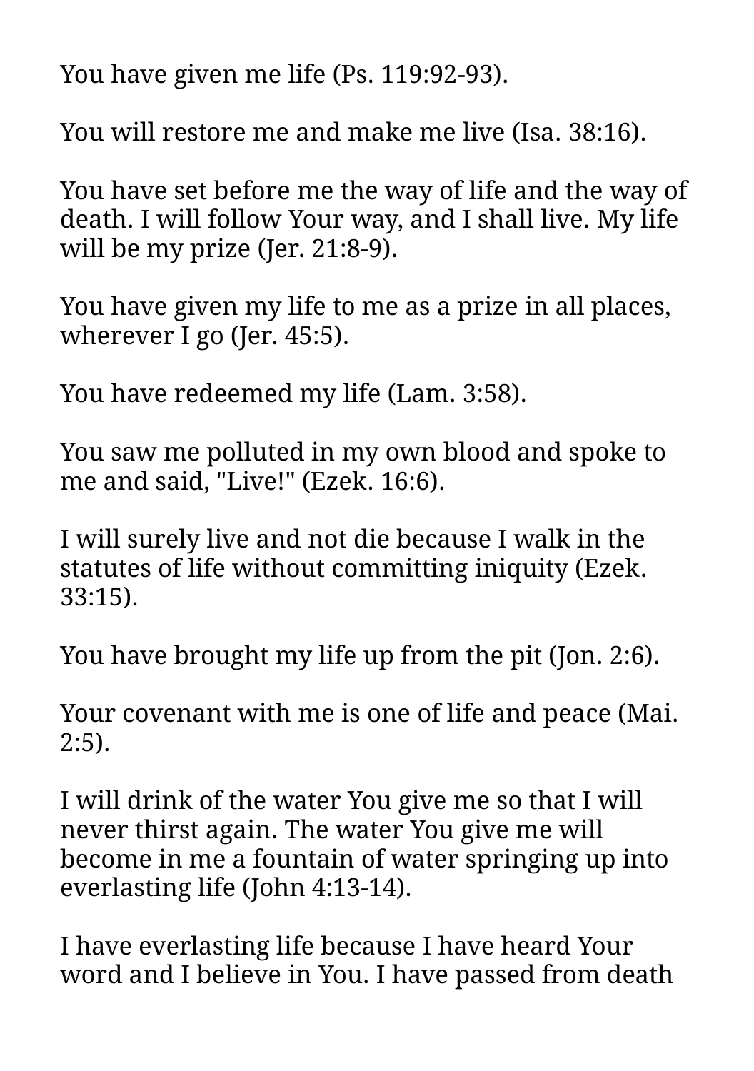You have given me life (Ps. 119:92-93).

You will restore me and make me live (Isa. 38:16).

You have set before me the way of life and the way of death. I will follow Your way, and I shall live. My life will be my prize (Jer. 21:8-9).

You have given my life to me as a prize in all places, wherever I go (Jer. 45:5).

You have redeemed my life (Lam. 3:58).

You saw me polluted in my own blood and spoke to me and said, "Live!" (Ezek. 16:6).

I will surely live and not die because I walk in the statutes of life without committing iniquity (Ezek. 33:15).

You have brought my life up from the pit (Jon. 2:6).

Your covenant with me is one of life and peace (Mai. 2:5).

I will drink of the water You give me so that I will never thirst again. The water You give me will become in me a fountain of water springing up into everlasting life (John 4:13-14).

I have everlasting life because I have heard Your word and I believe in You. I have passed from death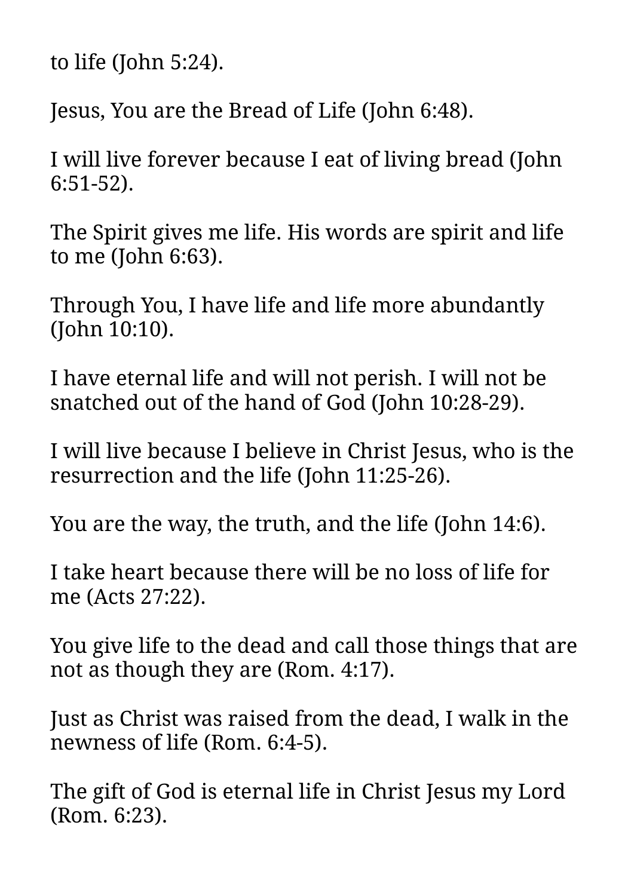to life (John 5:24).

Jesus, You are the Bread of Life (John 6:48).

I will live forever because I eat of living bread (John 6:51-52).

The Spirit gives me life. His words are spirit and life to me (John 6:63).

Through You, I have life and life more abundantly (John 10:10).

I have eternal life and will not perish. I will not be snatched out of the hand of God (John 10:28-29).

I will live because I believe in Christ Jesus, who is the resurrection and the life (John 11:25-26).

You are the way, the truth, and the life (John 14:6).

I take heart because there will be no loss of life for me (Acts 27:22).

You give life to the dead and call those things that are not as though they are (Rom. 4:17).

Just as Christ was raised from the dead, I walk in the newness of life (Rom. 6:4-5).

The gift of God is eternal life in Christ Jesus my Lord (Rom. 6:23).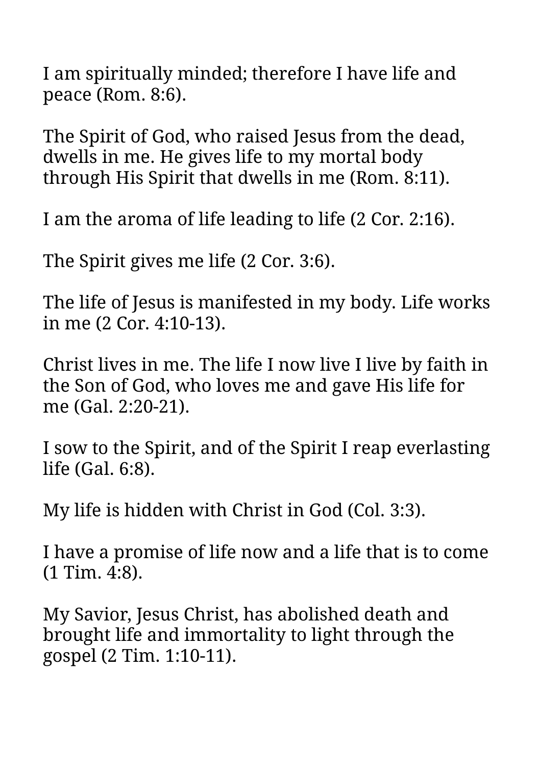I am spiritually minded; therefore I have life and peace (Rom. 8:6).

The Spirit of God, who raised Jesus from the dead, dwells in me. He gives life to my mortal body through His Spirit that dwells in me (Rom. 8:11).

I am the aroma of life leading to life (2 Cor. 2:16).

The Spirit gives me life (2 Cor. 3:6).

The life of Jesus is manifested in my body. Life works in me (2 Cor. 4:10-13).

Christ lives in me. The life I now live I live by faith in the Son of God, who loves me and gave His life for me (Gal. 2:20-21).

I sow to the Spirit, and of the Spirit I reap everlasting life (Gal. 6:8).

My life is hidden with Christ in God (Col. 3:3).

I have a promise of life now and a life that is to come (1 Tim. 4:8).

My Savior, Jesus Christ, has abolished death and brought life and immortality to light through the gospel (2 Tim. 1:10-11).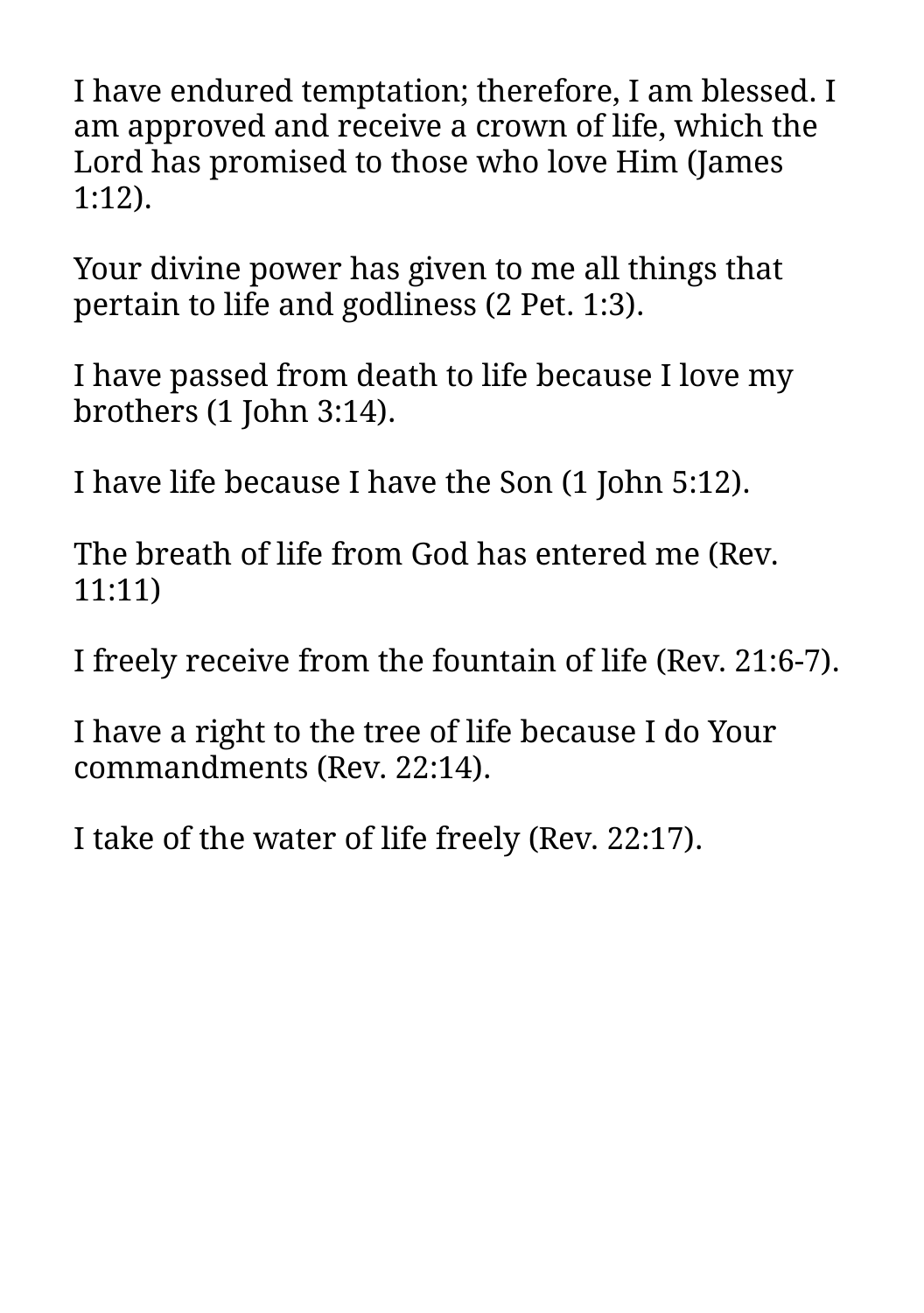I have endured temptation; therefore, I am blessed. I am approved and receive a crown of life, which the Lord has promised to those who love Him (James 1:12).

Your divine power has given to me all things that pertain to life and godliness (2 Pet. 1:3).

I have passed from death to life because I love my brothers (1 John 3:14).

I have life because I have the Son (1 John 5:12).

The breath of life from God has entered me (Rev. 11:11)

I freely receive from the fountain of life (Rev. 21:6-7).

I have a right to the tree of life because I do Your commandments (Rev. 22:14).

I take of the water of life freely (Rev. 22:17).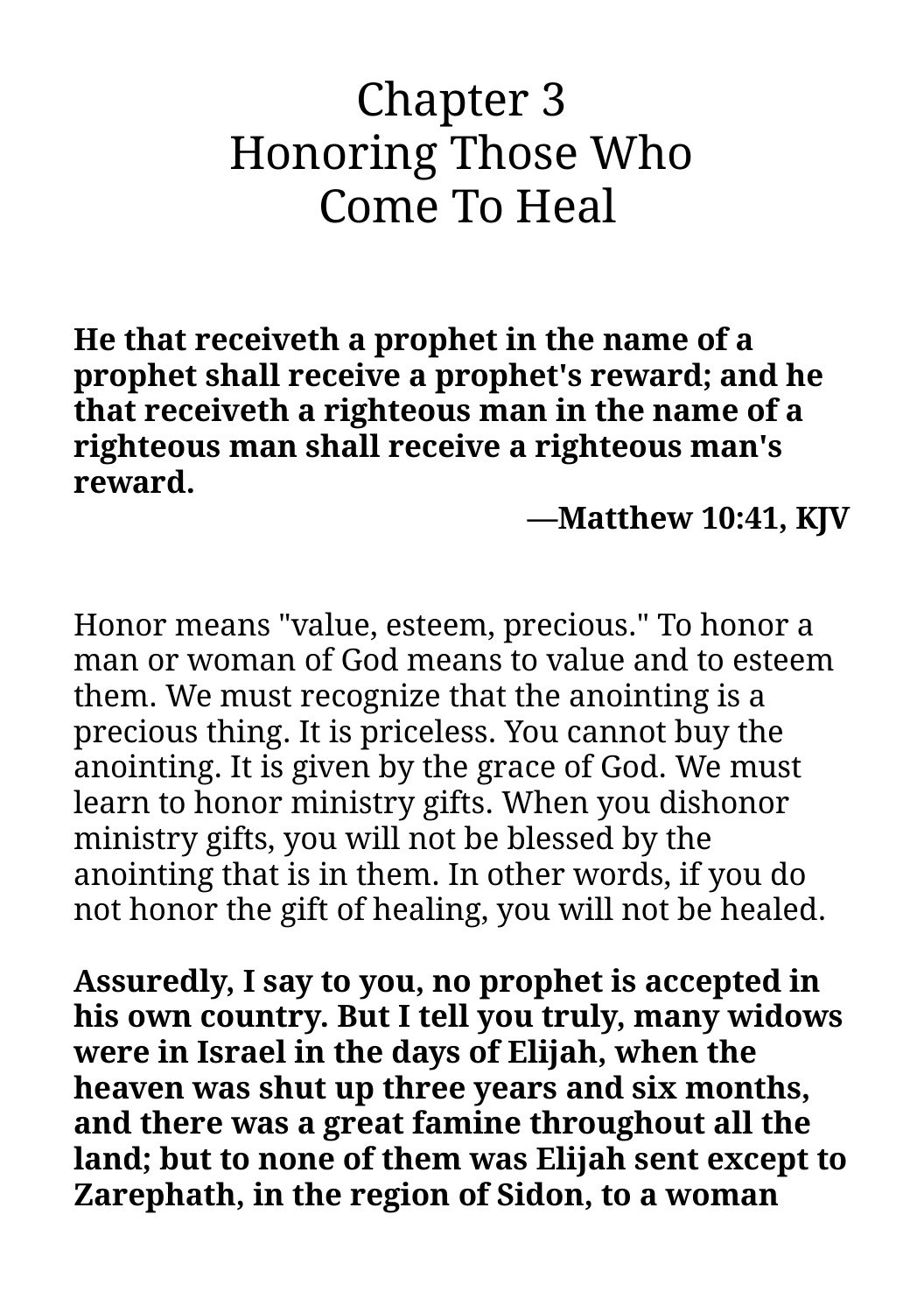# Chapter 3
# Honoring Those Who Come To Heal

**He that receiveth a prophet in the name of a prophet shall receive a prophet's reward; and he that receiveth a righteous man in the name of a righteous man shall receive a righteous man's reward.**

**—Matthew 10:41, KJV**

Honor means "value, esteem, precious." To honor a man or woman of God means to value and to esteem them. We must recognize that the anointing is a precious thing. It is priceless. You cannot buy the anointing. It is given by the grace of God. We must learn to honor ministry gifts. When you dishonor ministry gifts, you will not be blessed by the anointing that is in them. In other words, if you do not honor the gift of healing, you will not be healed.

**Assuredly, I say to you, no prophet is accepted in his own country. But I tell you truly, many widows were in Israel in the days of Elijah, when the heaven was shut up three years and six months, and there was a great famine throughout all the land; but to none of them was Elijah sent except to Zarephath, in the region of Sidon, to a woman**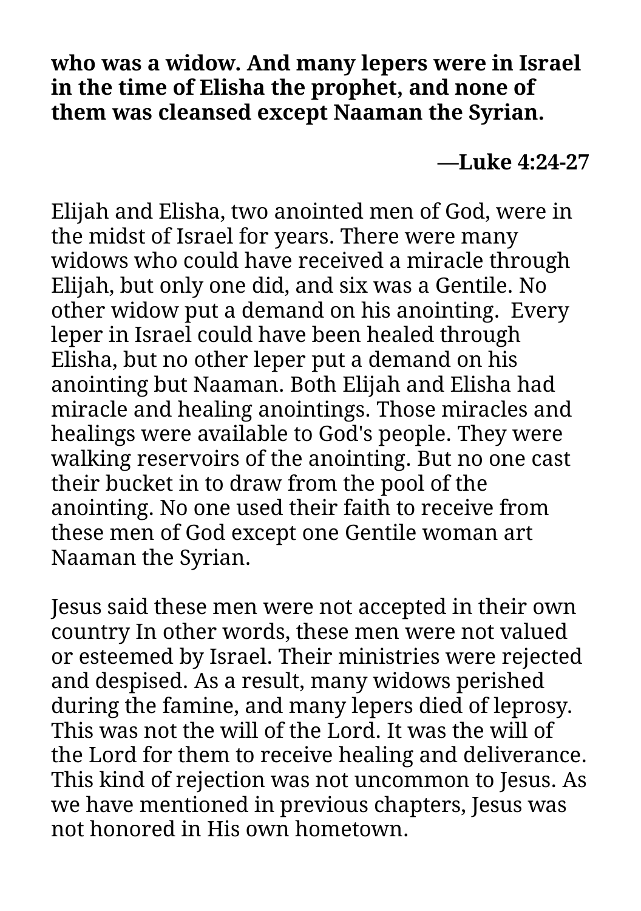**who was a widow. And many lepers were in Israel in the time of Elisha the prophet, and none of them was cleansed except Naaman the Syrian.**

**—Luke 4:24-27**

Elijah and Elisha, two anointed men of God, were in the midst of Israel for years. There were many widows who could have received a miracle through Elijah, but only one did, and six was a Gentile. No other widow put a demand on his anointing. Every leper in Israel could have been healed through Elisha, but no other leper put a demand on his anointing but Naaman. Both Elijah and Elisha had miracle and healing anointings. Those miracles and healings were available to God's people. They were walking reservoirs of the anointing. But no one cast their bucket in to draw from the pool of the anointing. No one used their faith to receive from these men of God except one Gentile woman art Naaman the Syrian.

Jesus said these men were not accepted in their own country In other words, these men were not valued or esteemed by Israel. Their ministries were rejected and despised. As a result, many widows perished during the famine, and many lepers died of leprosy. This was not the will of the Lord. It was the will of the Lord for them to receive healing and deliverance. This kind of rejection was not uncommon to Jesus. As we have mentioned in previous chapters, Jesus was not honored in His own hometown.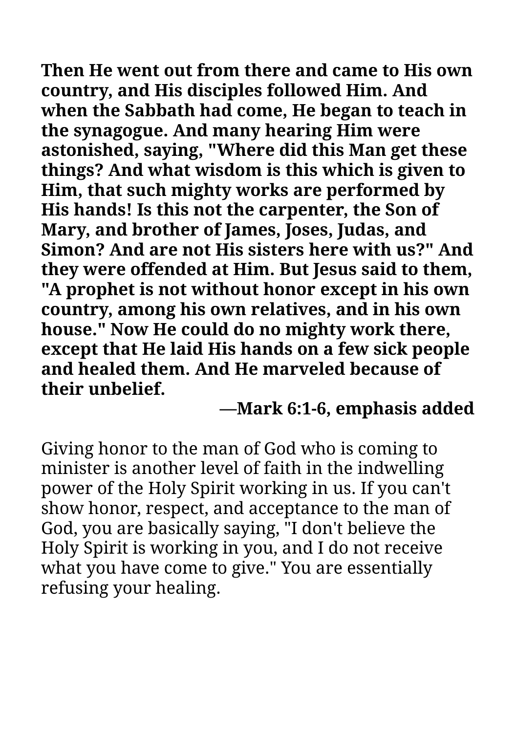**Then He went out from there and came to His own country, and His disciples followed Him. And when the Sabbath had come, He began to teach in the synagogue. And many hearing Him were astonished, saying, "Where did this Man get these things? And what wisdom is this which is given to Him, that such mighty works are performed by His hands! Is this not the carpenter, the Son of Mary, and brother of James, Joses, Judas, and Simon? And are not His sisters here with us?" And they were offended at Him. But Jesus said to them, "A prophet is not without honor except in his own country, among his own relatives, and in his own house." Now He could do no mighty work there, except that He laid His hands on a few sick people and healed them. And He marveled because of their unbelief.**

**—Mark 6:1-6, emphasis added**

Giving honor to the man of God who is coming to minister is another level of faith in the indwelling power of the Holy Spirit working in us. If you can't show honor, respect, and acceptance to the man of God, you are basically saying, "I don't believe the Holy Spirit is working in you, and I do not receive what you have come to give." You are essentially refusing your healing.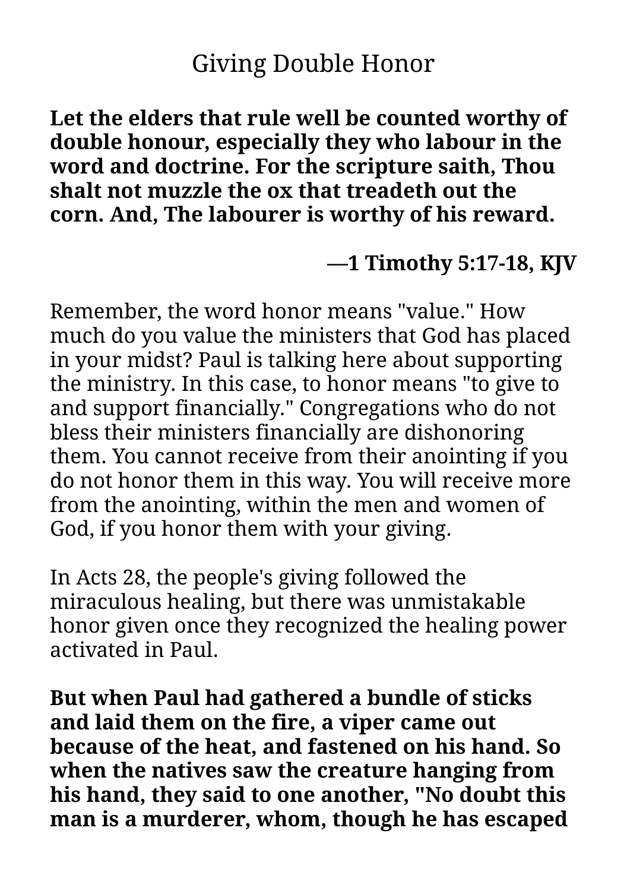# Giving Double Honor

**Let the elders that rule well be counted worthy of double honour, especially they who labour in the word and doctrine. For the scripture saith, Thou shalt not muzzle the ox that treadeth out the corn. And, The labourer is worthy of his reward.**

**—1 Timothy 5:17-18, KJV**

Remember, the word honor means "value." How much do you value the ministers that God has placed in your midst? Paul is talking here about supporting the ministry. In this case, to honor means "to give to and support financially." Congregations who do not bless their ministers financially are dishonoring them. You cannot receive from their anointing if you do not honor them in this way. You will receive more from the anointing, within the men and women of God, if you honor them with your giving.

In Acts 28, the people's giving followed the miraculous healing, but there was unmistakable honor given once they recognized the healing power activated in Paul.

**But when Paul had gathered a bundle of sticks and laid them on the fire, a viper came out because of the heat, and fastened on his hand. So when the natives saw the creature hanging from his hand, they said to one another, "No doubt this man is a murderer, whom, though he has escaped**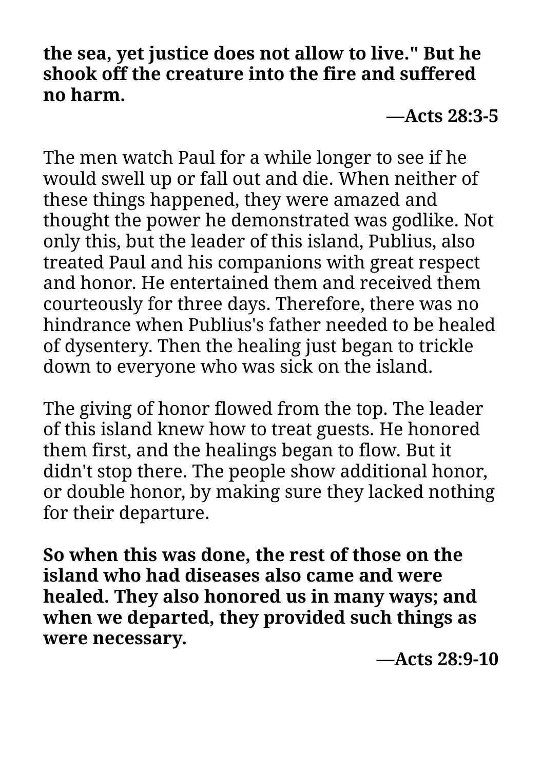**the sea, yet justice does not allow to live." But he shook off the creature into the fire and suffered no harm.**

**—Acts 28:3-5**

The men watch Paul for a while longer to see if he would swell up or fall out and die. When neither of these things happened, they were amazed and thought the power he demonstrated was godlike. Not only this, but the leader of this island, Publius, also treated Paul and his companions with great respect and honor. He entertained them and received them courteously for three days. Therefore, there was no hindrance when Publius's father needed to be healed of dysentery. Then the healing just began to trickle down to everyone who was sick on the island.

The giving of honor flowed from the top. The leader of this island knew how to treat guests. He honored them first, and the healings began to flow. But it didn't stop there. The people show additional honor, or double honor, by making sure they lacked nothing for their departure.

**So when this was done, the rest of those on the island who had diseases also came and were healed. They also honored us in many ways; and when we departed, they provided such things as were necessary.**

**—Acts 28:9-10**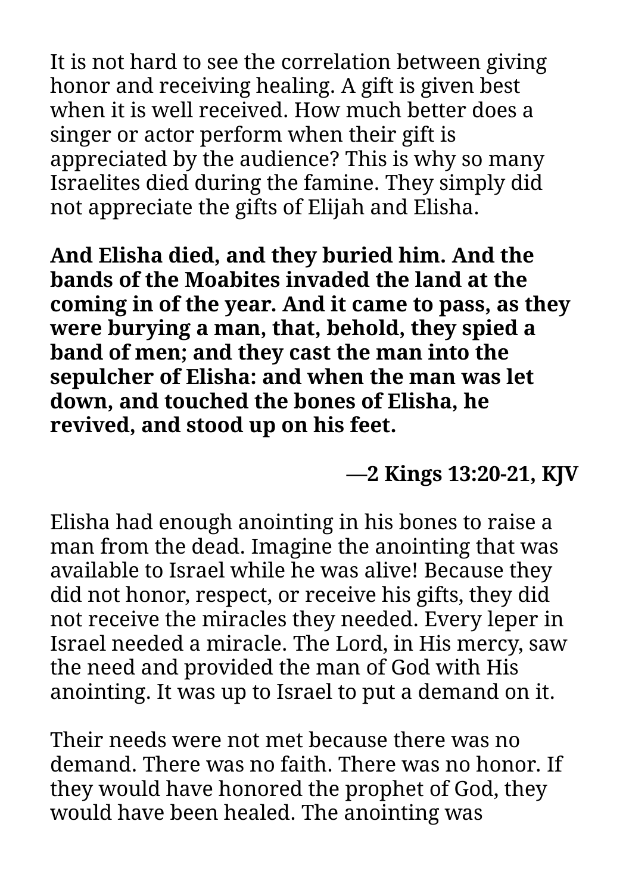It is not hard to see the correlation between giving honor and receiving healing. A gift is given best when it is well received. How much better does a singer or actor perform when their gift is appreciated by the audience? This is why so many Israelites died during the famine. They simply did not appreciate the gifts of Elijah and Elisha.

**And Elisha died, and they buried him. And the bands of the Moabites invaded the land at the coming in of the year. And it came to pass, as they were burying a man, that, behold, they spied a band of men; and they cast the man into the sepulcher of Elisha: and when the man was let down, and touched the bones of Elisha, he revived, and stood up on his feet.**

**—2 Kings 13:20-21, KJV**

Elisha had enough anointing in his bones to raise a man from the dead. Imagine the anointing that was available to Israel while he was alive! Because they did not honor, respect, or receive his gifts, they did not receive the miracles they needed. Every leper in Israel needed a miracle. The Lord, in His mercy, saw the need and provided the man of God with His anointing. It was up to Israel to put a demand on it.

Their needs were not met because there was no demand. There was no faith. There was no honor. If they would have honored the prophet of God, they would have been healed. The anointing was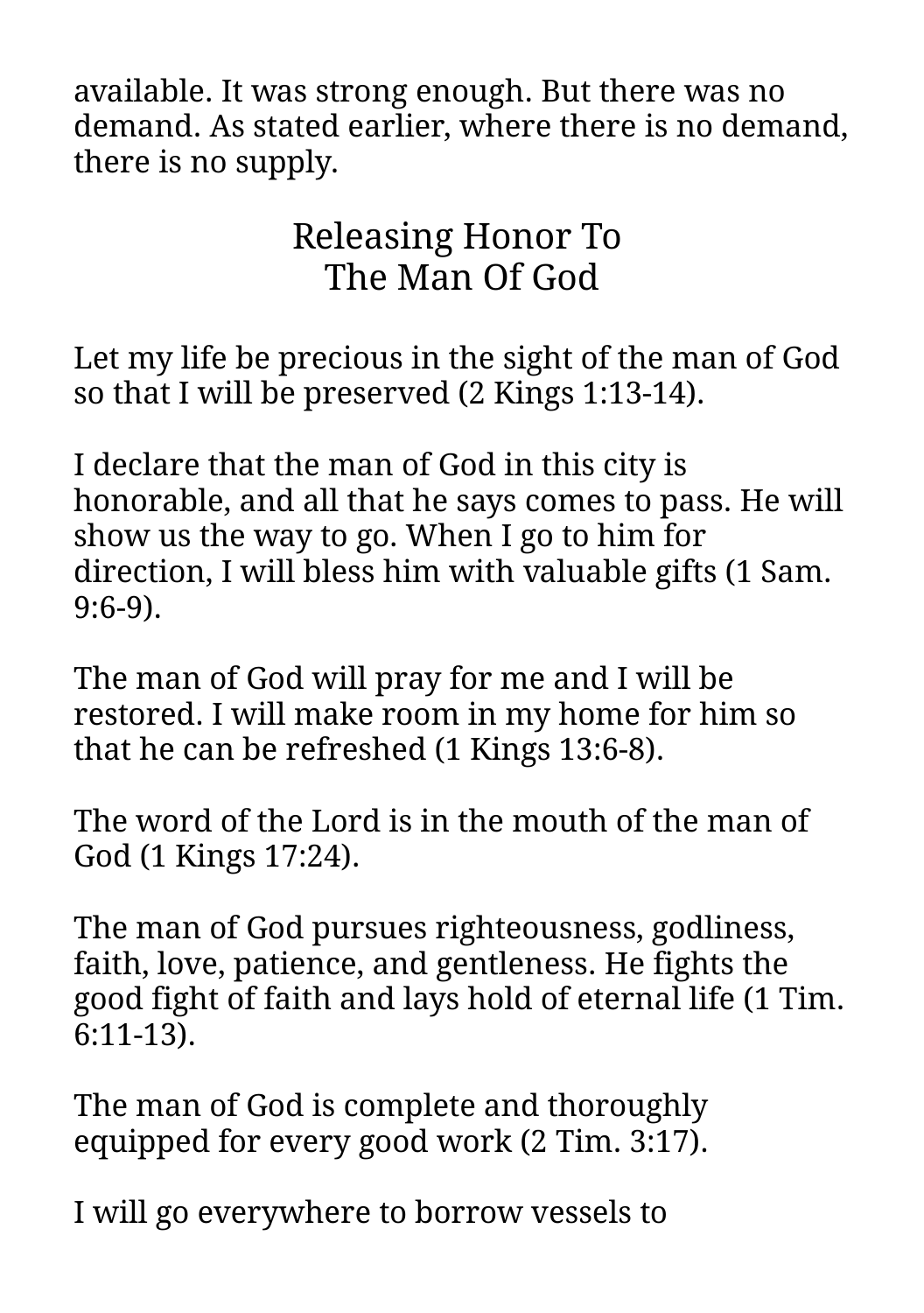available. It was strong enough. But there was no demand. As stated earlier, where there is no demand, there is no supply.

## Releasing Honor To The Man Of God

Let my life be precious in the sight of the man of God so that I will be preserved (2 Kings 1:13-14).

I declare that the man of God in this city is honorable, and all that he says comes to pass. He will show us the way to go. When I go to him for direction, I will bless him with valuable gifts (1 Sam. 9:6-9).

The man of God will pray for me and I will be restored. I will make room in my home for him so that he can be refreshed (1 Kings 13:6-8).

The word of the Lord is in the mouth of the man of God (1 Kings 17:24).

The man of God pursues righteousness, godliness, faith, love, patience, and gentleness. He fights the good fight of faith and lays hold of eternal life (1 Tim. 6:11-13).

The man of God is complete and thoroughly equipped for every good work (2 Tim. 3:17).

I will go everywhere to borrow vessels to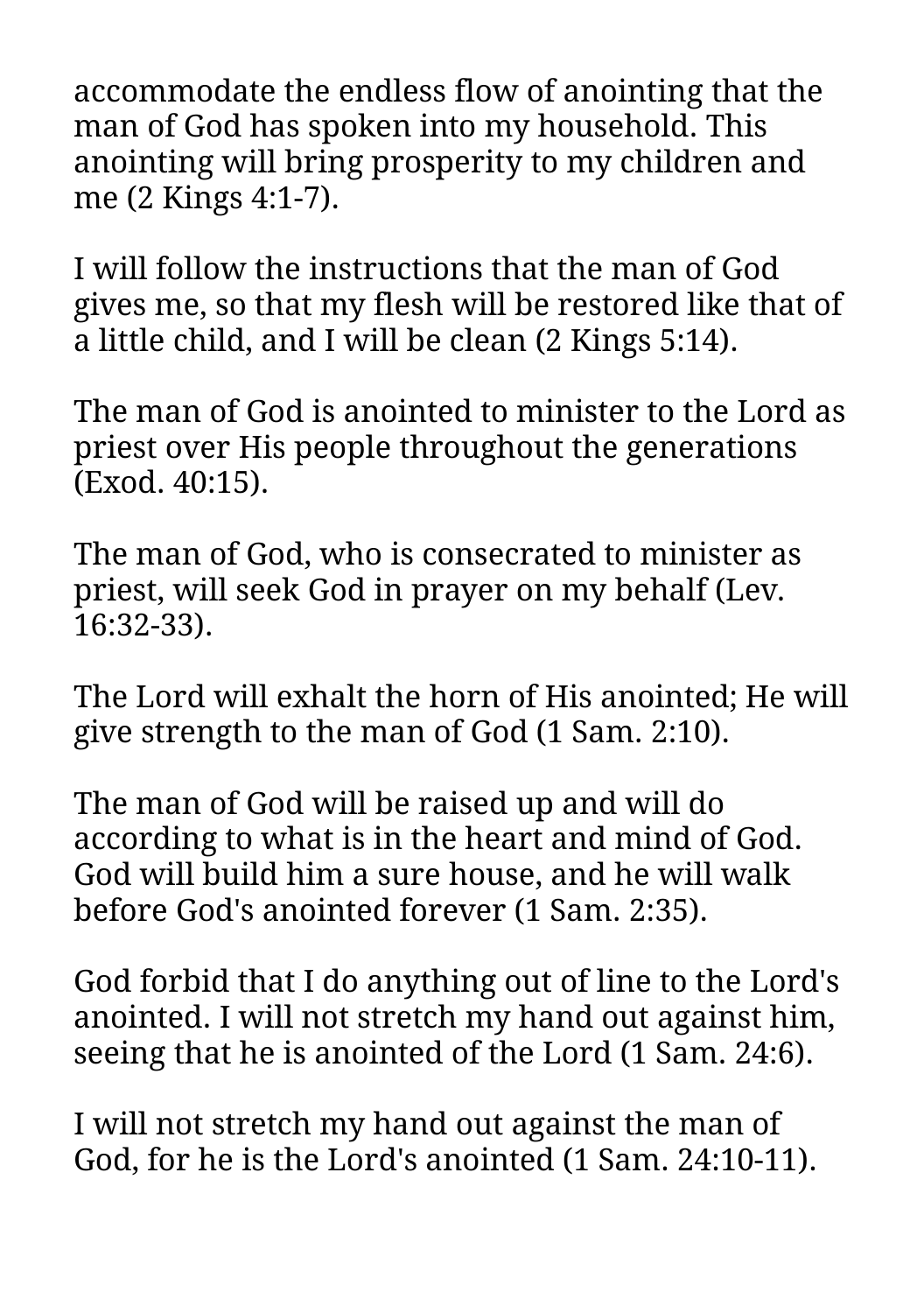accommodate the endless flow of anointing that the man of God has spoken into my household. This anointing will bring prosperity to my children and me (2 Kings 4:1-7).

I will follow the instructions that the man of God gives me, so that my flesh will be restored like that of a little child, and I will be clean (2 Kings 5:14).

The man of God is anointed to minister to the Lord as priest over His people throughout the generations (Exod. 40:15).

The man of God, who is consecrated to minister as priest, will seek God in prayer on my behalf (Lev. 16:32-33).

The Lord will exhalt the horn of His anointed; He will give strength to the man of God (1 Sam. 2:10).

The man of God will be raised up and will do according to what is in the heart and mind of God. God will build him a sure house, and he will walk before God's anointed forever (1 Sam. 2:35).

God forbid that I do anything out of line to the Lord's anointed. I will not stretch my hand out against him, seeing that he is anointed of the Lord (1 Sam. 24:6).

I will not stretch my hand out against the man of God, for he is the Lord's anointed (1 Sam. 24:10-11).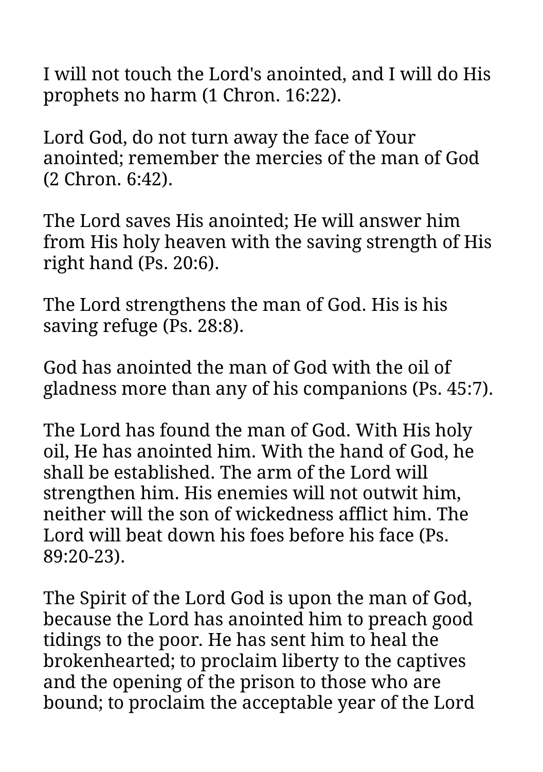I will not touch the Lord's anointed, and I will do His prophets no harm (1 Chron. 16:22).

Lord God, do not turn away the face of Your anointed; remember the mercies of the man of God (2 Chron. 6:42).

The Lord saves His anointed; He will answer him from His holy heaven with the saving strength of His right hand (Ps. 20:6).

The Lord strengthens the man of God. His is his saving refuge (Ps. 28:8).

God has anointed the man of God with the oil of gladness more than any of his companions (Ps. 45:7).

The Lord has found the man of God. With His holy oil, He has anointed him. With the hand of God, he shall be established. The arm of the Lord will strengthen him. His enemies will not outwit him, neither will the son of wickedness afflict him. The Lord will beat down his foes before his face (Ps. 89:20-23).

The Spirit of the Lord God is upon the man of God, because the Lord has anointed him to preach good tidings to the poor. He has sent him to heal the brokenhearted; to proclaim liberty to the captives and the opening of the prison to those who are bound; to proclaim the acceptable year of the Lord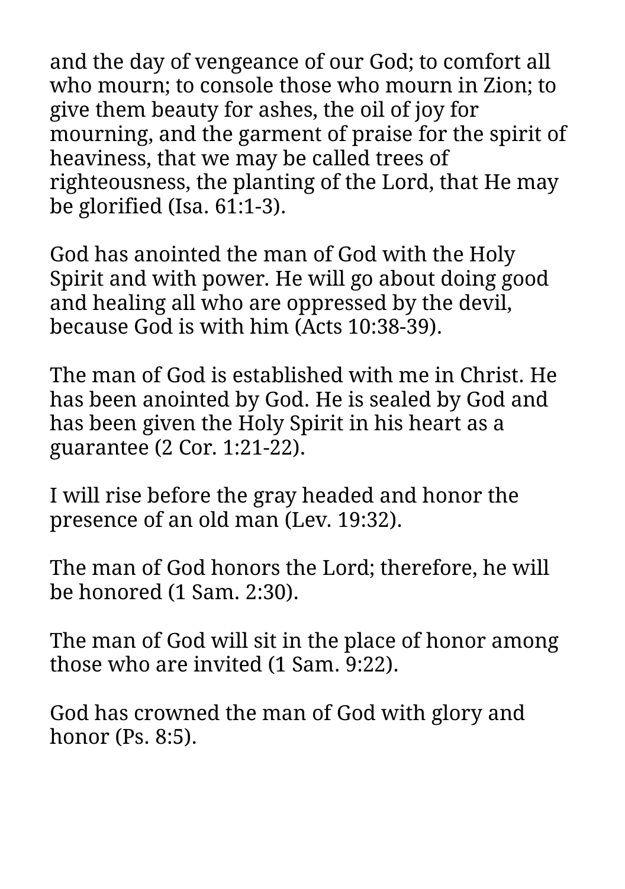and the day of vengeance of our God; to comfort all who mourn; to console those who mourn in Zion; to give them beauty for ashes, the oil of joy for mourning, and the garment of praise for the spirit of heaviness, that we may be called trees of righteousness, the planting of the Lord, that He may be glorified (Isa. 61:1-3).

God has anointed the man of God with the Holy Spirit and with power. He will go about doing good and healing all who are oppressed by the devil, because God is with him (Acts 10:38-39).

The man of God is established with me in Christ. He has been anointed by God. He is sealed by God and has been given the Holy Spirit in his heart as a guarantee (2 Cor. 1:21-22).

I will rise before the gray headed and honor the presence of an old man (Lev. 19:32).

The man of God honors the Lord; therefore, he will be honored (1 Sam. 2:30).

The man of God will sit in the place of honor among those who are invited (1 Sam. 9:22).

God has crowned the man of God with glory and honor (Ps. 8:5).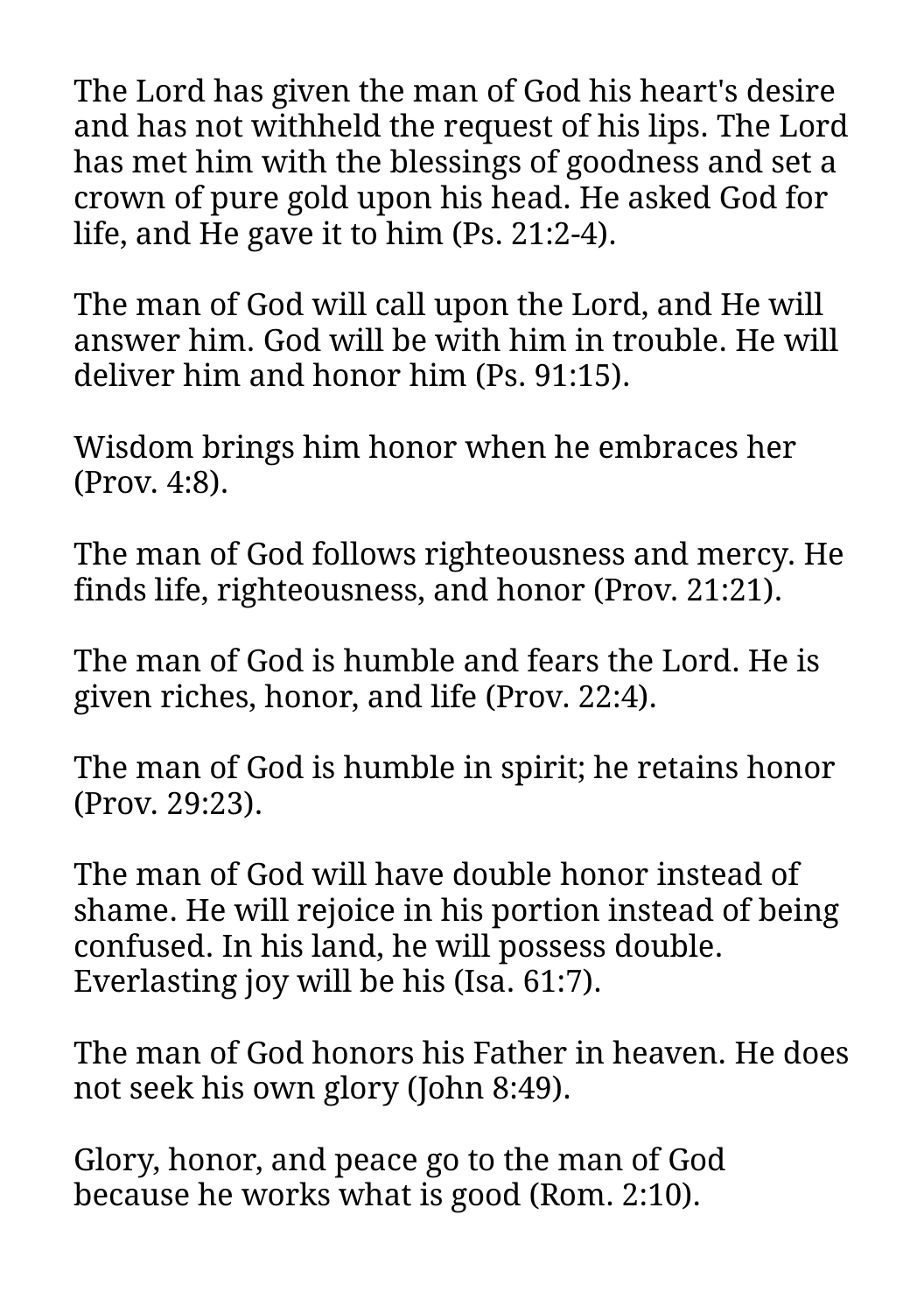The Lord has given the man of God his heart's desire and has not withheld the request of his lips. The Lord has met him with the blessings of goodness and set a crown of pure gold upon his head. He asked God for life, and He gave it to him (Ps. 21:2-4).

The man of God will call upon the Lord, and He will answer him. God will be with him in trouble. He will deliver him and honor him (Ps. 91:15).

Wisdom brings him honor when he embraces her (Prov. 4:8).

The man of God follows righteousness and mercy. He finds life, righteousness, and honor (Prov. 21:21).

The man of God is humble and fears the Lord. He is given riches, honor, and life (Prov. 22:4).

The man of God is humble in spirit; he retains honor (Prov. 29:23).

The man of God will have double honor instead of shame. He will rejoice in his portion instead of being confused. In his land, he will possess double. Everlasting joy will be his (Isa. 61:7).

The man of God honors his Father in heaven. He does not seek his own glory (John 8:49).

Glory, honor, and peace go to the man of God because he works what is good (Rom. 2:10).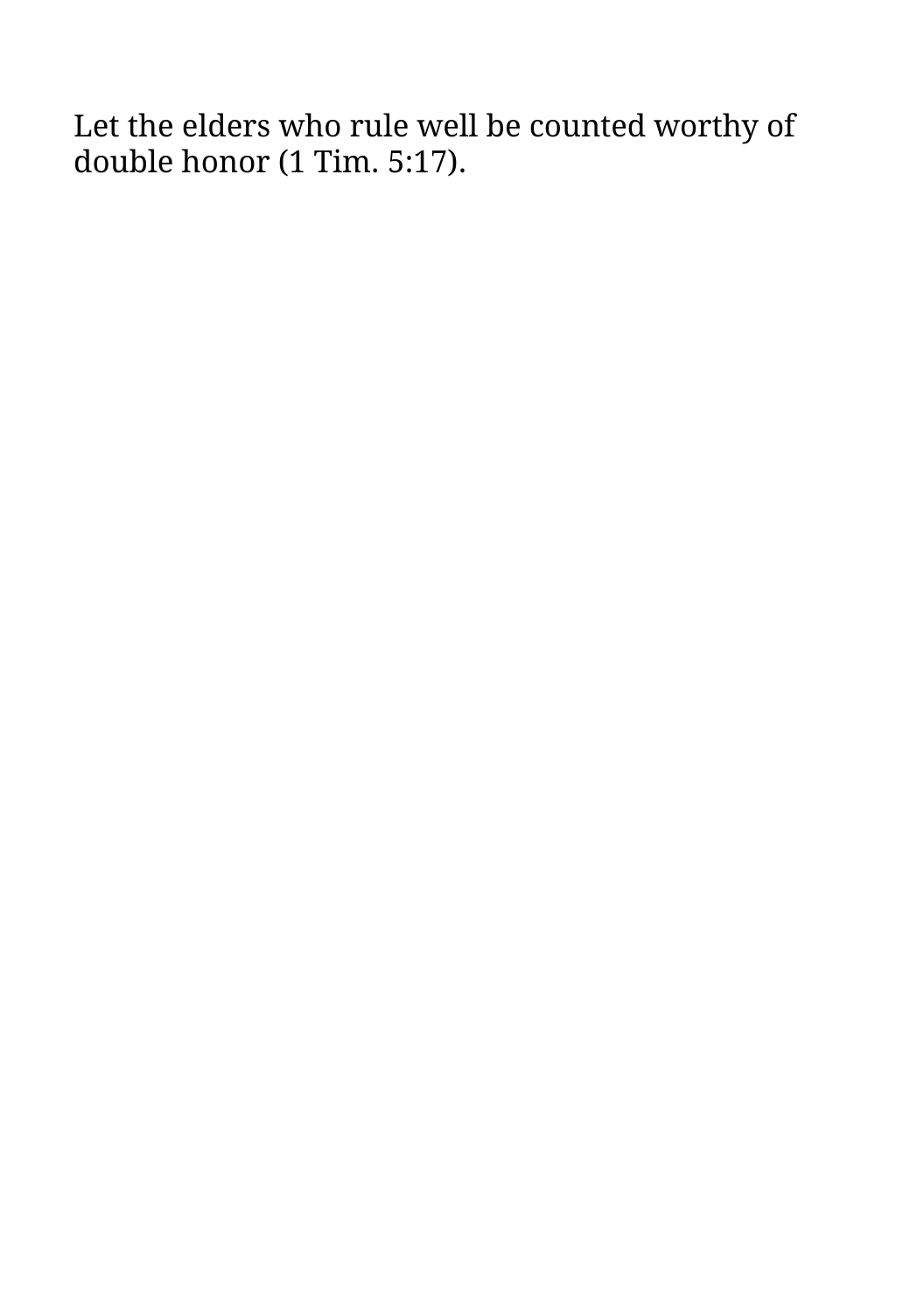Let the elders who rule well be counted worthy of double honor (1 Tim. 5:17).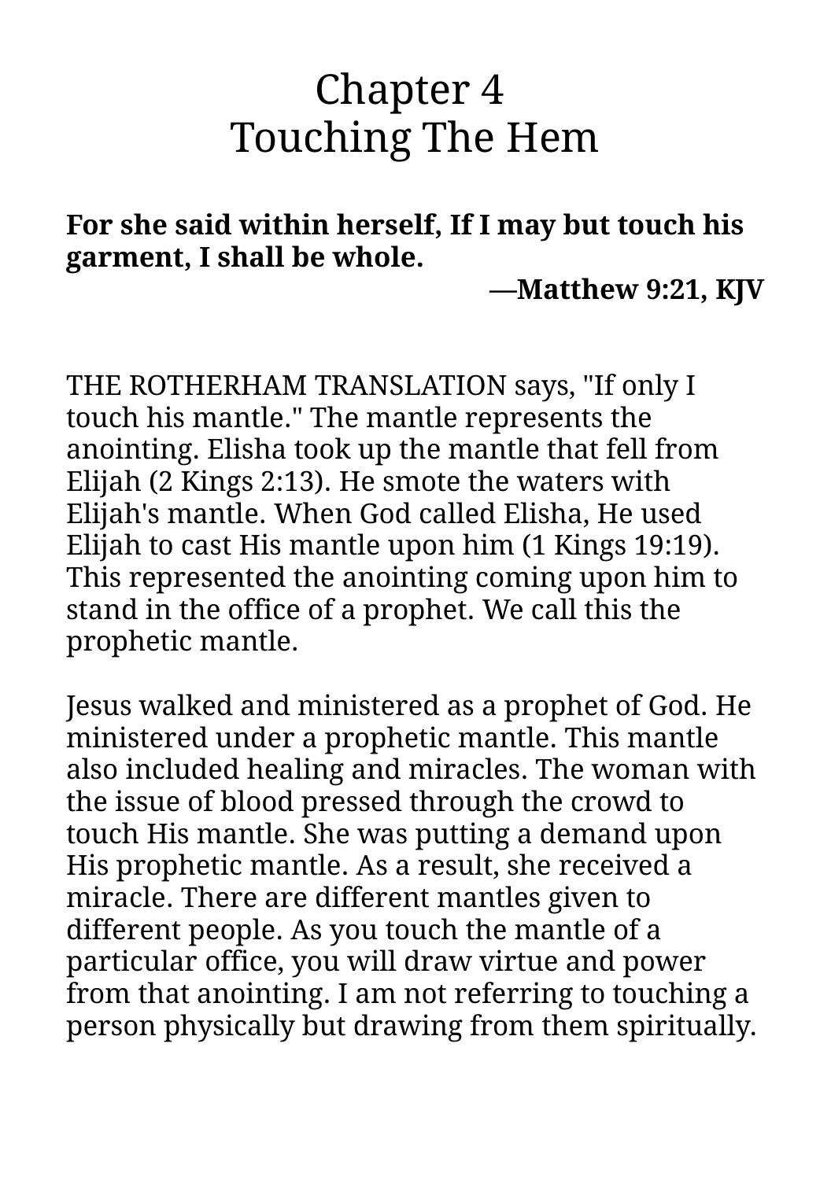# Chapter 4
# Touching The Hem

**For she said within herself, If I may but touch his garment, I shall be whole.**

**—Matthew 9:21, KJV**

THE ROTHERHAM TRANSLATION says, "If only I touch his mantle." The mantle represents the anointing. Elisha took up the mantle that fell from Elijah (2 Kings 2:13). He smote the waters with Elijah's mantle. When God called Elisha, He used Elijah to cast His mantle upon him (1 Kings 19:19). This represented the anointing coming upon him to stand in the office of a prophet. We call this the prophetic mantle.

Jesus walked and ministered as a prophet of God. He ministered under a prophetic mantle. This mantle also included healing and miracles. The woman with the issue of blood pressed through the crowd to touch His mantle. She was putting a demand upon His prophetic mantle. As a result, she received a miracle. There are different mantles given to different people. As you touch the mantle of a particular office, you will draw virtue and power from that anointing. I am not referring to touching a person physically but drawing from them spiritually.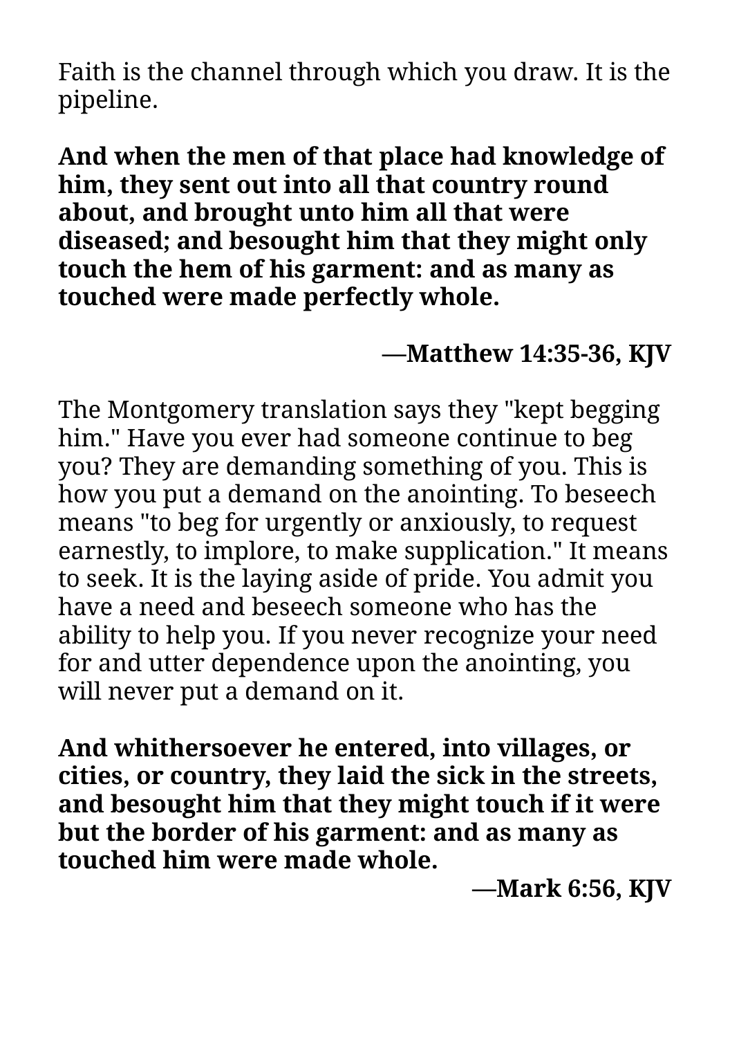Faith is the channel through which you draw. It is the pipeline.

**And when the men of that place had knowledge of him, they sent out into all that country round about, and brought unto him all that were diseased; and besought him that they might only touch the hem of his garment: and as many as touched were made perfectly whole.**

**—Matthew 14:35-36, KJV**

The Montgomery translation says they "kept begging him." Have you ever had someone continue to beg you? They are demanding something of you. This is how you put a demand on the anointing. To beseech means "to beg for urgently or anxiously, to request earnestly, to implore, to make supplication." It means to seek. It is the laying aside of pride. You admit you have a need and beseech someone who has the ability to help you. If you never recognize your need for and utter dependence upon the anointing, you will never put a demand on it.

**And whithersoever he entered, into villages, or cities, or country, they laid the sick in the streets, and besought him that they might touch if it were but the border of his garment: and as many as touched him were made whole.**

**—Mark 6:56, KJV**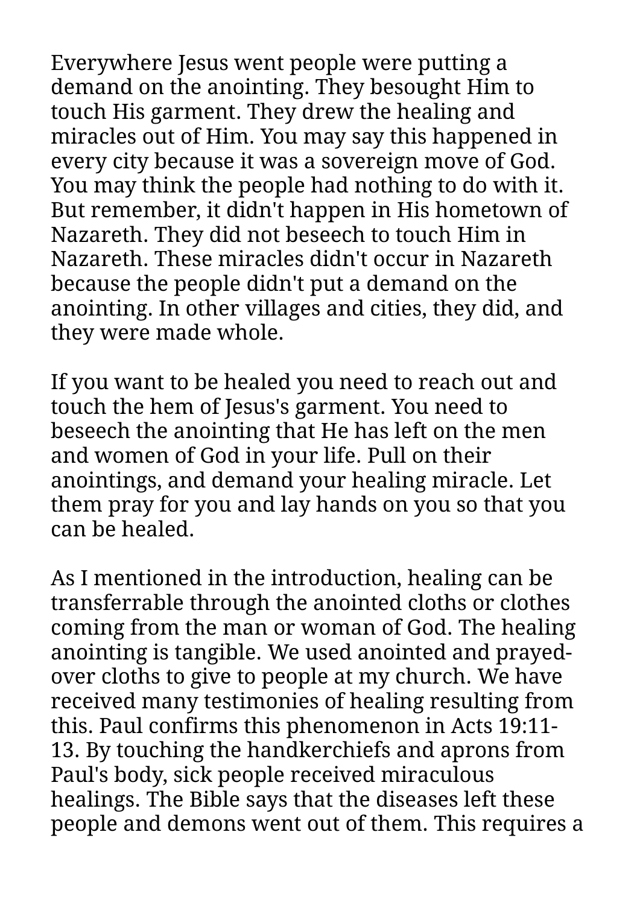Everywhere Jesus went people were putting a demand on the anointing. They besought Him to touch His garment. They drew the healing and miracles out of Him. You may say this happened in every city because it was a sovereign move of God. You may think the people had nothing to do with it. But remember, it didn't happen in His hometown of Nazareth. They did not beseech to touch Him in Nazareth. These miracles didn't occur in Nazareth because the people didn't put a demand on the anointing. In other villages and cities, they did, and they were made whole.

If you want to be healed you need to reach out and touch the hem of Jesus's garment. You need to beseech the anointing that He has left on the men and women of God in your life. Pull on their anointings, and demand your healing miracle. Let them pray for you and lay hands on you so that you can be healed.

As I mentioned in the introduction, healing can be transferrable through the anointed cloths or clothes coming from the man or woman of God. The healing anointing is tangible. We used anointed and prayed-over cloths to give to people at my church. We have received many testimonies of healing resulting from this. Paul confirms this phenomenon in Acts 19:11-13. By touching the handkerchiefs and aprons from Paul's body, sick people received miraculous healings. The Bible says that the diseases left these people and demons went out of them. This requires a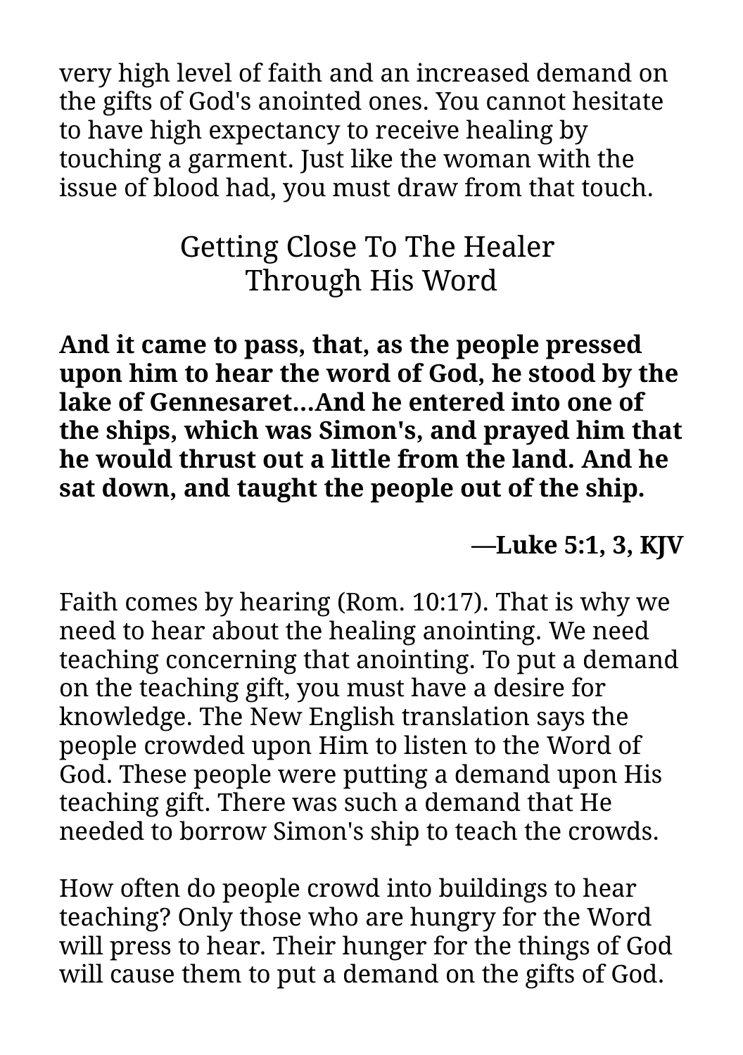very high level of faith and an increased demand on the gifts of God's anointed ones. You cannot hesitate to have high expectancy to receive healing by touching a garment. Just like the woman with the issue of blood had, you must draw from that touch.

## Getting Close To The Healer Through His Word

**And it came to pass, that, as the people pressed upon him to hear the word of God, he stood by the lake of Gennesaret...And he entered into one of the ships, which was Simon's, and prayed him that he would thrust out a little from the land. And he sat down, and taught the people out of the ship.**

**—Luke 5:1, 3, KJV**

Faith comes by hearing (Rom. 10:17). That is why we need to hear about the healing anointing. We need teaching concerning that anointing. To put a demand on the teaching gift, you must have a desire for knowledge. The New English translation says the people crowded upon Him to listen to the Word of God. These people were putting a demand upon His teaching gift. There was such a demand that He needed to borrow Simon's ship to teach the crowds.

How often do people crowd into buildings to hear teaching? Only those who are hungry for the Word will press to hear. Their hunger for the things of God will cause them to put a demand on the gifts of God.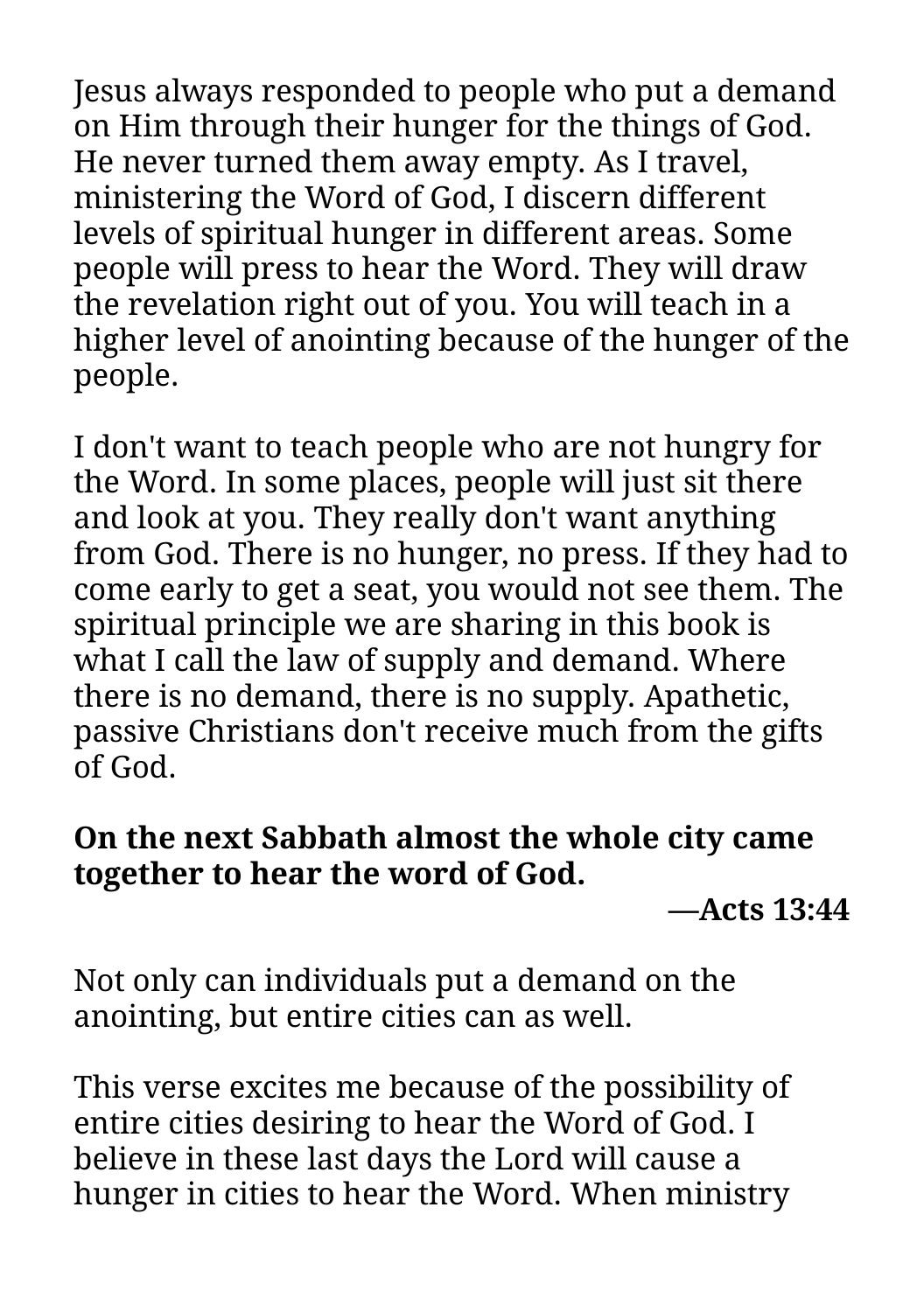Jesus always responded to people who put a demand on Him through their hunger for the things of God. He never turned them away empty. As I travel, ministering the Word of God, I discern different levels of spiritual hunger in different areas. Some people will press to hear the Word. They will draw the revelation right out of you. You will teach in a higher level of anointing because of the hunger of the people.

I don't want to teach people who are not hungry for the Word. In some places, people will just sit there and look at you. They really don't want anything from God. There is no hunger, no press. If they had to come early to get a seat, you would not see them. The spiritual principle we are sharing in this book is what I call the law of supply and demand. Where there is no demand, there is no supply. Apathetic, passive Christians don't receive much from the gifts of God.

**On the next Sabbath almost the whole city came together to hear the word of God.**

**—Acts 13:44**

Not only can individuals put a demand on the anointing, but entire cities can as well.

This verse excites me because of the possibility of entire cities desiring to hear the Word of God. I believe in these last days the Lord will cause a hunger in cities to hear the Word. When ministry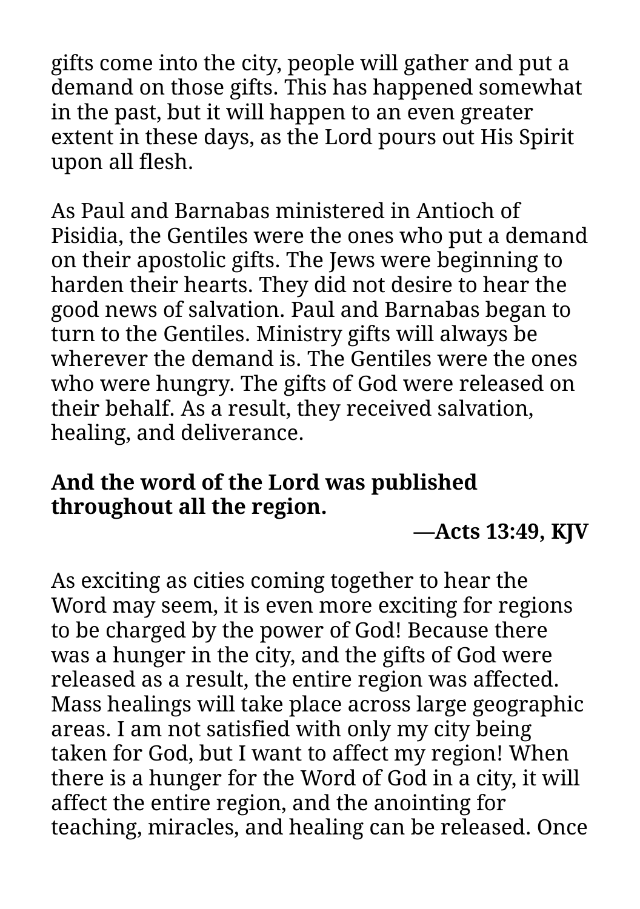gifts come into the city, people will gather and put a demand on those gifts. This has happened somewhat in the past, but it will happen to an even greater extent in these days, as the Lord pours out His Spirit upon all flesh.

As Paul and Barnabas ministered in Antioch of Pisidia, the Gentiles were the ones who put a demand on their apostolic gifts. The Jews were beginning to harden their hearts. They did not desire to hear the good news of salvation. Paul and Barnabas began to turn to the Gentiles. Ministry gifts will always be wherever the demand is. The Gentiles were the ones who were hungry. The gifts of God were released on their behalf. As a result, they received salvation, healing, and deliverance.

**And the word of the Lord was published throughout all the region.**

**—Acts 13:49, KJV**

As exciting as cities coming together to hear the Word may seem, it is even more exciting for regions to be charged by the power of God! Because there was a hunger in the city, and the gifts of God were released as a result, the entire region was affected. Mass healings will take place across large geographic areas. I am not satisfied with only my city being taken for God, but I want to affect my region! When there is a hunger for the Word of God in a city, it will affect the entire region, and the anointing for teaching, miracles, and healing can be released. Once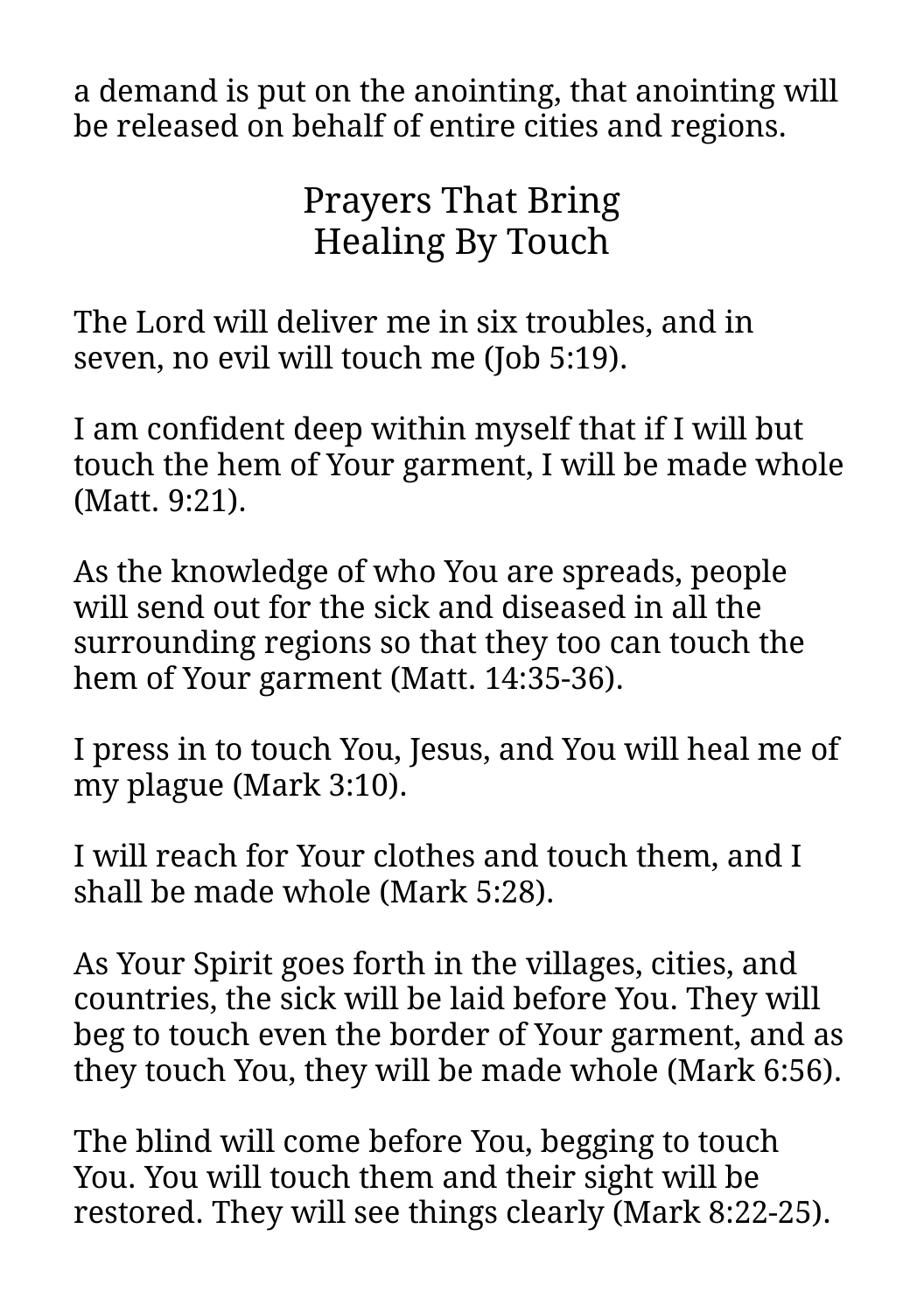a demand is put on the anointing, that anointing will be released on behalf of entire cities and regions.

## Prayers That Bring Healing By Touch

The Lord will deliver me in six troubles, and in seven, no evil will touch me (Job 5:19).

I am confident deep within myself that if I will but touch the hem of Your garment, I will be made whole (Matt. 9:21).

As the knowledge of who You are spreads, people will send out for the sick and diseased in all the surrounding regions so that they too can touch the hem of Your garment (Matt. 14:35-36).

I press in to touch You, Jesus, and You will heal me of my plague (Mark 3:10).

I will reach for Your clothes and touch them, and I shall be made whole (Mark 5:28).

As Your Spirit goes forth in the villages, cities, and countries, the sick will be laid before You. They will beg to touch even the border of Your garment, and as they touch You, they will be made whole (Mark 6:56).

The blind will come before You, begging to touch You. You will touch them and their sight will be restored. They will see things clearly (Mark 8:22-25).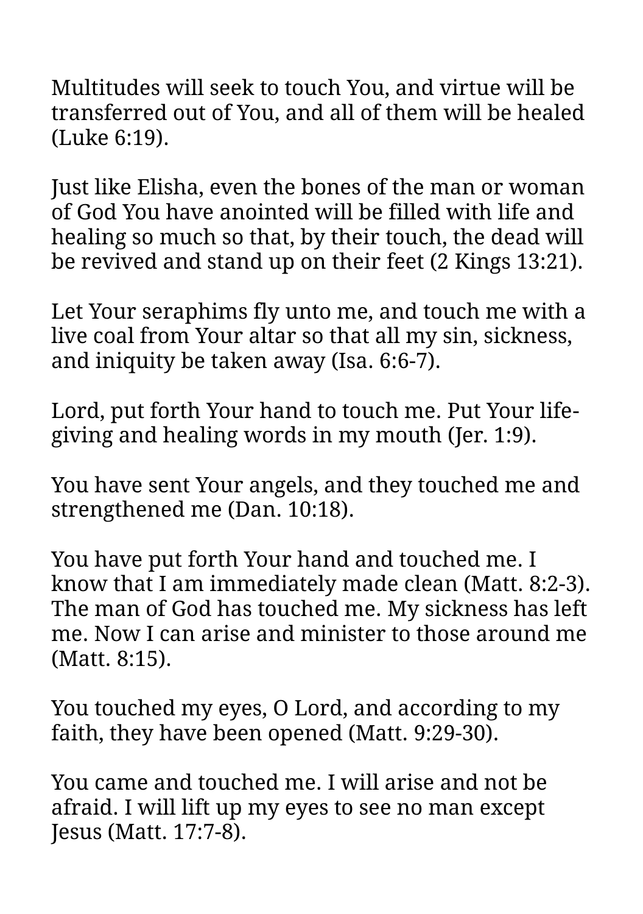Multitudes will seek to touch You, and virtue will be transferred out of You, and all of them will be healed (Luke 6:19).

Just like Elisha, even the bones of the man or woman of God You have anointed will be filled with life and healing so much so that, by their touch, the dead will be revived and stand up on their feet (2 Kings 13:21).

Let Your seraphims fly unto me, and touch me with a live coal from Your altar so that all my sin, sickness, and iniquity be taken away (Isa. 6:6-7).

Lord, put forth Your hand to touch me. Put Your life-giving and healing words in my mouth (Jer. 1:9).

You have sent Your angels, and they touched me and strengthened me (Dan. 10:18).

You have put forth Your hand and touched me. I know that I am immediately made clean (Matt. 8:2-3). The man of God has touched me. My sickness has left me. Now I can arise and minister to those around me (Matt. 8:15).

You touched my eyes, O Lord, and according to my faith, they have been opened (Matt. 9:29-30).

You came and touched me. I will arise and not be afraid. I will lift up my eyes to see no man except Jesus (Matt. 17:7-8).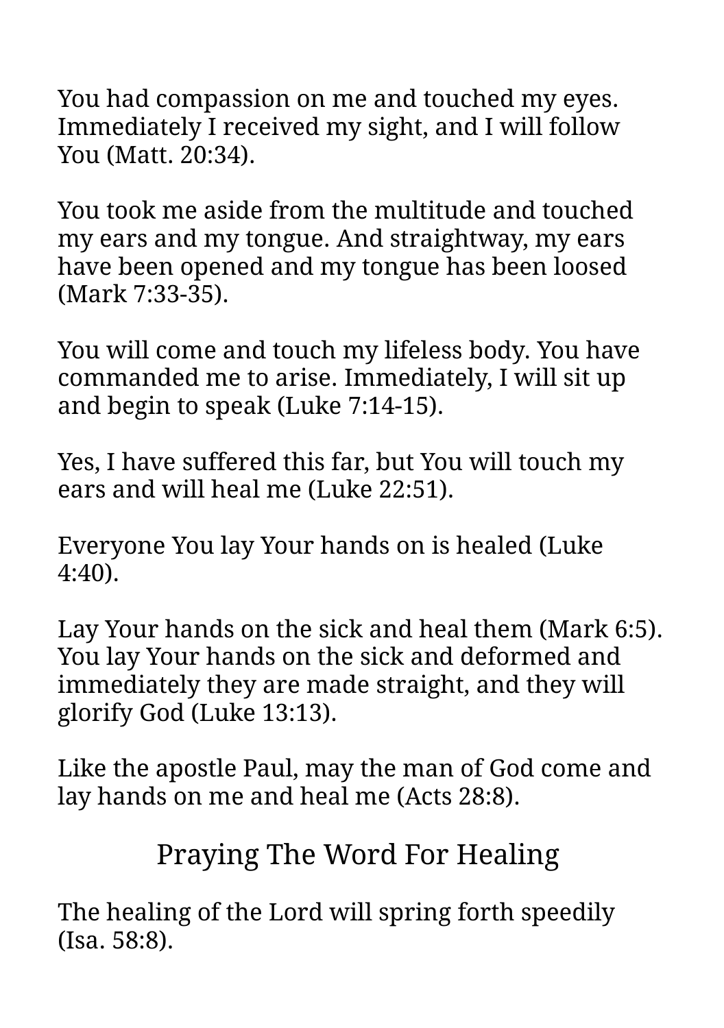You had compassion on me and touched my eyes. Immediately I received my sight, and I will follow You (Matt. 20:34).

You took me aside from the multitude and touched my ears and my tongue. And straightway, my ears have been opened and my tongue has been loosed (Mark 7:33-35).

You will come and touch my lifeless body. You have commanded me to arise. Immediately, I will sit up and begin to speak (Luke 7:14-15).

Yes, I have suffered this far, but You will touch my ears and will heal me (Luke 22:51).

Everyone You lay Your hands on is healed (Luke 4:40).

Lay Your hands on the sick and heal them (Mark 6:5). You lay Your hands on the sick and deformed and immediately they are made straight, and they will glorify God (Luke 13:13).

Like the apostle Paul, may the man of God come and lay hands on me and heal me (Acts 28:8).

## Praying The Word For Healing

The healing of the Lord will spring forth speedily (Isa. 58:8).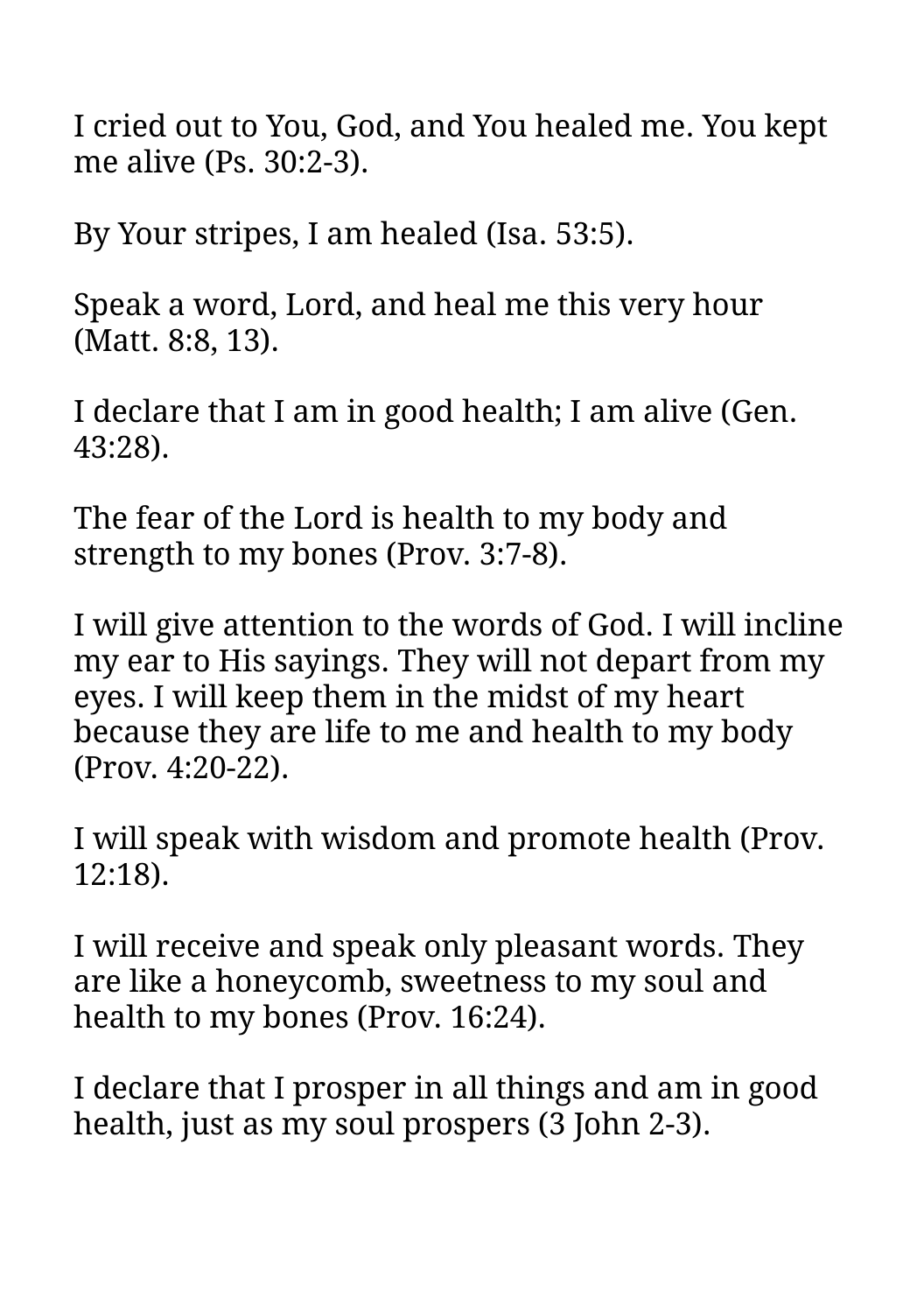I cried out to You, God, and You healed me. You kept me alive (Ps. 30:2-3).

By Your stripes, I am healed (Isa. 53:5).

Speak a word, Lord, and heal me this very hour (Matt. 8:8, 13).

I declare that I am in good health; I am alive (Gen. 43:28).

The fear of the Lord is health to my body and strength to my bones (Prov. 3:7-8).

I will give attention to the words of God. I will incline my ear to His sayings. They will not depart from my eyes. I will keep them in the midst of my heart because they are life to me and health to my body (Prov. 4:20-22).

I will speak with wisdom and promote health (Prov. 12:18).

I will receive and speak only pleasant words. They are like a honeycomb, sweetness to my soul and health to my bones (Prov. 16:24).

I declare that I prosper in all things and am in good health, just as my soul prospers (3 John 2-3).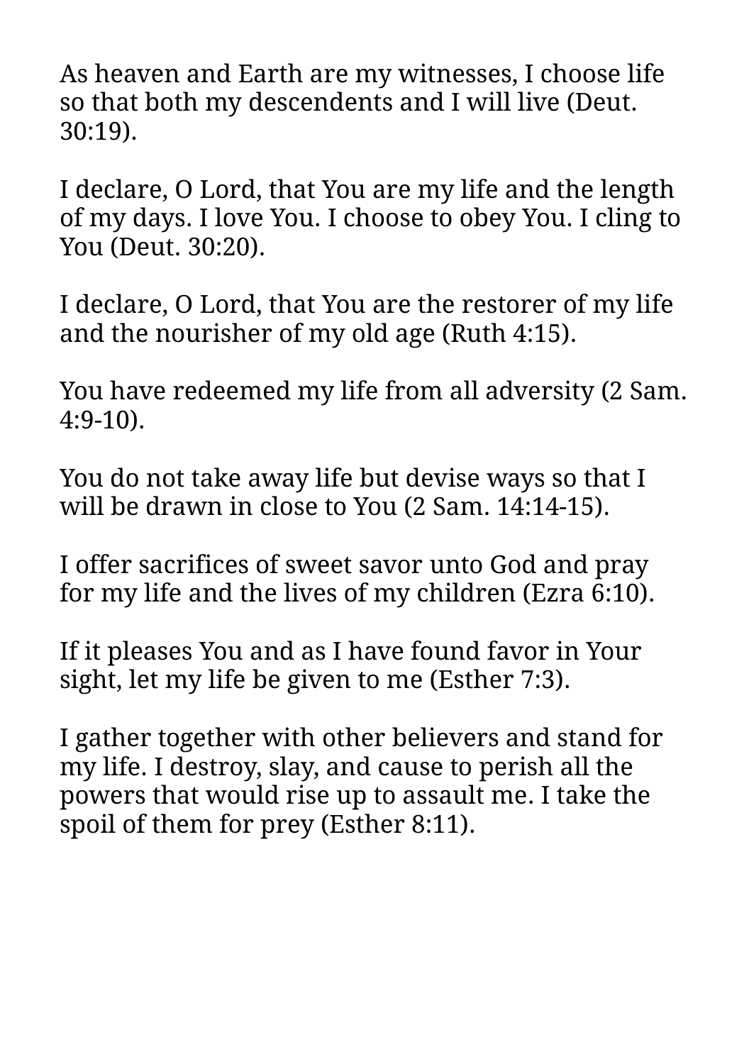As heaven and Earth are my witnesses, I choose life so that both my descendents and I will live (Deut. 30:19).

I declare, O Lord, that You are my life and the length of my days. I love You. I choose to obey You. I cling to You (Deut. 30:20).

I declare, O Lord, that You are the restorer of my life and the nourisher of my old age (Ruth 4:15).

You have redeemed my life from all adversity (2 Sam. 4:9-10).

You do not take away life but devise ways so that I will be drawn in close to You (2 Sam. 14:14-15).

I offer sacrifices of sweet savor unto God and pray for my life and the lives of my children (Ezra 6:10).

If it pleases You and as I have found favor in Your sight, let my life be given to me (Esther 7:3).

I gather together with other believers and stand for my life. I destroy, slay, and cause to perish all the powers that would rise up to assault me. I take the spoil of them for prey (Esther 8:11).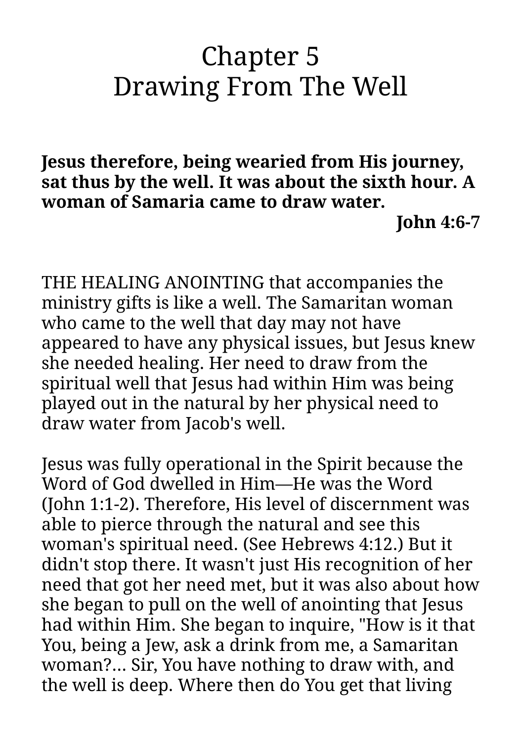# Chapter 5
# Drawing From The Well

**Jesus therefore, being wearied from His journey, sat thus by the well. It was about the sixth hour. A woman of Samaria came to draw water.**

**John 4:6-7**

THE HEALING ANOINTING that accompanies the ministry gifts is like a well. The Samaritan woman who came to the well that day may not have appeared to have any physical issues, but Jesus knew she needed healing. Her need to draw from the spiritual well that Jesus had within Him was being played out in the natural by her physical need to draw water from Jacob's well.

Jesus was fully operational in the Spirit because the Word of God dwelled in Him—He was the Word (John 1:1-2). Therefore, His level of discernment was able to pierce through the natural and see this woman's spiritual need. (See Hebrews 4:12.) But it didn't stop there. It wasn't just His recognition of her need that got her need met, but it was also about how she began to pull on the well of anointing that Jesus had within Him. She began to inquire, "How is it that You, being a Jew, ask a drink from me, a Samaritan woman?... Sir, You have nothing to draw with, and the well is deep. Where then do You get that living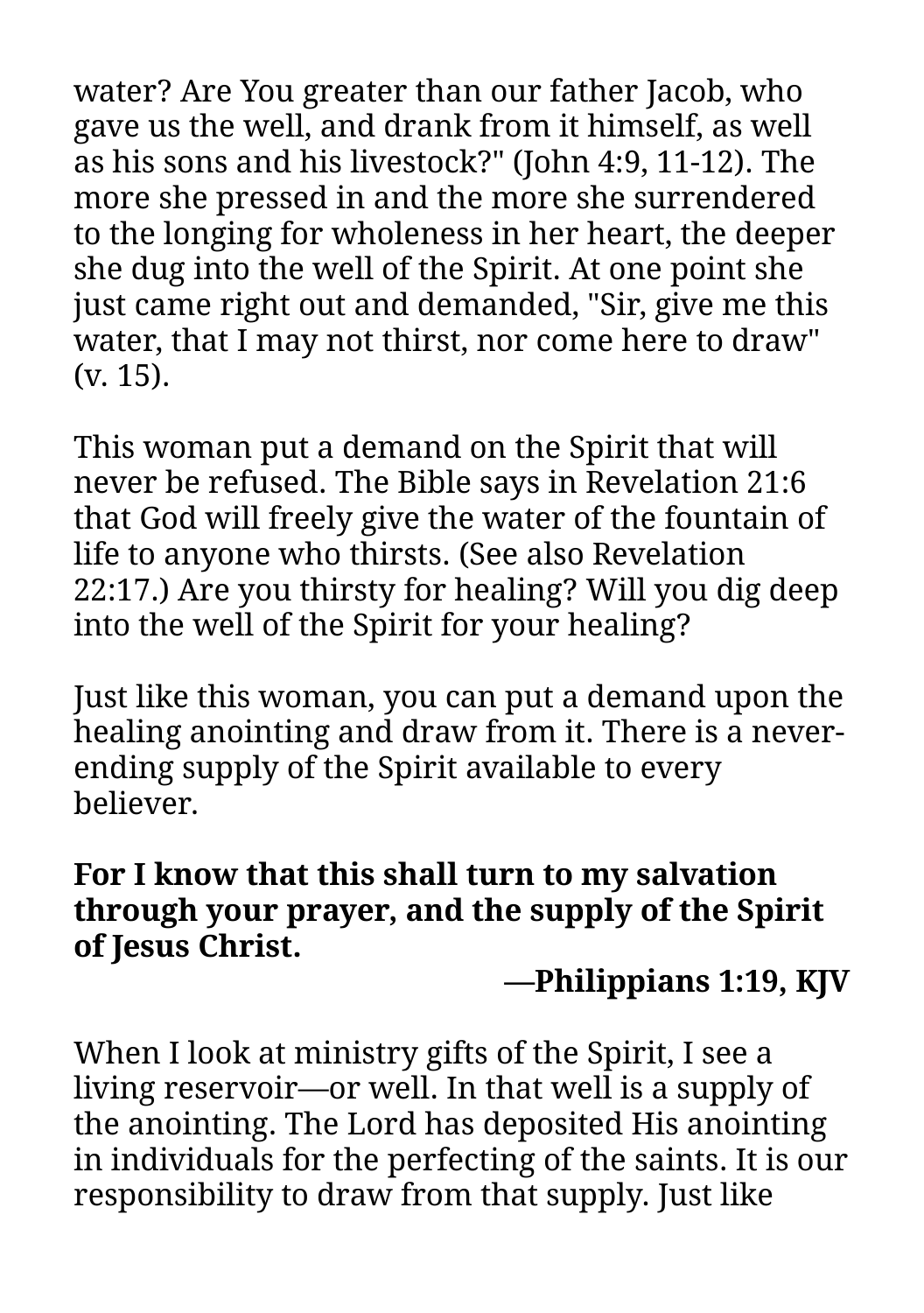water? Are You greater than our father Jacob, who gave us the well, and drank from it himself, as well as his sons and his livestock?" (John 4:9, 11-12). The more she pressed in and the more she surrendered to the longing for wholeness in her heart, the deeper she dug into the well of the Spirit. At one point she just came right out and demanded, "Sir, give me this water, that I may not thirst, nor come here to draw" (v. 15).

This woman put a demand on the Spirit that will never be refused. The Bible says in Revelation 21:6 that God will freely give the water of the fountain of life to anyone who thirsts. (See also Revelation 22:17.) Are you thirsty for healing? Will you dig deep into the well of the Spirit for your healing?

Just like this woman, you can put a demand upon the healing anointing and draw from it. There is a never-ending supply of the Spirit available to every believer.

**For I know that this shall turn to my salvation through your prayer, and the supply of the Spirit of Jesus Christ.**

**—Philippians 1:19, KJV**

When I look at ministry gifts of the Spirit, I see a living reservoir—or well. In that well is a supply of the anointing. The Lord has deposited His anointing in individuals for the perfecting of the saints. It is our responsibility to draw from that supply. Just like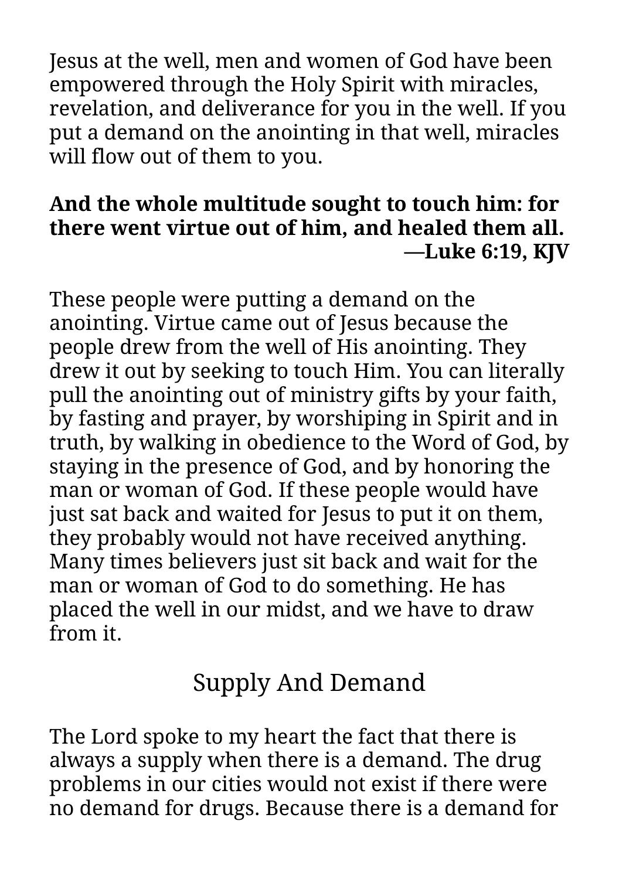Jesus at the well, men and women of God have been empowered through the Holy Spirit with miracles, revelation, and deliverance for you in the well. If you put a demand on the anointing in that well, miracles will flow out of them to you.

**And the whole multitude sought to touch him: for there went virtue out of him, and healed them all.**
**—Luke 6:19, KJV**

These people were putting a demand on the anointing. Virtue came out of Jesus because the people drew from the well of His anointing. They drew it out by seeking to touch Him. You can literally pull the anointing out of ministry gifts by your faith, by fasting and prayer, by worshiping in Spirit and in truth, by walking in obedience to the Word of God, by staying in the presence of God, and by honoring the man or woman of God. If these people would have just sat back and waited for Jesus to put it on them, they probably would not have received anything. Many times believers just sit back and wait for the man or woman of God to do something. He has placed the well in our midst, and we have to draw from it.

## Supply And Demand

The Lord spoke to my heart the fact that there is always a supply when there is a demand. The drug problems in our cities would not exist if there were no demand for drugs. Because there is a demand for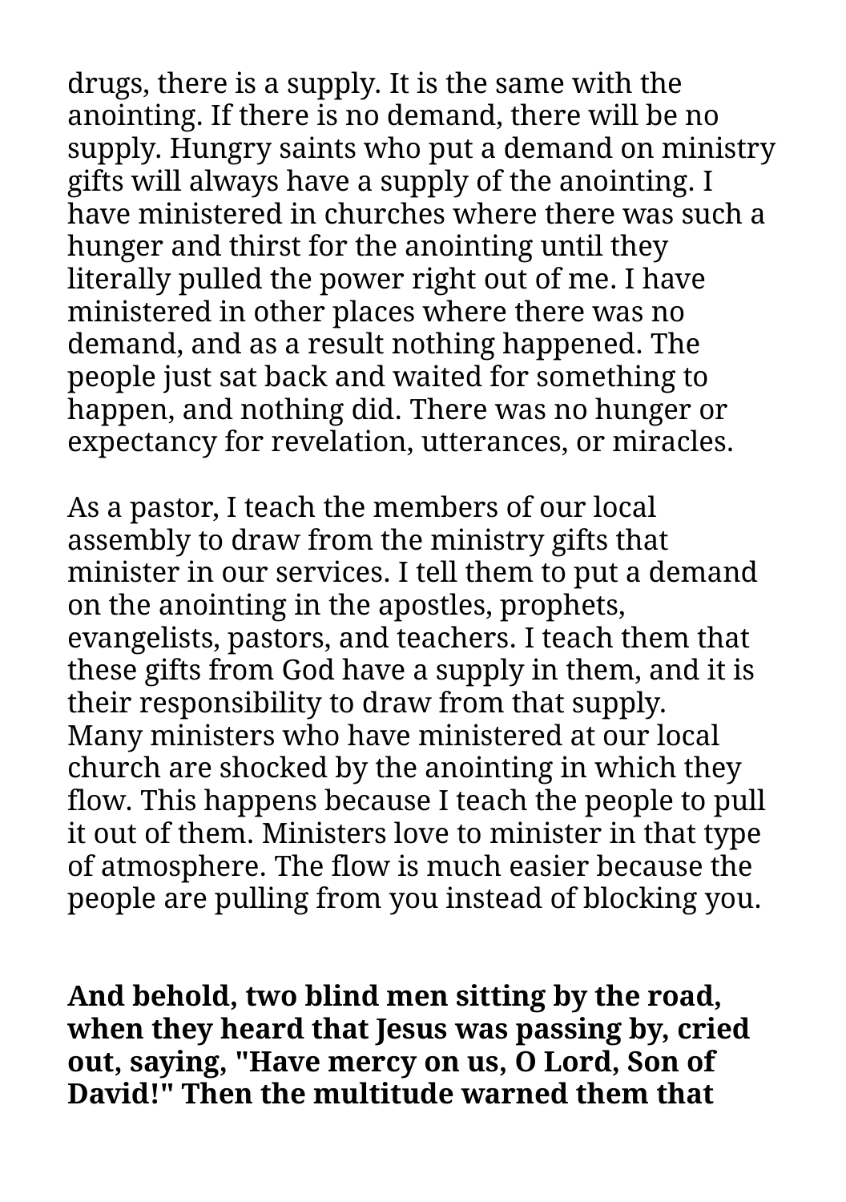drugs, there is a supply. It is the same with the anointing. If there is no demand, there will be no supply. Hungry saints who put a demand on ministry gifts will always have a supply of the anointing. I have ministered in churches where there was such a hunger and thirst for the anointing until they literally pulled the power right out of me. I have ministered in other places where there was no demand, and as a result nothing happened. The people just sat back and waited for something to happen, and nothing did. There was no hunger or expectancy for revelation, utterances, or miracles.

As a pastor, I teach the members of our local assembly to draw from the ministry gifts that minister in our services. I tell them to put a demand on the anointing in the apostles, prophets, evangelists, pastors, and teachers. I teach them that these gifts from God have a supply in them, and it is their responsibility to draw from that supply. Many ministers who have ministered at our local church are shocked by the anointing in which they flow. This happens because I teach the people to pull it out of them. Ministers love to minister in that type of atmosphere. The flow is much easier because the people are pulling from you instead of blocking you.

**And behold, two blind men sitting by the road, when they heard that Jesus was passing by, cried out, saying, "Have mercy on us, O Lord, Son of David!" Then the multitude warned them that**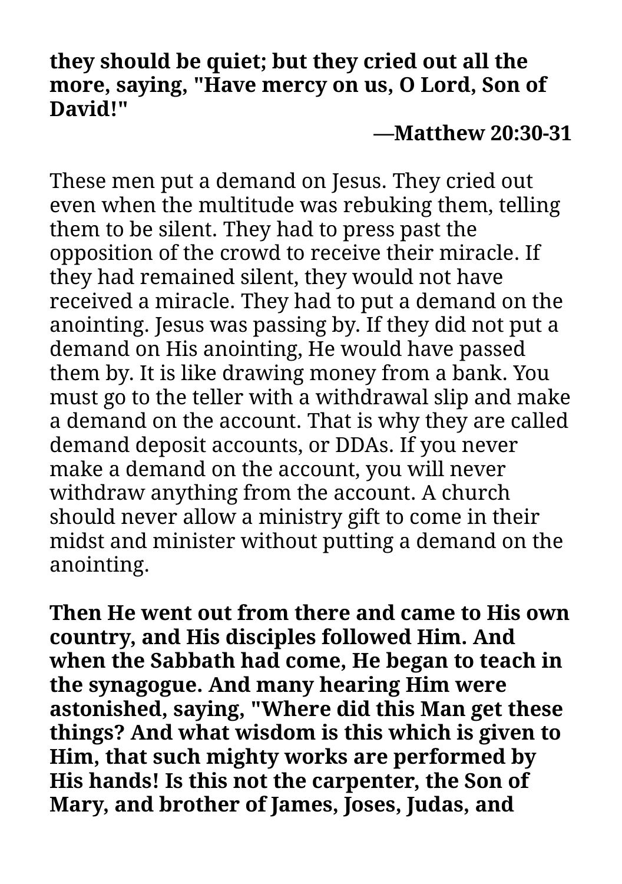**they should be quiet; but they cried out all the more, saying, "Have mercy on us, O Lord, Son of David!"**

**—Matthew 20:30-31**

These men put a demand on Jesus. They cried out even when the multitude was rebuking them, telling them to be silent. They had to press past the opposition of the crowd to receive their miracle. If they had remained silent, they would not have received a miracle. They had to put a demand on the anointing. Jesus was passing by. If they did not put a demand on His anointing, He would have passed them by. It is like drawing money from a bank. You must go to the teller with a withdrawal slip and make a demand on the account. That is why they are called demand deposit accounts, or DDAs. If you never make a demand on the account, you will never withdraw anything from the account. A church should never allow a ministry gift to come in their midst and minister without putting a demand on the anointing.

**Then He went out from there and came to His own country, and His disciples followed Him. And when the Sabbath had come, He began to teach in the synagogue. And many hearing Him were astonished, saying, "Where did this Man get these things? And what wisdom is this which is given to Him, that such mighty works are performed by His hands! Is this not the carpenter, the Son of Mary, and brother of James, Joses, Judas, and**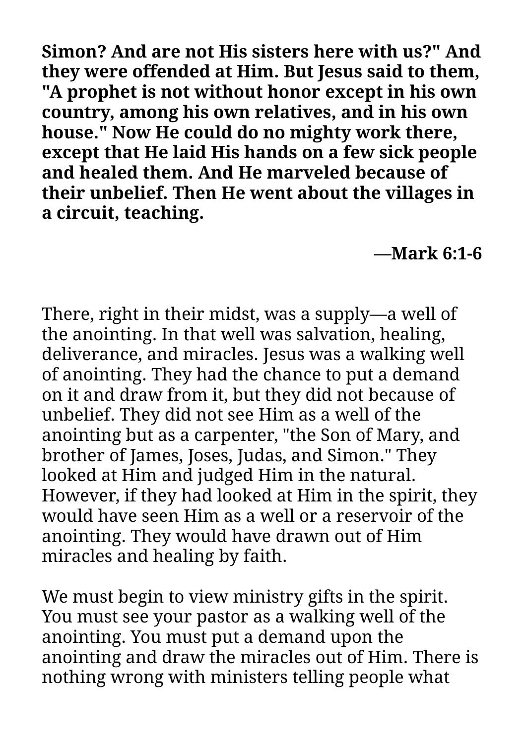**Simon? And are not His sisters here with us?" And they were offended at Him. But Jesus said to them, "A prophet is not without honor except in his own country, among his own relatives, and in his own house." Now He could do no mighty work there, except that He laid His hands on a few sick people and healed them. And He marveled because of their unbelief. Then He went about the villages in a circuit, teaching.**

<div align="right"><b>—Mark 6:1-6</b></div>

There, right in their midst, was a supply—a well of the anointing. In that well was salvation, healing, deliverance, and miracles. Jesus was a walking well of anointing. They had the chance to put a demand on it and draw from it, but they did not because of unbelief. They did not see Him as a well of the anointing but as a carpenter, "the Son of Mary, and brother of James, Joses, Judas, and Simon." They looked at Him and judged Him in the natural. However, if they had looked at Him in the spirit, they would have seen Him as a well or a reservoir of the anointing. They would have drawn out of Him miracles and healing by faith.

We must begin to view ministry gifts in the spirit. You must see your pastor as a walking well of the anointing. You must put a demand upon the anointing and draw the miracles out of Him. There is nothing wrong with ministers telling people what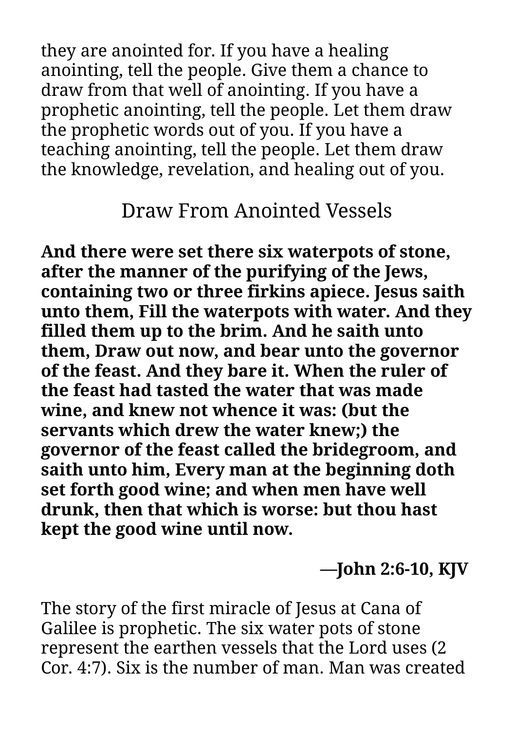they are anointed for. If you have a healing anointing, tell the people. Give them a chance to draw from that well of anointing. If you have a prophetic anointing, tell the people. Let them draw the prophetic words out of you. If you have a teaching anointing, tell the people. Let them draw the knowledge, revelation, and healing out of you.

## Draw From Anointed Vessels

**And there were set there six waterpots of stone, after the manner of the purifying of the Jews, containing two or three firkins apiece. Jesus saith unto them, Fill the waterpots with water. And they filled them up to the brim. And he saith unto them, Draw out now, and bear unto the governor of the feast. And they bare it. When the ruler of the feast had tasted the water that was made wine, and knew not whence it was: (but the servants which drew the water knew;) the governor of the feast called the bridegroom, and saith unto him, Every man at the beginning doth set forth good wine; and when men have well drunk, then that which is worse: but thou hast kept the good wine until now.**

**—John 2:6-10, KJV**

The story of the first miracle of Jesus at Cana of Galilee is prophetic. The six water pots of stone represent the earthen vessels that the Lord uses (2 Cor. 4:7). Six is the number of man. Man was created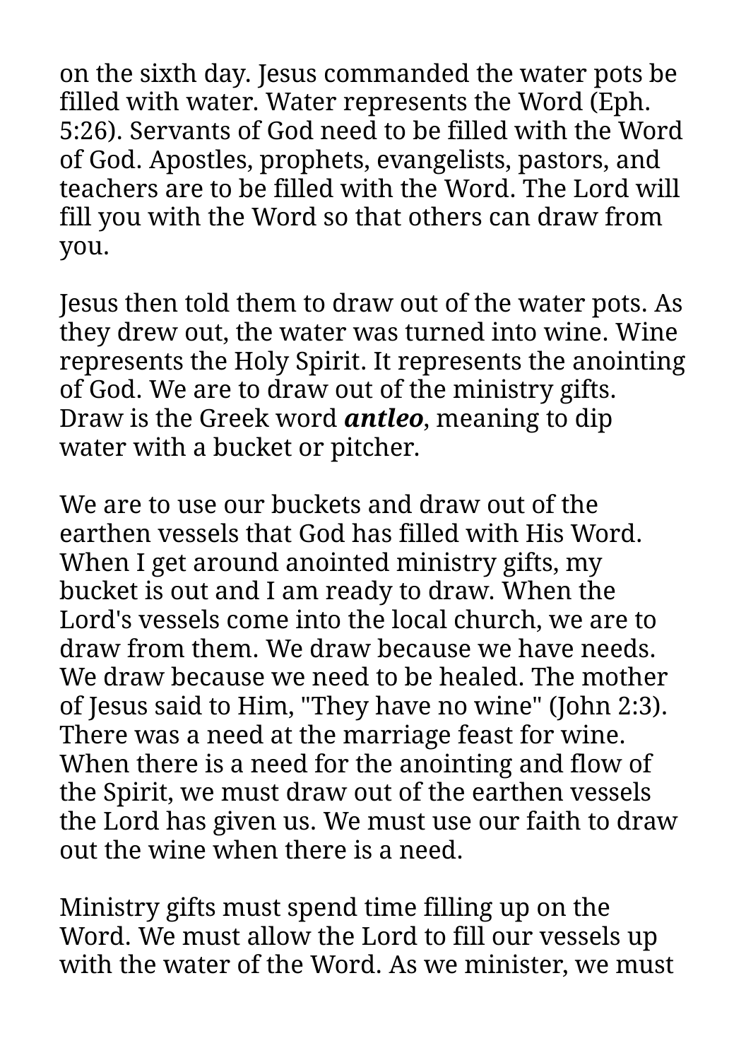on the sixth day. Jesus commanded the water pots be filled with water. Water represents the Word (Eph. 5:26). Servants of God need to be filled with the Word of God. Apostles, prophets, evangelists, pastors, and teachers are to be filled with the Word. The Lord will fill you with the Word so that others can draw from you.

Jesus then told them to draw out of the water pots. As they drew out, the water was turned into wine. Wine represents the Holy Spirit. It represents the anointing of God. We are to draw out of the ministry gifts. Draw is the Greek word ***antleo***, meaning to dip water with a bucket or pitcher.

We are to use our buckets and draw out of the earthen vessels that God has filled with His Word. When I get around anointed ministry gifts, my bucket is out and I am ready to draw. When the Lord's vessels come into the local church, we are to draw from them. We draw because we have needs. We draw because we need to be healed. The mother of Jesus said to Him, "They have no wine" (John 2:3). There was a need at the marriage feast for wine. When there is a need for the anointing and flow of the Spirit, we must draw out of the earthen vessels the Lord has given us. We must use our faith to draw out the wine when there is a need.

Ministry gifts must spend time filling up on the Word. We must allow the Lord to fill our vessels up with the water of the Word. As we minister, we must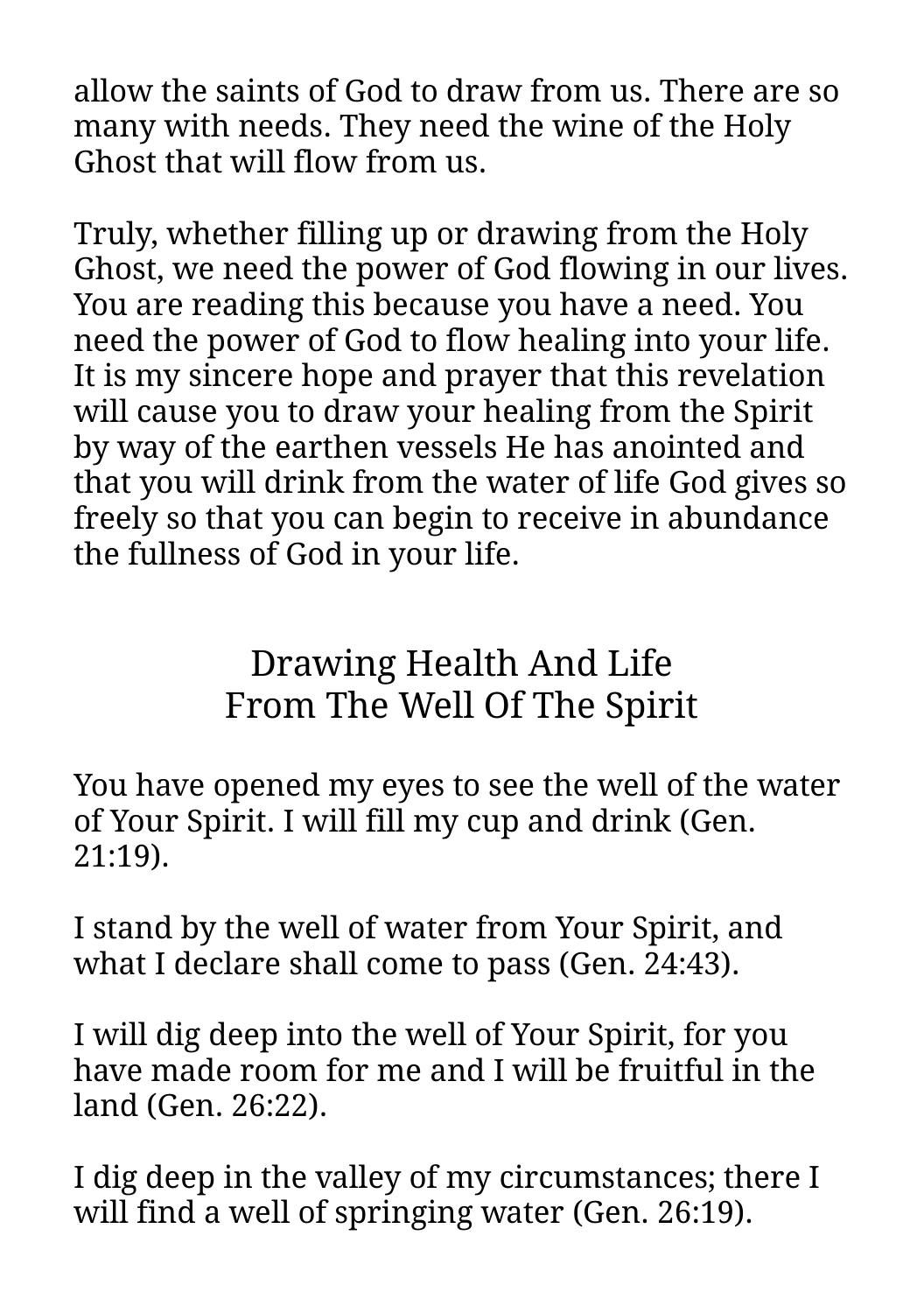allow the saints of God to draw from us. There are so many with needs. They need the wine of the Holy Ghost that will flow from us.

Truly, whether filling up or drawing from the Holy Ghost, we need the power of God flowing in our lives. You are reading this because you have a need. You need the power of God to flow healing into your life. It is my sincere hope and prayer that this revelation will cause you to draw your healing from the Spirit by way of the earthen vessels He has anointed and that you will drink from the water of life God gives so freely so that you can begin to receive in abundance the fullness of God in your life.

## Drawing Health And Life From The Well Of The Spirit

You have opened my eyes to see the well of the water of Your Spirit. I will fill my cup and drink (Gen. 21:19).

I stand by the well of water from Your Spirit, and what I declare shall come to pass (Gen. 24:43).

I will dig deep into the well of Your Spirit, for you have made room for me and I will be fruitful in the land (Gen. 26:22).

I dig deep in the valley of my circumstances; there I will find a well of springing water (Gen. 26:19).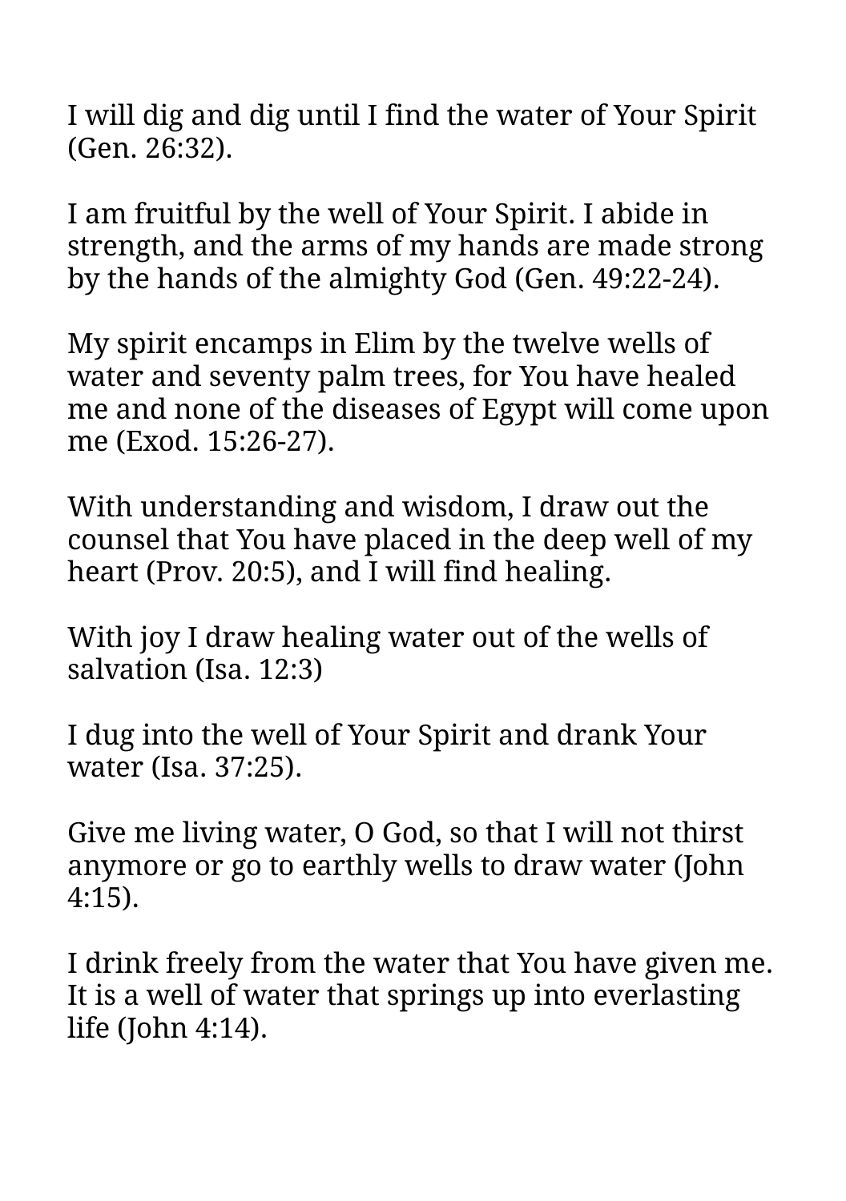I will dig and dig until I find the water of Your Spirit (Gen. 26:32).

I am fruitful by the well of Your Spirit. I abide in strength, and the arms of my hands are made strong by the hands of the almighty God (Gen. 49:22-24).

My spirit encamps in Elim by the twelve wells of water and seventy palm trees, for You have healed me and none of the diseases of Egypt will come upon me (Exod. 15:26-27).

With understanding and wisdom, I draw out the counsel that You have placed in the deep well of my heart (Prov. 20:5), and I will find healing.

With joy I draw healing water out of the wells of salvation (Isa. 12:3)

I dug into the well of Your Spirit and drank Your water (Isa. 37:25).

Give me living water, O God, so that I will not thirst anymore or go to earthly wells to draw water (John 4:15).

I drink freely from the water that You have given me. It is a well of water that springs up into everlasting life (John 4:14).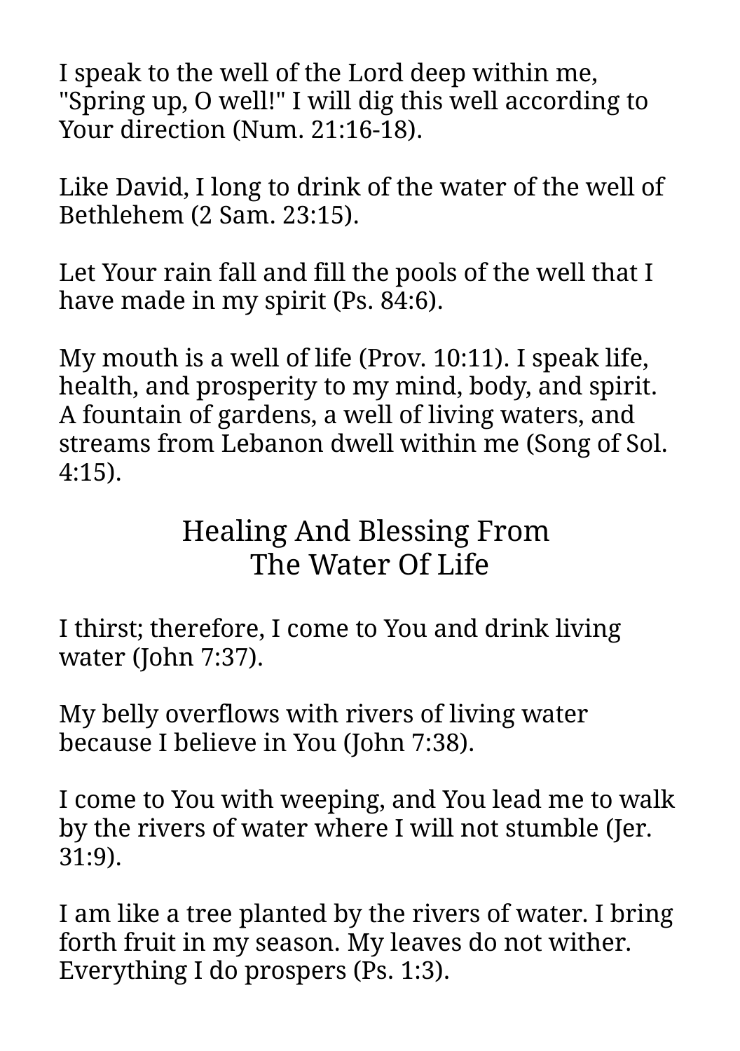I speak to the well of the Lord deep within me, "Spring up, O well!" I will dig this well according to Your direction (Num. 21:16-18).

Like David, I long to drink of the water of the well of Bethlehem (2 Sam. 23:15).

Let Your rain fall and fill the pools of the well that I have made in my spirit (Ps. 84:6).

My mouth is a well of life (Prov. 10:11). I speak life, health, and prosperity to my mind, body, and spirit. A fountain of gardens, a well of living waters, and streams from Lebanon dwell within me (Song of Sol. 4:15).

## Healing And Blessing From The Water Of Life

I thirst; therefore, I come to You and drink living water (John 7:37).

My belly overflows with rivers of living water because I believe in You (John 7:38).

I come to You with weeping, and You lead me to walk by the rivers of water where I will not stumble (Jer. 31:9).

I am like a tree planted by the rivers of water. I bring forth fruit in my season. My leaves do not wither. Everything I do prospers (Ps. 1:3).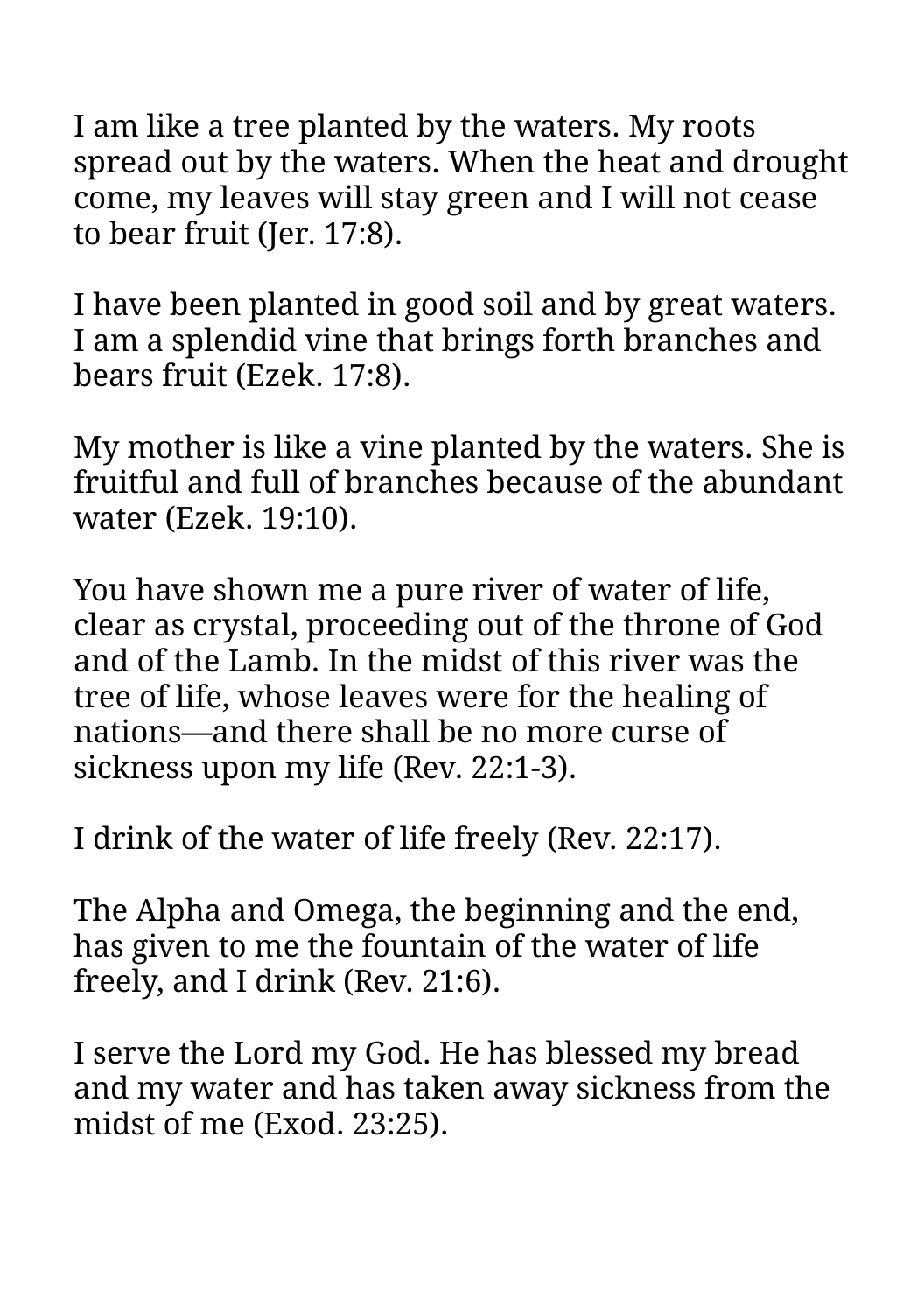I am like a tree planted by the waters. My roots spread out by the waters. When the heat and drought come, my leaves will stay green and I will not cease to bear fruit (Jer. 17:8).

I have been planted in good soil and by great waters. I am a splendid vine that brings forth branches and bears fruit (Ezek. 17:8).

My mother is like a vine planted by the waters. She is fruitful and full of branches because of the abundant water (Ezek. 19:10).

You have shown me a pure river of water of life, clear as crystal, proceeding out of the throne of God and of the Lamb. In the midst of this river was the tree of life, whose leaves were for the healing of nations—and there shall be no more curse of sickness upon my life (Rev. 22:1-3).

I drink of the water of life freely (Rev. 22:17).

The Alpha and Omega, the beginning and the end, has given to me the fountain of the water of life freely, and I drink (Rev. 21:6).

I serve the Lord my God. He has blessed my bread and my water and has taken away sickness from the midst of me (Exod. 23:25).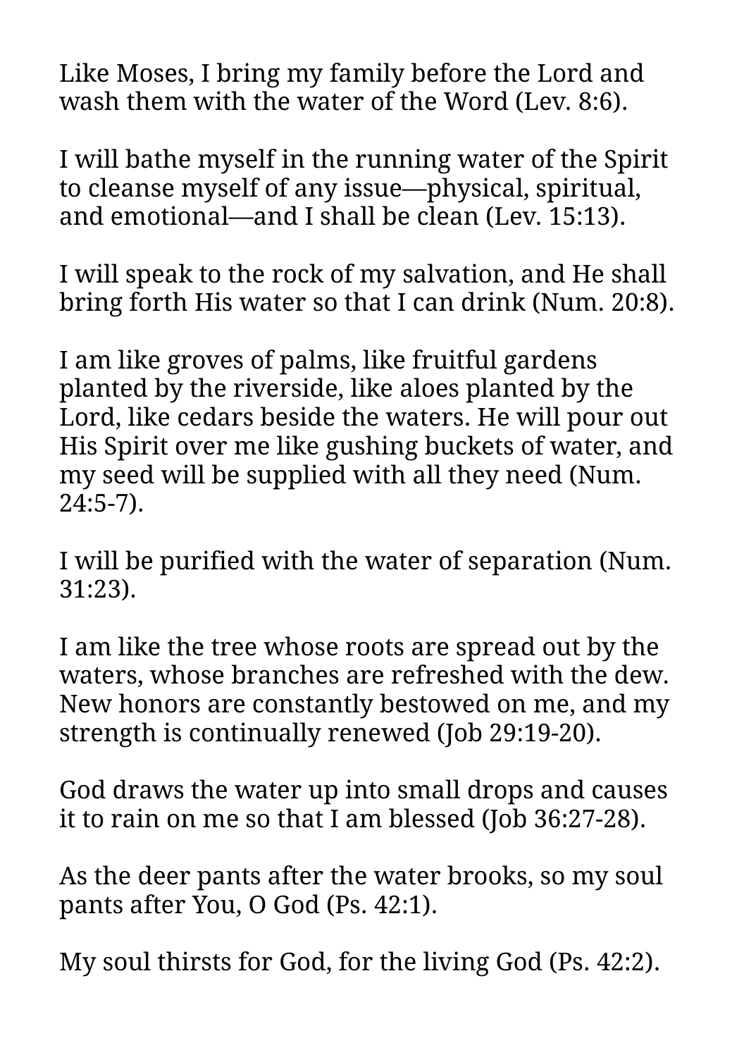Like Moses, I bring my family before the Lord and wash them with the water of the Word (Lev. 8:6).

I will bathe myself in the running water of the Spirit to cleanse myself of any issue—physical, spiritual, and emotional—and I shall be clean (Lev. 15:13).

I will speak to the rock of my salvation, and He shall bring forth His water so that I can drink (Num. 20:8).

I am like groves of palms, like fruitful gardens planted by the riverside, like aloes planted by the Lord, like cedars beside the waters. He will pour out His Spirit over me like gushing buckets of water, and my seed will be supplied with all they need (Num. 24:5-7).

I will be purified with the water of separation (Num. 31:23).

I am like the tree whose roots are spread out by the waters, whose branches are refreshed with the dew. New honors are constantly bestowed on me, and my strength is continually renewed (Job 29:19-20).

God draws the water up into small drops and causes it to rain on me so that I am blessed (Job 36:27-28).

As the deer pants after the water brooks, so my soul pants after You, O God (Ps. 42:1).

My soul thirsts for God, for the living God (Ps. 42:2).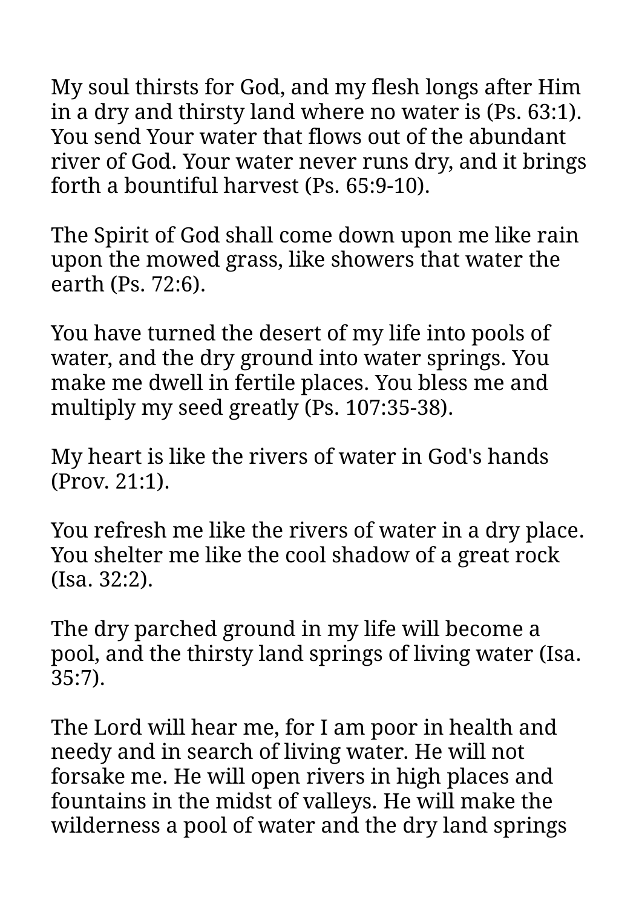My soul thirsts for God, and my flesh longs after Him in a dry and thirsty land where no water is (Ps. 63:1). You send Your water that flows out of the abundant river of God. Your water never runs dry, and it brings forth a bountiful harvest (Ps. 65:9-10).

The Spirit of God shall come down upon me like rain upon the mowed grass, like showers that water the earth (Ps. 72:6).

You have turned the desert of my life into pools of water, and the dry ground into water springs. You make me dwell in fertile places. You bless me and multiply my seed greatly (Ps. 107:35-38).

My heart is like the rivers of water in God's hands (Prov. 21:1).

You refresh me like the rivers of water in a dry place. You shelter me like the cool shadow of a great rock (Isa. 32:2).

The dry parched ground in my life will become a pool, and the thirsty land springs of living water (Isa. 35:7).

The Lord will hear me, for I am poor in health and needy and in search of living water. He will not forsake me. He will open rivers in high places and fountains in the midst of valleys. He will make the wilderness a pool of water and the dry land springs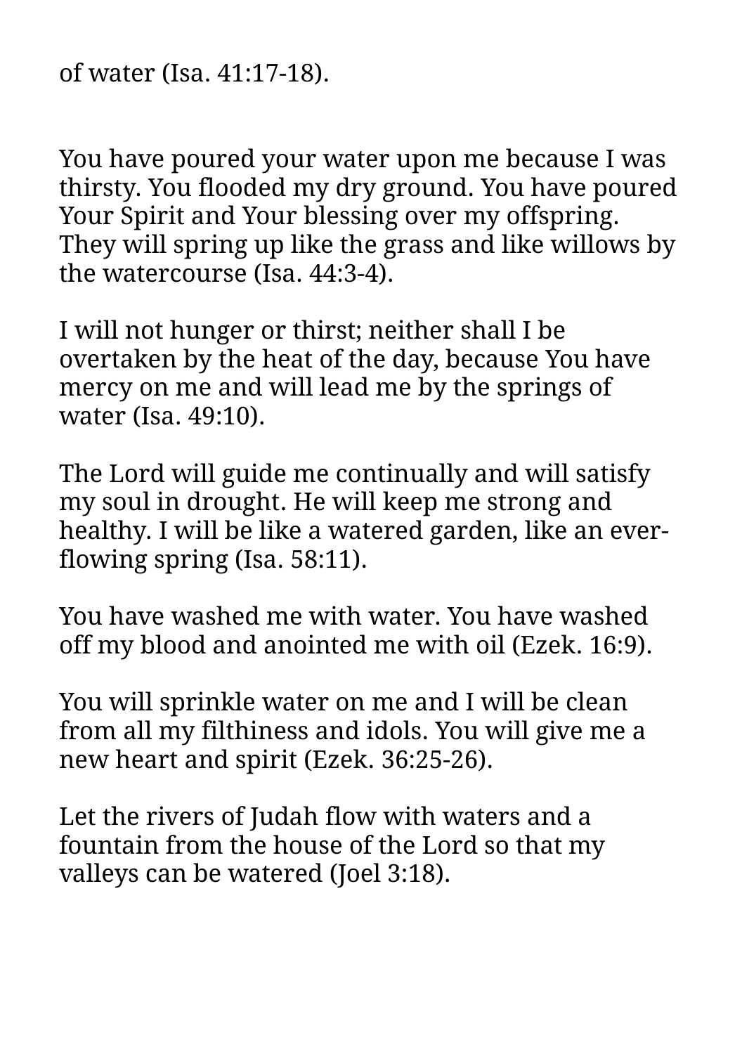of water (Isa. 41:17-18).

You have poured your water upon me because I was thirsty. You flooded my dry ground. You have poured Your Spirit and Your blessing over my offspring. They will spring up like the grass and like willows by the watercourse (Isa. 44:3-4).

I will not hunger or thirst; neither shall I be overtaken by the heat of the day, because You have mercy on me and will lead me by the springs of water (Isa. 49:10).

The Lord will guide me continually and will satisfy my soul in drought. He will keep me strong and healthy. I will be like a watered garden, like an ever-flowing spring (Isa. 58:11).

You have washed me with water. You have washed off my blood and anointed me with oil (Ezek. 16:9).

You will sprinkle water on me and I will be clean from all my filthiness and idols. You will give me a new heart and spirit (Ezek. 36:25-26).

Let the rivers of Judah flow with waters and a fountain from the house of the Lord so that my valleys can be watered (Joel 3:18).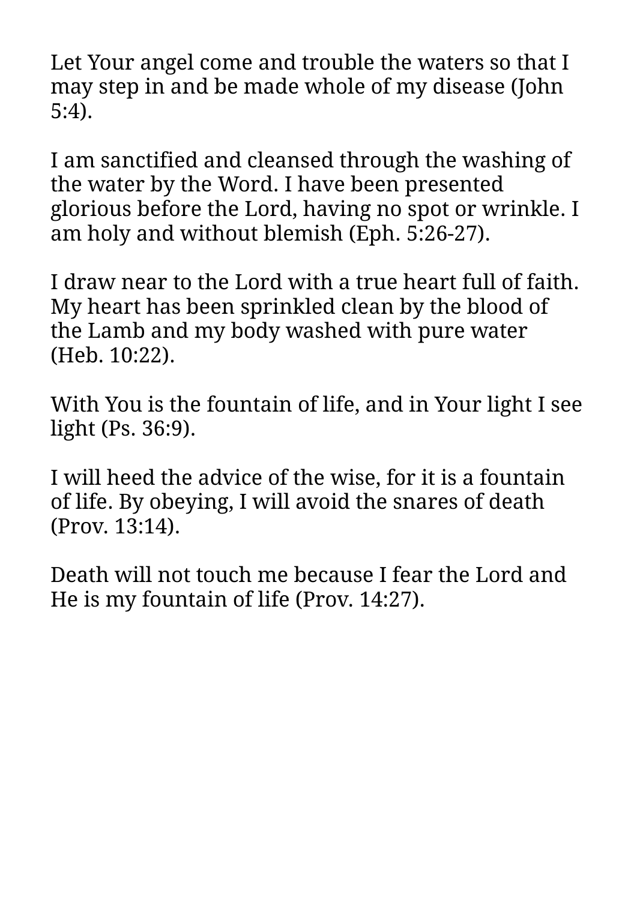Let Your angel come and trouble the waters so that I may step in and be made whole of my disease (John 5:4).

I am sanctified and cleansed through the washing of the water by the Word. I have been presented glorious before the Lord, having no spot or wrinkle. I am holy and without blemish (Eph. 5:26-27).

I draw near to the Lord with a true heart full of faith. My heart has been sprinkled clean by the blood of the Lamb and my body washed with pure water (Heb. 10:22).

With You is the fountain of life, and in Your light I see light (Ps. 36:9).

I will heed the advice of the wise, for it is a fountain of life. By obeying, I will avoid the snares of death (Prov. 13:14).

Death will not touch me because I fear the Lord and He is my fountain of life (Prov. 14:27).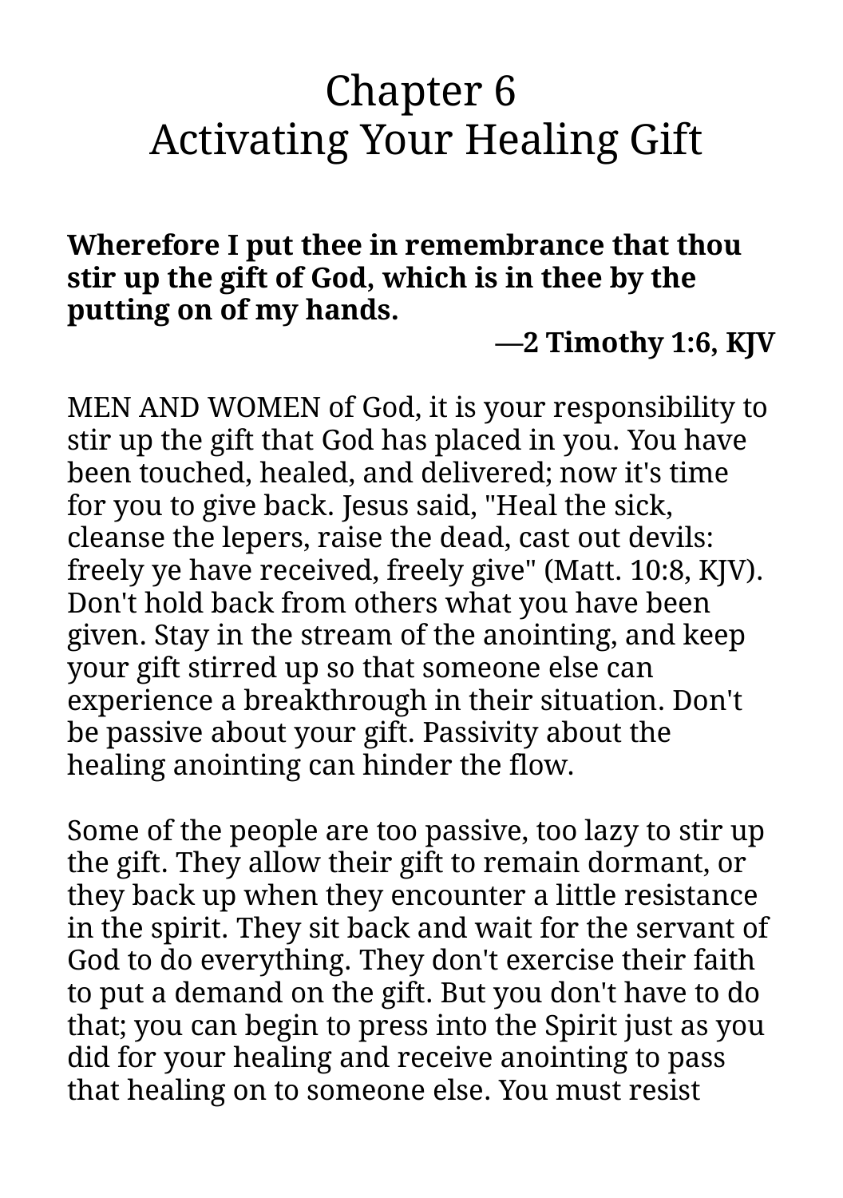# Chapter 6
# Activating Your Healing Gift

**Wherefore I put thee in remembrance that thou stir up the gift of God, which is in thee by the putting on of my hands.**

**—2 Timothy 1:6, KJV**

MEN AND WOMEN of God, it is your responsibility to stir up the gift that God has placed in you. You have been touched, healed, and delivered; now it's time for you to give back. Jesus said, "Heal the sick, cleanse the lepers, raise the dead, cast out devils: freely ye have received, freely give" (Matt. 10:8, KJV). Don't hold back from others what you have been given. Stay in the stream of the anointing, and keep your gift stirred up so that someone else can experience a breakthrough in their situation. Don't be passive about your gift. Passivity about the healing anointing can hinder the flow.

Some of the people are too passive, too lazy to stir up the gift. They allow their gift to remain dormant, or they back up when they encounter a little resistance in the spirit. They sit back and wait for the servant of God to do everything. They don't exercise their faith to put a demand on the gift. But you don't have to do that; you can begin to press into the Spirit just as you did for your healing and receive anointing to pass that healing on to someone else. You must resist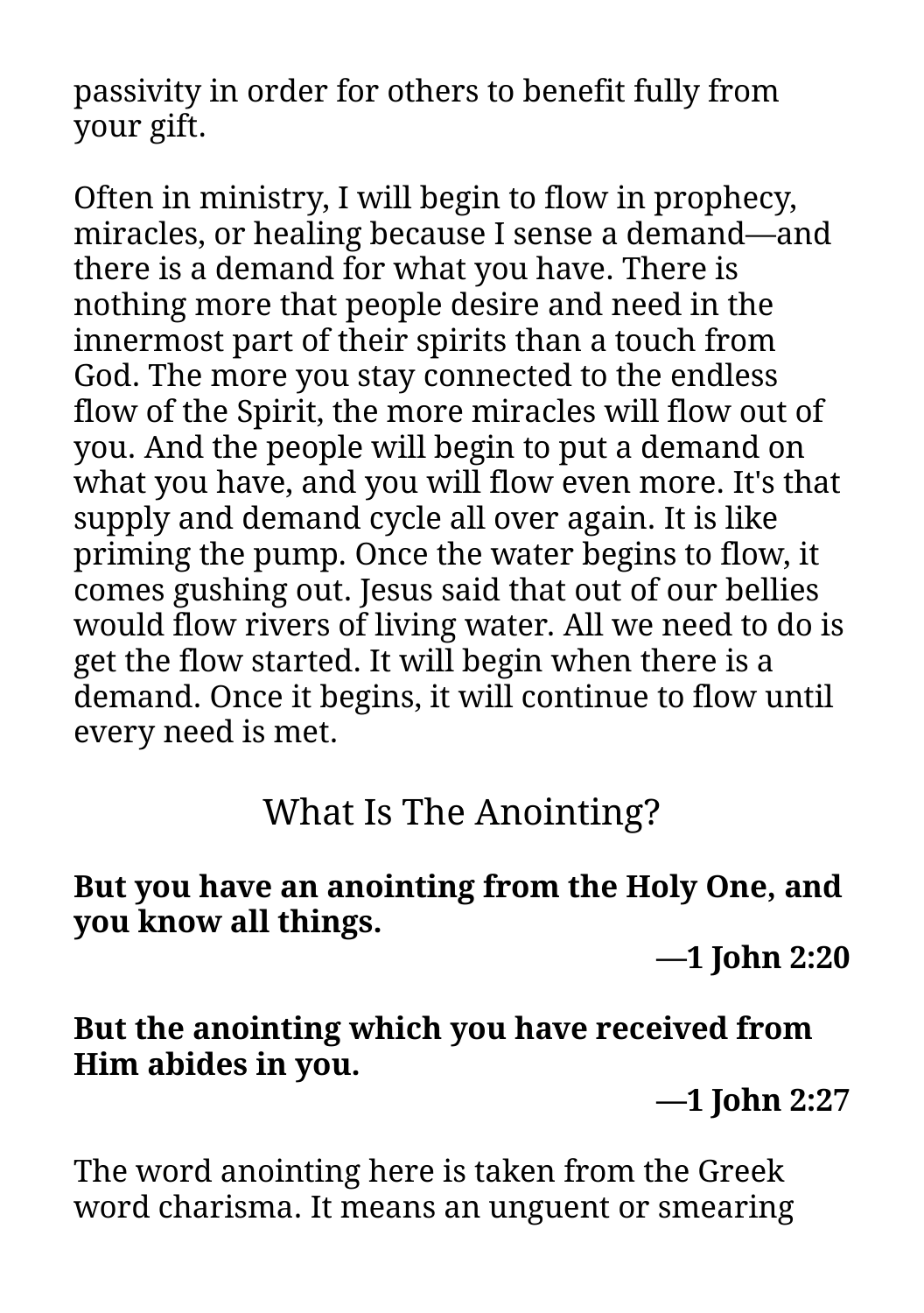passivity in order for others to benefit fully from your gift.

Often in ministry, I will begin to flow in prophecy, miracles, or healing because I sense a demand—and there is a demand for what you have. There is nothing more that people desire and need in the innermost part of their spirits than a touch from God. The more you stay connected to the endless flow of the Spirit, the more miracles will flow out of you. And the people will begin to put a demand on what you have, and you will flow even more. It's that supply and demand cycle all over again. It is like priming the pump. Once the water begins to flow, it comes gushing out. Jesus said that out of our bellies would flow rivers of living water. All we need to do is get the flow started. It will begin when there is a demand. Once it begins, it will continue to flow until every need is met.

## What Is The Anointing?

**But you have an anointing from the Holy One, and you know all things.**

**—1 John 2:20**

**But the anointing which you have received from Him abides in you.**

**—1 John 2:27**

The word anointing here is taken from the Greek word charisma. It means an unguent or smearing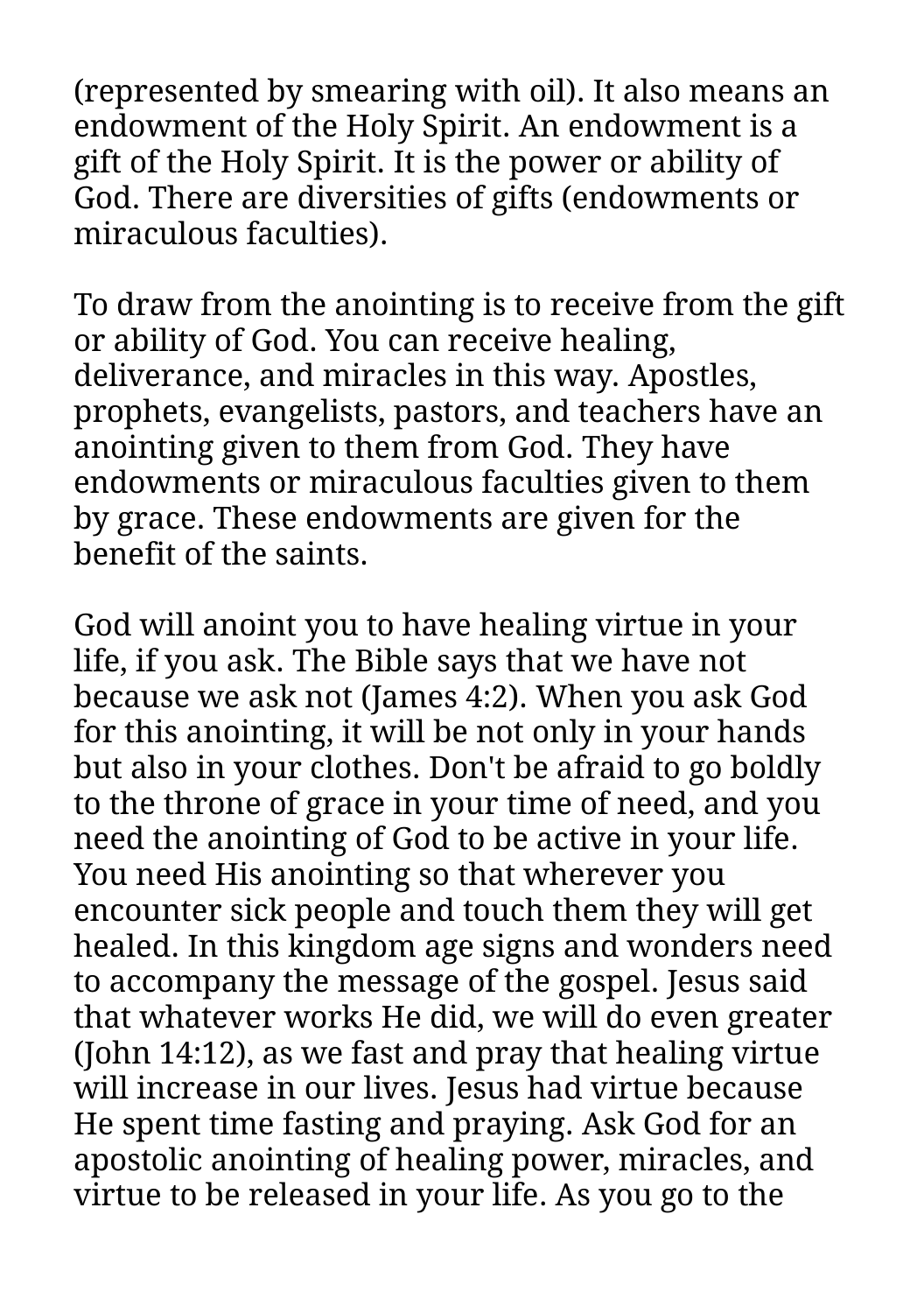(represented by smearing with oil). It also means an endowment of the Holy Spirit. An endowment is a gift of the Holy Spirit. It is the power or ability of God. There are diversities of gifts (endowments or miraculous faculties).

To draw from the anointing is to receive from the gift or ability of God. You can receive healing, deliverance, and miracles in this way. Apostles, prophets, evangelists, pastors, and teachers have an anointing given to them from God. They have endowments or miraculous faculties given to them by grace. These endowments are given for the benefit of the saints.

God will anoint you to have healing virtue in your life, if you ask. The Bible says that we have not because we ask not (James 4:2). When you ask God for this anointing, it will be not only in your hands but also in your clothes. Don't be afraid to go boldly to the throne of grace in your time of need, and you need the anointing of God to be active in your life. You need His anointing so that wherever you encounter sick people and touch them they will get healed. In this kingdom age signs and wonders need to accompany the message of the gospel. Jesus said that whatever works He did, we will do even greater (John 14:12), as we fast and pray that healing virtue will increase in our lives. Jesus had virtue because He spent time fasting and praying. Ask God for an apostolic anointing of healing power, miracles, and virtue to be released in your life. As you go to the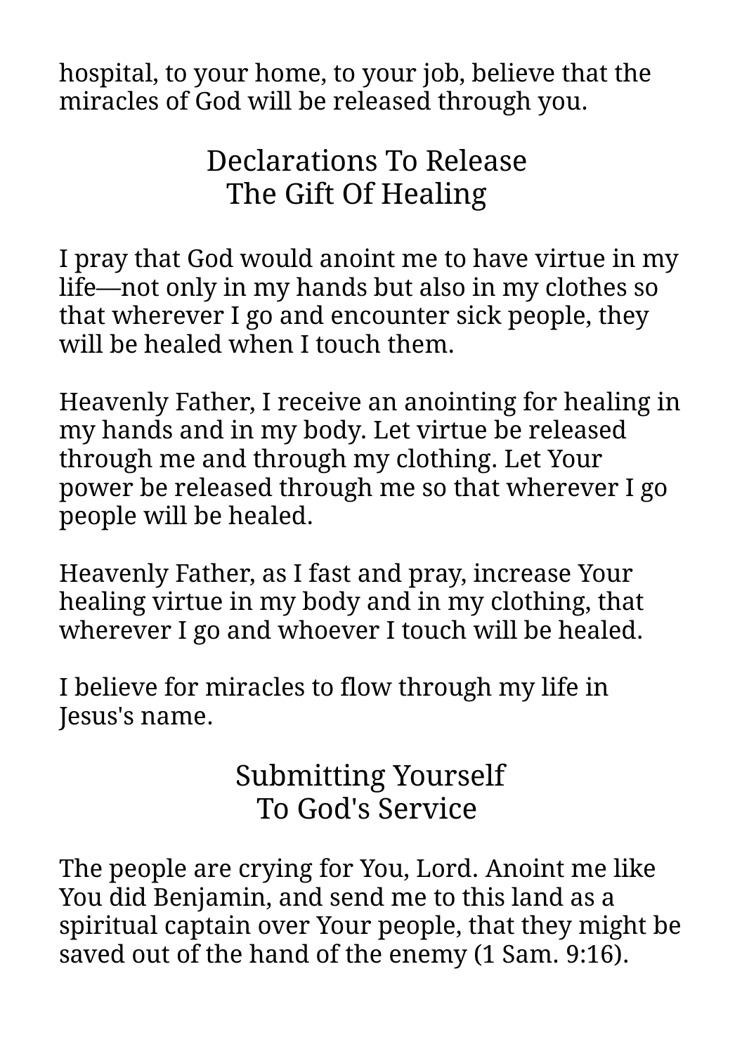hospital, to your home, to your job, believe that the miracles of God will be released through you.

## Declarations To Release The Gift Of Healing

I pray that God would anoint me to have virtue in my life—not only in my hands but also in my clothes so that wherever I go and encounter sick people, they will be healed when I touch them.

Heavenly Father, I receive an anointing for healing in my hands and in my body. Let virtue be released through me and through my clothing. Let Your power be released through me so that wherever I go people will be healed.

Heavenly Father, as I fast and pray, increase Your healing virtue in my body and in my clothing, that wherever I go and whoever I touch will be healed.

I believe for miracles to flow through my life in Jesus's name.

## Submitting Yourself To God's Service

The people are crying for You, Lord. Anoint me like You did Benjamin, and send me to this land as a spiritual captain over Your people, that they might be saved out of the hand of the enemy (1 Sam. 9:16).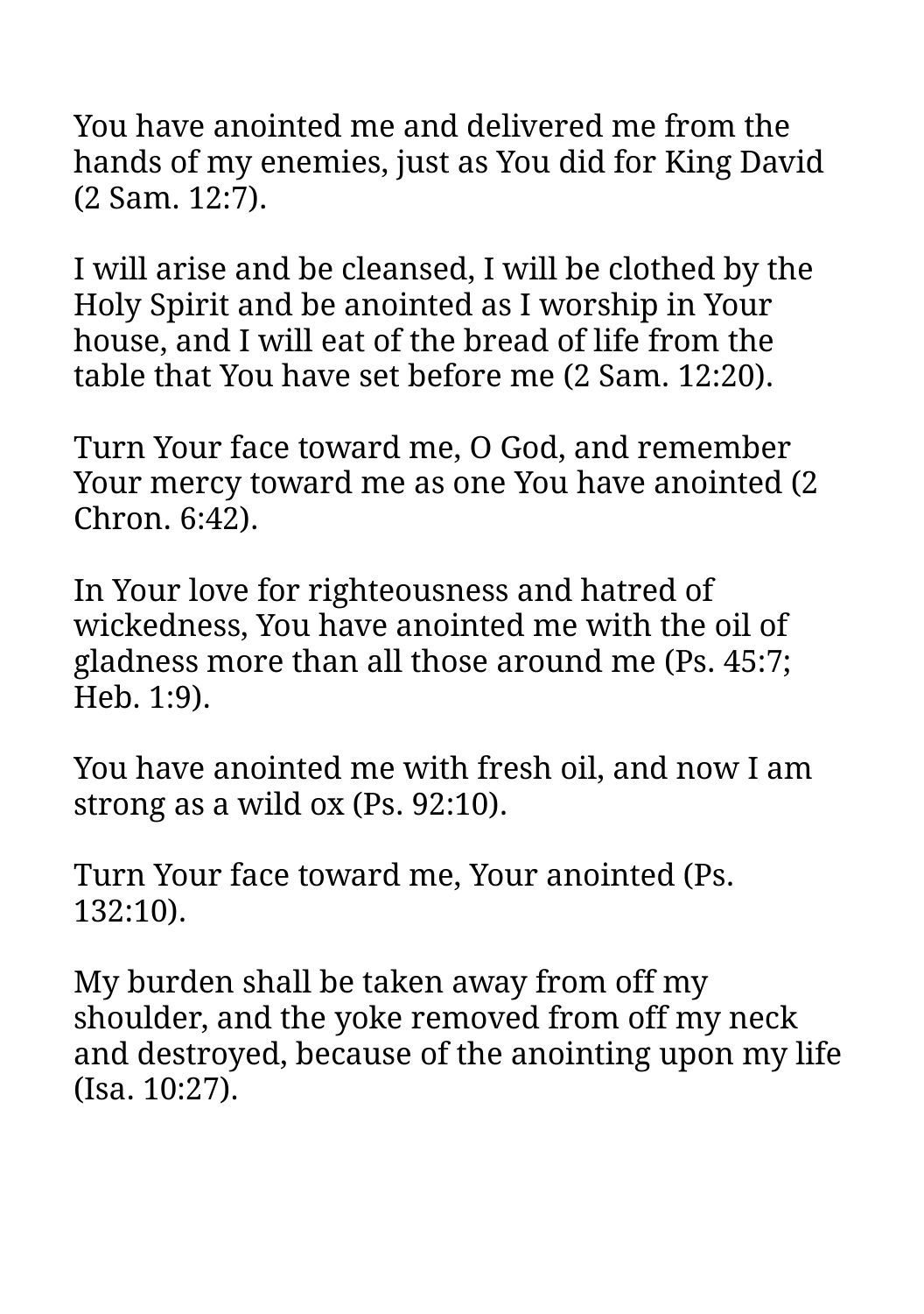You have anointed me and delivered me from the hands of my enemies, just as You did for King David (2 Sam. 12:7).

I will arise and be cleansed, I will be clothed by the Holy Spirit and be anointed as I worship in Your house, and I will eat of the bread of life from the table that You have set before me (2 Sam. 12:20).

Turn Your face toward me, O God, and remember Your mercy toward me as one You have anointed (2 Chron. 6:42).

In Your love for righteousness and hatred of wickedness, You have anointed me with the oil of gladness more than all those around me (Ps. 45:7; Heb. 1:9).

You have anointed me with fresh oil, and now I am strong as a wild ox (Ps. 92:10).

Turn Your face toward me, Your anointed (Ps. 132:10).

My burden shall be taken away from off my shoulder, and the yoke removed from off my neck and destroyed, because of the anointing upon my life (Isa. 10:27).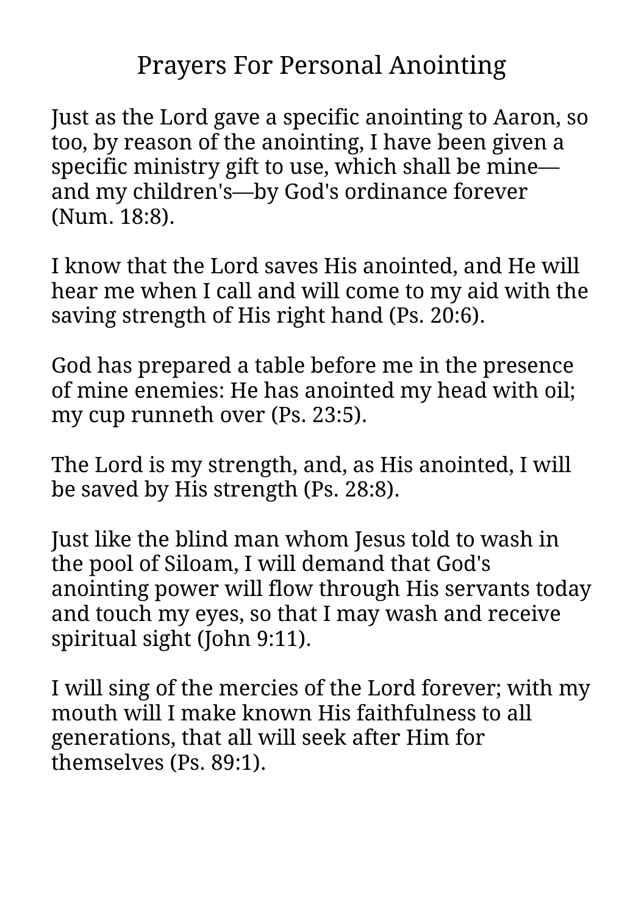# Prayers For Personal Anointing

Just as the Lord gave a specific anointing to Aaron, so too, by reason of the anointing, I have been given a specific ministry gift to use, which shall be mine—and my children's—by God's ordinance forever (Num. 18:8).

I know that the Lord saves His anointed, and He will hear me when I call and will come to my aid with the saving strength of His right hand (Ps. 20:6).

God has prepared a table before me in the presence of mine enemies: He has anointed my head with oil; my cup runneth over (Ps. 23:5).

The Lord is my strength, and, as His anointed, I will be saved by His strength (Ps. 28:8).

Just like the blind man whom Jesus told to wash in the pool of Siloam, I will demand that God's anointing power will flow through His servants today and touch my eyes, so that I may wash and receive spiritual sight (John 9:11).

I will sing of the mercies of the Lord forever; with my mouth will I make known His faithfulness to all generations, that all will seek after Him for themselves (Ps. 89:1).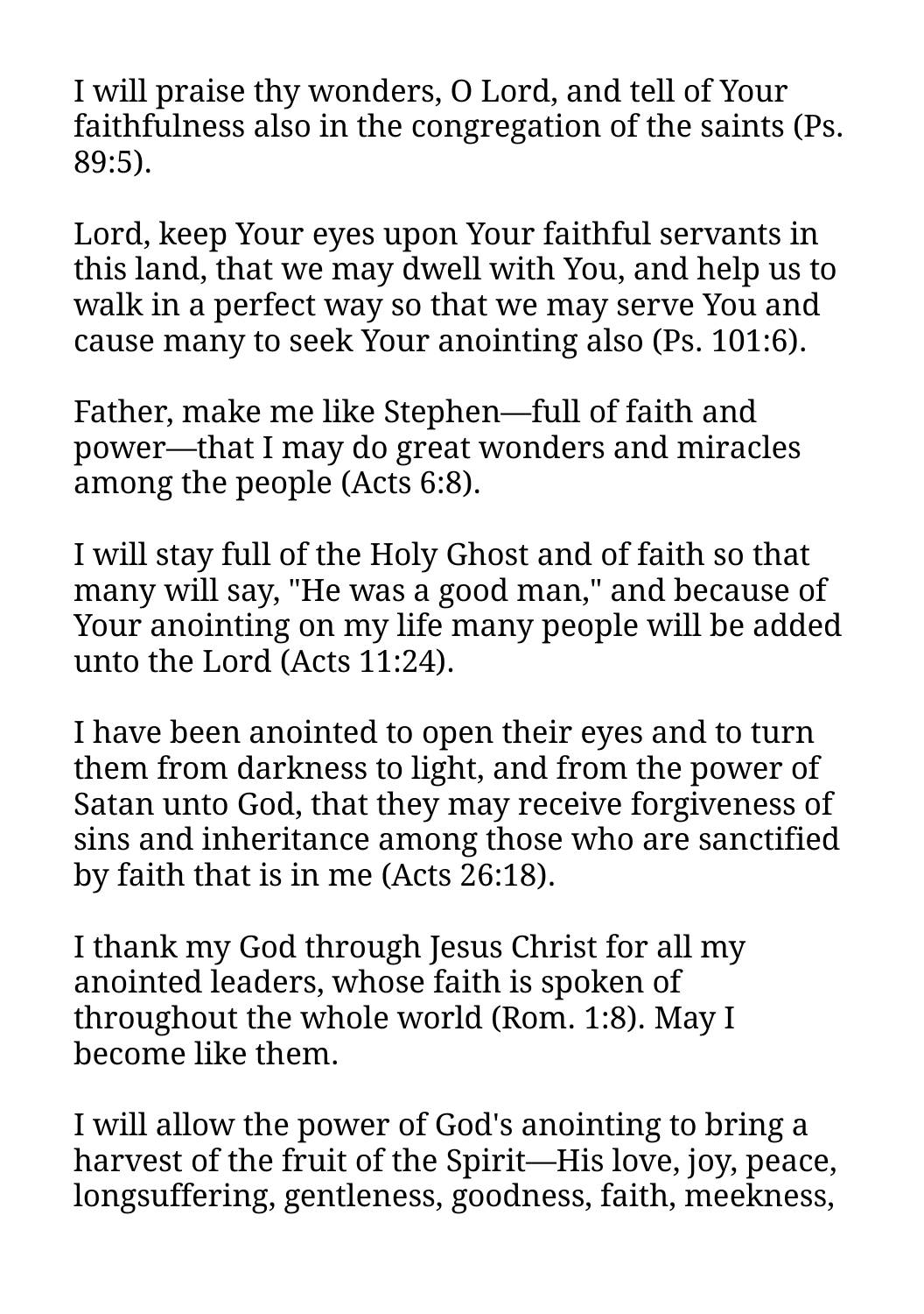I will praise thy wonders, O Lord, and tell of Your faithfulness also in the congregation of the saints (Ps. 89:5).

Lord, keep Your eyes upon Your faithful servants in this land, that we may dwell with You, and help us to walk in a perfect way so that we may serve You and cause many to seek Your anointing also (Ps. 101:6).

Father, make me like Stephen—full of faith and power—that I may do great wonders and miracles among the people (Acts 6:8).

I will stay full of the Holy Ghost and of faith so that many will say, "He was a good man," and because of Your anointing on my life many people will be added unto the Lord (Acts 11:24).

I have been anointed to open their eyes and to turn them from darkness to light, and from the power of Satan unto God, that they may receive forgiveness of sins and inheritance among those who are sanctified by faith that is in me (Acts 26:18).

I thank my God through Jesus Christ for all my anointed leaders, whose faith is spoken of throughout the whole world (Rom. 1:8). May I become like them.

I will allow the power of God's anointing to bring a harvest of the fruit of the Spirit—His love, joy, peace, longsuffering, gentleness, goodness, faith, meekness,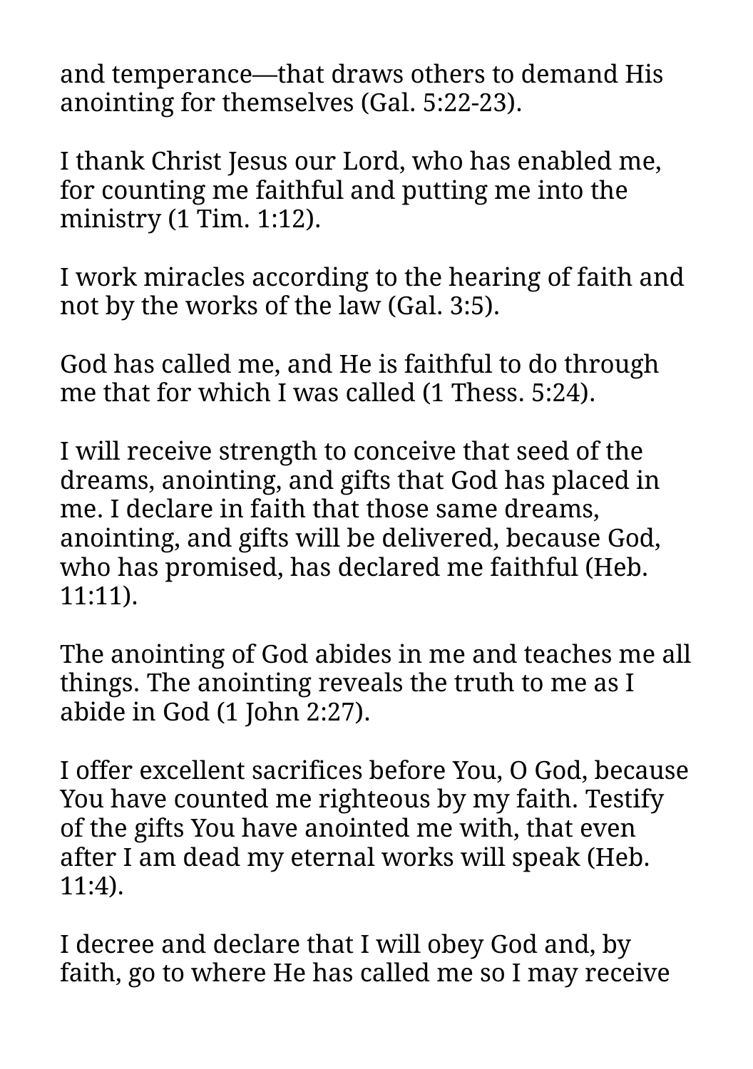and temperance—that draws others to demand His anointing for themselves (Gal. 5:22-23).

I thank Christ Jesus our Lord, who has enabled me, for counting me faithful and putting me into the ministry (1 Tim. 1:12).

I work miracles according to the hearing of faith and not by the works of the law (Gal. 3:5).

God has called me, and He is faithful to do through me that for which I was called (1 Thess. 5:24).

I will receive strength to conceive that seed of the dreams, anointing, and gifts that God has placed in me. I declare in faith that those same dreams, anointing, and gifts will be delivered, because God, who has promised, has declared me faithful (Heb. 11:11).

The anointing of God abides in me and teaches me all things. The anointing reveals the truth to me as I abide in God (1 John 2:27).

I offer excellent sacrifices before You, O God, because You have counted me righteous by my faith. Testify of the gifts You have anointed me with, that even after I am dead my eternal works will speak (Heb. 11:4).

I decree and declare that I will obey God and, by faith, go to where He has called me so I may receive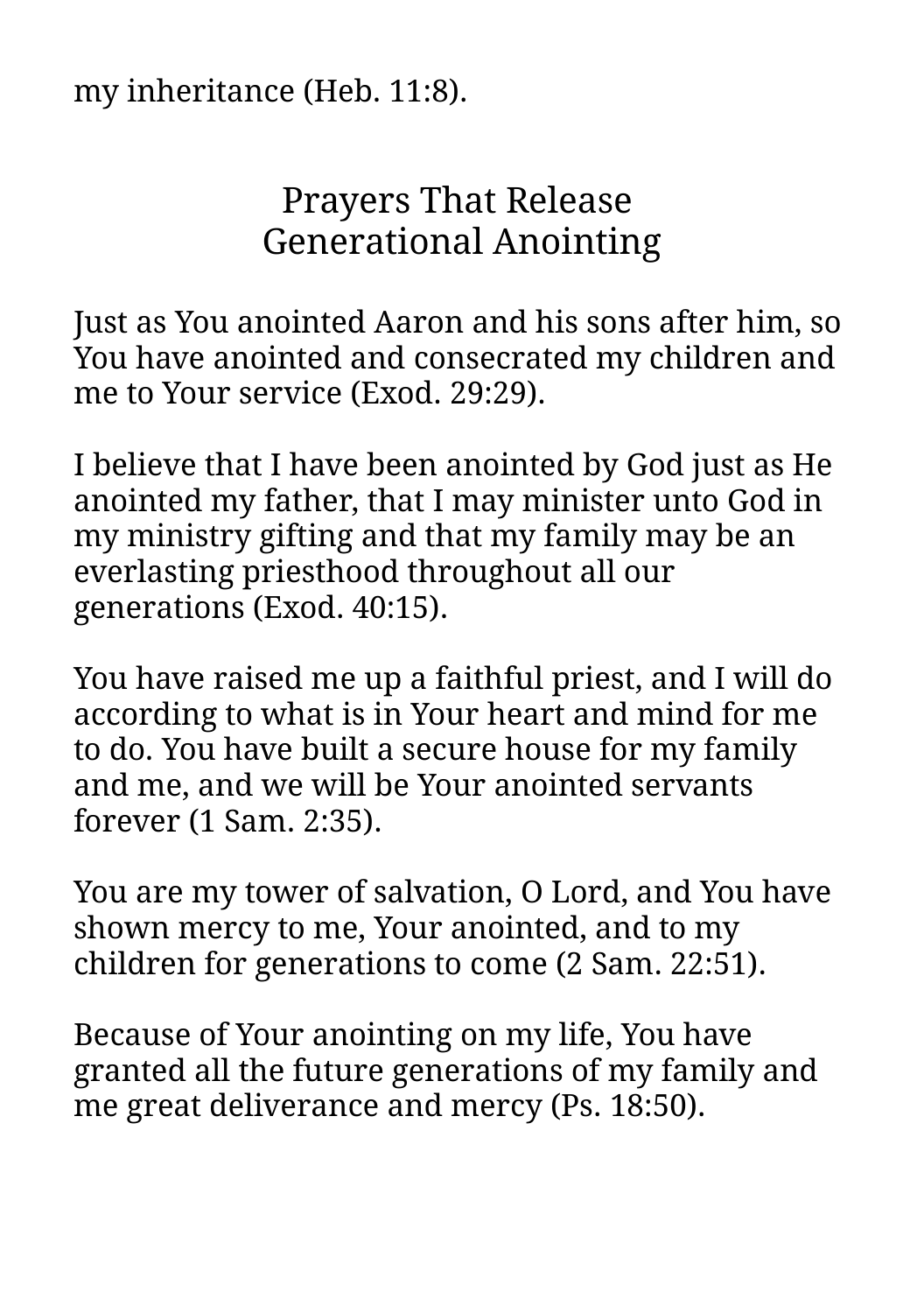my inheritance (Heb. 11:8).

## Prayers That Release Generational Anointing

Just as You anointed Aaron and his sons after him, so You have anointed and consecrated my children and me to Your service (Exod. 29:29).

I believe that I have been anointed by God just as He anointed my father, that I may minister unto God in my ministry gifting and that my family may be an everlasting priesthood throughout all our generations (Exod. 40:15).

You have raised me up a faithful priest, and I will do according to what is in Your heart and mind for me to do. You have built a secure house for my family and me, and we will be Your anointed servants forever (1 Sam. 2:35).

You are my tower of salvation, O Lord, and You have shown mercy to me, Your anointed, and to my children for generations to come (2 Sam. 22:51).

Because of Your anointing on my life, You have granted all the future generations of my family and me great deliverance and mercy (Ps. 18:50).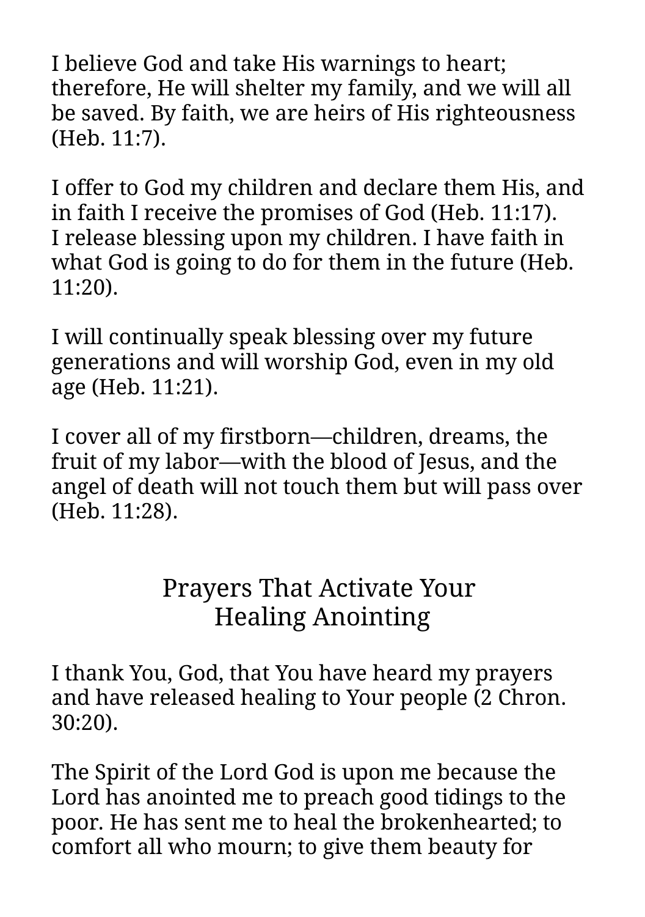I believe God and take His warnings to heart; therefore, He will shelter my family, and we will all be saved. By faith, we are heirs of His righteousness (Heb. 11:7).

I offer to God my children and declare them His, and in faith I receive the promises of God (Heb. 11:17).
I release blessing upon my children. I have faith in what God is going to do for them in the future (Heb. 11:20).

I will continually speak blessing over my future generations and will worship God, even in my old age (Heb. 11:21).

I cover all of my firstborn—children, dreams, the fruit of my labor—with the blood of Jesus, and the angel of death will not touch them but will pass over (Heb. 11:28).

## Prayers That Activate Your Healing Anointing

I thank You, God, that You have heard my prayers and have released healing to Your people (2 Chron. 30:20).

The Spirit of the Lord God is upon me because the Lord has anointed me to preach good tidings to the poor. He has sent me to heal the brokenhearted; to comfort all who mourn; to give them beauty for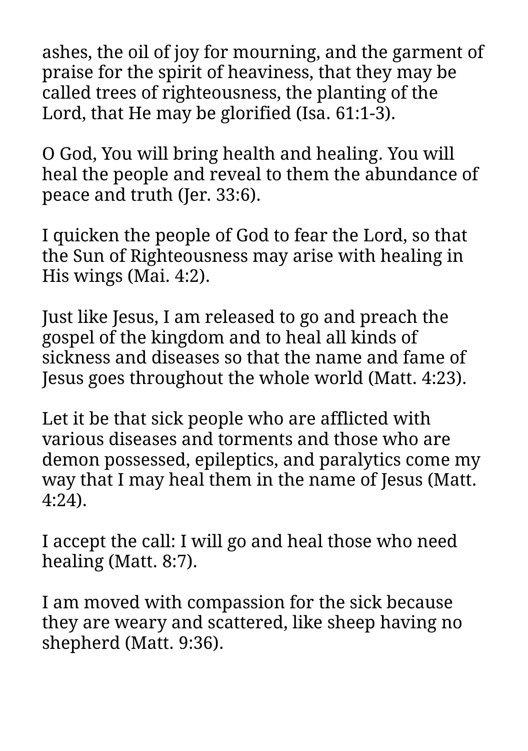ashes, the oil of joy for mourning, and the garment of praise for the spirit of heaviness, that they may be called trees of righteousness, the planting of the Lord, that He may be glorified (Isa. 61:1-3).

O God, You will bring health and healing. You will heal the people and reveal to them the abundance of peace and truth (Jer. 33:6).

I quicken the people of God to fear the Lord, so that the Sun of Righteousness may arise with healing in His wings (Mai. 4:2).

Just like Jesus, I am released to go and preach the gospel of the kingdom and to heal all kinds of sickness and diseases so that the name and fame of Jesus goes throughout the whole world (Matt. 4:23).

Let it be that sick people who are afflicted with various diseases and torments and those who are demon possessed, epileptics, and paralytics come my way that I may heal them in the name of Jesus (Matt. 4:24).

I accept the call: I will go and heal those who need healing (Matt. 8:7).

I am moved with compassion for the sick because they are weary and scattered, like sheep having no shepherd (Matt. 9:36).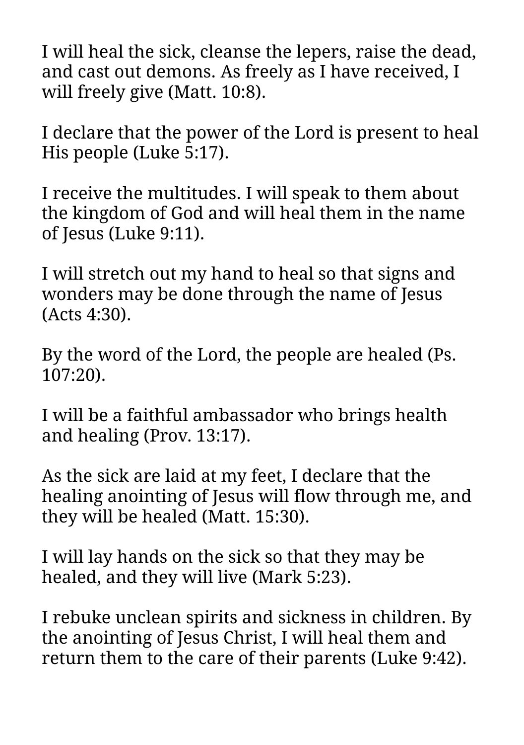I will heal the sick, cleanse the lepers, raise the dead, and cast out demons. As freely as I have received, I will freely give (Matt. 10:8).

I declare that the power of the Lord is present to heal His people (Luke 5:17).

I receive the multitudes. I will speak to them about the kingdom of God and will heal them in the name of Jesus (Luke 9:11).

I will stretch out my hand to heal so that signs and wonders may be done through the name of Jesus (Acts 4:30).

By the word of the Lord, the people are healed (Ps. 107:20).

I will be a faithful ambassador who brings health and healing (Prov. 13:17).

As the sick are laid at my feet, I declare that the healing anointing of Jesus will flow through me, and they will be healed (Matt. 15:30).

I will lay hands on the sick so that they may be healed, and they will live (Mark 5:23).

I rebuke unclean spirits and sickness in children. By the anointing of Jesus Christ, I will heal them and return them to the care of their parents (Luke 9:42).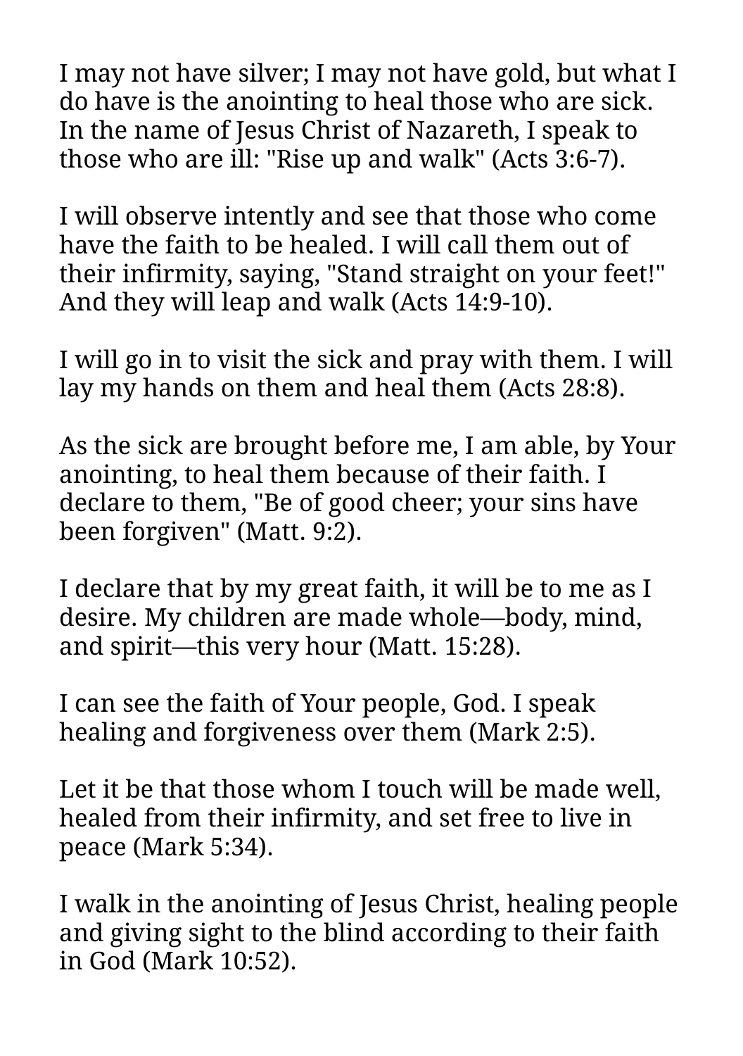I may not have silver; I may not have gold, but what I do have is the anointing to heal those who are sick. In the name of Jesus Christ of Nazareth, I speak to those who are ill: "Rise up and walk" (Acts 3:6-7).

I will observe intently and see that those who come have the faith to be healed. I will call them out of their infirmity, saying, "Stand straight on your feet!" And they will leap and walk (Acts 14:9-10).

I will go in to visit the sick and pray with them. I will lay my hands on them and heal them (Acts 28:8).

As the sick are brought before me, I am able, by Your anointing, to heal them because of their faith. I declare to them, "Be of good cheer; your sins have been forgiven" (Matt. 9:2).

I declare that by my great faith, it will be to me as I desire. My children are made whole—body, mind, and spirit—this very hour (Matt. 15:28).

I can see the faith of Your people, God. I speak healing and forgiveness over them (Mark 2:5).

Let it be that those whom I touch will be made well, healed from their infirmity, and set free to live in peace (Mark 5:34).

I walk in the anointing of Jesus Christ, healing people and giving sight to the blind according to their faith in God (Mark 10:52).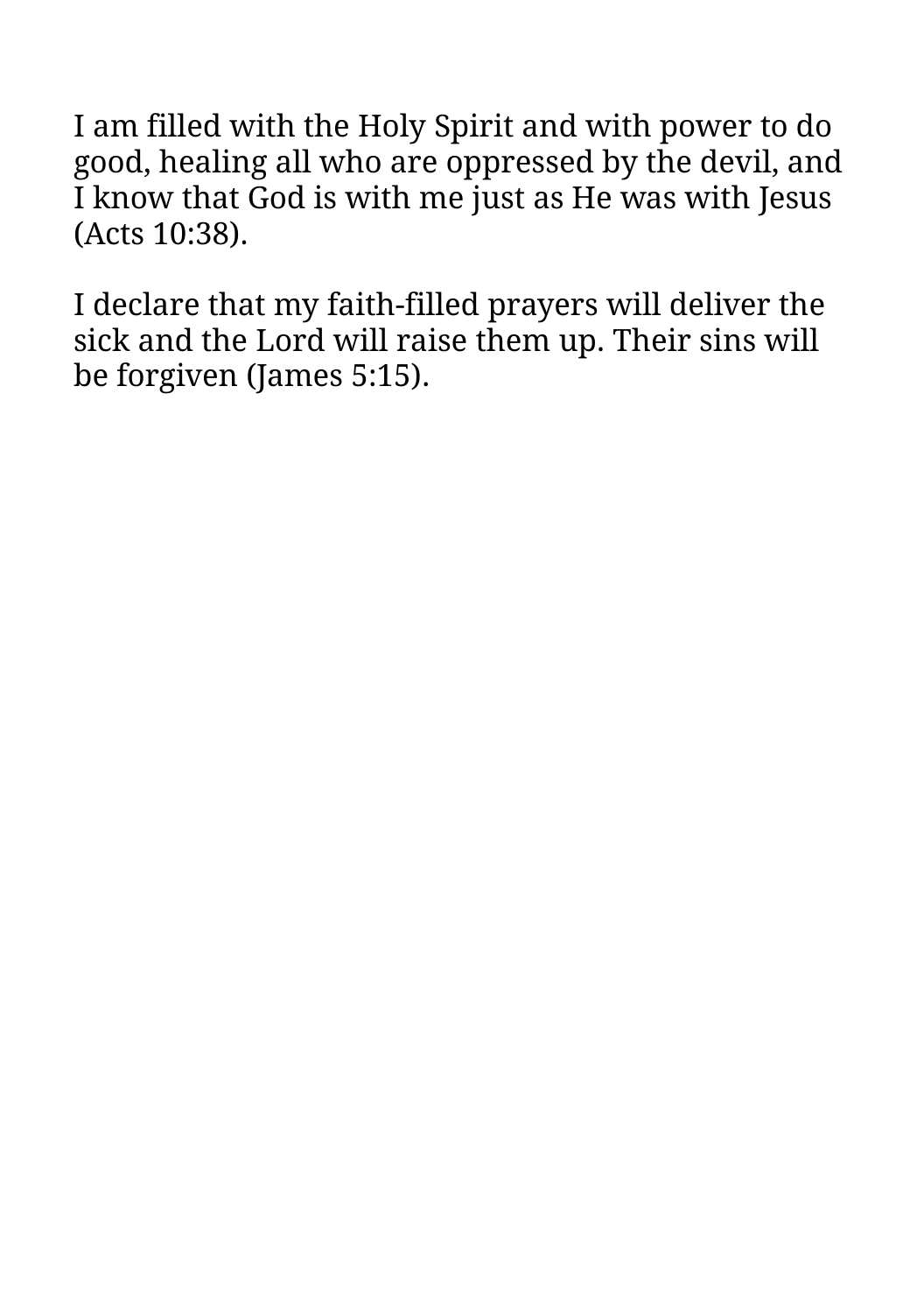I am filled with the Holy Spirit and with power to do good, healing all who are oppressed by the devil, and I know that God is with me just as He was with Jesus (Acts 10:38).

I declare that my faith-filled prayers will deliver the sick and the Lord will raise them up. Their sins will be forgiven (James 5:15).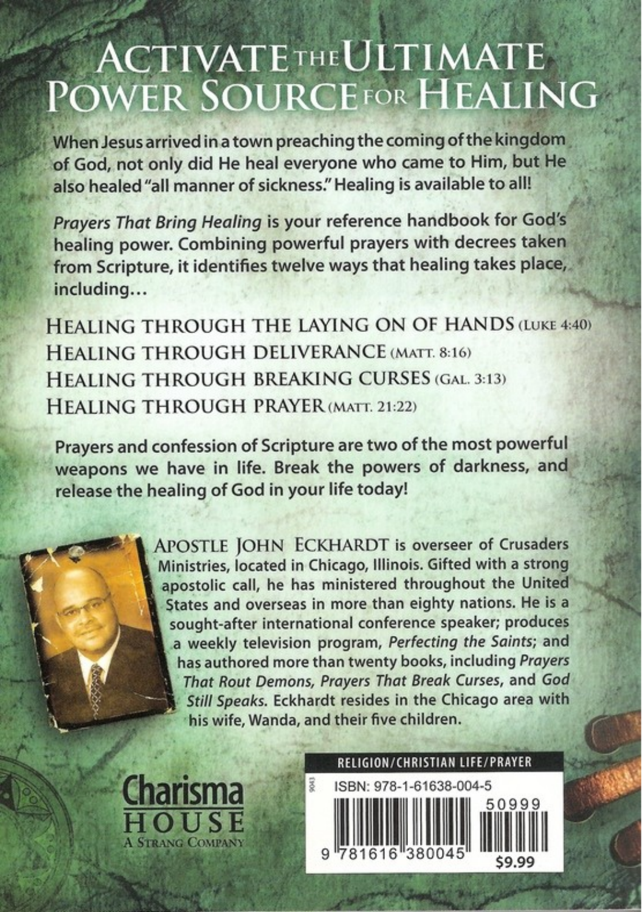# ACTIVATE THE ULTIMATE POWER SOURCE FOR HEALING

When Jesus arrived in a town preaching the coming of the kingdom of God, not only did He heal everyone who came to Him, but He also healed "all manner of sickness." Healing is available to all!

*Prayers That Bring Healing* is your reference handbook for God's healing power. Combining powerful prayers with decrees taken from Scripture, it identifies twelve ways that healing takes place, including…

HEALING THROUGH THE LAYING ON OF HANDS (LUKE 4:40)
HEALING THROUGH DELIVERANCE (MATT. 8:16)
HEALING THROUGH BREAKING CURSES (GAL. 3:13)
HEALING THROUGH PRAYER (MATT. 21:22)

Prayers and confession of Scripture are two of the most powerful weapons we have in life. Break the powers of darkness, and release the healing of God in your life today!

APOSTLE JOHN ECKHARDT is overseer of Crusaders Ministries, located in Chicago, Illinois. Gifted with a strong apostolic call, he has ministered throughout the United States and overseas in more than eighty nations. He is a sought-after international conference speaker; produces a weekly television program, *Perfecting the Saints*; and has authored more than twenty books, including *Prayers That Rout Demons, Prayers That Break Curses*, and *God Still Speaks*. Eckhardt resides in the Chicago area with his wife, Wanda, and their five children.

Charisma HOUSE
A STRANG COMPANY

RELIGION/CHRISTIAN LIFE/PRAYER

ISBN: 978-1-61638-004-5

50999

9 781616 380045

$9.99